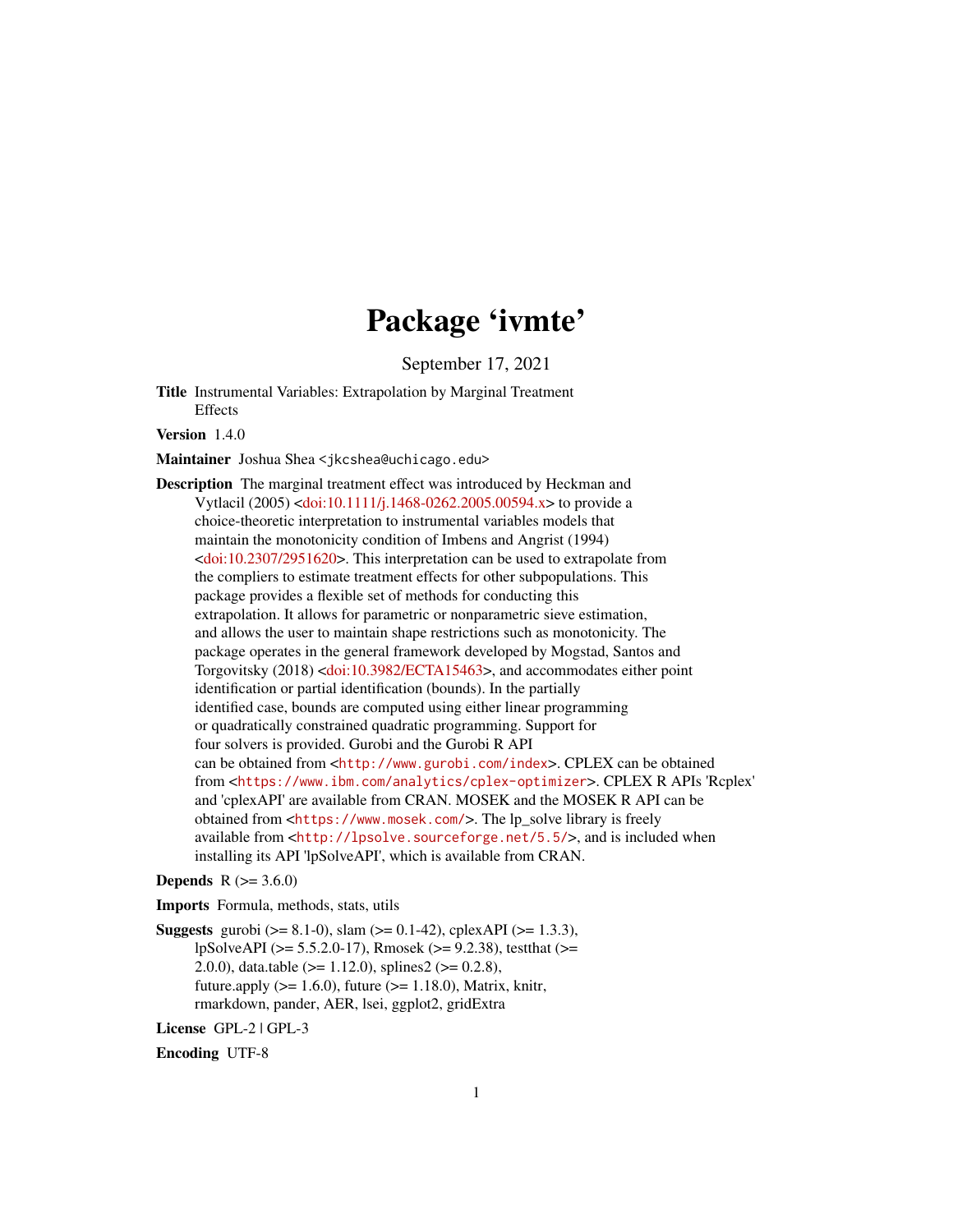# Package 'ivmte'

September 17, 2021

**Title** Instrumental Variables: Extrapolation by Marginal Treatment Effects

**Version** 1.4.0

**Maintainer** Joshua Shea <jkcshea@uchicago.edu>

**Description** The marginal treatment effect was introduced by Heckman and Vytlacil (2005) <doi:10.1111/j.1468-0262.2005.00594.x> to provide a choice-theoretic interpretation to instrumental variables models that maintain the monotonicity condition of Imbens and Angrist (1994) <doi:10.2307/2951620>. This interpretation can be used to extrapolate from the compliers to estimate treatment effects for other subpopulations. This package provides a flexible set of methods for conducting this extrapolation. It allows for parametric or nonparametric sieve estimation, and allows the user to maintain shape restrictions such as monotonicity. The package operates in the general framework developed by Mogstad, Santos and Torgovitsky (2018) <doi:10.3982/ECTA15463>, and accommodates either point identification or partial identification (bounds). In the partially identified case, bounds are computed using either linear programming or quadratically constrained quadratic programming. Support for four solvers is provided. Gurobi and the Gurobi R API can be obtained from <http://www.gurobi.com/index>. CPLEX can be obtained from <https://www.ibm.com/analytics/cplex-optimizer>. CPLEX R APIs 'Rcplex' and 'cplexAPI' are available from CRAN. MOSEK and the MOSEK R API can be obtained from <https://www.mosek.com/>. The lp_solve library is freely available from <http://lpsolve.sourceforge.net/5.5/>, and is included when installing its API 'lpSolveAPI', which is available from CRAN.

**Depends** R (>= 3.6.0)

**Imports** Formula, methods, stats, utils

**Suggests** gurobi (>= 8.1-0), slam (>= 0.1-42), cplexAPI (>= 1.3.3), lpSolveAPI (>= 5.5.2.0-17), Rmosek (>= 9.2.38), testthat (>= 2.0.0), data.table (>= 1.12.0), splines2 (>= 0.2.8), future.apply (>= 1.6.0), future (>= 1.18.0), Matrix, knitr, rmarkdown, pander, AER, lsei, ggplot2, gridExtra

**License** GPL-2 | GPL-3

**Encoding** UTF-8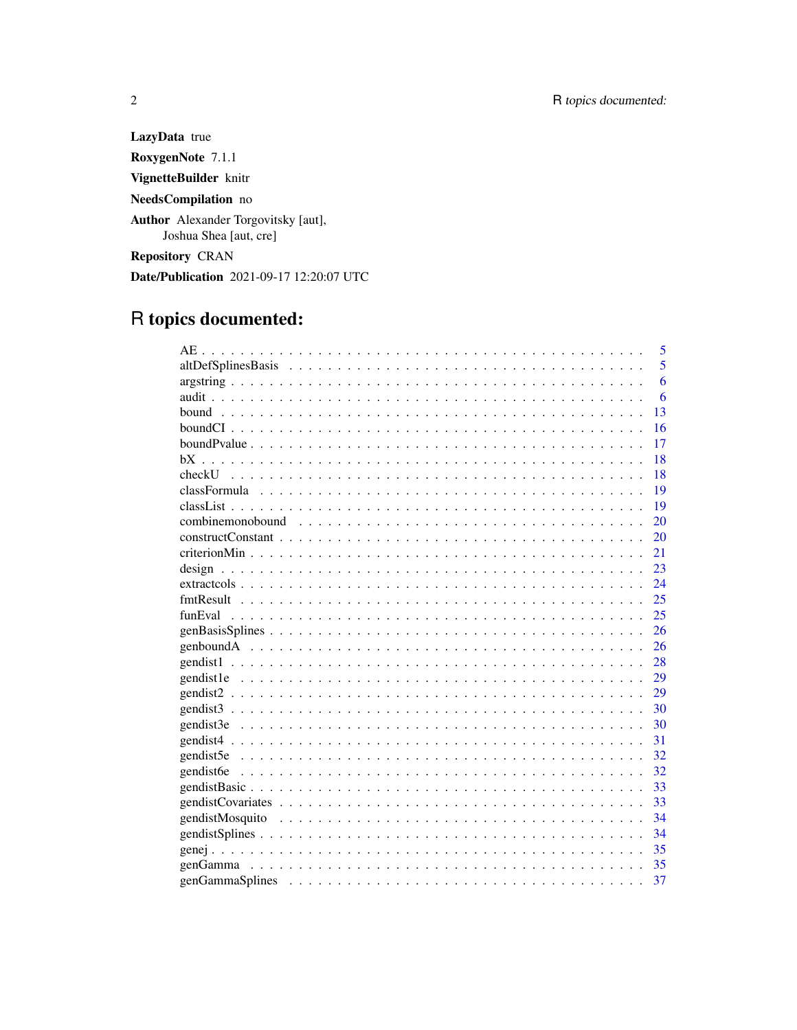**LazyData** true

**RoxygenNote** 7.1.1

**VignetteBuilder** knitr

**NeedsCompilation** no

**Author** Alexander Torgovitsky [aut],
Joshua Shea [aut, cre]

**Repository** CRAN

**Date/Publication** 2021-09-17 12:20:07 UTC

# R topics documented:

| | |
|---|---|
| AE | 5 |
| altDefSplinesBasis | 5 |
| argstring | 6 |
| audit | 6 |
| bound | 13 |
| boundCI | 16 |
| boundPvalue | 17 |
| bX | 18 |
| checkU | 18 |
| classFormula | 19 |
| classList | 19 |
| combinemonobound | 20 |
| constructConstant | 20 |
| criterionMin | 21 |
| design | 23 |
| extractcols | 24 |
| fmtResult | 25 |
| funEval | 25 |
| genBasisSplines | 26 |
| genboundA | 26 |
| gendist1 | 28 |
| gendist1e | 29 |
| gendist2 | 29 |
| gendist3 | 30 |
| gendist3e | 30 |
| gendist4 | 31 |
| gendist5e | 32 |
| gendist6e | 32 |
| gendistBasic | 33 |
| gendistCovariates | 33 |
| gendistMosquito | 34 |
| gendistSplines | 34 |
| genej | 35 |
| genGamma | 35 |
| genGammaSplines | 37 |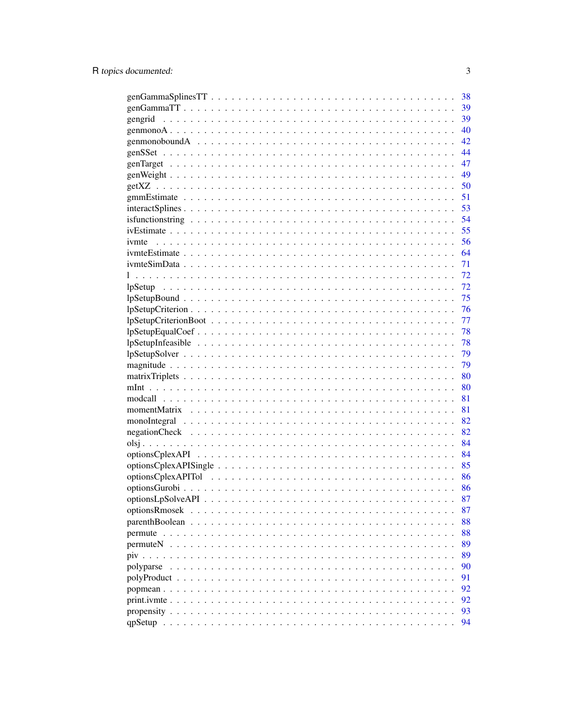genGammaSplinesTT . . . . . . . . . . . . . . . . . . . . . . . . . . . . . . . . . 38
genGammaTT . . . . . . . . . . . . . . . . . . . . . . . . . . . . . . . . . . . . 39
gengrid . . . . . . . . . . . . . . . . . . . . . . . . . . . . . . . . . . . . . . 39
genmonoA . . . . . . . . . . . . . . . . . . . . . . . . . . . . . . . . . . . . . 40
genmonoboundA . . . . . . . . . . . . . . . . . . . . . . . . . . . . . . . . . . 42
genSSet . . . . . . . . . . . . . . . . . . . . . . . . . . . . . . . . . . . . . . 44
genTarget . . . . . . . . . . . . . . . . . . . . . . . . . . . . . . . . . . . . . 47
genWeight . . . . . . . . . . . . . . . . . . . . . . . . . . . . . . . . . . . . . 49
getXZ . . . . . . . . . . . . . . . . . . . . . . . . . . . . . . . . . . . . . . . 50
gmmEstimate . . . . . . . . . . . . . . . . . . . . . . . . . . . . . . . . . . . . 51
interactSplines . . . . . . . . . . . . . . . . . . . . . . . . . . . . . . . . . . 53
isfunctionstring . . . . . . . . . . . . . . . . . . . . . . . . . . . . . . . . . . 54
ivEstimate . . . . . . . . . . . . . . . . . . . . . . . . . . . . . . . . . . . . . 55
ivmte . . . . . . . . . . . . . . . . . . . . . . . . . . . . . . . . . . . . . . . 56
ivmteEstimate . . . . . . . . . . . . . . . . . . . . . . . . . . . . . . . . . . . 64
ivmteSimData . . . . . . . . . . . . . . . . . . . . . . . . . . . . . . . . . . . 71
l . . . . . . . . . . . . . . . . . . . . . . . . . . . . . . . . . . . . . . . . . 72
lpSetup . . . . . . . . . . . . . . . . . . . . . . . . . . . . . . . . . . . . . . 72
lpSetupBound . . . . . . . . . . . . . . . . . . . . . . . . . . . . . . . . . . . 75
lpSetupCriterion . . . . . . . . . . . . . . . . . . . . . . . . . . . . . . . . . 76
lpSetupCriterionBoot . . . . . . . . . . . . . . . . . . . . . . . . . . . . . . . 77
lpSetupEqualCoef . . . . . . . . . . . . . . . . . . . . . . . . . . . . . . . . . 78
lpSetupInfeasible . . . . . . . . . . . . . . . . . . . . . . . . . . . . . . . . . 78
lpSetupSolver . . . . . . . . . . . . . . . . . . . . . . . . . . . . . . . . . . . 79
magnitude . . . . . . . . . . . . . . . . . . . . . . . . . . . . . . . . . . . . . 79
matrixTriplets . . . . . . . . . . . . . . . . . . . . . . . . . . . . . . . . . . . 80
mInt . . . . . . . . . . . . . . . . . . . . . . . . . . . . . . . . . . . . . . . . 80
modcall . . . . . . . . . . . . . . . . . . . . . . . . . . . . . . . . . . . . . . 81
momentMatrix . . . . . . . . . . . . . . . . . . . . . . . . . . . . . . . . . . . 81
monoIntegral . . . . . . . . . . . . . . . . . . . . . . . . . . . . . . . . . . . 82
negationCheck . . . . . . . . . . . . . . . . . . . . . . . . . . . . . . . . . . . 82
olsj . . . . . . . . . . . . . . . . . . . . . . . . . . . . . . . . . . . . . . . . 84
optionsCplexAPI . . . . . . . . . . . . . . . . . . . . . . . . . . . . . . . . . . 84
optionsCplexAPISingle . . . . . . . . . . . . . . . . . . . . . . . . . . . . . . . 85
optionsCplexAPITol . . . . . . . . . . . . . . . . . . . . . . . . . . . . . . . . 86
optionsGurobi . . . . . . . . . . . . . . . . . . . . . . . . . . . . . . . . . . . 86
optionsLpSolveAPI . . . . . . . . . . . . . . . . . . . . . . . . . . . . . . . . . 87
optionsRmosek . . . . . . . . . . . . . . . . . . . . . . . . . . . . . . . . . . . 87
parenthBoolean . . . . . . . . . . . . . . . . . . . . . . . . . . . . . . . . . . 88
permute . . . . . . . . . . . . . . . . . . . . . . . . . . . . . . . . . . . . . . 88
permuteN . . . . . . . . . . . . . . . . . . . . . . . . . . . . . . . . . . . . . 89
piv . . . . . . . . . . . . . . . . . . . . . . . . . . . . . . . . . . . . . . . . 89
polyparse . . . . . . . . . . . . . . . . . . . . . . . . . . . . . . . . . . . . . 90
polyProduct . . . . . . . . . . . . . . . . . . . . . . . . . . . . . . . . . . . . 91
popmean . . . . . . . . . . . . . . . . . . . . . . . . . . . . . . . . . . . . . . 92
print.ivmte . . . . . . . . . . . . . . . . . . . . . . . . . . . . . . . . . . . . 92
propensity . . . . . . . . . . . . . . . . . . . . . . . . . . . . . . . . . . . . . 93
qpSetup . . . . . . . . . . . . . . . . . . . . . . . . . . . . . . . . . . . . . . 94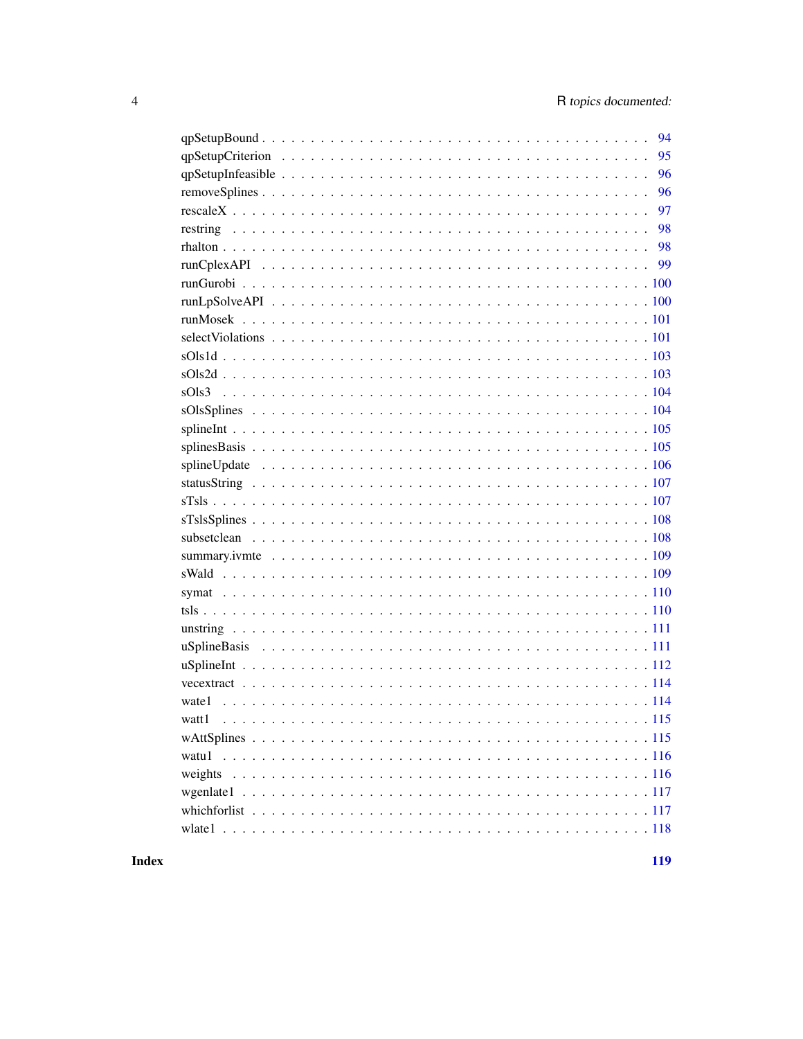qpSetupBound . . . . . . . . . . . . . . . . . . . . . . . . . . . . . . . . . . . . . 94
qpSetupCriterion . . . . . . . . . . . . . . . . . . . . . . . . . . . . . . . . . . . 95
qpSetupInfeasible . . . . . . . . . . . . . . . . . . . . . . . . . . . . . . . . . . 96
removeSplines . . . . . . . . . . . . . . . . . . . . . . . . . . . . . . . . . . . . 96
rescaleX . . . . . . . . . . . . . . . . . . . . . . . . . . . . . . . . . . . . . . . 97
restring . . . . . . . . . . . . . . . . . . . . . . . . . . . . . . . . . . . . . . . 98
rhalton . . . . . . . . . . . . . . . . . . . . . . . . . . . . . . . . . . . . . . . . 98
runCplexAPI . . . . . . . . . . . . . . . . . . . . . . . . . . . . . . . . . . . . . 99
runGurobi . . . . . . . . . . . . . . . . . . . . . . . . . . . . . . . . . . . . . . 100
runLpSolveAPI . . . . . . . . . . . . . . . . . . . . . . . . . . . . . . . . . . . . 100
runMosek . . . . . . . . . . . . . . . . . . . . . . . . . . . . . . . . . . . . . . . 101
selectViolations . . . . . . . . . . . . . . . . . . . . . . . . . . . . . . . . . . . 101
sOls1d . . . . . . . . . . . . . . . . . . . . . . . . . . . . . . . . . . . . . . . . 103
sOls2d . . . . . . . . . . . . . . . . . . . . . . . . . . . . . . . . . . . . . . . . 103
sOls3 . . . . . . . . . . . . . . . . . . . . . . . . . . . . . . . . . . . . . . . . . 104
sOlsSplines . . . . . . . . . . . . . . . . . . . . . . . . . . . . . . . . . . . . . 104
splineInt . . . . . . . . . . . . . . . . . . . . . . . . . . . . . . . . . . . . . . . 105
splinesBasis . . . . . . . . . . . . . . . . . . . . . . . . . . . . . . . . . . . . . 105
splineUpdate . . . . . . . . . . . . . . . . . . . . . . . . . . . . . . . . . . . . . 106
statusString . . . . . . . . . . . . . . . . . . . . . . . . . . . . . . . . . . . . . 107
sTsls . . . . . . . . . . . . . . . . . . . . . . . . . . . . . . . . . . . . . . . . . 107
sTslsSplines . . . . . . . . . . . . . . . . . . . . . . . . . . . . . . . . . . . . . 108
subsetclean . . . . . . . . . . . . . . . . . . . . . . . . . . . . . . . . . . . . . 108
summary.ivmte . . . . . . . . . . . . . . . . . . . . . . . . . . . . . . . . . . . . 109
sWald . . . . . . . . . . . . . . . . . . . . . . . . . . . . . . . . . . . . . . . . . 109
symat . . . . . . . . . . . . . . . . . . . . . . . . . . . . . . . . . . . . . . . . . 110
tsls . . . . . . . . . . . . . . . . . . . . . . . . . . . . . . . . . . . . . . . . . . 110
unstring . . . . . . . . . . . . . . . . . . . . . . . . . . . . . . . . . . . . . . . 111
uSplineBasis . . . . . . . . . . . . . . . . . . . . . . . . . . . . . . . . . . . . . 111
uSplineInt . . . . . . . . . . . . . . . . . . . . . . . . . . . . . . . . . . . . . . 112
vecextract . . . . . . . . . . . . . . . . . . . . . . . . . . . . . . . . . . . . . . 114
wate1 . . . . . . . . . . . . . . . . . . . . . . . . . . . . . . . . . . . . . . . . . 114
watt1 . . . . . . . . . . . . . . . . . . . . . . . . . . . . . . . . . . . . . . . . . 115
wAttSplines . . . . . . . . . . . . . . . . . . . . . . . . . . . . . . . . . . . . . 115
watu1 . . . . . . . . . . . . . . . . . . . . . . . . . . . . . . . . . . . . . . . . . 116
weights . . . . . . . . . . . . . . . . . . . . . . . . . . . . . . . . . . . . . . . . 116
wgenlate1 . . . . . . . . . . . . . . . . . . . . . . . . . . . . . . . . . . . . . . . 117
whichforlist . . . . . . . . . . . . . . . . . . . . . . . . . . . . . . . . . . . . . 117
wlate1 . . . . . . . . . . . . . . . . . . . . . . . . . . . . . . . . . . . . . . . . 118

**Index** **119**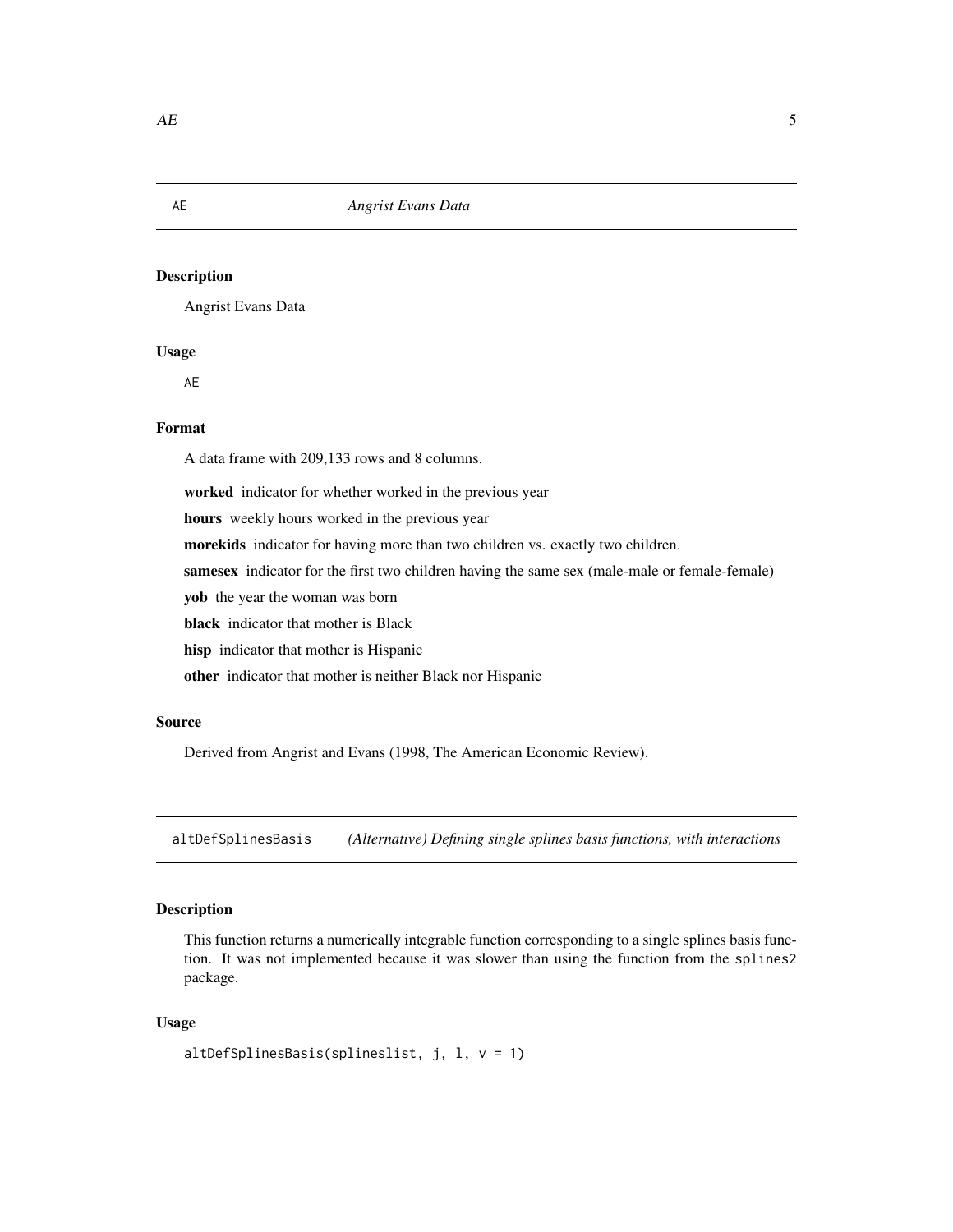## AE — *Angrist Evans Data*

### Description

Angrist Evans Data

### Usage

```
AE
```

### Format

A data frame with 209,133 rows and 8 columns.

**worked** indicator for whether worked in the previous year

**hours** weekly hours worked in the previous year

**morekids** indicator for having more than two children vs. exactly two children.

**samesex** indicator for the first two children having the same sex (male-male or female-female)

**yob** the year the woman was born

**black** indicator that mother is Black

**hisp** indicator that mother is Hispanic

**other** indicator that mother is neither Black nor Hispanic

### Source

Derived from Angrist and Evans (1998, The American Economic Review).

## altDefSplinesBasis — *(Alternative) Defining single splines basis functions, with interactions*

### Description

This function returns a numerically integrable function corresponding to a single splines basis function. It was not implemented because it was slower than using the function from the splines2 package.

### Usage

```
altDefSplinesBasis(splineslist, j, l, v = 1)
```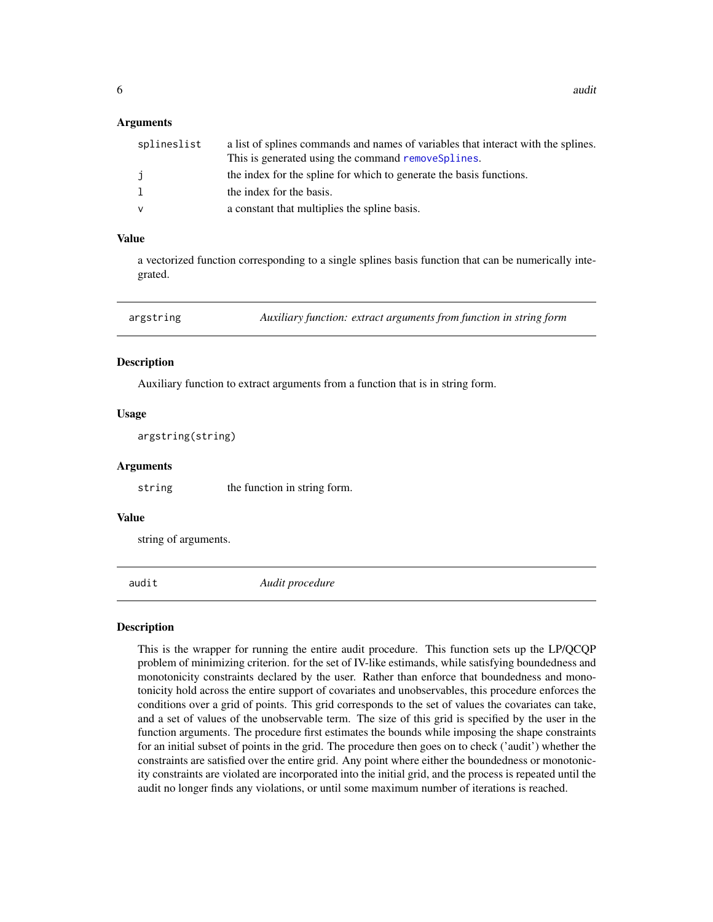### Arguments

| | |
|---|---|
| `splineslist` | a list of splines commands and names of variables that interact with the splines. This is generated using the command `removeSplines`. |
| `j` | the index for the spline for which to generate the basis functions. |
| `l` | the index for the basis. |
| `v` | a constant that multiplies the spline basis. |

### Value

a vectorized function corresponding to a single splines basis function that can be numerically integrated.

---

## `argstring` — *Auxiliary function: extract arguments from function in string form*

### Description

Auxiliary function to extract arguments from a function that is in string form.

### Usage

```
argstring(string)
```

### Arguments

| | |
|---|---|
| `string` | the function in string form. |

### Value

string of arguments.

---

## `audit` — *Audit procedure*

### Description

This is the wrapper for running the entire audit procedure. This function sets up the LP/QCQP problem of minimizing criterion. for the set of IV-like estimands, while satisfying boundedness and monotonicity constraints declared by the user. Rather than enforce that boundedness and monotonicity hold across the entire support of covariates and unobservables, this procedure enforces the conditions over a grid of points. This grid corresponds to the set of values the covariates can take, and a set of values of the unobservable term. The size of this grid is specified by the user in the function arguments. The procedure first estimates the bounds while imposing the shape constraints for an initial subset of points in the grid. The procedure then goes on to check ('audit') whether the constraints are satisfied over the entire grid. Any point where either the boundedness or monotonicity constraints are violated are incorporated into the initial grid, and the process is repeated until the audit no longer finds any violations, or until some maximum number of iterations is reached.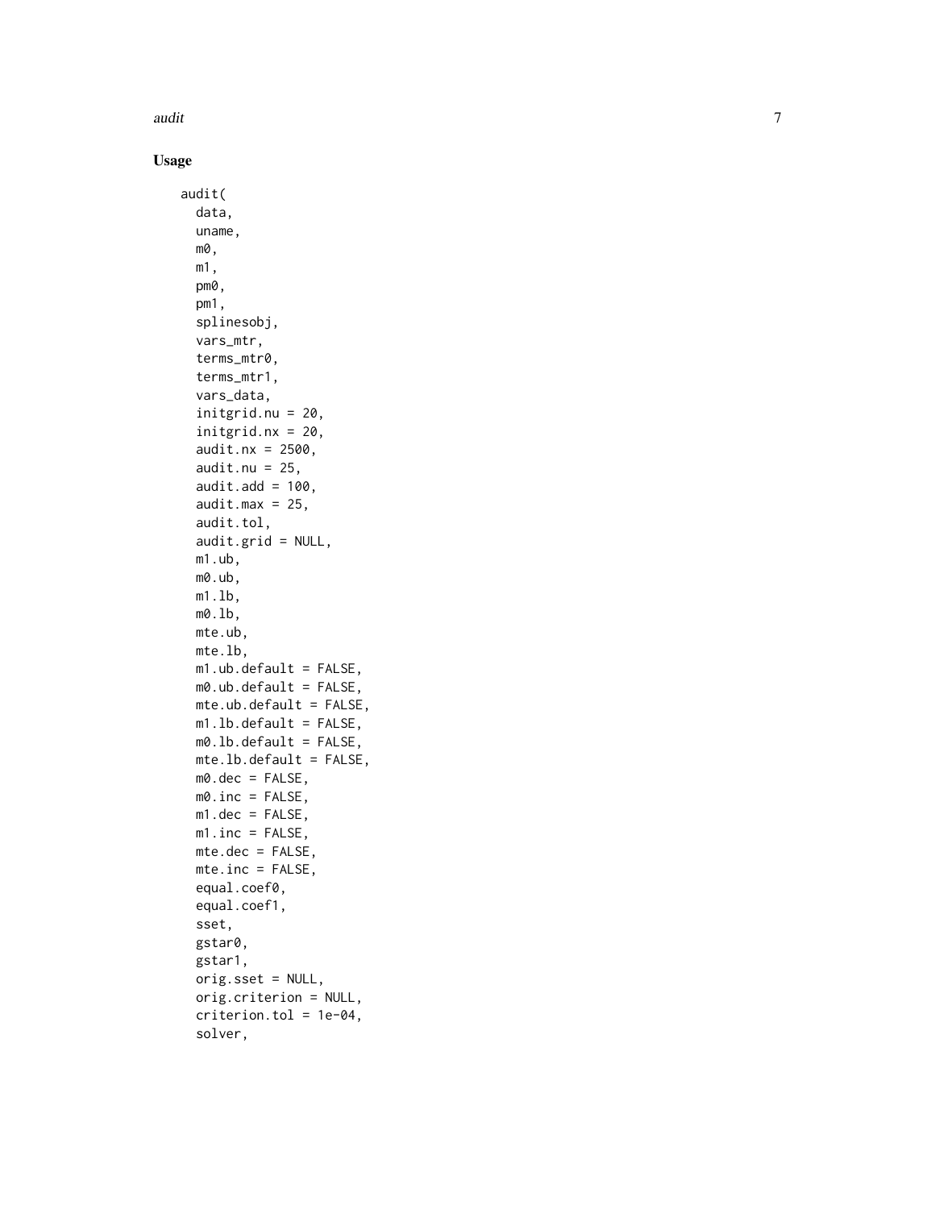## Usage

```
audit(
  data,
  uname,
  m0,
  m1,
  pm0,
  pm1,
  splinesobj,
  vars_mtr,
  terms_mtr0,
  terms_mtr1,
  vars_data,
  initgrid.nu = 20,
  initgrid.nx = 20,
  audit.nx = 2500,
  audit.nu = 25,
  audit.add = 100,
  audit.max = 25,
  audit.tol,
  audit.grid = NULL,
  m1.ub,
  m0.ub,
  m1.lb,
  m0.lb,
  mte.ub,
  mte.lb,
  m1.ub.default = FALSE,
  m0.ub.default = FALSE,
  mte.ub.default = FALSE,
  m1.lb.default = FALSE,
  m0.lb.default = FALSE,
  mte.lb.default = FALSE,
  m0.dec = FALSE,
  m0.inc = FALSE,
  m1.dec = FALSE,
  m1.inc = FALSE,
  mte.dec = FALSE,
  mte.inc = FALSE,
  equal.coef0,
  equal.coef1,
  sset,
  gstar0,
  gstar1,
  orig.sset = NULL,
  orig.criterion = NULL,
  criterion.tol = 1e-04,
  solver,
```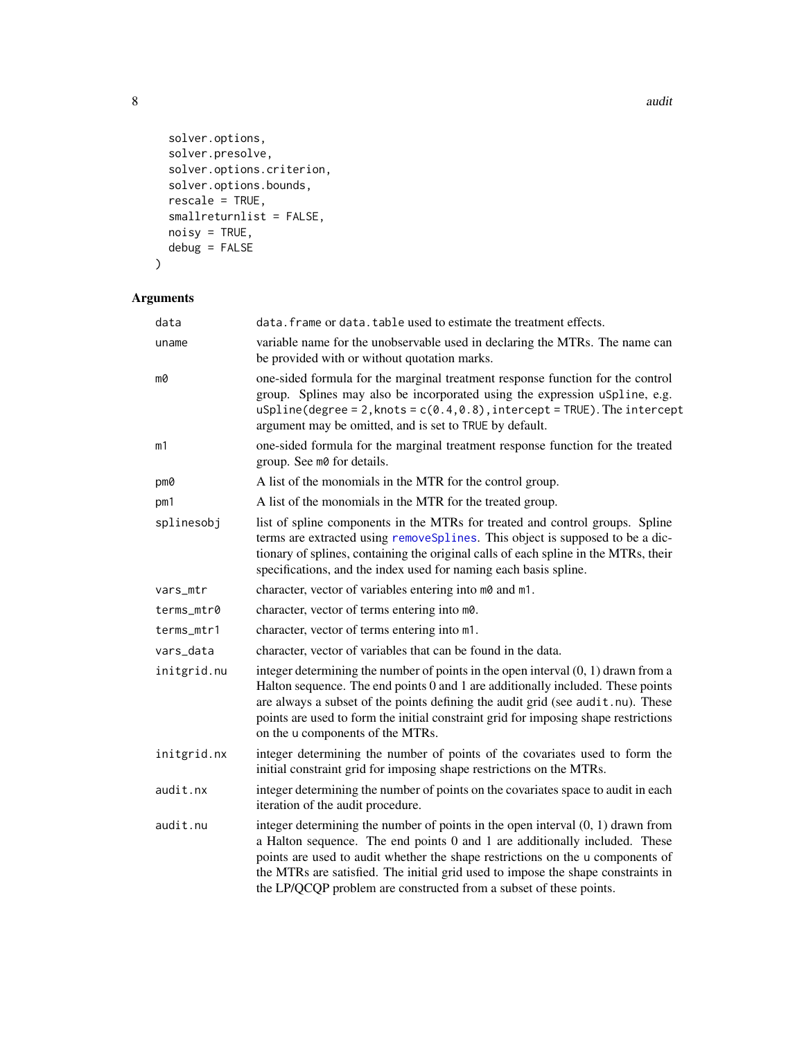```
  solver.options,
  solver.presolve,
  solver.options.criterion,
  solver.options.bounds,
  rescale = TRUE,
  smallreturnlist = FALSE,
  noisy = TRUE,
  debug = FALSE
)
```

## Arguments

| | |
|---|---|
| `data` | `data.frame` or `data.table` used to estimate the treatment effects. |
| `uname` | variable name for the unobservable used in declaring the MTRs. The name can be provided with or without quotation marks. |
| `m0` | one-sided formula for the marginal treatment response function for the control group. Splines may also be incorporated using the expression `uSpline`, e.g. `uSpline(degree = 2, knots = c(0.4, 0.8), intercept = TRUE)`. The `intercept` argument may be omitted, and is set to `TRUE` by default. |
| `m1` | one-sided formula for the marginal treatment response function for the treated group. See `m0` for details. |
| `pm0` | A list of the monomials in the MTR for the control group. |
| `pm1` | A list of the monomials in the MTR for the treated group. |
| `splinesobj` | list of spline components in the MTRs for treated and control groups. Spline terms are extracted using `removeSplines`. This object is supposed to be a dictionary of splines, containing the original calls of each spline in the MTRs, their specifications, and the index used for naming each basis spline. |
| `vars_mtr` | character, vector of variables entering into `m0` and `m1`. |
| `terms_mtr0` | character, vector of terms entering into `m0`. |
| `terms_mtr1` | character, vector of terms entering into `m1`. |
| `vars_data` | character, vector of variables that can be found in the data. |
| `initgrid.nu` | integer determining the number of points in the open interval (0, 1) drawn from a Halton sequence. The end points 0 and 1 are additionally included. These points are always a subset of the points defining the audit grid (see `audit.nu`). These points are used to form the initial constraint grid for imposing shape restrictions on the `u` components of the MTRs. |
| `initgrid.nx` | integer determining the number of points of the covariates used to form the initial constraint grid for imposing shape restrictions on the MTRs. |
| `audit.nx` | integer determining the number of points on the covariates space to audit in each iteration of the audit procedure. |
| `audit.nu` | integer determining the number of points in the open interval (0, 1) drawn from a Halton sequence. The end points 0 and 1 are additionally included. These points are used to audit whether the shape restrictions on the `u` components of the MTRs are satisfied. The initial grid used to impose the shape constraints in the LP/QCQP problem are constructed from a subset of these points. |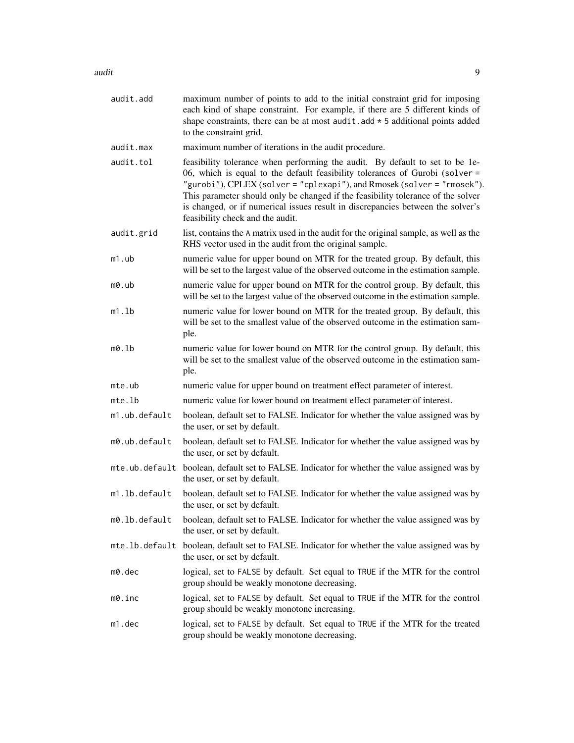| | |
|---|---|
| `audit.add` | maximum number of points to add to the initial constraint grid for imposing each kind of shape constraint. For example, if there are 5 different kinds of shape constraints, there can be at most `audit.add * 5` additional points added to the constraint grid. |
| `audit.max` | maximum number of iterations in the audit procedure. |
| `audit.tol` | feasibility tolerance when performing the audit. By default to set to be 1e-06, which is equal to the default feasibility tolerances of Gurobi (`solver = "gurobi"`), CPLEX (`solver = "cplexapi"`), and Rmosek (`solver = "rmosek"`). This parameter should only be changed if the feasibility tolerance of the solver is changed, or if numerical issues result in discrepancies between the solver's feasibility check and the audit. |
| `audit.grid` | list, contains the `A` matrix used in the audit for the original sample, as well as the RHS vector used in the audit from the original sample. |
| `m1.ub` | numeric value for upper bound on MTR for the treated group. By default, this will be set to the largest value of the observed outcome in the estimation sample. |
| `m0.ub` | numeric value for upper bound on MTR for the control group. By default, this will be set to the largest value of the observed outcome in the estimation sample. |
| `m1.lb` | numeric value for lower bound on MTR for the treated group. By default, this will be set to the smallest value of the observed outcome in the estimation sample. |
| `m0.lb` | numeric value for lower bound on MTR for the control group. By default, this will be set to the smallest value of the observed outcome in the estimation sample. |
| `mte.ub` | numeric value for upper bound on treatment effect parameter of interest. |
| `mte.lb` | numeric value for lower bound on treatment effect parameter of interest. |
| `m1.ub.default` | boolean, default set to FALSE. Indicator for whether the value assigned was by the user, or set by default. |
| `m0.ub.default` | boolean, default set to FALSE. Indicator for whether the value assigned was by the user, or set by default. |
| `mte.ub.default` | boolean, default set to FALSE. Indicator for whether the value assigned was by the user, or set by default. |
| `m1.lb.default` | boolean, default set to FALSE. Indicator for whether the value assigned was by the user, or set by default. |
| `m0.lb.default` | boolean, default set to FALSE. Indicator for whether the value assigned was by the user, or set by default. |
| `mte.lb.default` | boolean, default set to FALSE. Indicator for whether the value assigned was by the user, or set by default. |
| `m0.dec` | logical, set to `FALSE` by default. Set equal to `TRUE` if the MTR for the control group should be weakly monotone decreasing. |
| `m0.inc` | logical, set to `FALSE` by default. Set equal to `TRUE` if the MTR for the control group should be weakly monotone increasing. |
| `m1.dec` | logical, set to `FALSE` by default. Set equal to `TRUE` if the MTR for the treated group should be weakly monotone decreasing. |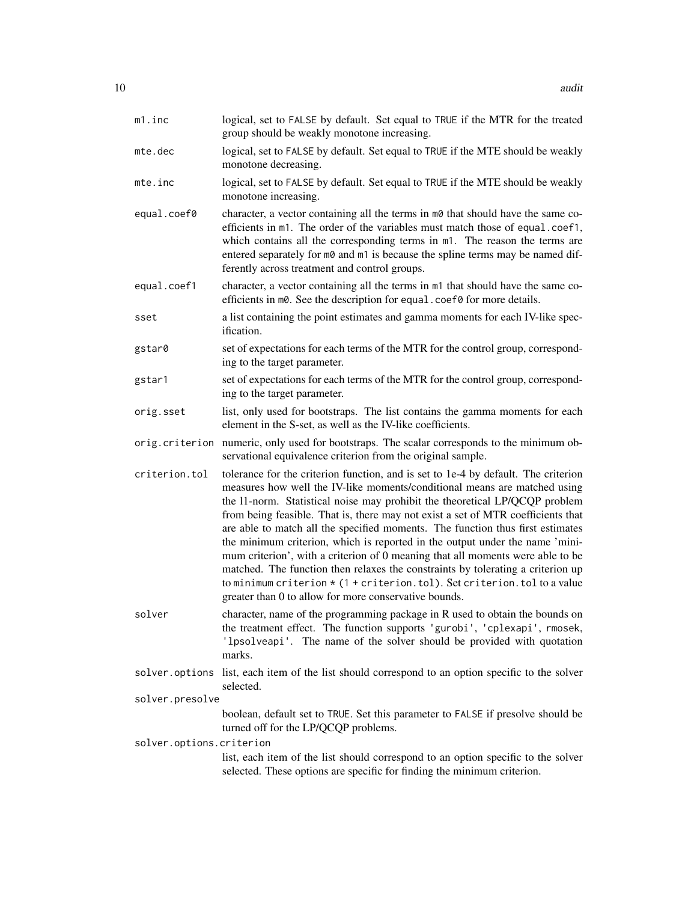`m1.inc`
: logical, set to `FALSE` by default. Set equal to `TRUE` if the MTR for the treated group should be weakly monotone increasing.

`mte.dec`
: logical, set to `FALSE` by default. Set equal to `TRUE` if the MTE should be weakly monotone decreasing.

`mte.inc`
: logical, set to `FALSE` by default. Set equal to `TRUE` if the MTE should be weakly monotone increasing.

`equal.coef0`
: character, a vector containing all the terms in `m0` that should have the same coefficients in `m1`. The order of the variables must match those of `equal.coef1`, which contains all the corresponding terms in `m1`. The reason the terms are entered separately for `m0` and `m1` is because the spline terms may be named differently across treatment and control groups.

`equal.coef1`
: character, a vector containing all the terms in `m1` that should have the same coefficients in `m0`. See the description for `equal.coef0` for more details.

`sset`
: a list containing the point estimates and gamma moments for each IV-like specification.

`gstar0`
: set of expectations for each terms of the MTR for the control group, corresponding to the target parameter.

`gstar1`
: set of expectations for each terms of the MTR for the control group, corresponding to the target parameter.

`orig.sset`
: list, only used for bootstraps. The list contains the gamma moments for each element in the S-set, as well as the IV-like coefficients.

`orig.criterion`
: numeric, only used for bootstraps. The scalar corresponds to the minimum observational equivalence criterion from the original sample.

`criterion.tol`
: tolerance for the criterion function, and is set to 1e-4 by default. The criterion measures how well the IV-like moments/conditional means are matched using the l1-norm. Statistical noise may prohibit the theoretical LP/QCQP problem from being feasible. That is, there may not exist a set of MTR coefficients that are able to match all the specified moments. The function thus first estimates the minimum criterion, which is reported in the output under the name 'minimum criterion', with a criterion of 0 meaning that all moments were able to be matched. The function then relaxes the constraints by tolerating a criterion up to `minimum criterion * (1 + criterion.tol)`. Set `criterion.tol` to a value greater than 0 to allow for more conservative bounds.

`solver`
: character, name of the programming package in R used to obtain the bounds on the treatment effect. The function supports `'gurobi'`, `'cplexapi'`, `rmosek`, `'lpsolveapi'`. The name of the solver should be provided with quotation marks.

`solver.options`
: list, each item of the list should correspond to an option specific to the solver selected.

`solver.presolve`
: boolean, default set to `TRUE`. Set this parameter to `FALSE` if presolve should be turned off for the LP/QCQP problems.

`solver.options.criterion`
: list, each item of the list should correspond to an option specific to the solver selected. These options are specific for finding the minimum criterion.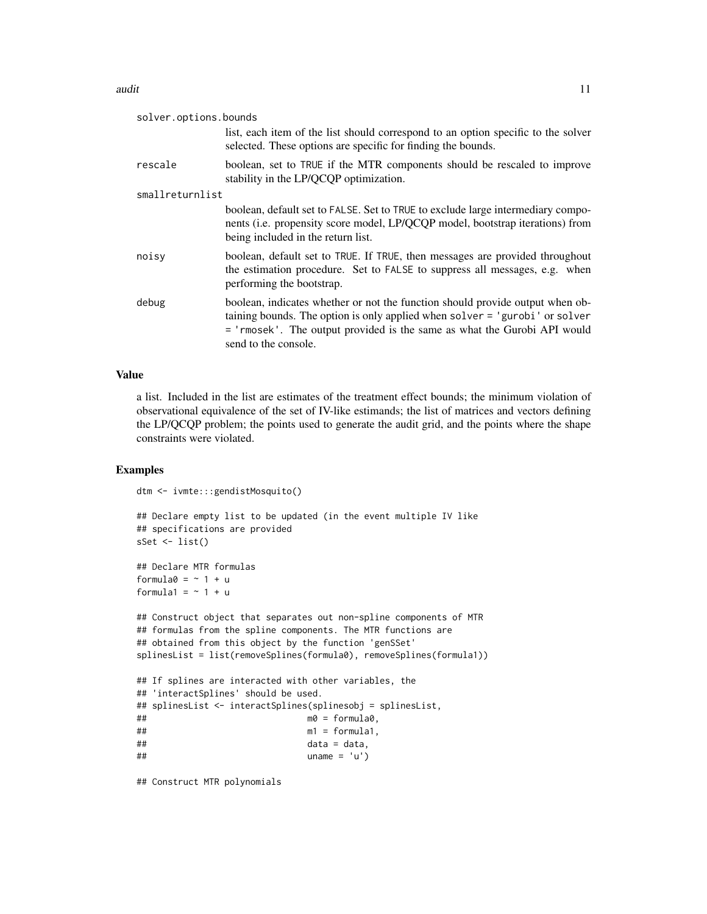solver.options.bounds
: list, each item of the list should correspond to an option specific to the solver selected. These options are specific for finding the bounds.

rescale
: boolean, set to TRUE if the MTR components should be rescaled to improve stability in the LP/QCQP optimization.

smallreturnlist
: boolean, default set to FALSE. Set to TRUE to exclude large intermediary components (i.e. propensity score model, LP/QCQP model, bootstrap iterations) from being included in the return list.

noisy
: boolean, default set to TRUE. If TRUE, then messages are provided throughout the estimation procedure. Set to FALSE to suppress all messages, e.g. when performing the bootstrap.

debug
: boolean, indicates whether or not the function should provide output when obtaining bounds. The option is only applied when solver = 'gurobi' or solver = 'rmosek'. The output provided is the same as what the Gurobi API would send to the console.

### Value

a list. Included in the list are estimates of the treatment effect bounds; the minimum violation of observational equivalence of the set of IV-like estimands; the list of matrices and vectors defining the LP/QCQP problem; the points used to generate the audit grid, and the points where the shape constraints were violated.

### Examples

```
dtm <- ivmte:::gendistMosquito()

## Declare empty list to be updated (in the event multiple IV like
## specifications are provided
sSet <- list()

## Declare MTR formulas
formula0 = ~ 1 + u
formula1 = ~ 1 + u

## Construct object that separates out non-spline components of MTR
## formulas from the spline components. The MTR functions are
## obtained from this object by the function 'genSSet'
splinesList = list(removeSplines(formula0), removeSplines(formula1))

## If splines are interacted with other variables, the
## 'interactSplines' should be used.
## splinesList <- interactSplines(splinesobj = splinesList,
##                                m0 = formula0,
##                                m1 = formula1,
##                                data = data,
##                                uname = 'u')

## Construct MTR polynomials
```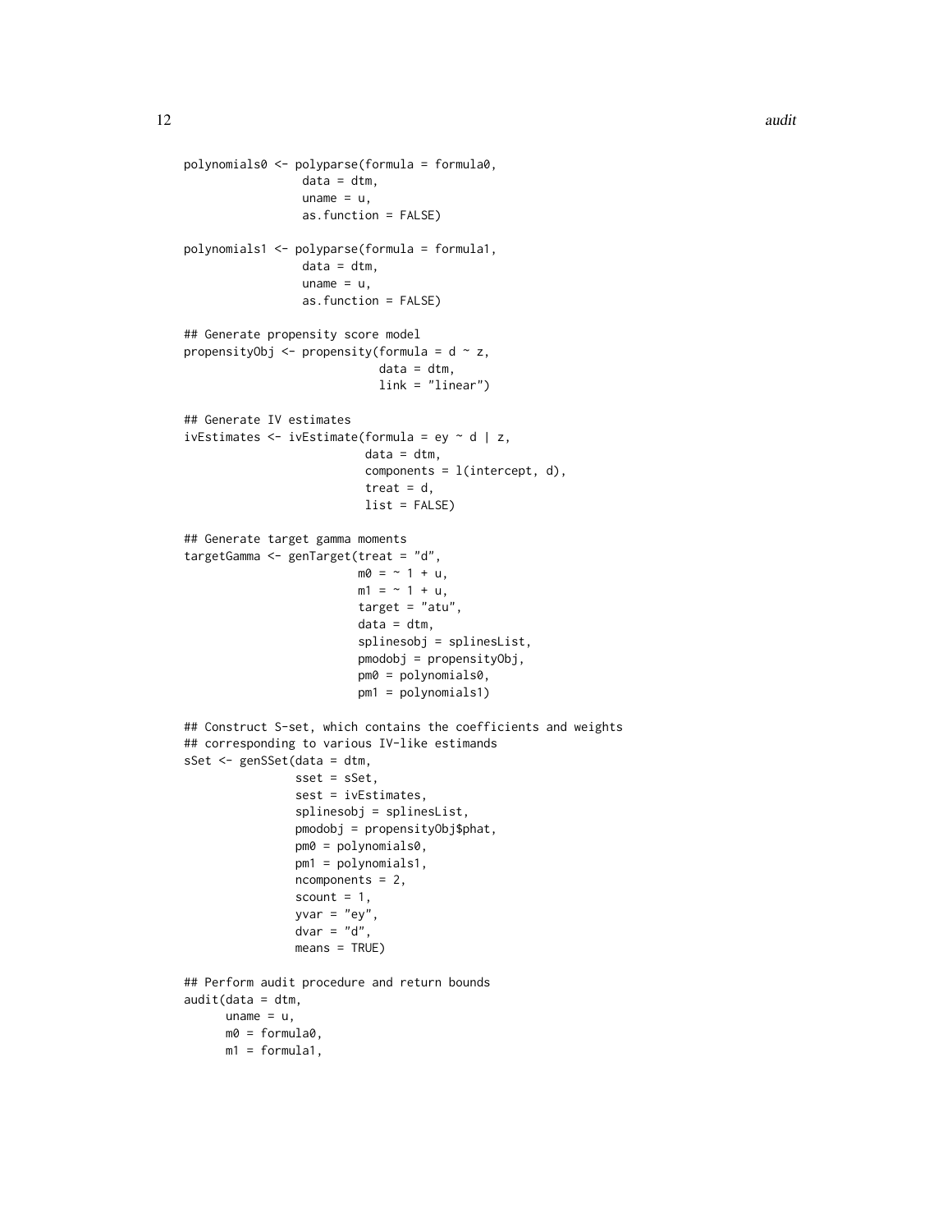```
polynomials0 <- polyparse(formula = formula0,
                 data = dtm,
                 uname = u,
                 as.function = FALSE)

polynomials1 <- polyparse(formula = formula1,
                 data = dtm,
                 uname = u,
                 as.function = FALSE)

## Generate propensity score model
propensityObj <- propensity(formula = d ~ z,
                            data = dtm,
                            link = "linear")

## Generate IV estimates
ivEstimates <- ivEstimate(formula = ey ~ d | z,
                          data = dtm,
                          components = l(intercept, d),
                          treat = d,
                          list = FALSE)

## Generate target gamma moments
targetGamma <- genTarget(treat = "d",
                         m0 = ~ 1 + u,
                         m1 = ~ 1 + u,
                         target = "atu",
                         data = dtm,
                         splinesobj = splinesList,
                         pmodobj = propensityObj,
                         pm0 = polynomials0,
                         pm1 = polynomials1)

## Construct S-set, which contains the coefficients and weights
## corresponding to various IV-like estimands
sSet <- genSSet(data = dtm,
                sset = sSet,
                sest = ivEstimates,
                splinesobj = splinesList,
                pmodobj = propensityObj$phat,
                pm0 = polynomials0,
                pm1 = polynomials1,
                ncomponents = 2,
                scount = 1,
                yvar = "ey",
                dvar = "d",
                means = TRUE)

## Perform audit procedure and return bounds
audit(data = dtm,
      uname = u,
      m0 = formula0,
      m1 = formula1,
```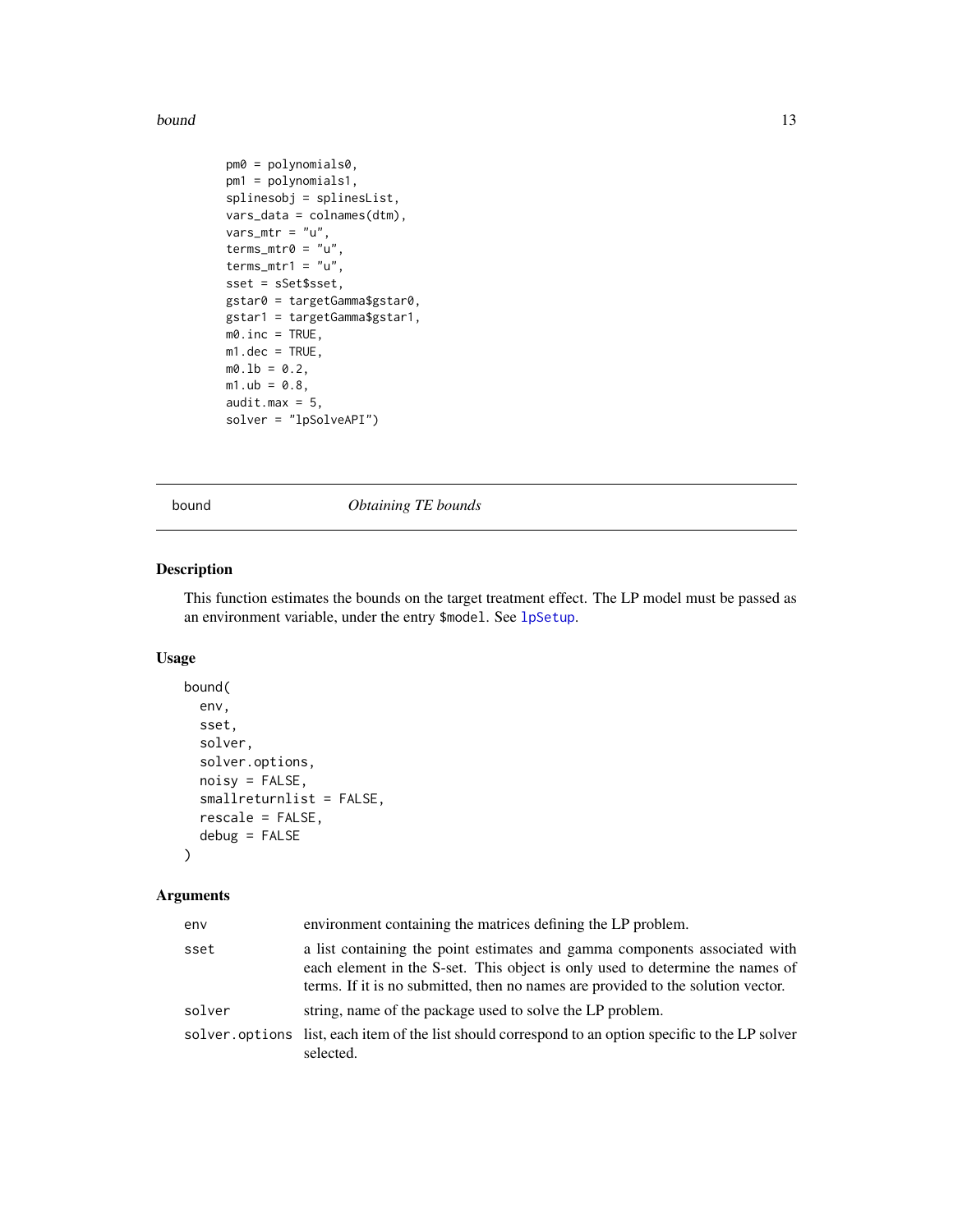```
        pm0 = polynomials0,
        pm1 = polynomials1,
        splinesobj = splinesList,
        vars_data = colnames(dtm),
        vars_mtr = "u",
        terms_mtr0 = "u",
        terms_mtr1 = "u",
        sset = sSet$sset,
        gstar0 = targetGamma$gstar0,
        gstar1 = targetGamma$gstar1,
        m0.inc = TRUE,
        m1.dec = TRUE,
        m0.lb = 0.2,
        m1.ub = 0.8,
        audit.max = 5,
        solver = "lpSolveAPI")
```

---

## bound — *Obtaining TE bounds*

### Description

This function estimates the bounds on the target treatment effect. The LP model must be passed as an environment variable, under the entry `$model`. See `lpSetup`.

### Usage

```
bound(
  env,
  sset,
  solver,
  solver.options,
  noisy = FALSE,
  smallreturnlist = FALSE,
  rescale = FALSE,
  debug = FALSE
)
```

### Arguments

| | |
|---|---|
| `env` | environment containing the matrices defining the LP problem. |
| `sset` | a list containing the point estimates and gamma components associated with each element in the S-set. This object is only used to determine the names of terms. If it is no submitted, then no names are provided to the solution vector. |
| `solver` | string, name of the package used to solve the LP problem. |
| `solver.options` | list, each item of the list should correspond to an option specific to the LP solver selected. |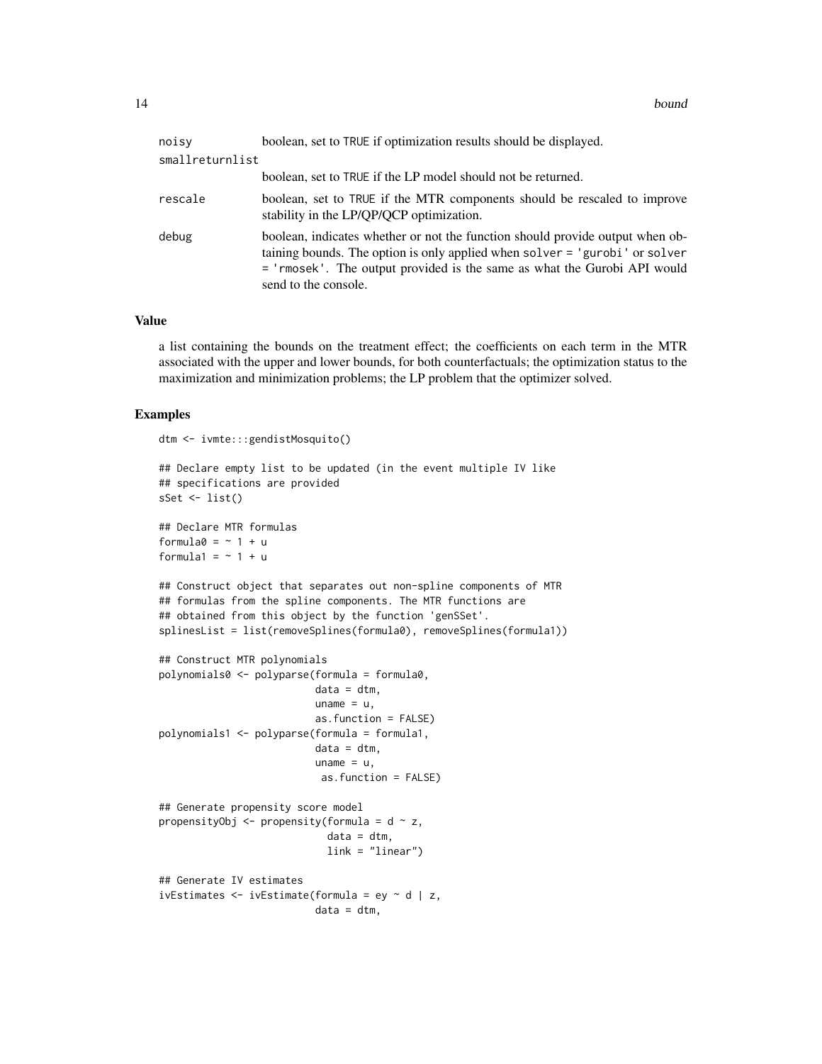| | |
|---|---|
| noisy | boolean, set to TRUE if optimization results should be displayed. |
| smallreturnlist | boolean, set to TRUE if the LP model should not be returned. |
| rescale | boolean, set to TRUE if the MTR components should be rescaled to improve stability in the LP/QP/QCP optimization. |
| debug | boolean, indicates whether or not the function should provide output when obtaining bounds. The option is only applied when solver = 'gurobi' or solver = 'rmosek'. The output provided is the same as what the Gurobi API would send to the console. |

## Value

a list containing the bounds on the treatment effect; the coefficients on each term in the MTR associated with the upper and lower bounds, for both counterfactuals; the optimization status to the maximization and minimization problems; the LP problem that the optimizer solved.

## Examples

```
dtm <- ivmte:::gendistMosquito()

## Declare empty list to be updated (in the event multiple IV like
## specifications are provided
sSet <- list()

## Declare MTR formulas
formula0 = ~ 1 + u
formula1 = ~ 1 + u

## Construct object that separates out non-spline components of MTR
## formulas from the spline components. The MTR functions are
## obtained from this object by the function 'genSSet'.
splinesList = list(removeSplines(formula0), removeSplines(formula1))

## Construct MTR polynomials
polynomials0 <- polyparse(formula = formula0,
                          data = dtm,
                          uname = u,
                          as.function = FALSE)
polynomials1 <- polyparse(formula = formula1,
                          data = dtm,
                          uname = u,
                           as.function = FALSE)

## Generate propensity score model
propensityObj <- propensity(formula = d ~ z,
                            data = dtm,
                            link = "linear")

## Generate IV estimates
ivEstimates <- ivEstimate(formula = ey ~ d | z,
                          data = dtm,
```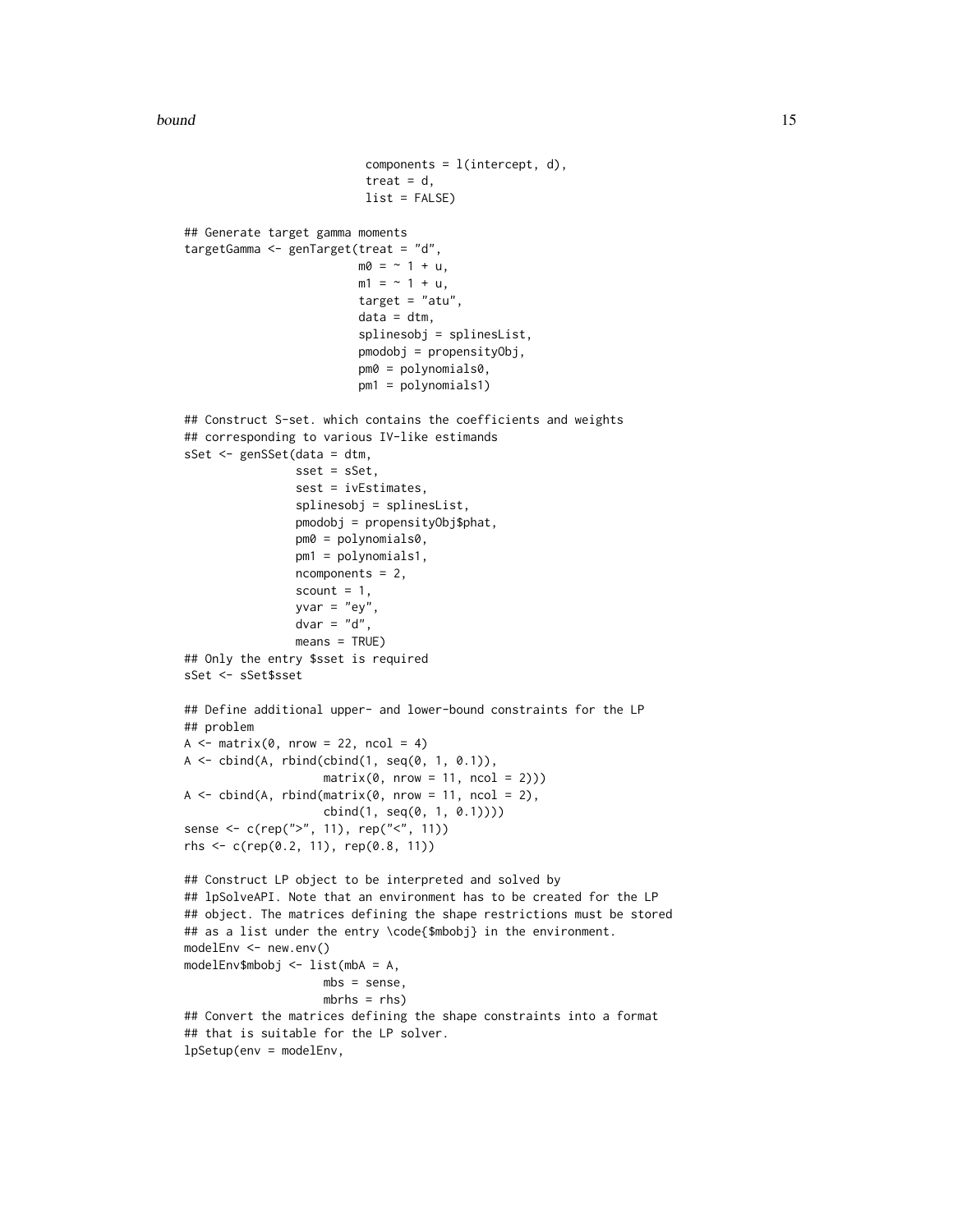```
                          components = l(intercept, d),
                          treat = d,
                          list = FALSE)

## Generate target gamma moments
targetGamma <- genTarget(treat = "d",
                         m0 = ~ 1 + u,
                         m1 = ~ 1 + u,
                         target = "atu",
                         data = dtm,
                         splinesobj = splinesList,
                         pmodobj = propensityObj,
                         pm0 = polynomials0,
                         pm1 = polynomials1)

## Construct S-set. which contains the coefficients and weights
## corresponding to various IV-like estimands
sSet <- genSSet(data = dtm,
                sset = sSet,
                sest = ivEstimates,
                splinesobj = splinesList,
                pmodobj = propensityObj$phat,
                pm0 = polynomials0,
                pm1 = polynomials1,
                ncomponents = 2,
                scount = 1,
                yvar = "ey",
                dvar = "d",
                means = TRUE)
## Only the entry $sset is required
sSet <- sSet$sset

## Define additional upper- and lower-bound constraints for the LP
## problem
A <- matrix(0, nrow = 22, ncol = 4)
A <- cbind(A, rbind(cbind(1, seq(0, 1, 0.1)),
                    matrix(0, nrow = 11, ncol = 2)))
A <- cbind(A, rbind(matrix(0, nrow = 11, ncol = 2),
                    cbind(1, seq(0, 1, 0.1))))
sense <- c(rep(">", 11), rep("<", 11))
rhs <- c(rep(0.2, 11), rep(0.8, 11))

## Construct LP object to be interpreted and solved by
## lpSolveAPI. Note that an environment has to be created for the LP
## object. The matrices defining the shape restrictions must be stored
## as a list under the entry \code{$mbobj} in the environment.
modelEnv <- new.env()
modelEnv$mbobj <- list(mbA = A,
                    mbs = sense,
                    mbrhs = rhs)
## Convert the matrices defining the shape constraints into a format
## that is suitable for the LP solver.
lpSetup(env = modelEnv,
```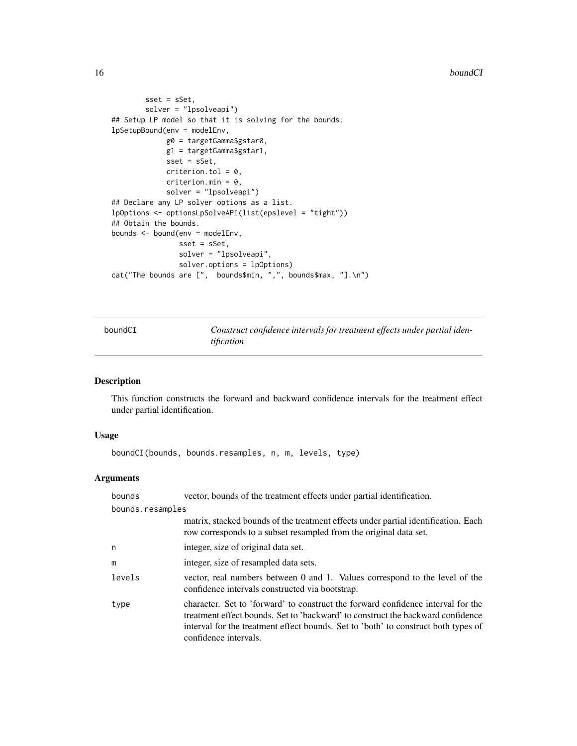```
        sset = sSet,
        solver = "lpsolveapi")
## Setup LP model so that it is solving for the bounds.
lpSetupBound(env = modelEnv,
             g0 = targetGamma$gstar0,
             g1 = targetGamma$gstar1,
             sset = sSet,
             criterion.tol = 0,
             criterion.min = 0,
             solver = "lpsolveapi")
## Declare any LP solver options as a list.
lpOptions <- optionsLpSolveAPI(list(epslevel = "tight"))
## Obtain the bounds.
bounds <- bound(env = modelEnv,
                sset = sSet,
                solver = "lpsolveapi",
                solver.options = lpOptions)
cat("The bounds are [",  bounds$min, ",", bounds$max, "].\n")
```

---

## boundCI — *Construct confidence intervals for treatment effects under partial identification*

### Description

This function constructs the forward and backward confidence intervals for the treatment effect under partial identification.

### Usage

```
boundCI(bounds, bounds.resamples, n, m, levels, type)
```

### Arguments

| Argument | Description |
|---|---|
| `bounds` | vector, bounds of the treatment effects under partial identification. |
| `bounds.resamples` | matrix, stacked bounds of the treatment effects under partial identification. Each row corresponds to a subset resampled from the original data set. |
| `n` | integer, size of original data set. |
| `m` | integer, size of resampled data sets. |
| `levels` | vector, real numbers between 0 and 1. Values correspond to the level of the confidence intervals constructed via bootstrap. |
| `type` | character. Set to 'forward' to construct the forward confidence interval for the treatment effect bounds. Set to 'backward' to construct the backward confidence interval for the treatment effect bounds. Set to 'both' to construct both types of confidence intervals. |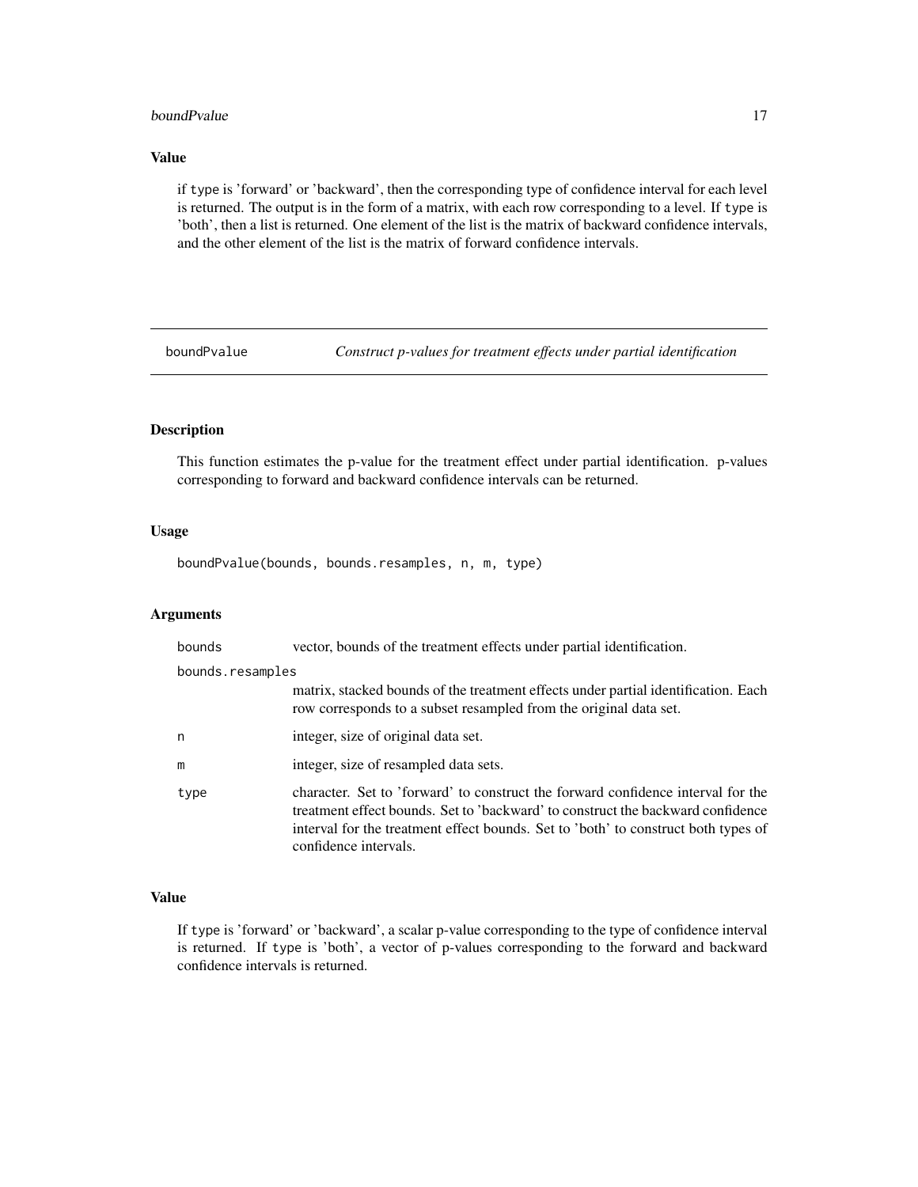## Value

if type is 'forward' or 'backward', then the corresponding type of confidence interval for each level is returned. The output is in the form of a matrix, with each row corresponding to a level. If type is 'both', then a list is returned. One element of the list is the matrix of backward confidence intervals, and the other element of the list is the matrix of forward confidence intervals.

---

# boundPvalue — *Construct p-values for treatment effects under partial identification*

## Description

This function estimates the p-value for the treatment effect under partial identification. p-values corresponding to forward and backward confidence intervals can be returned.

## Usage

```
boundPvalue(bounds, bounds.resamples, n, m, type)
```

## Arguments

| | |
|---|---|
| bounds | vector, bounds of the treatment effects under partial identification. |
| bounds.resamples | matrix, stacked bounds of the treatment effects under partial identification. Each row corresponds to a subset resampled from the original data set. |
| n | integer, size of original data set. |
| m | integer, size of resampled data sets. |
| type | character. Set to 'forward' to construct the forward confidence interval for the treatment effect bounds. Set to 'backward' to construct the backward confidence interval for the treatment effect bounds. Set to 'both' to construct both types of confidence intervals. |

## Value

If type is 'forward' or 'backward', a scalar p-value corresponding to the type of confidence interval is returned. If type is 'both', a vector of p-values corresponding to the forward and backward confidence intervals is returned.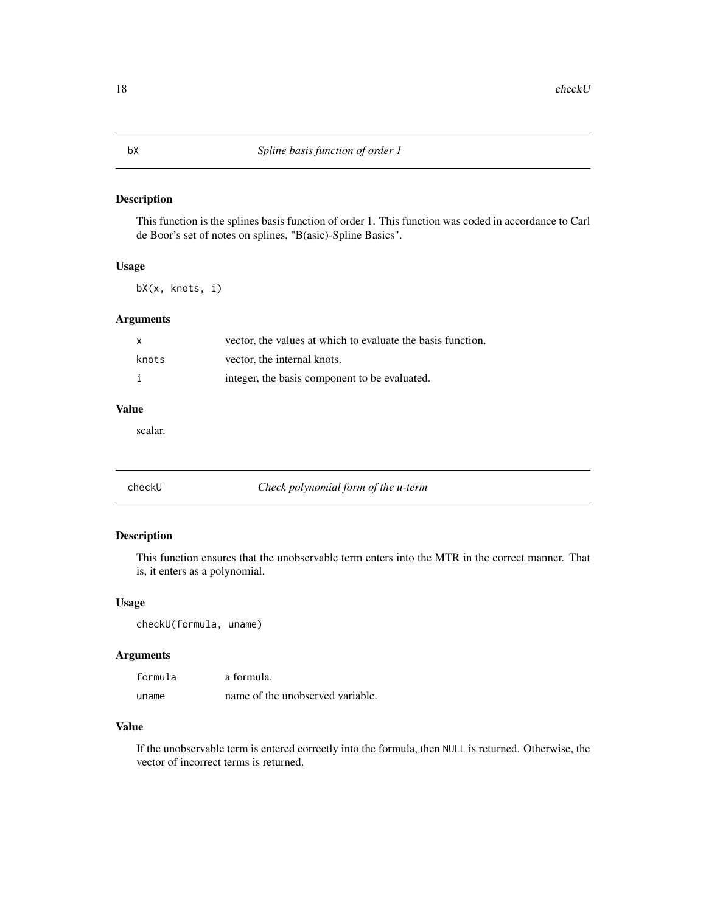## bX — *Spline basis function of order 1*

### Description

This function is the splines basis function of order 1. This function was coded in accordance to Carl de Boor's set of notes on splines, "B(asic)-Spline Basics".

### Usage

```
bX(x, knots, i)
```

### Arguments

| | |
|---|---|
| x | vector, the values at which to evaluate the basis function. |
| knots | vector, the internal knots. |
| i | integer, the basis component to be evaluated. |

### Value

scalar.

## checkU — *Check polynomial form of the u-term*

### Description

This function ensures that the unobservable term enters into the MTR in the correct manner. That is, it enters as a polynomial.

### Usage

```
checkU(formula, uname)
```

### Arguments

| | |
|---|---|
| formula | a formula. |
| uname | name of the unobserved variable. |

### Value

If the unobservable term is entered correctly into the formula, then `NULL` is returned. Otherwise, the vector of incorrect terms is returned.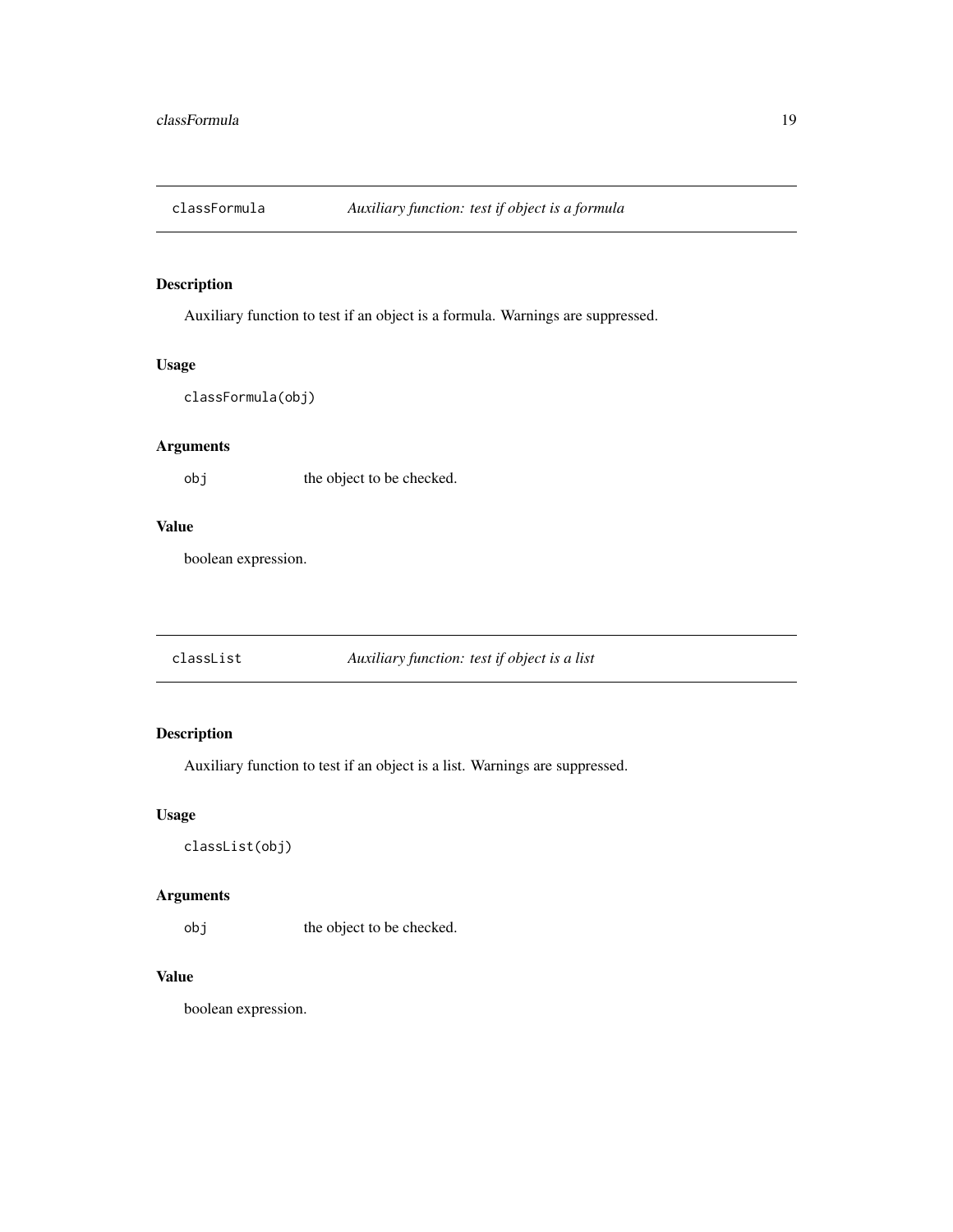## classFormula — *Auxiliary function: test if object is a formula*

### Description

Auxiliary function to test if an object is a formula. Warnings are suppressed.

### Usage

```
classFormula(obj)
```

### Arguments

| | |
|---|---|
| `obj` | the object to be checked. |

### Value

boolean expression.

## classList — *Auxiliary function: test if object is a list*

### Description

Auxiliary function to test if an object is a list. Warnings are suppressed.

### Usage

```
classList(obj)
```

### Arguments

| | |
|---|---|
| `obj` | the object to be checked. |

### Value

boolean expression.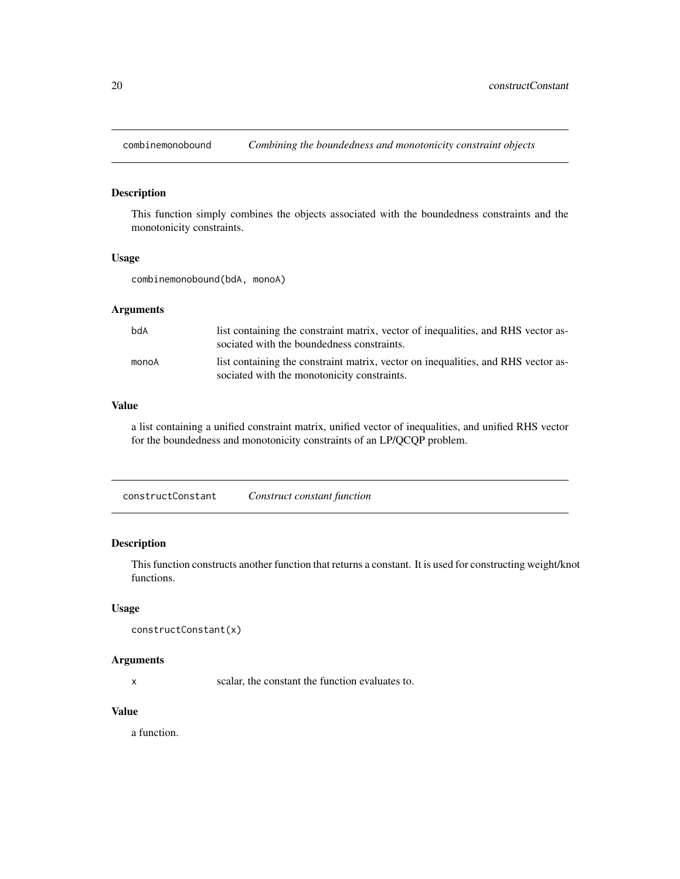## combinemonobound *Combining the boundedness and monotonicity constraint objects*

### Description

This function simply combines the objects associated with the boundedness constraints and the monotonicity constraints.

### Usage

```
combinemonobound(bdA, monoA)
```

### Arguments

| | |
|---|---|
| bdA | list containing the constraint matrix, vector of inequalities, and RHS vector associated with the boundedness constraints. |
| monoA | list containing the constraint matrix, vector on inequalities, and RHS vector associated with the monotonicity constraints. |

### Value

a list containing a unified constraint matrix, unified vector of inequalities, and unified RHS vector for the boundedness and monotonicity constraints of an LP/QCQP problem.

## constructConstant *Construct constant function*

### Description

This function constructs another function that returns a constant. It is used for constructing weight/knot functions.

### Usage

```
constructConstant(x)
```

### Arguments

| | |
|---|---|
| x | scalar, the constant the function evaluates to. |

### Value

a function.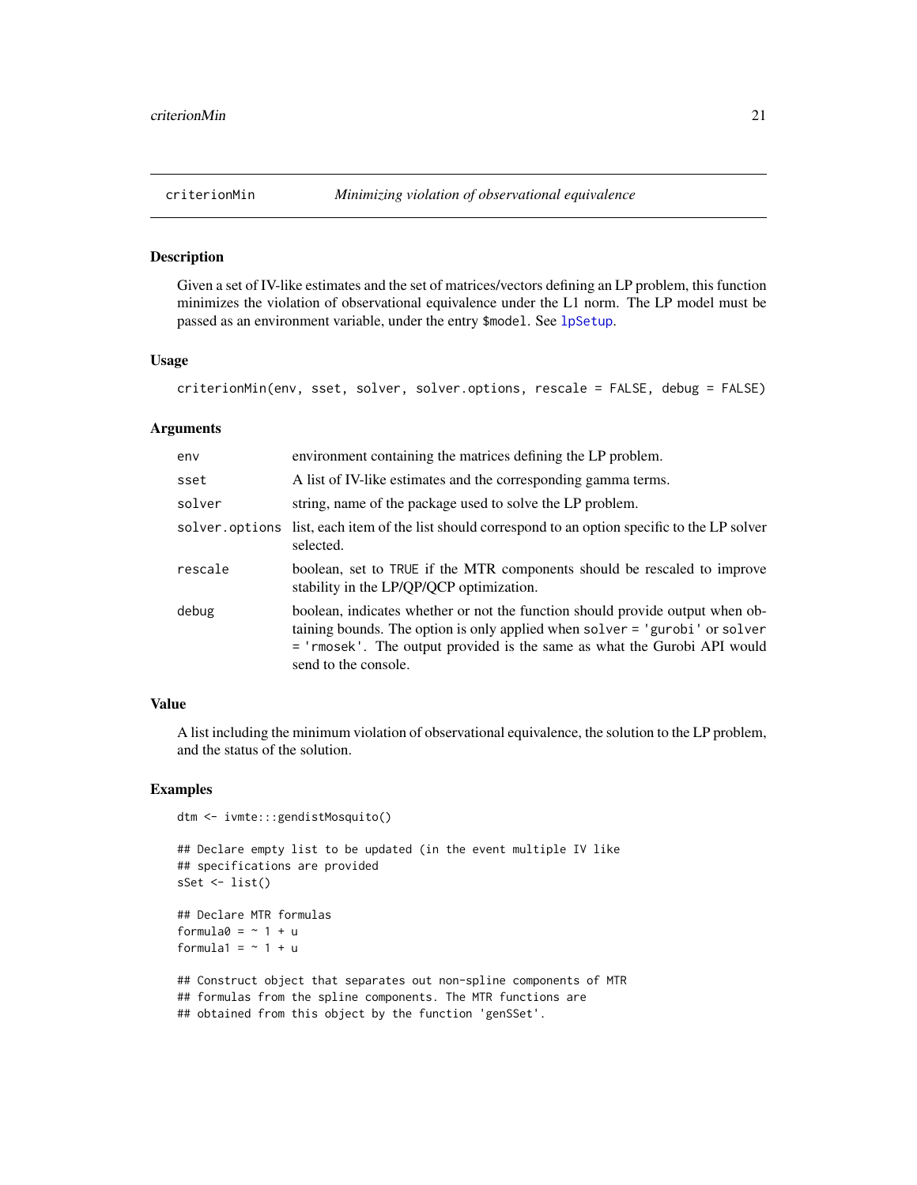## criterionMin *Minimizing violation of observational equivalence*

### Description

Given a set of IV-like estimates and the set of matrices/vectors defining an LP problem, this function minimizes the violation of observational equivalence under the L1 norm. The LP model must be passed as an environment variable, under the entry `$model`. See `lpSetup`.

### Usage

```
criterionMin(env, sset, solver, solver.options, rescale = FALSE, debug = FALSE)
```

### Arguments

| | |
|---|---|
| `env` | environment containing the matrices defining the LP problem. |
| `sset` | A list of IV-like estimates and the corresponding gamma terms. |
| `solver` | string, name of the package used to solve the LP problem. |
| `solver.options` | list, each item of the list should correspond to an option specific to the LP solver selected. |
| `rescale` | boolean, set to `TRUE` if the MTR components should be rescaled to improve stability in the LP/QP/QCP optimization. |
| `debug` | boolean, indicates whether or not the function should provide output when obtaining bounds. The option is only applied when `solver = 'gurobi'` or `solver = 'rmosek'`. The output provided is the same as what the Gurobi API would send to the console. |

### Value

A list including the minimum violation of observational equivalence, the solution to the LP problem, and the status of the solution.

### Examples

```
dtm <- ivmte:::gendistMosquito()

## Declare empty list to be updated (in the event multiple IV like
## specifications are provided
sSet <- list()

## Declare MTR formulas
formula0 = ~ 1 + u
formula1 = ~ 1 + u

## Construct object that separates out non-spline components of MTR
## formulas from the spline components. The MTR functions are
## obtained from this object by the function 'genSSet'.
```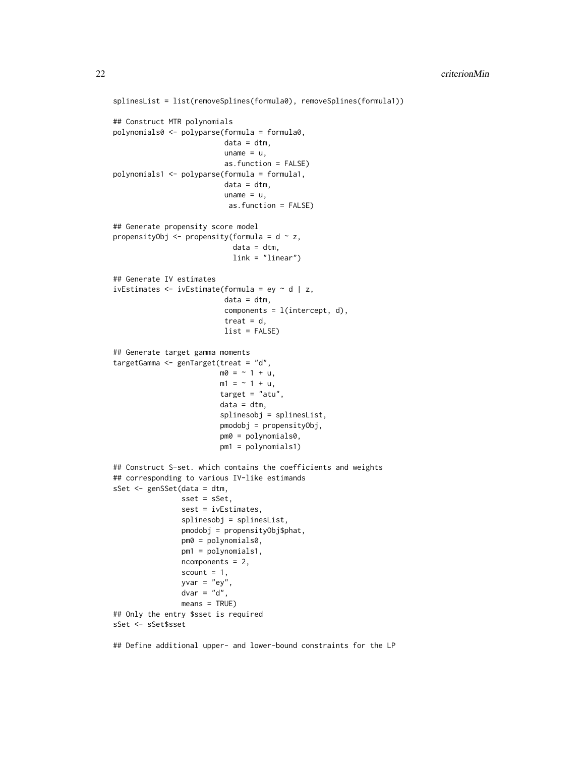```
splinesList = list(removeSplines(formula0), removeSplines(formula1))

## Construct MTR polynomials
polynomials0 <- polyparse(formula = formula0,
                          data = dtm,
                          uname = u,
                          as.function = FALSE)
polynomials1 <- polyparse(formula = formula1,
                          data = dtm,
                          uname = u,
                           as.function = FALSE)

## Generate propensity score model
propensityObj <- propensity(formula = d ~ z,
                            data = dtm,
                            link = "linear")

## Generate IV estimates
ivEstimates <- ivEstimate(formula = ey ~ d | z,
                          data = dtm,
                          components = l(intercept, d),
                          treat = d,
                          list = FALSE)

## Generate target gamma moments
targetGamma <- genTarget(treat = "d",
                         m0 = ~ 1 + u,
                         m1 = ~ 1 + u,
                         target = "atu",
                         data = dtm,
                         splinesobj = splinesList,
                         pmodobj = propensityObj,
                         pm0 = polynomials0,
                         pm1 = polynomials1)

## Construct S-set. which contains the coefficients and weights
## corresponding to various IV-like estimands
sSet <- genSSet(data = dtm,
                sset = sSet,
                sest = ivEstimates,
                splinesobj = splinesList,
                pmodobj = propensityObj$phat,
                pm0 = polynomials0,
                pm1 = polynomials1,
                ncomponents = 2,
                scount = 1,
                yvar = "ey",
                dvar = "d",
                means = TRUE)
## Only the entry $sset is required
sSet <- sSet$sset

## Define additional upper- and lower-bound constraints for the LP
```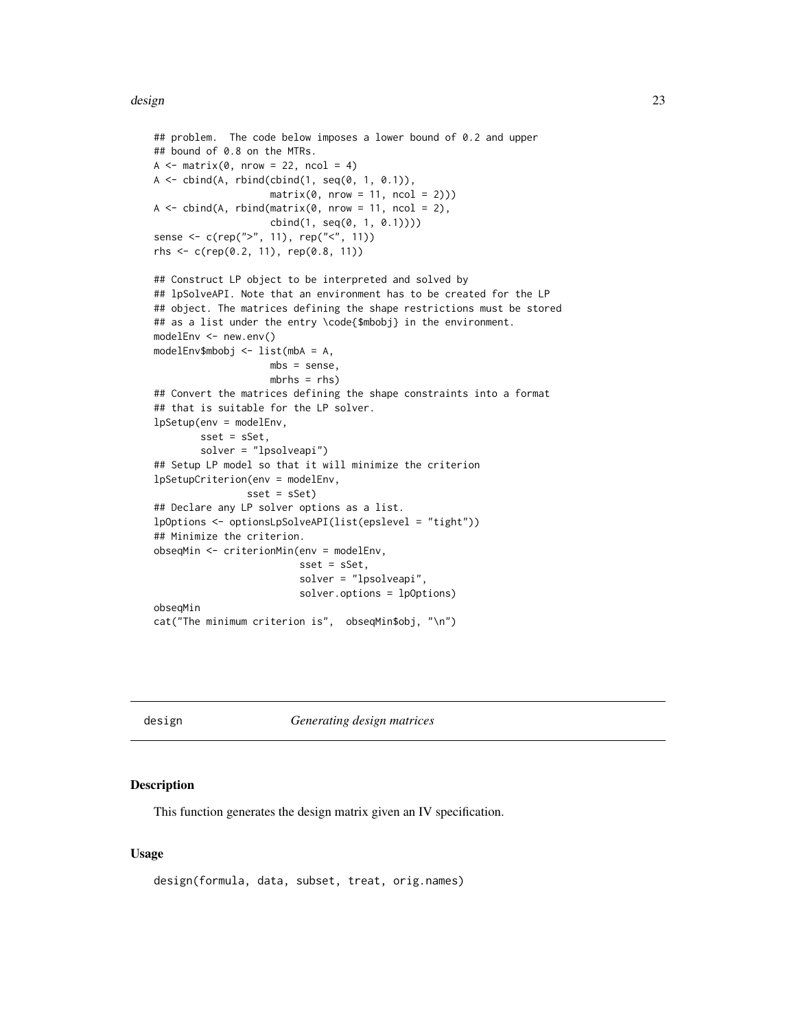```
## problem.  The code below imposes a lower bound of 0.2 and upper
## bound of 0.8 on the MTRs.
A <- matrix(0, nrow = 22, ncol = 4)
A <- cbind(A, rbind(cbind(1, seq(0, 1, 0.1)),
                    matrix(0, nrow = 11, ncol = 2)))
A <- cbind(A, rbind(matrix(0, nrow = 11, ncol = 2),
                    cbind(1, seq(0, 1, 0.1))))
sense <- c(rep(">", 11), rep("<", 11))
rhs <- c(rep(0.2, 11), rep(0.8, 11))

## Construct LP object to be interpreted and solved by
## lpSolveAPI. Note that an environment has to be created for the LP
## object. The matrices defining the shape restrictions must be stored
## as a list under the entry \code{$mbobj} in the environment.
modelEnv <- new.env()
modelEnv$mbobj <- list(mbA = A,
                    mbs = sense,
                    mbrhs = rhs)
## Convert the matrices defining the shape constraints into a format
## that is suitable for the LP solver.
lpSetup(env = modelEnv,
        sset = sSet,
        solver = "lpsolveapi")
## Setup LP model so that it will minimize the criterion
lpSetupCriterion(env = modelEnv,
                sset = sSet)
## Declare any LP solver options as a list.
lpOptions <- optionsLpSolveAPI(list(epslevel = "tight"))
## Minimize the criterion.
obseqMin <- criterionMin(env = modelEnv,
                         sset = sSet,
                         solver = "lpsolveapi",
                         solver.options = lpOptions)
obseqMin
cat("The minimum criterion is",  obseqMin$obj, "\n")
```

---

design *Generating design matrices*

---

### Description

This function generates the design matrix given an IV specification.

### Usage

```
design(formula, data, subset, treat, orig.names)
```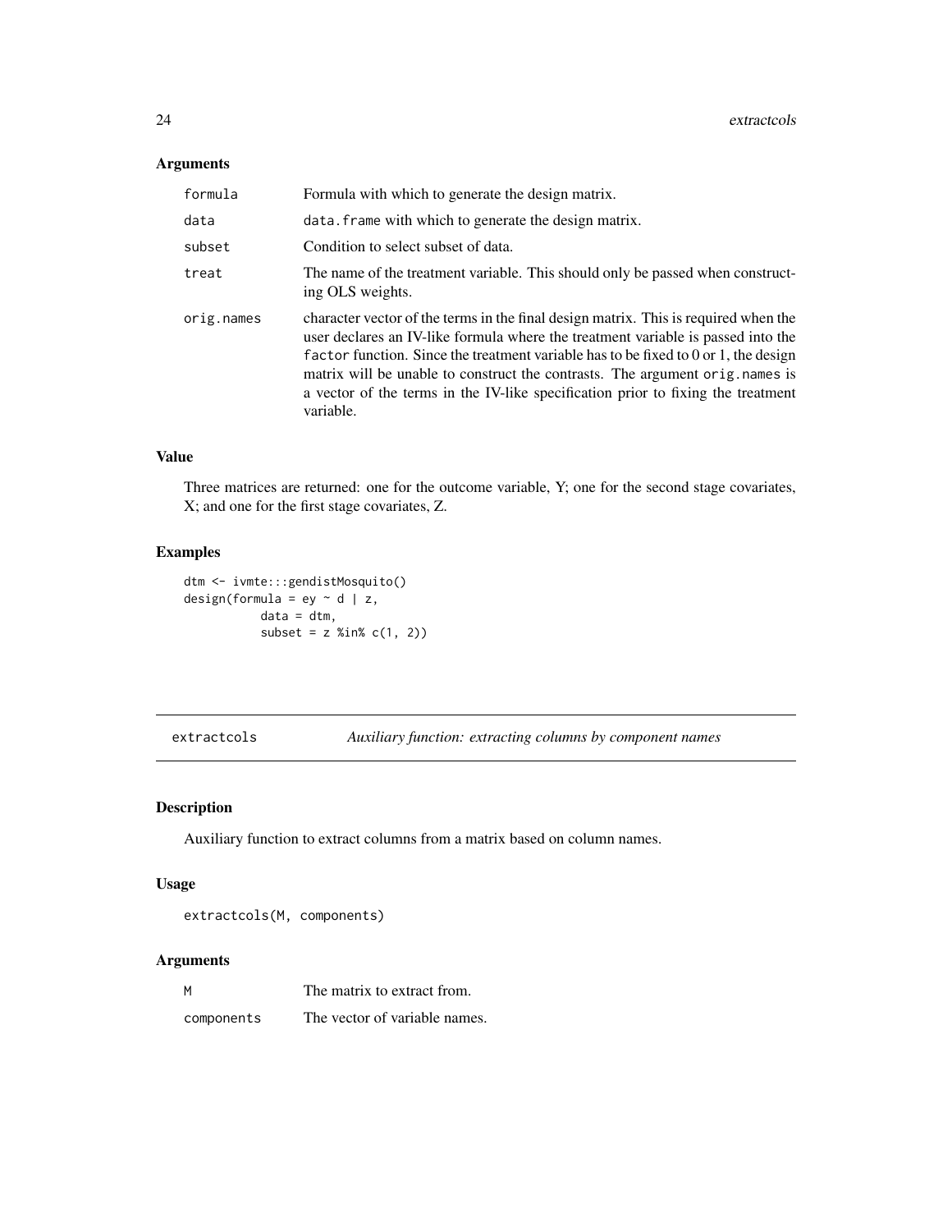### Arguments

| | |
|---|---|
| formula | Formula with which to generate the design matrix. |
| data | data.frame with which to generate the design matrix. |
| subset | Condition to select subset of data. |
| treat | The name of the treatment variable. This should only be passed when constructing OLS weights. |
| orig.names | character vector of the terms in the final design matrix. This is required when the user declares an IV-like formula where the treatment variable is passed into the factor function. Since the treatment variable has to be fixed to 0 or 1, the design matrix will be unable to construct the contrasts. The argument orig.names is a vector of the terms in the IV-like specification prior to fixing the treatment variable. |

### Value

Three matrices are returned: one for the outcome variable, Y; one for the second stage covariates, X; and one for the first stage covariates, Z.

### Examples

```
dtm <- ivmte:::gendistMosquito()
design(formula = ey ~ d | z,
           data = dtm,
           subset = z %in% c(1, 2))
```

---

## extractcols — *Auxiliary function: extracting columns by component names*

### Description

Auxiliary function to extract columns from a matrix based on column names.

### Usage

```
extractcols(M, components)
```

### Arguments

| | |
|---|---|
| M | The matrix to extract from. |
| components | The vector of variable names. |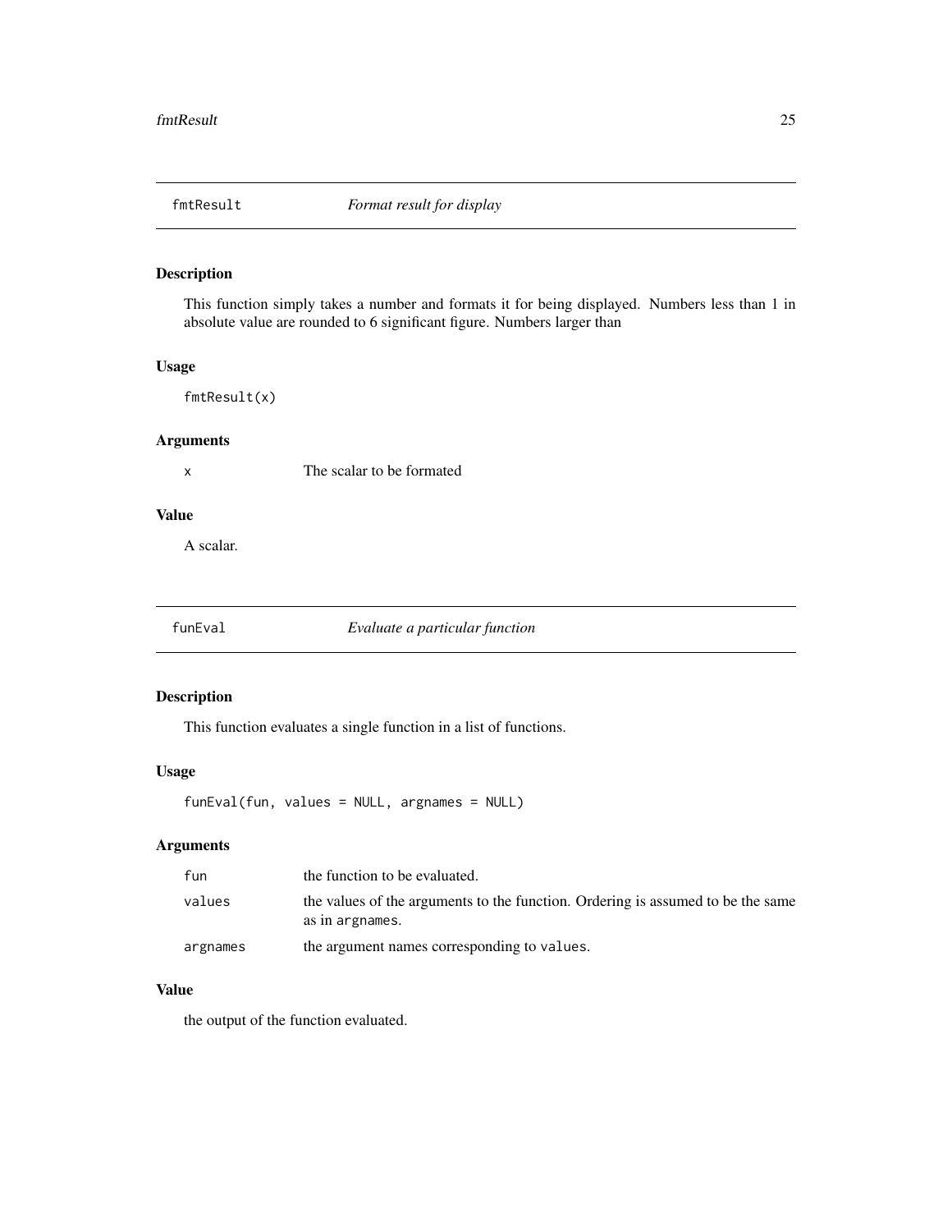## fmtResult — *Format result for display*

### Description

This function simply takes a number and formats it for being displayed. Numbers less than 1 in absolute value are rounded to 6 significant figure. Numbers larger than

### Usage

```
fmtResult(x)
```

### Arguments

| | |
|---|---|
| x | The scalar to be formated |

### Value

A scalar.

## funEval — *Evaluate a particular function*

### Description

This function evaluates a single function in a list of functions.

### Usage

```
funEval(fun, values = NULL, argnames = NULL)
```

### Arguments

| | |
|---|---|
| fun | the function to be evaluated. |
| values | the values of the arguments to the function. Ordering is assumed to be the same as in `argnames`. |
| argnames | the argument names corresponding to `values`. |

### Value

the output of the function evaluated.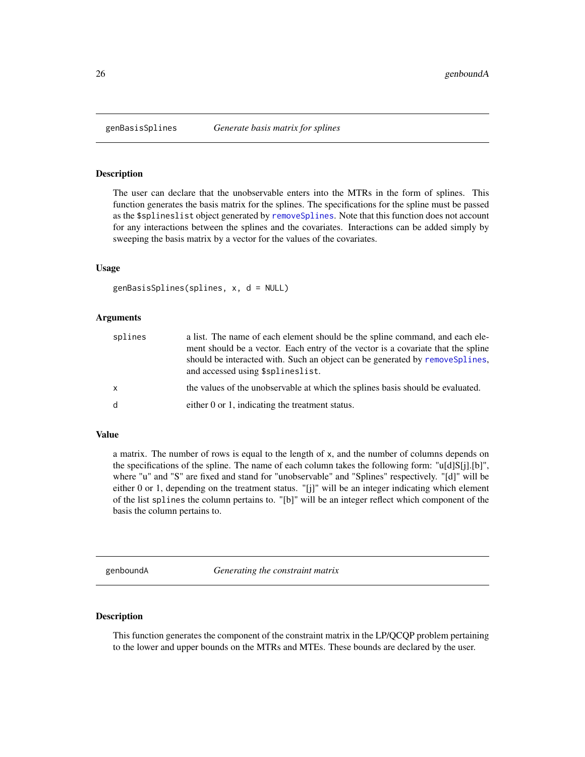## genBasisSplines *Generate basis matrix for splines*

### Description

The user can declare that the unobservable enters into the MTRs in the form of splines. This function generates the basis matrix for the splines. The specifications for the spline must be passed as the `$splineslist` object generated by `removeSplines`. Note that this function does not account for any interactions between the splines and the covariates. Interactions can be added simply by sweeping the basis matrix by a vector for the values of the covariates.

### Usage

```
genBasisSplines(splines, x, d = NULL)
```

### Arguments

| | |
|---|---|
| `splines` | a list. The name of each element should be the spline command, and each element should be a vector. Each entry of the vector is a covariate that the spline should be interacted with. Such an object can be generated by `removeSplines`, and accessed using `$splineslist`. |
| `x` | the values of the unobservable at which the splines basis should be evaluated. |
| `d` | either 0 or 1, indicating the treatment status. |

### Value

a matrix. The number of rows is equal to the length of `x`, and the number of columns depends on the specifications of the spline. The name of each column takes the following form: "u[d]S[j].[b]", where "u" and "S" are fixed and stand for "unobservable" and "Splines" respectively. "[d]" will be either 0 or 1, depending on the treatment status. "[j]" will be an integer indicating which element of the list `splines` the column pertains to. "[b]" will be an integer reflect which component of the basis the column pertains to.

## genboundA *Generating the constraint matrix*

### Description

This function generates the component of the constraint matrix in the LP/QCQP problem pertaining to the lower and upper bounds on the MTRs and MTEs. These bounds are declared by the user.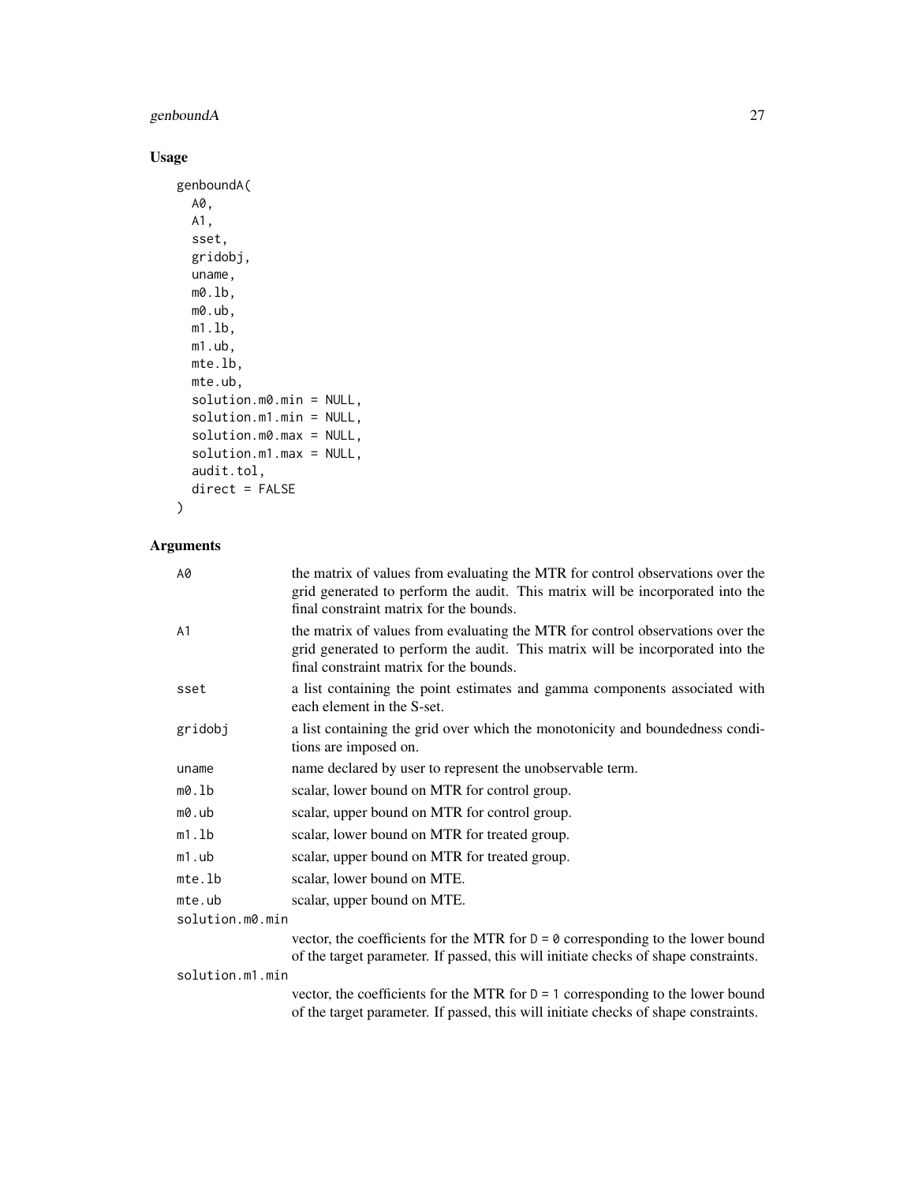## Usage

```
genboundA(
  A0,
  A1,
  sset,
  gridobj,
  uname,
  m0.lb,
  m0.ub,
  m1.lb,
  m1.ub,
  mte.lb,
  mte.ub,
  solution.m0.min = NULL,
  solution.m1.min = NULL,
  solution.m0.max = NULL,
  solution.m1.max = NULL,
  audit.tol,
  direct = FALSE
)
```

## Arguments

| Argument | Description |
|---|---|
| `A0` | the matrix of values from evaluating the MTR for control observations over the grid generated to perform the audit. This matrix will be incorporated into the final constraint matrix for the bounds. |
| `A1` | the matrix of values from evaluating the MTR for control observations over the grid generated to perform the audit. This matrix will be incorporated into the final constraint matrix for the bounds. |
| `sset` | a list containing the point estimates and gamma components associated with each element in the S-set. |
| `gridobj` | a list containing the grid over which the monotonicity and boundedness conditions are imposed on. |
| `uname` | name declared by user to represent the unobservable term. |
| `m0.lb` | scalar, lower bound on MTR for control group. |
| `m0.ub` | scalar, upper bound on MTR for control group. |
| `m1.lb` | scalar, lower bound on MTR for treated group. |
| `m1.ub` | scalar, upper bound on MTR for treated group. |
| `mte.lb` | scalar, lower bound on MTE. |
| `mte.ub` | scalar, upper bound on MTE. |
| `solution.m0.min` | vector, the coefficients for the MTR for `D = 0` corresponding to the lower bound of the target parameter. If passed, this will initiate checks of shape constraints. |
| `solution.m1.min` | vector, the coefficients for the MTR for `D = 1` corresponding to the lower bound of the target parameter. If passed, this will initiate checks of shape constraints. |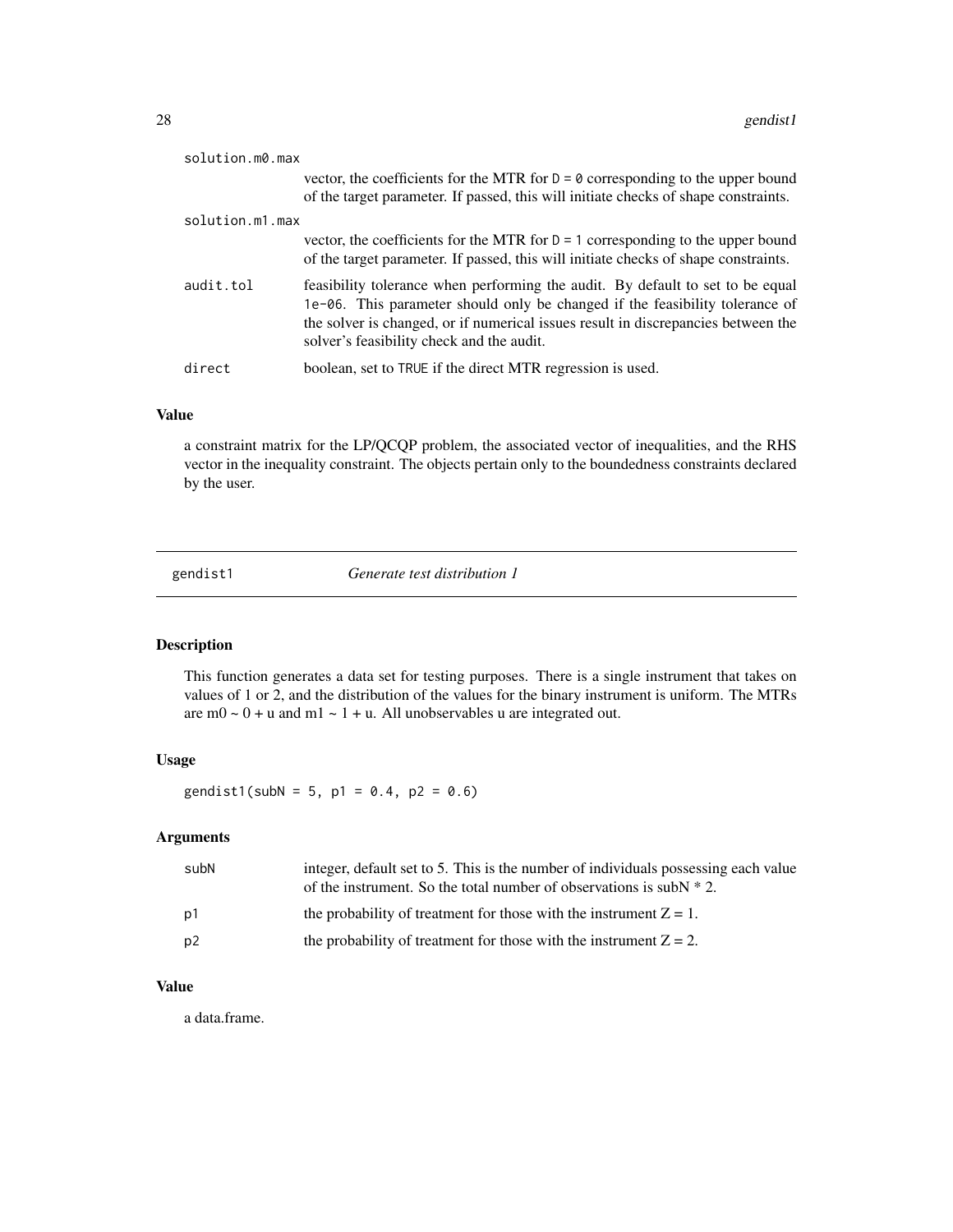| | |
|---|---|
| solution.m0.max | vector, the coefficients for the MTR for `D = 0` corresponding to the upper bound of the target parameter. If passed, this will initiate checks of shape constraints. |
| solution.m1.max | vector, the coefficients for the MTR for `D = 1` corresponding to the upper bound of the target parameter. If passed, this will initiate checks of shape constraints. |
| audit.tol | feasibility tolerance when performing the audit. By default to set to be equal `1e-06`. This parameter should only be changed if the feasibility tolerance of the solver is changed, or if numerical issues result in discrepancies between the solver's feasibility check and the audit. |
| direct | boolean, set to `TRUE` if the direct MTR regression is used. |

### Value

a constraint matrix for the LP/QCQP problem, the associated vector of inequalities, and the RHS vector in the inequality constraint. The objects pertain only to the boundedness constraints declared by the user.

---

## gendist1 — *Generate test distribution 1*

### Description

This function generates a data set for testing purposes. There is a single instrument that takes on values of 1 or 2, and the distribution of the values for the binary instrument is uniform. The MTRs are m0 ~ 0 + u and m1 ~ 1 + u. All unobservables u are integrated out.

### Usage

```
gendist1(subN = 5, p1 = 0.4, p2 = 0.6)
```

### Arguments

| | |
|---|---|
| subN | integer, default set to 5. This is the number of individuals possessing each value of the instrument. So the total number of observations is subN * 2. |
| p1 | the probability of treatment for those with the instrument Z = 1. |
| p2 | the probability of treatment for those with the instrument Z = 2. |

### Value

a data.frame.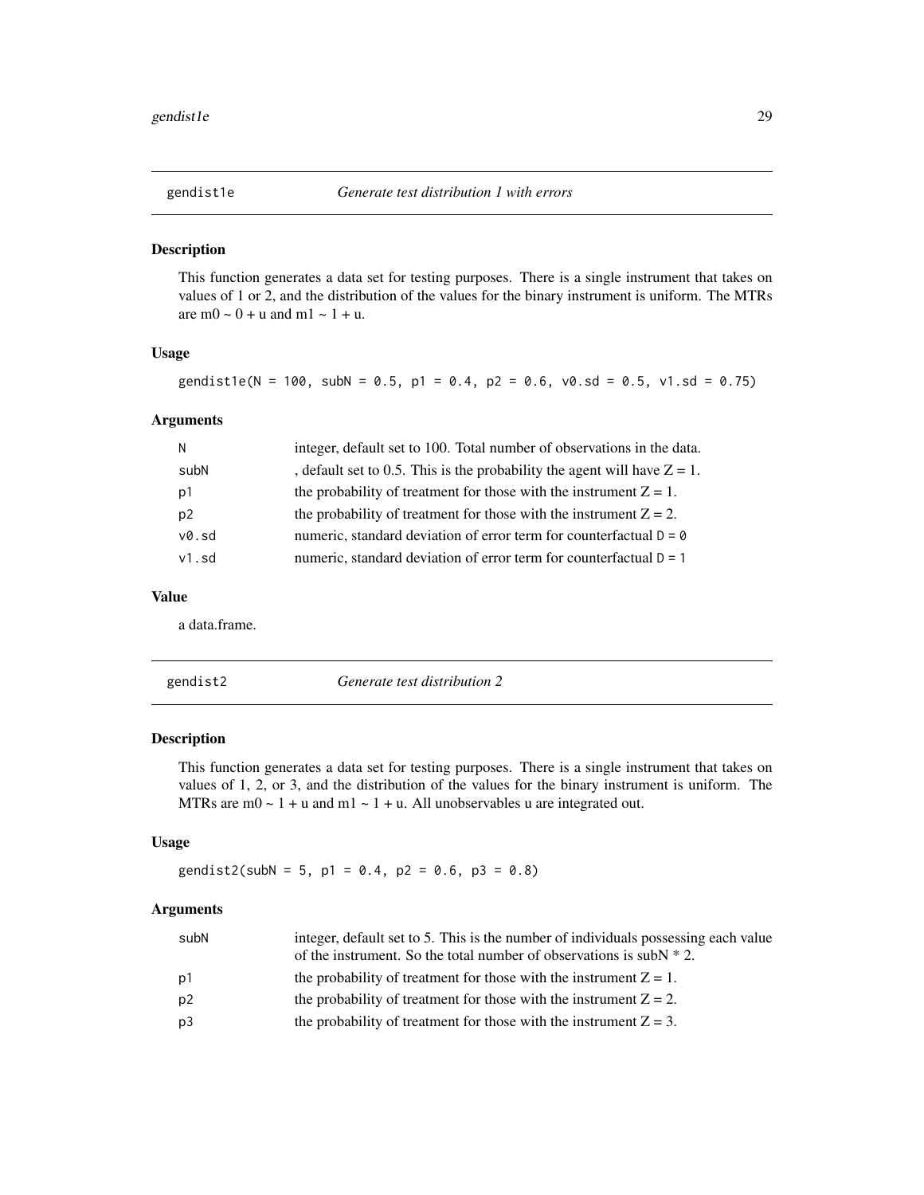## gendist1e — *Generate test distribution 1 with errors*

### Description

This function generates a data set for testing purposes. There is a single instrument that takes on values of 1 or 2, and the distribution of the values for the binary instrument is uniform. The MTRs are m0 ~ 0 + u and m1 ~ 1 + u.

### Usage

```
gendist1e(N = 100, subN = 0.5, p1 = 0.4, p2 = 0.6, v0.sd = 0.5, v1.sd = 0.75)
```

### Arguments

| | |
|---|---|
| `N` | integer, default set to 100. Total number of observations in the data. |
| `subN` | , default set to 0.5. This is the probability the agent will have Z = 1. |
| `p1` | the probability of treatment for those with the instrument Z = 1. |
| `p2` | the probability of treatment for those with the instrument Z = 2. |
| `v0.sd` | numeric, standard deviation of error term for counterfactual `D = 0` |
| `v1.sd` | numeric, standard deviation of error term for counterfactual `D = 1` |

### Value

a data.frame.

## gendist2 — *Generate test distribution 2*

### Description

This function generates a data set for testing purposes. There is a single instrument that takes on values of 1, 2, or 3, and the distribution of the values for the binary instrument is uniform. The MTRs are m0 ~ 1 + u and m1 ~ 1 + u. All unobservables u are integrated out.

### Usage

```
gendist2(subN = 5, p1 = 0.4, p2 = 0.6, p3 = 0.8)
```

### Arguments

| | |
|---|---|
| `subN` | integer, default set to 5. This is the number of individuals possessing each value of the instrument. So the total number of observations is subN * 2. |
| `p1` | the probability of treatment for those with the instrument Z = 1. |
| `p2` | the probability of treatment for those with the instrument Z = 2. |
| `p3` | the probability of treatment for those with the instrument Z = 3. |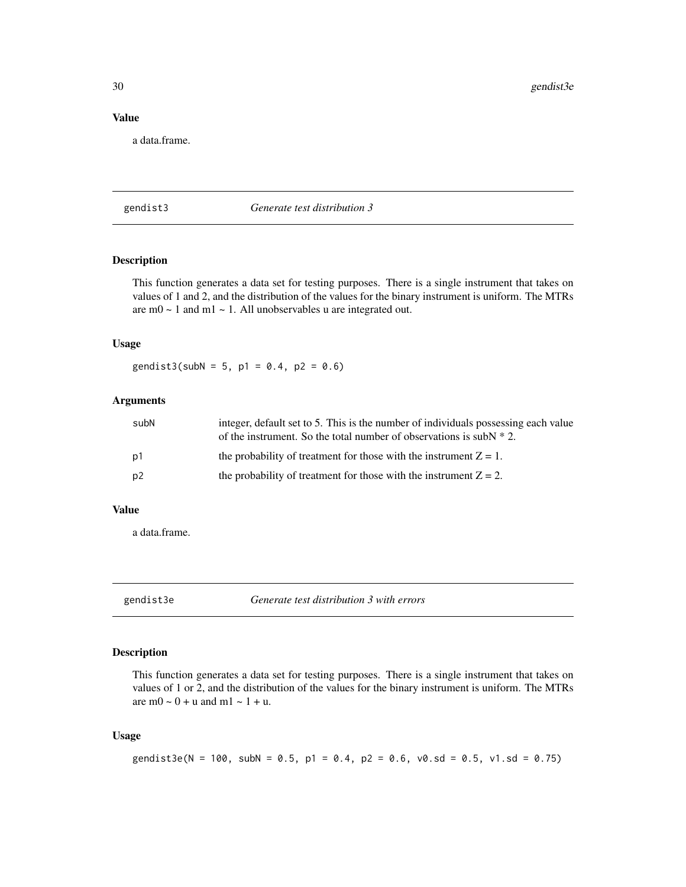### Value

a data.frame.

---

## gendist3 — *Generate test distribution 3*

### Description

This function generates a data set for testing purposes. There is a single instrument that takes on values of 1 and 2, and the distribution of the values for the binary instrument is uniform. The MTRs are m0 ~ 1 and m1 ~ 1. All unobservables u are integrated out.

### Usage

```
gendist3(subN = 5, p1 = 0.4, p2 = 0.6)
```

### Arguments

| | |
|---|---|
| `subN` | integer, default set to 5. This is the number of individuals possessing each value of the instrument. So the total number of observations is subN * 2. |
| `p1` | the probability of treatment for those with the instrument Z = 1. |
| `p2` | the probability of treatment for those with the instrument Z = 2. |

### Value

a data.frame.

---

## gendist3e — *Generate test distribution 3 with errors*

### Description

This function generates a data set for testing purposes. There is a single instrument that takes on values of 1 or 2, and the distribution of the values for the binary instrument is uniform. The MTRs are m0 ~ 0 + u and m1 ~ 1 + u.

### Usage

```
gendist3e(N = 100, subN = 0.5, p1 = 0.4, p2 = 0.6, v0.sd = 0.5, v1.sd = 0.75)
```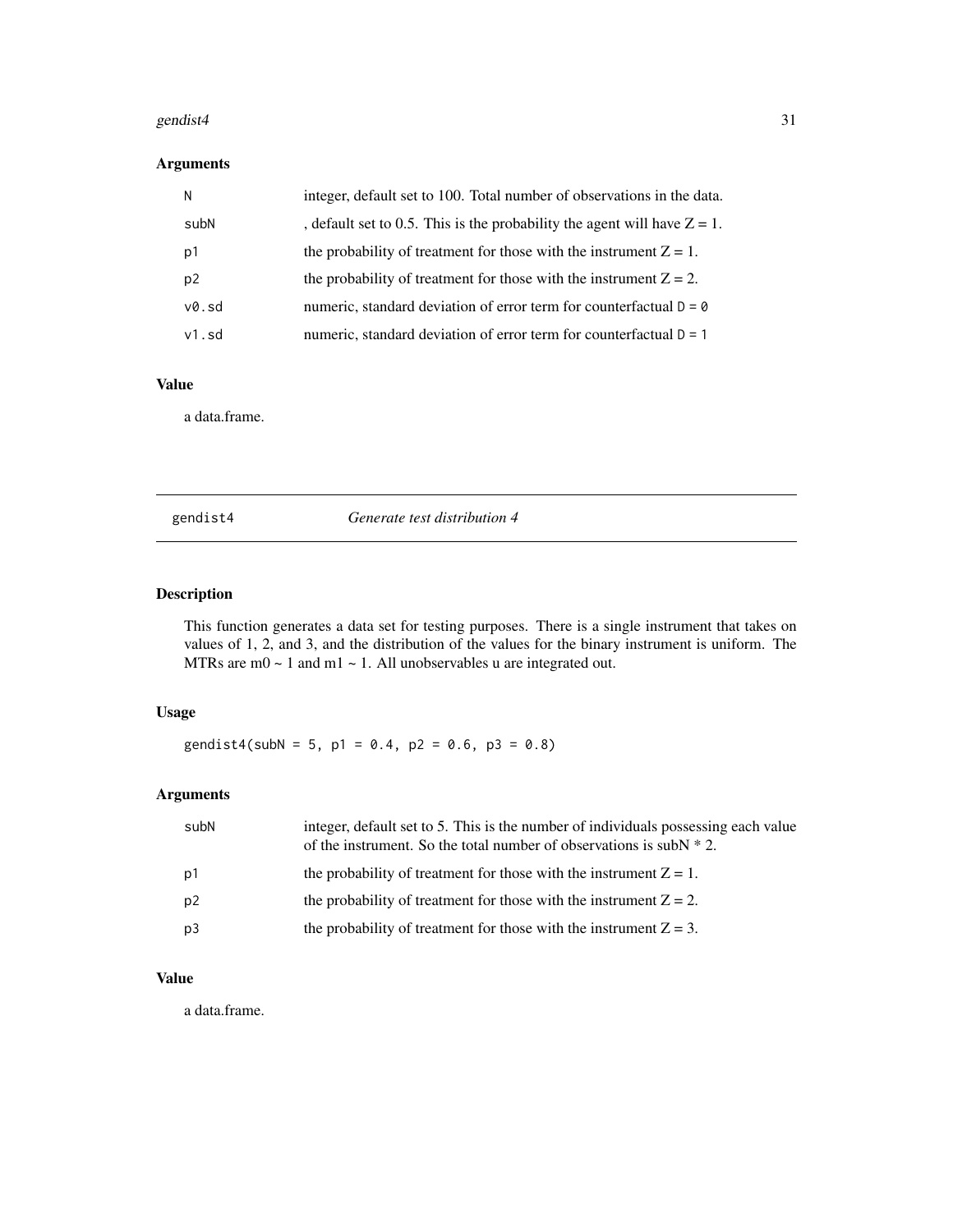## Arguments

| | |
|---|---|
| N | integer, default set to 100. Total number of observations in the data. |
| subN | , default set to 0.5. This is the probability the agent will have Z = 1. |
| p1 | the probability of treatment for those with the instrument Z = 1. |
| p2 | the probability of treatment for those with the instrument Z = 2. |
| v0.sd | numeric, standard deviation of error term for counterfactual `D = 0` |
| v1.sd | numeric, standard deviation of error term for counterfactual `D = 1` |

## Value

a data.frame.

---

# gendist4 — *Generate test distribution 4*

## Description

This function generates a data set for testing purposes. There is a single instrument that takes on values of 1, 2, and 3, and the distribution of the values for the binary instrument is uniform. The MTRs are m0 ~ 1 and m1 ~ 1. All unobservables u are integrated out.

## Usage

```
gendist4(subN = 5, p1 = 0.4, p2 = 0.6, p3 = 0.8)
```

## Arguments

| | |
|---|---|
| subN | integer, default set to 5. This is the number of individuals possessing each value of the instrument. So the total number of observations is subN * 2. |
| p1 | the probability of treatment for those with the instrument Z = 1. |
| p2 | the probability of treatment for those with the instrument Z = 2. |
| p3 | the probability of treatment for those with the instrument Z = 3. |

## Value

a data.frame.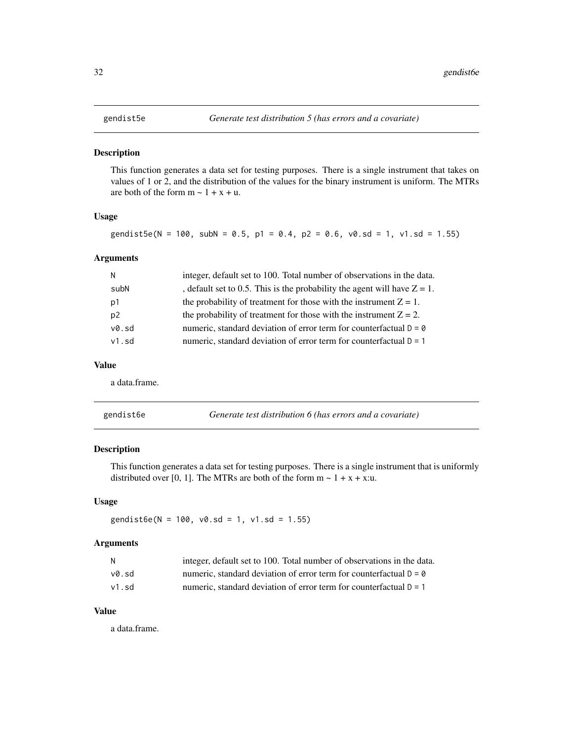## gendist5e — *Generate test distribution 5 (has errors and a covariate)*

### Description

This function generates a data set for testing purposes. There is a single instrument that takes on values of 1 or 2, and the distribution of the values for the binary instrument is uniform. The MTRs are both of the form m ~ 1 + x + u.

### Usage

```
gendist5e(N = 100, subN = 0.5, p1 = 0.4, p2 = 0.6, v0.sd = 1, v1.sd = 1.55)
```

### Arguments

| | |
|---|---|
| `N` | integer, default set to 100. Total number of observations in the data. |
| `subN` | , default set to 0.5. This is the probability the agent will have Z = 1. |
| `p1` | the probability of treatment for those with the instrument Z = 1. |
| `p2` | the probability of treatment for those with the instrument Z = 2. |
| `v0.sd` | numeric, standard deviation of error term for counterfactual `D = 0` |
| `v1.sd` | numeric, standard deviation of error term for counterfactual `D = 1` |

### Value

a data.frame.

## gendist6e — *Generate test distribution 6 (has errors and a covariate)*

### Description

This function generates a data set for testing purposes. There is a single instrument that is uniformly distributed over [0, 1]. The MTRs are both of the form m ~ 1 + x + x:u.

### Usage

```
gendist6e(N = 100, v0.sd = 1, v1.sd = 1.55)
```

### Arguments

| | |
|---|---|
| `N` | integer, default set to 100. Total number of observations in the data. |
| `v0.sd` | numeric, standard deviation of error term for counterfactual `D = 0` |
| `v1.sd` | numeric, standard deviation of error term for counterfactual `D = 1` |

### Value

a data.frame.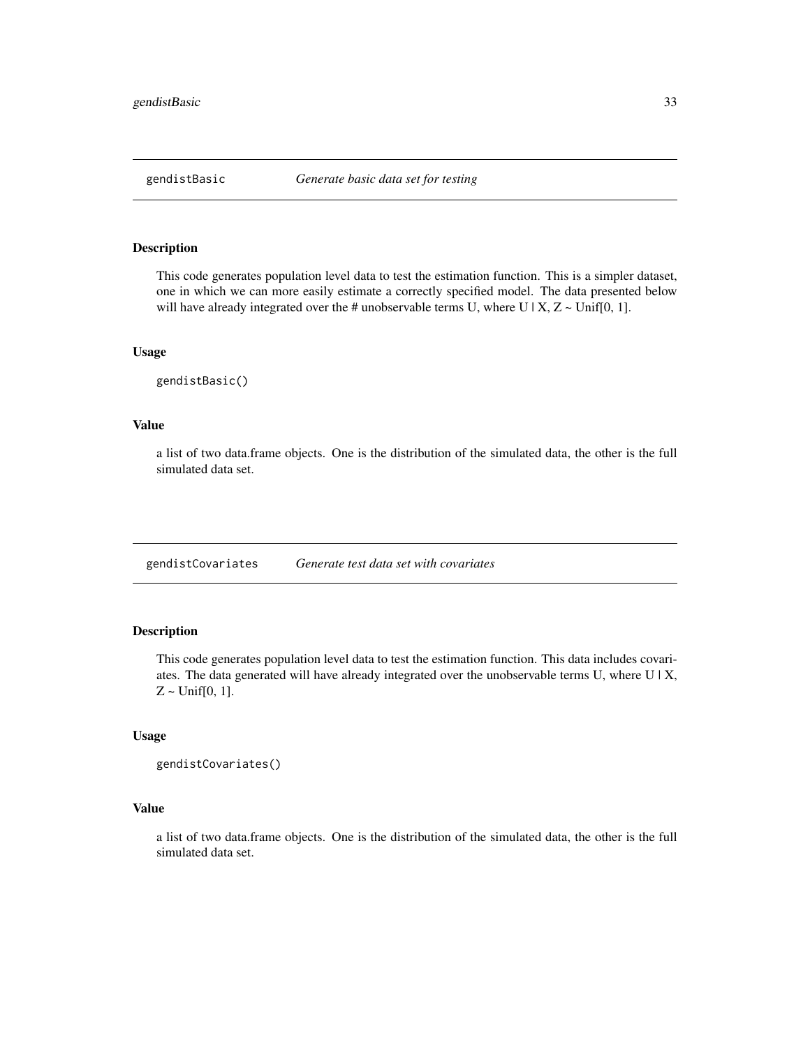## gendistBasic *Generate basic data set for testing*

### Description

This code generates population level data to test the estimation function. This is a simpler dataset, one in which we can more easily estimate a correctly specified model. The data presented below will have already integrated over the # unobservable terms U, where U | X, Z ~ Unif[0, 1].

### Usage

```
gendistBasic()
```

### Value

a list of two data.frame objects. One is the distribution of the simulated data, the other is the full simulated data set.

## gendistCovariates *Generate test data set with covariates*

### Description

This code generates population level data to test the estimation function. This data includes covariates. The data generated will have already integrated over the unobservable terms U, where U | X, Z ~ Unif[0, 1].

### Usage

```
gendistCovariates()
```

### Value

a list of two data.frame objects. One is the distribution of the simulated data, the other is the full simulated data set.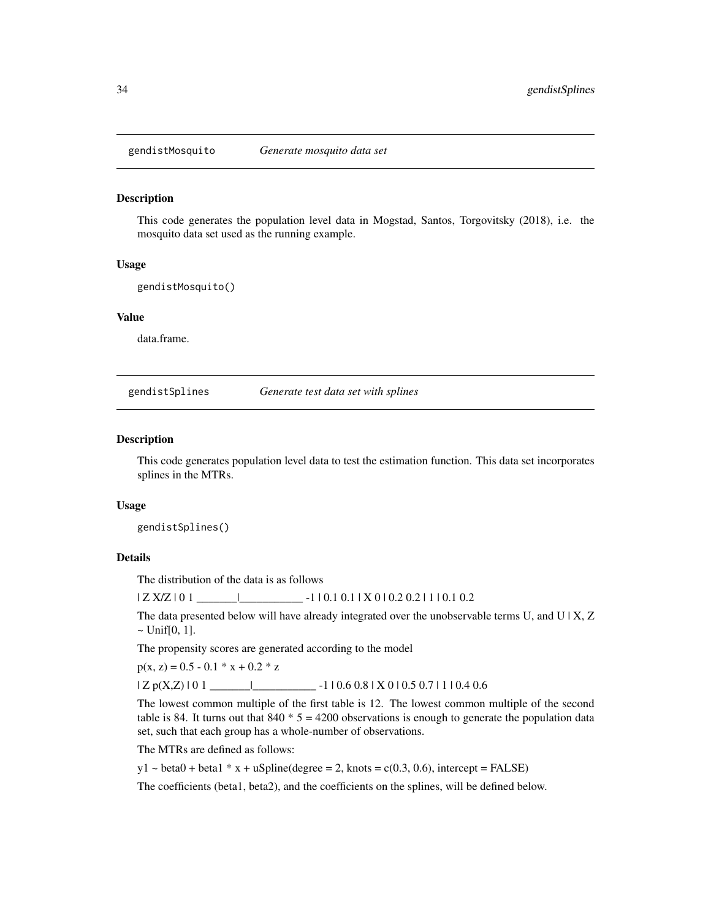## gendistMosquito *Generate mosquito data set*

### Description

This code generates the population level data in Mogstad, Santos, Torgovitsky (2018), i.e. the mosquito data set used as the running example.

### Usage

```
gendistMosquito()
```

### Value

data.frame.

## gendistSplines *Generate test data set with splines*

### Description

This code generates population level data to test the estimation function. This data set incorporates splines in the MTRs.

### Usage

```
gendistSplines()
```

### Details

The distribution of the data is as follows

| Z X/Z | 0 1 _______|___________ -1 | 0.1 0.1 | X 0 | 0.2 0.2 | 1 | 0.1 0.2

The data presented below will have already integrated over the unobservable terms U, and U | X, Z ~ Unif[0, 1].

The propensity scores are generated according to the model

p(x, z) = 0.5 - 0.1 * x + 0.2 * z

| Z p(X,Z) | 0 1 _______|___________ -1 | 0.6 0.8 | X 0 | 0.5 0.7 | 1 | 0.4 0.6

The lowest common multiple of the first table is 12. The lowest common multiple of the second table is 84. It turns out that 840 * 5 = 4200 observations is enough to generate the population data set, such that each group has a whole-number of observations.

The MTRs are defined as follows:

y1 ~ beta0 + beta1 * x + uSpline(degree = 2, knots = c(0.3, 0.6), intercept = FALSE)

The coefficients (beta1, beta2), and the coefficients on the splines, will be defined below.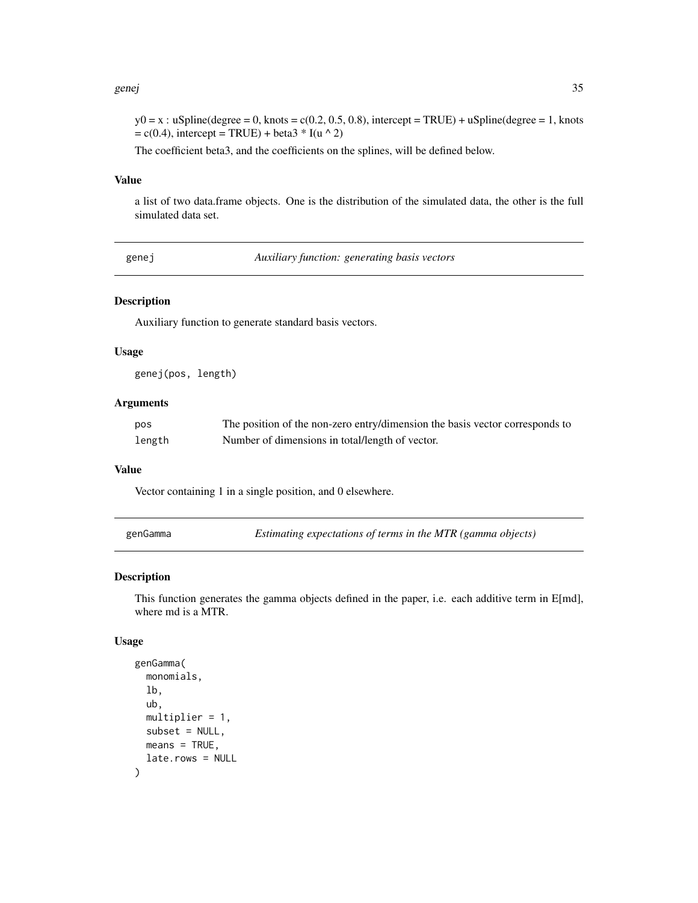y0 = x : uSpline(degree = 0, knots = c(0.2, 0.5, 0.8), intercept = TRUE) + uSpline(degree = 1, knots = c(0.4), intercept = TRUE) + beta3 * I(u ^ 2)

The coefficient beta3, and the coefficients on the splines, will be defined below.

### Value

a list of two data.frame objects. One is the distribution of the simulated data, the other is the full simulated data set.

---

## genej — *Auxiliary function: generating basis vectors*

### Description

Auxiliary function to generate standard basis vectors.

### Usage

```
genej(pos, length)
```

### Arguments

| | |
|---|---|
| pos | The position of the non-zero entry/dimension the basis vector corresponds to |
| length | Number of dimensions in total/length of vector. |

### Value

Vector containing 1 in a single position, and 0 elsewhere.

---

## genGamma — *Estimating expectations of terms in the MTR (gamma objects)*

### Description

This function generates the gamma objects defined in the paper, i.e. each additive term in E[md], where md is a MTR.

### Usage

```
genGamma(
  monomials,
  lb,
  ub,
  multiplier = 1,
  subset = NULL,
  means = TRUE,
  late.rows = NULL
)
```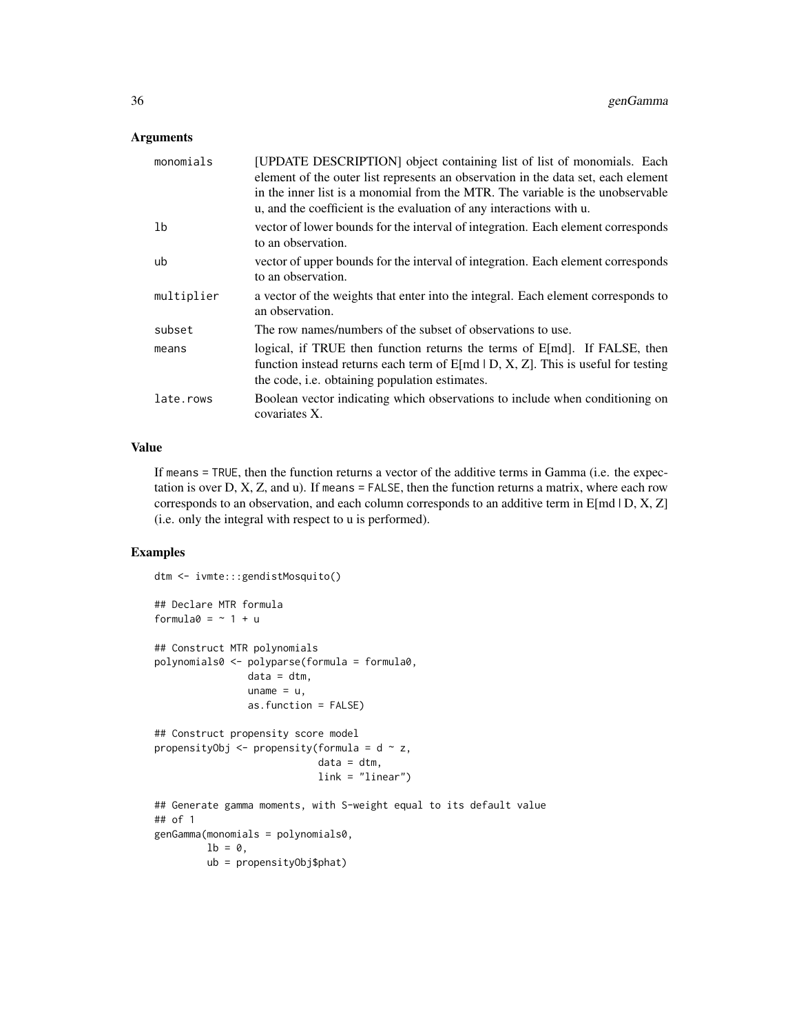### Arguments

| | |
|---|---|
| monomials | [UPDATE DESCRIPTION] object containing list of list of monomials. Each element of the outer list represents an observation in the data set, each element in the inner list is a monomial from the MTR. The variable is the unobservable u, and the coefficient is the evaluation of any interactions with u. |
| lb | vector of lower bounds for the interval of integration. Each element corresponds to an observation. |
| ub | vector of upper bounds for the interval of integration. Each element corresponds to an observation. |
| multiplier | a vector of the weights that enter into the integral. Each element corresponds to an observation. |
| subset | The row names/numbers of the subset of observations to use. |
| means | logical, if TRUE then function returns the terms of E[md]. If FALSE, then function instead returns each term of E[md \| D, X, Z]. This is useful for testing the code, i.e. obtaining population estimates. |
| late.rows | Boolean vector indicating which observations to include when conditioning on covariates X. |

### Value

If `means = TRUE`, then the function returns a vector of the additive terms in Gamma (i.e. the expectation is over D, X, Z, and u). If `means = FALSE`, then the function returns a matrix, where each row corresponds to an observation, and each column corresponds to an additive term in E[md | D, X, Z] (i.e. only the integral with respect to u is performed).

### Examples

```
dtm <- ivmte:::gendistMosquito()

## Declare MTR formula
formula0 = ~ 1 + u

## Construct MTR polynomials
polynomials0 <- polyparse(formula = formula0,
                data = dtm,
                uname = u,
                as.function = FALSE)

## Construct propensity score model
propensityObj <- propensity(formula = d ~ z,
                            data = dtm,
                            link = "linear")

## Generate gamma moments, with S-weight equal to its default value
## of 1
genGamma(monomials = polynomials0,
         lb = 0,
         ub = propensityObj$phat)
```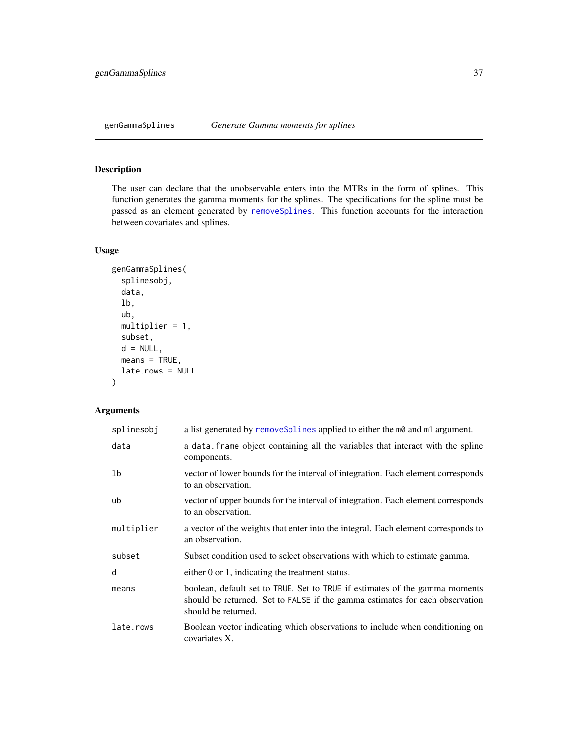# genGammaSplines *Generate Gamma moments for splines*

## Description

The user can declare that the unobservable enters into the MTRs in the form of splines. This function generates the gamma moments for the splines. The specifications for the spline must be passed as an element generated by removeSplines. This function accounts for the interaction between covariates and splines.

## Usage

```
genGammaSplines(
  splinesobj,
  data,
  lb,
  ub,
  multiplier = 1,
  subset,
  d = NULL,
  means = TRUE,
  late.rows = NULL
)
```

## Arguments

| | |
|---|---|
| `splinesobj` | a list generated by removeSplines applied to either the `m0` and `m1` argument. |
| `data` | a `data.frame` object containing all the variables that interact with the spline components. |
| `lb` | vector of lower bounds for the interval of integration. Each element corresponds to an observation. |
| `ub` | vector of upper bounds for the interval of integration. Each element corresponds to an observation. |
| `multiplier` | a vector of the weights that enter into the integral. Each element corresponds to an observation. |
| `subset` | Subset condition used to select observations with which to estimate gamma. |
| `d` | either 0 or 1, indicating the treatment status. |
| `means` | boolean, default set to `TRUE`. Set to `TRUE` if estimates of the gamma moments should be returned. Set to `FALSE` if the gamma estimates for each observation should be returned. |
| `late.rows` | Boolean vector indicating which observations to include when conditioning on covariates X. |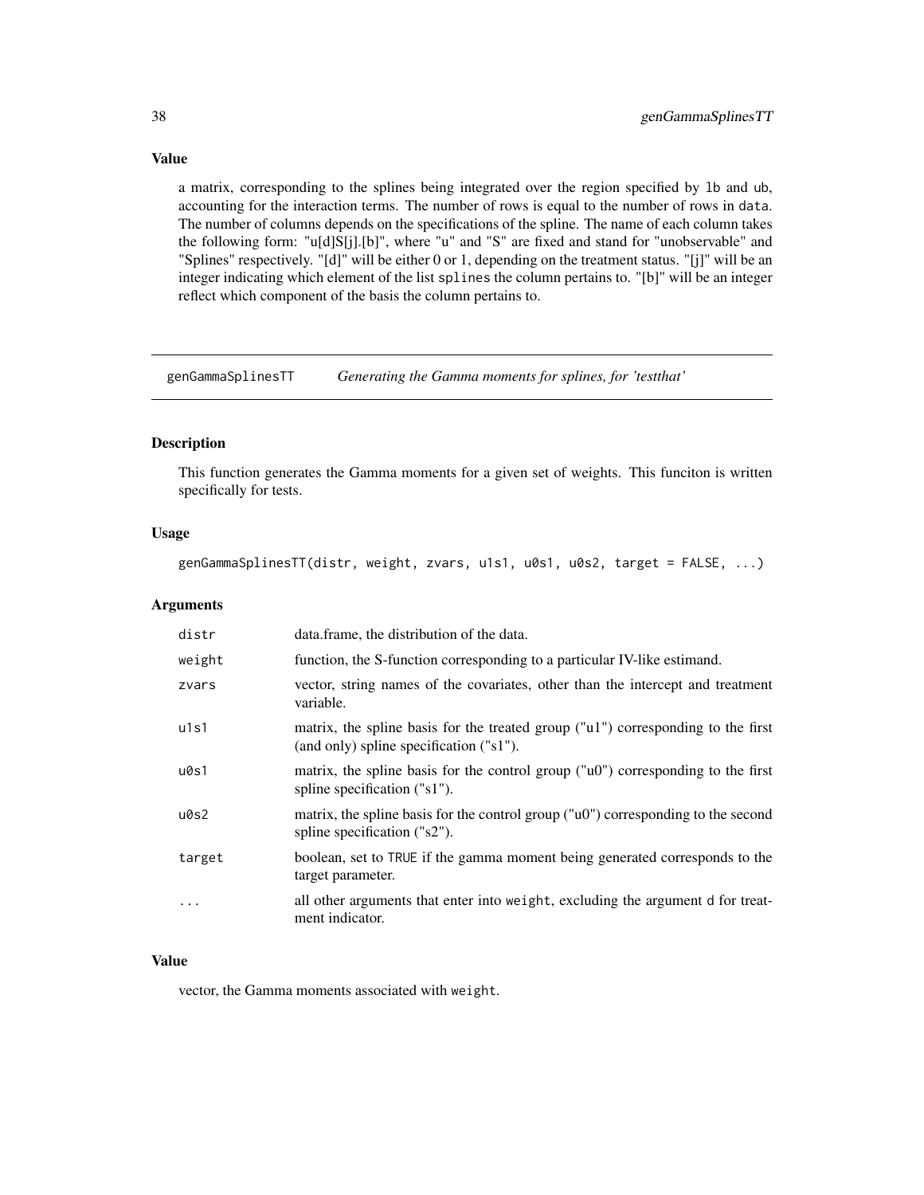## Value

a matrix, corresponding to the splines being integrated over the region specified by `lb` and `ub`, accounting for the interaction terms. The number of rows is equal to the number of rows in `data`. The number of columns depends on the specifications of the spline. The name of each column takes the following form: "u[d]S[j].[b]", where "u" and "S" are fixed and stand for "unobservable" and "Splines" respectively. "[d]" will be either 0 or 1, depending on the treatment status. "[j]" will be an integer indicating which element of the list `splines` the column pertains to. "[b]" will be an integer reflect which component of the basis the column pertains to.

---

# genGammaSplinesTT — *Generating the Gamma moments for splines, for 'testthat'*

## Description

This function generates the Gamma moments for a given set of weights. This funciton is written specifically for tests.

## Usage

```
genGammaSplinesTT(distr, weight, zvars, u1s1, u0s1, u0s2, target = FALSE, ...)
```

## Arguments

| | |
|---|---|
| `distr` | data.frame, the distribution of the data. |
| `weight` | function, the S-function corresponding to a particular IV-like estimand. |
| `zvars` | vector, string names of the covariates, other than the intercept and treatment variable. |
| `u1s1` | matrix, the spline basis for the treated group ("u1") corresponding to the first (and only) spline specification ("s1"). |
| `u0s1` | matrix, the spline basis for the control group ("u0") corresponding to the first spline specification ("s1"). |
| `u0s2` | matrix, the spline basis for the control group ("u0") corresponding to the second spline specification ("s2"). |
| `target` | boolean, set to `TRUE` if the gamma moment being generated corresponds to the target parameter. |
| `...` | all other arguments that enter into `weight`, excluding the argument `d` for treatment indicator. |

## Value

vector, the Gamma moments associated with `weight`.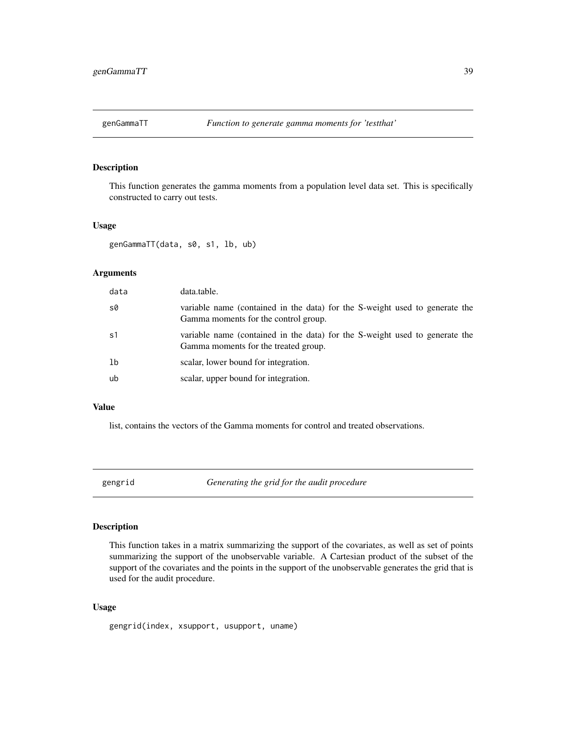## genGammaTT — *Function to generate gamma moments for 'testthat'*

### Description

This function generates the gamma moments from a population level data set. This is specifically constructed to carry out tests.

### Usage

```
genGammaTT(data, s0, s1, lb, ub)
```

### Arguments

| | |
|---|---|
| `data` | data.table. |
| `s0` | variable name (contained in the data) for the S-weight used to generate the Gamma moments for the control group. |
| `s1` | variable name (contained in the data) for the S-weight used to generate the Gamma moments for the treated group. |
| `lb` | scalar, lower bound for integration. |
| `ub` | scalar, upper bound for integration. |

### Value

list, contains the vectors of the Gamma moments for control and treated observations.

## gengrid — *Generating the grid for the audit procedure*

### Description

This function takes in a matrix summarizing the support of the covariates, as well as set of points summarizing the support of the unobservable variable. A Cartesian product of the subset of the support of the covariates and the points in the support of the unobservable generates the grid that is used for the audit procedure.

### Usage

```
gengrid(index, xsupport, usupport, uname)
```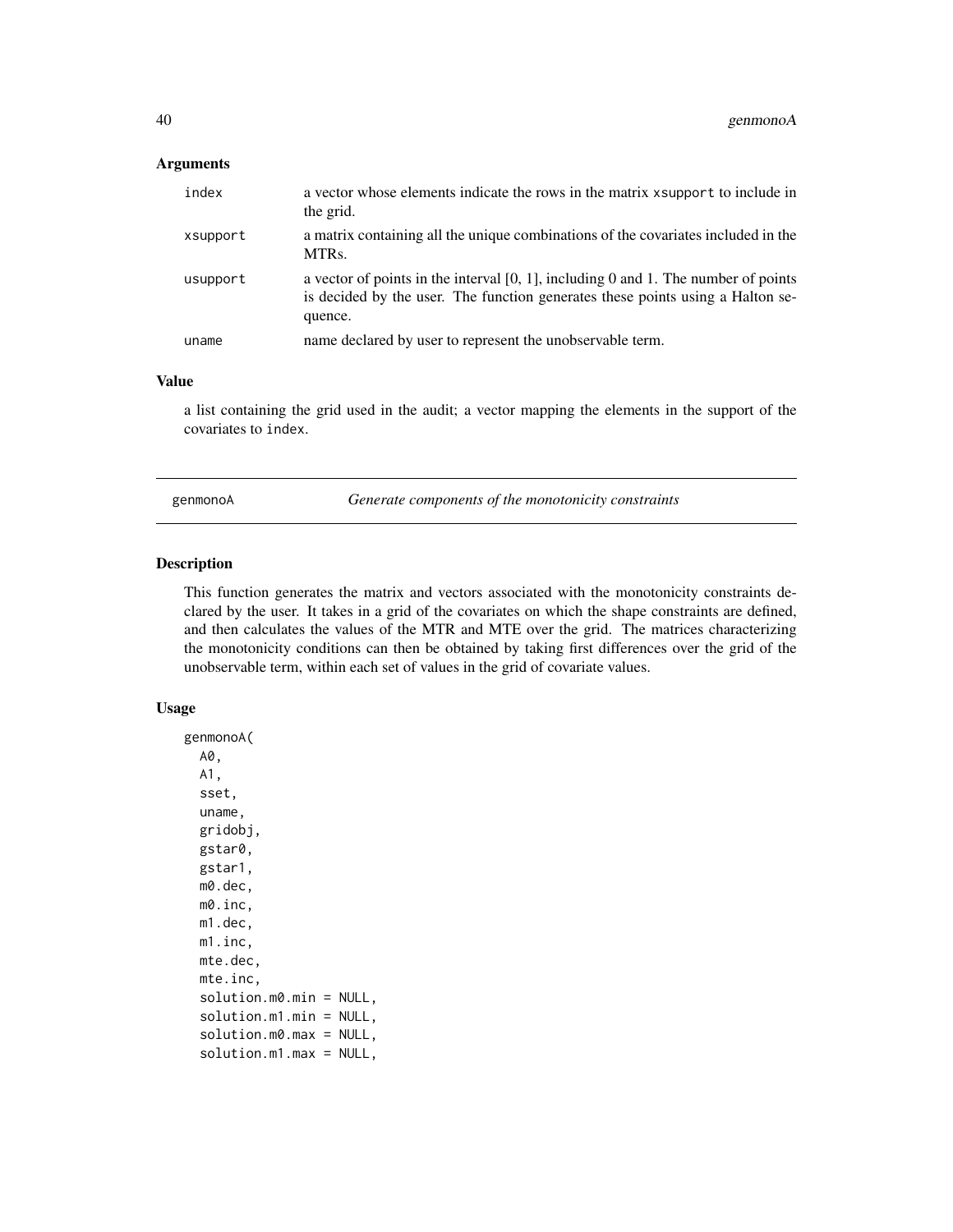### Arguments

| | |
|---|---|
| `index` | a vector whose elements indicate the rows in the matrix `xsupport` to include in the grid. |
| `xsupport` | a matrix containing all the unique combinations of the covariates included in the MTRs. |
| `usupport` | a vector of points in the interval [0, 1], including 0 and 1. The number of points is decided by the user. The function generates these points using a Halton sequence. |
| `uname` | name declared by user to represent the unobservable term. |

### Value

a list containing the grid used in the audit; a vector mapping the elements in the support of the covariates to `index`.

---

## genmonoA — *Generate components of the monotonicity constraints*

### Description

This function generates the matrix and vectors associated with the monotonicity constraints declared by the user. It takes in a grid of the covariates on which the shape constraints are defined, and then calculates the values of the MTR and MTE over the grid. The matrices characterizing the monotonicity conditions can then be obtained by taking first differences over the grid of the unobservable term, within each set of values in the grid of covariate values.

### Usage

```
genmonoA(
  A0,
  A1,
  sset,
  uname,
  gridobj,
  gstar0,
  gstar1,
  m0.dec,
  m0.inc,
  m1.dec,
  m1.inc,
  mte.dec,
  mte.inc,
  solution.m0.min = NULL,
  solution.m1.min = NULL,
  solution.m0.max = NULL,
  solution.m1.max = NULL,
```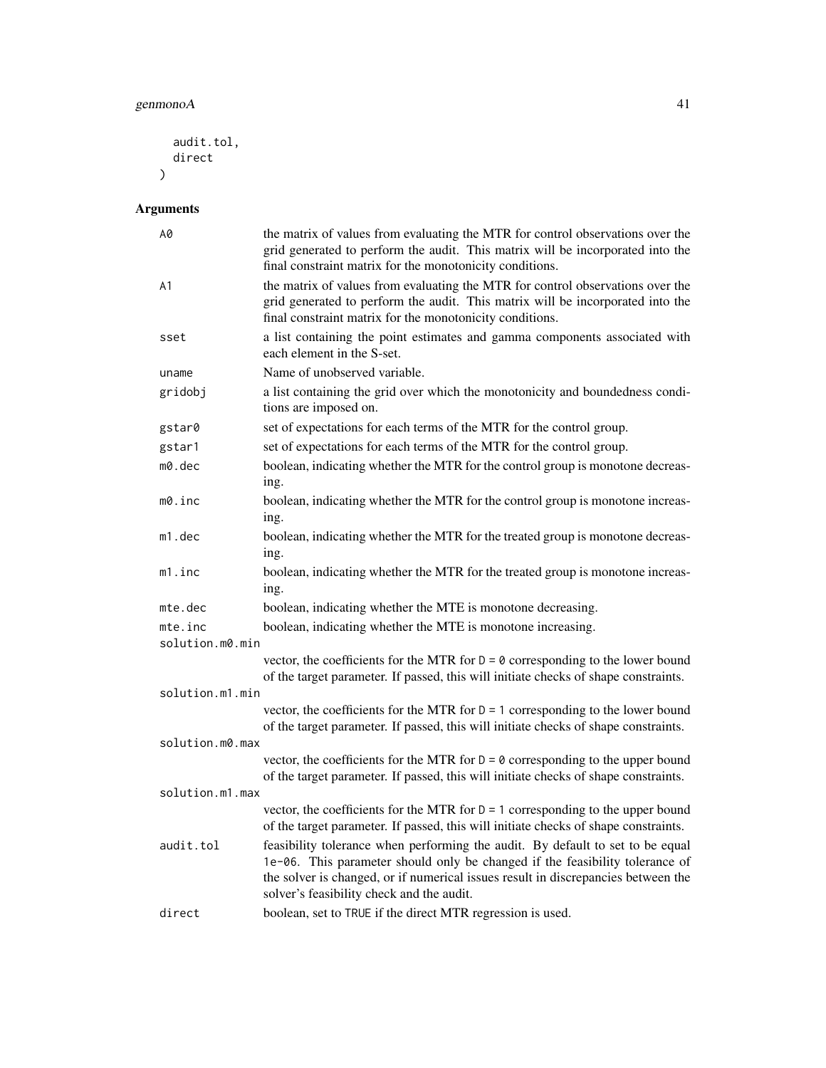```
  audit.tol,
  direct
)
```

## Arguments

| | |
|---|---|
| A0 | the matrix of values from evaluating the MTR for control observations over the grid generated to perform the audit. This matrix will be incorporated into the final constraint matrix for the monotonicity conditions. |
| A1 | the matrix of values from evaluating the MTR for control observations over the grid generated to perform the audit. This matrix will be incorporated into the final constraint matrix for the monotonicity conditions. |
| sset | a list containing the point estimates and gamma components associated with each element in the S-set. |
| uname | Name of unobserved variable. |
| gridobj | a list containing the grid over which the monotonicity and boundedness conditions are imposed on. |
| gstar0 | set of expectations for each terms of the MTR for the control group. |
| gstar1 | set of expectations for each terms of the MTR for the control group. |
| m0.dec | boolean, indicating whether the MTR for the control group is monotone decreasing. |
| m0.inc | boolean, indicating whether the MTR for the control group is monotone increasing. |
| m1.dec | boolean, indicating whether the MTR for the treated group is monotone decreasing. |
| m1.inc | boolean, indicating whether the MTR for the treated group is monotone increasing. |
| mte.dec | boolean, indicating whether the MTE is monotone decreasing. |
| mte.inc | boolean, indicating whether the MTE is monotone increasing. |
| solution.m0.min | vector, the coefficients for the MTR for `D = 0` corresponding to the lower bound of the target parameter. If passed, this will initiate checks of shape constraints. |
| solution.m1.min | vector, the coefficients for the MTR for `D = 1` corresponding to the lower bound of the target parameter. If passed, this will initiate checks of shape constraints. |
| solution.m0.max | vector, the coefficients for the MTR for `D = 0` corresponding to the upper bound of the target parameter. If passed, this will initiate checks of shape constraints. |
| solution.m1.max | vector, the coefficients for the MTR for `D = 1` corresponding to the upper bound of the target parameter. If passed, this will initiate checks of shape constraints. |
| audit.tol | feasibility tolerance when performing the audit. By default to set to be equal `1e-06`. This parameter should only be changed if the feasibility tolerance of the solver is changed, or if numerical issues result in discrepancies between the solver's feasibility check and the audit. |
| direct | boolean, set to `TRUE` if the direct MTR regression is used. |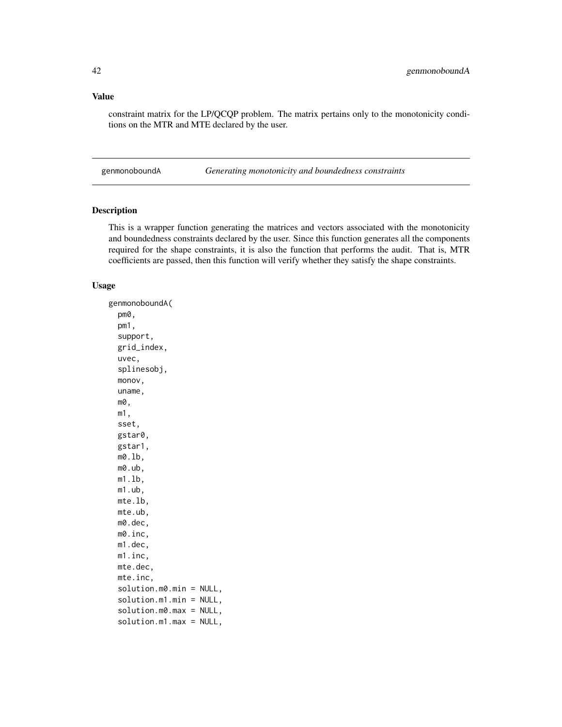### Value

constraint matrix for the LP/QCQP problem. The matrix pertains only to the monotonicity conditions on the MTR and MTE declared by the user.

---

## genmonoboundA — *Generating monotonicity and boundedness constraints*

### Description

This is a wrapper function generating the matrices and vectors associated with the monotonicity and boundedness constraints declared by the user. Since this function generates all the components required for the shape constraints, it is also the function that performs the audit. That is, MTR coefficients are passed, then this function will verify whether they satisfy the shape constraints.

### Usage

```
genmonoboundA(
  pm0,
  pm1,
  support,
  grid_index,
  uvec,
  splinesobj,
  monov,
  uname,
  m0,
  m1,
  sset,
  gstar0,
  gstar1,
  m0.lb,
  m0.ub,
  m1.lb,
  m1.ub,
  mte.lb,
  mte.ub,
  m0.dec,
  m0.inc,
  m1.dec,
  m1.inc,
  mte.dec,
  mte.inc,
  solution.m0.min = NULL,
  solution.m1.min = NULL,
  solution.m0.max = NULL,
  solution.m1.max = NULL,
```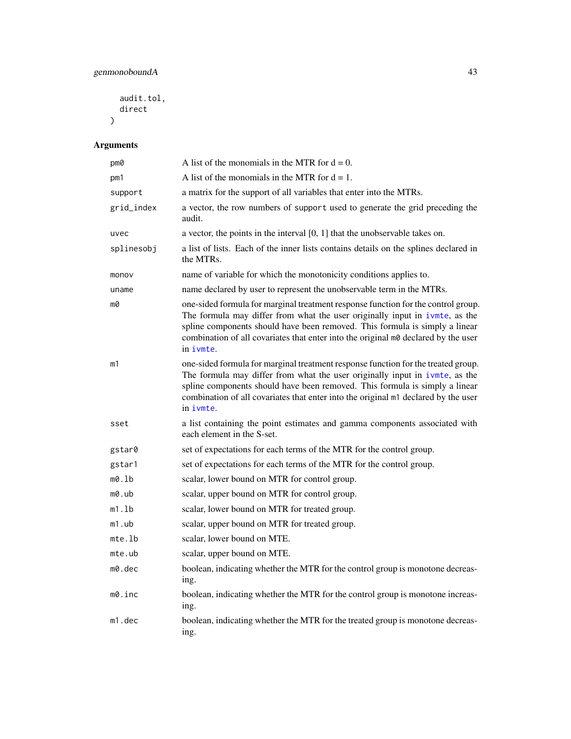```
  audit.tol,
  direct
)
```

## Arguments

| | |
|---|---|
| pm0 | A list of the monomials in the MTR for d = 0. |
| pm1 | A list of the monomials in the MTR for d = 1. |
| support | a matrix for the support of all variables that enter into the MTRs. |
| grid_index | a vector, the row numbers of support used to generate the grid preceding the audit. |
| uvec | a vector, the points in the interval [0, 1] that the unobservable takes on. |
| splinesobj | a list of lists. Each of the inner lists contains details on the splines declared in the MTRs. |
| monov | name of variable for which the monotonicity conditions applies to. |
| uname | name declared by user to represent the unobservable term in the MTRs. |
| m0 | one-sided formula for marginal treatment response function for the control group. The formula may differ from what the user originally input in ivmte, as the spline components should have been removed. This formula is simply a linear combination of all covariates that enter into the original m0 declared by the user in ivmte. |
| m1 | one-sided formula for marginal treatment response function for the treated group. The formula may differ from what the user originally input in ivmte, as the spline components should have been removed. This formula is simply a linear combination of all covariates that enter into the original m1 declared by the user in ivmte. |
| sset | a list containing the point estimates and gamma components associated with each element in the S-set. |
| gstar0 | set of expectations for each terms of the MTR for the control group. |
| gstar1 | set of expectations for each terms of the MTR for the control group. |
| m0.lb | scalar, lower bound on MTR for control group. |
| m0.ub | scalar, upper bound on MTR for control group. |
| m1.lb | scalar, lower bound on MTR for treated group. |
| m1.ub | scalar, upper bound on MTR for treated group. |
| mte.lb | scalar, lower bound on MTE. |
| mte.ub | scalar, upper bound on MTE. |
| m0.dec | boolean, indicating whether the MTR for the control group is monotone decreasing. |
| m0.inc | boolean, indicating whether the MTR for the control group is monotone increasing. |
| m1.dec | boolean, indicating whether the MTR for the treated group is monotone decreasing. |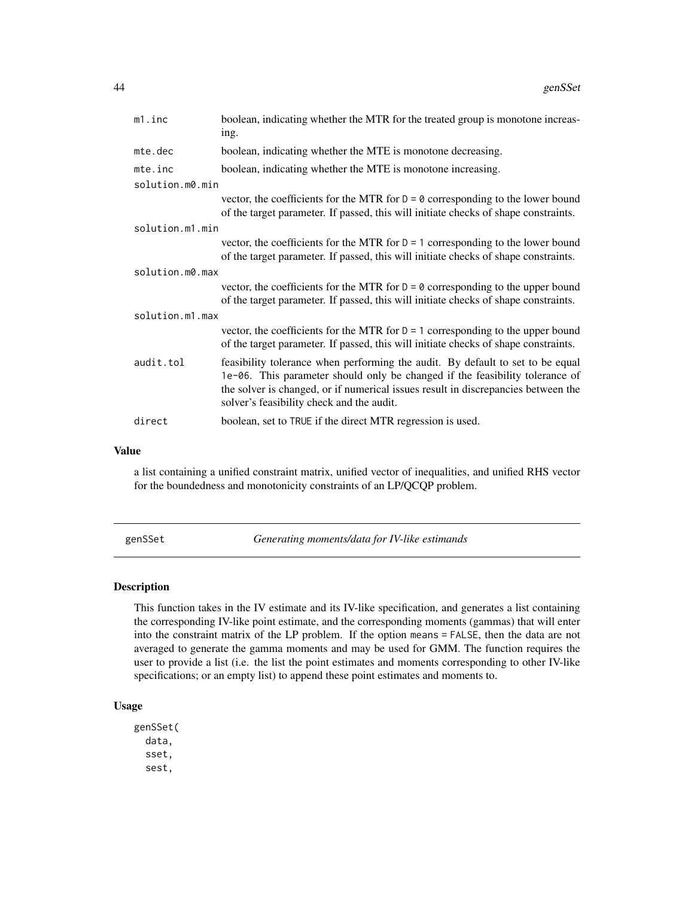| | |
|---|---|
| m1.inc | boolean, indicating whether the MTR for the treated group is monotone increasing. |
| mte.dec | boolean, indicating whether the MTE is monotone decreasing. |
| mte.inc | boolean, indicating whether the MTE is monotone increasing. |
| solution.m0.min | vector, the coefficients for the MTR for `D = 0` corresponding to the lower bound of the target parameter. If passed, this will initiate checks of shape constraints. |
| solution.m1.min | vector, the coefficients for the MTR for `D = 1` corresponding to the lower bound of the target parameter. If passed, this will initiate checks of shape constraints. |
| solution.m0.max | vector, the coefficients for the MTR for `D = 0` corresponding to the upper bound of the target parameter. If passed, this will initiate checks of shape constraints. |
| solution.m1.max | vector, the coefficients for the MTR for `D = 1` corresponding to the upper bound of the target parameter. If passed, this will initiate checks of shape constraints. |
| audit.tol | feasibility tolerance when performing the audit. By default to set to be equal `1e-06`. This parameter should only be changed if the feasibility tolerance of the solver is changed, or if numerical issues result in discrepancies between the solver's feasibility check and the audit. |
| direct | boolean, set to `TRUE` if the direct MTR regression is used. |

### Value

a list containing a unified constraint matrix, unified vector of inequalities, and unified RHS vector for the boundedness and monotonicity constraints of an LP/QCQP problem.

---

## genSSet — *Generating moments/data for IV-like estimands*

### Description

This function takes in the IV estimate and its IV-like specification, and generates a list containing the corresponding IV-like point estimate, and the corresponding moments (gammas) that will enter into the constraint matrix of the LP problem. If the option `means = FALSE`, then the data are not averaged to generate the gamma moments and may be used for GMM. The function requires the user to provide a list (i.e. the list the point estimates and moments corresponding to other IV-like specifications; or an empty list) to append these point estimates and moments to.

### Usage

```
genSSet(
  data,
  sset,
  sest,
```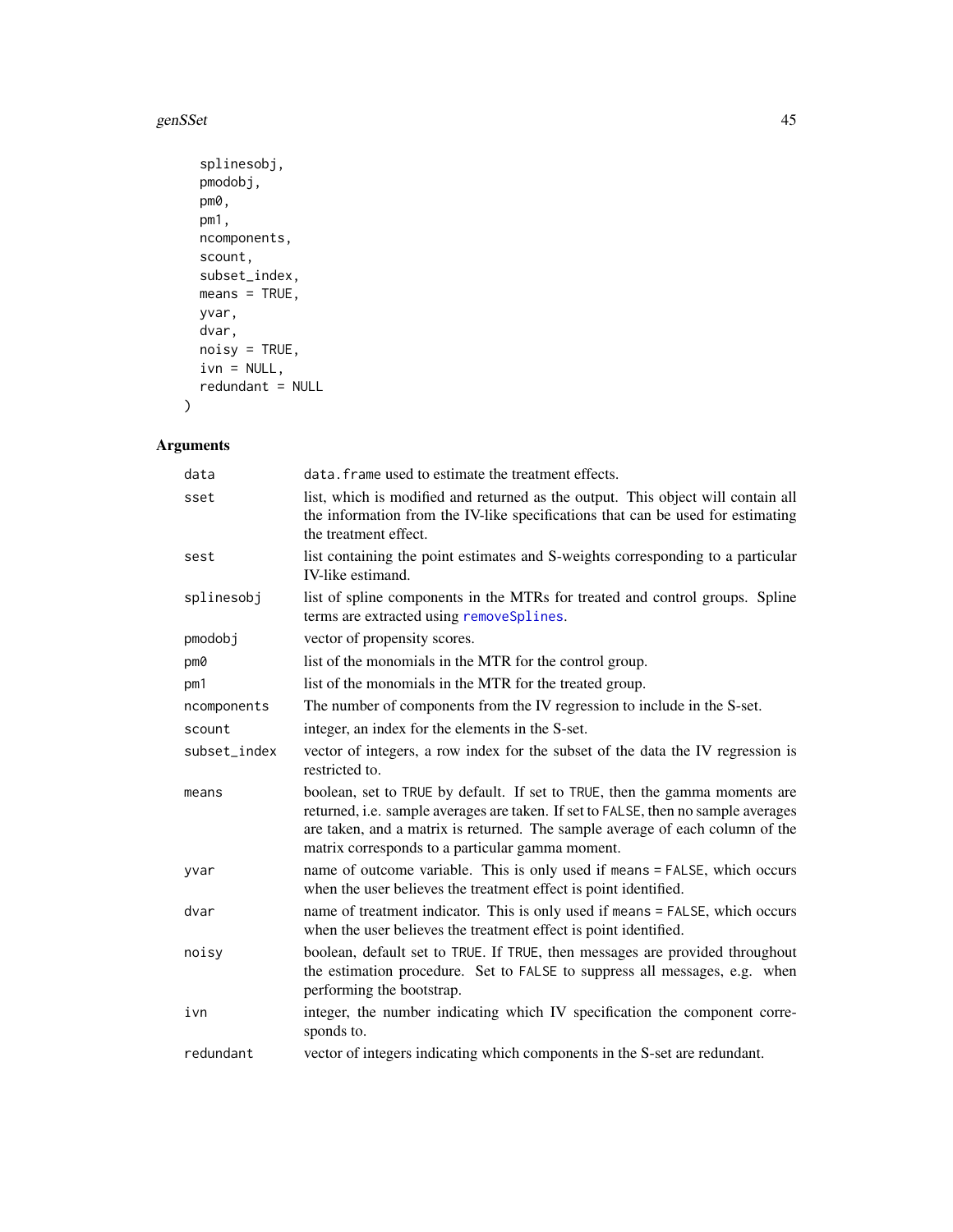```
  splinesobj,
  pmodobj,
  pm0,
  pm1,
  ncomponents,
  scount,
  subset_index,
  means = TRUE,
  yvar,
  dvar,
  noisy = TRUE,
  ivn = NULL,
  redundant = NULL
)
```

## Arguments

| | |
|---|---|
| data | data.frame used to estimate the treatment effects. |
| sset | list, which is modified and returned as the output. This object will contain all the information from the IV-like specifications that can be used for estimating the treatment effect. |
| sest | list containing the point estimates and S-weights corresponding to a particular IV-like estimand. |
| splinesobj | list of spline components in the MTRs for treated and control groups. Spline terms are extracted using removeSplines. |
| pmodobj | vector of propensity scores. |
| pm0 | list of the monomials in the MTR for the control group. |
| pm1 | list of the monomials in the MTR for the treated group. |
| ncomponents | The number of components from the IV regression to include in the S-set. |
| scount | integer, an index for the elements in the S-set. |
| subset_index | vector of integers, a row index for the subset of the data the IV regression is restricted to. |
| means | boolean, set to TRUE by default. If set to TRUE, then the gamma moments are returned, i.e. sample averages are taken. If set to FALSE, then no sample averages are taken, and a matrix is returned. The sample average of each column of the matrix corresponds to a particular gamma moment. |
| yvar | name of outcome variable. This is only used if means = FALSE, which occurs when the user believes the treatment effect is point identified. |
| dvar | name of treatment indicator. This is only used if means = FALSE, which occurs when the user believes the treatment effect is point identified. |
| noisy | boolean, default set to TRUE. If TRUE, then messages are provided throughout the estimation procedure. Set to FALSE to suppress all messages, e.g. when performing the bootstrap. |
| ivn | integer, the number indicating which IV specification the component corresponds to. |
| redundant | vector of integers indicating which components in the S-set are redundant. |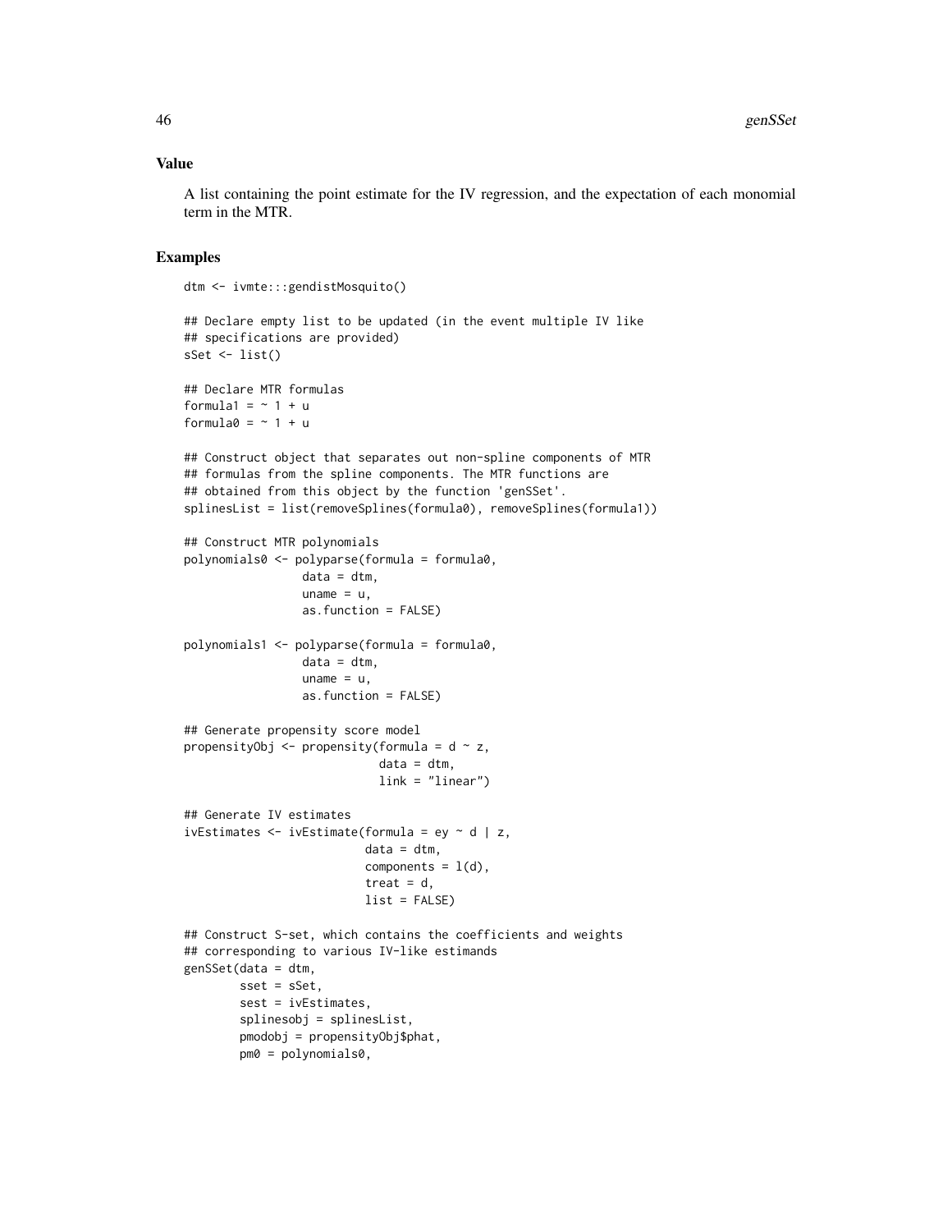## Value

A list containing the point estimate for the IV regression, and the expectation of each monomial term in the MTR.

## Examples

```
dtm <- ivmte:::gendistMosquito()

## Declare empty list to be updated (in the event multiple IV like
## specifications are provided)
sSet <- list()

## Declare MTR formulas
formula1 = ~ 1 + u
formula0 = ~ 1 + u

## Construct object that separates out non-spline components of MTR
## formulas from the spline components. The MTR functions are
## obtained from this object by the function 'genSSet'.
splinesList = list(removeSplines(formula0), removeSplines(formula1))

## Construct MTR polynomials
polynomials0 <- polyparse(formula = formula0,
                 data = dtm,
                 uname = u,
                 as.function = FALSE)

polynomials1 <- polyparse(formula = formula0,
                 data = dtm,
                 uname = u,
                 as.function = FALSE)

## Generate propensity score model
propensityObj <- propensity(formula = d ~ z,
                            data = dtm,
                            link = "linear")

## Generate IV estimates
ivEstimates <- ivEstimate(formula = ey ~ d | z,
                          data = dtm,
                          components = l(d),
                          treat = d,
                          list = FALSE)

## Construct S-set, which contains the coefficients and weights
## corresponding to various IV-like estimands
genSSet(data = dtm,
        sset = sSet,
        sest = ivEstimates,
        splinesobj = splinesList,
        pmodobj = propensityObj$phat,
        pm0 = polynomials0,
```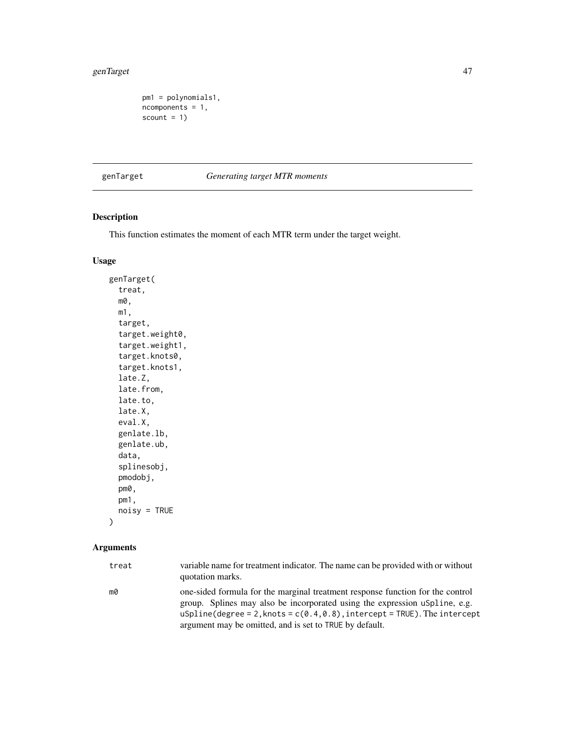```
pm1 = polynomials1,
ncomponents = 1,
scount = 1)
```

## genTarget *Generating target MTR moments*

### Description

This function estimates the moment of each MTR term under the target weight.

### Usage

```
genTarget(
  treat,
  m0,
  m1,
  target,
  target.weight0,
  target.weight1,
  target.knots0,
  target.knots1,
  late.Z,
  late.from,
  late.to,
  late.X,
  eval.X,
  genlate.lb,
  genlate.ub,
  data,
  splinesobj,
  pmodobj,
  pm0,
  pm1,
  noisy = TRUE
)
```

### Arguments

| | |
|---|---|
| treat | variable name for treatment indicator. The name can be provided with or without quotation marks. |
| m0 | one-sided formula for the marginal treatment response function for the control group. Splines may also be incorporated using the expression `uSpline`, e.g. `uSpline(degree = 2, knots = c(0.4, 0.8), intercept = TRUE)`. The `intercept` argument may be omitted, and is set to `TRUE` by default. |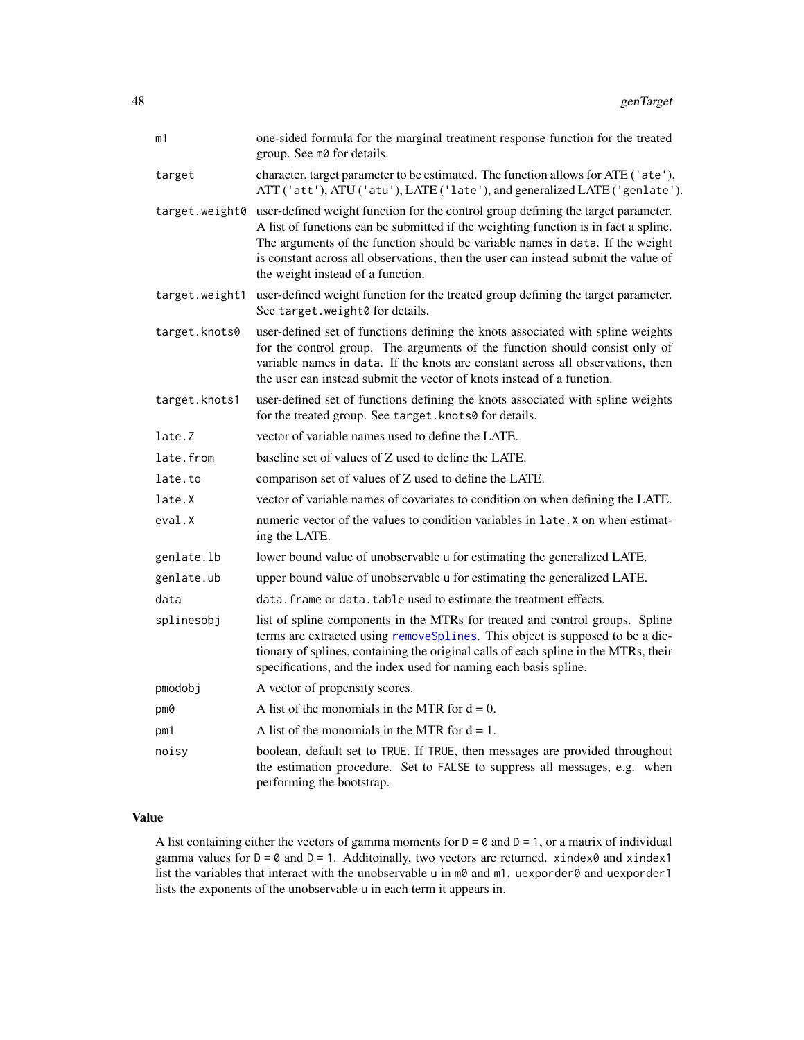| | |
|---|---|
| m1 | one-sided formula for the marginal treatment response function for the treated group. See m0 for details. |
| target | character, target parameter to be estimated. The function allows for ATE ('ate'), ATT ('att'), ATU ('atu'), LATE ('late'), and generalized LATE ('genlate'). |
| target.weight0 | user-defined weight function for the control group defining the target parameter. A list of functions can be submitted if the weighting function is in fact a spline. The arguments of the function should be variable names in data. If the weight is constant across all observations, then the user can instead submit the value of the weight instead of a function. |
| target.weight1 | user-defined weight function for the treated group defining the target parameter. See target.weight0 for details. |
| target.knots0 | user-defined set of functions defining the knots associated with spline weights for the control group. The arguments of the function should consist only of variable names in data. If the knots are constant across all observations, then the user can instead submit the vector of knots instead of a function. |
| target.knots1 | user-defined set of functions defining the knots associated with spline weights for the treated group. See target.knots0 for details. |
| late.Z | vector of variable names used to define the LATE. |
| late.from | baseline set of values of Z used to define the LATE. |
| late.to | comparison set of values of Z used to define the LATE. |
| late.X | vector of variable names of covariates to condition on when defining the LATE. |
| eval.X | numeric vector of the values to condition variables in late.X on when estimating the LATE. |
| genlate.lb | lower bound value of unobservable u for estimating the generalized LATE. |
| genlate.ub | upper bound value of unobservable u for estimating the generalized LATE. |
| data | data.frame or data.table used to estimate the treatment effects. |
| splinesobj | list of spline components in the MTRs for treated and control groups. Spline terms are extracted using removeSplines. This object is supposed to be a dictionary of splines, containing the original calls of each spline in the MTRs, their specifications, and the index used for naming each basis spline. |
| pmodobj | A vector of propensity scores. |
| pm0 | A list of the monomials in the MTR for d = 0. |
| pm1 | A list of the monomials in the MTR for d = 1. |
| noisy | boolean, default set to TRUE. If TRUE, then messages are provided throughout the estimation procedure. Set to FALSE to suppress all messages, e.g. when performing the bootstrap. |

## Value

A list containing either the vectors of gamma moments for D = 0 and D = 1, or a matrix of individual gamma values for D = 0 and D = 1. Additoinally, two vectors are returned. xindex0 and xindex1 list the variables that interact with the unobservable u in m0 and m1. uexporder0 and uexporder1 lists the exponents of the unobservable u in each term it appears in.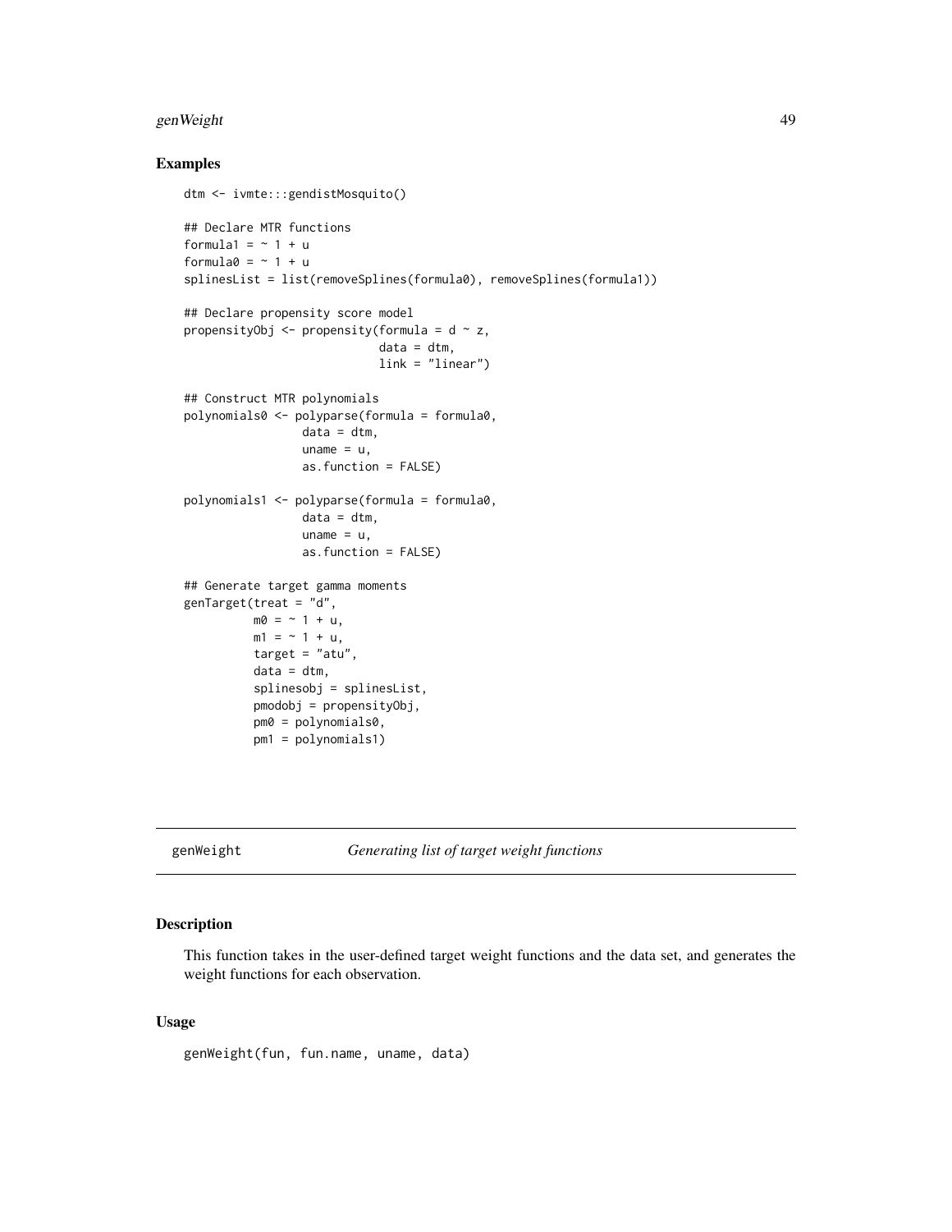## Examples

```
dtm <- ivmte:::gendistMosquito()

## Declare MTR functions
formula1 = ~ 1 + u
formula0 = ~ 1 + u
splinesList = list(removeSplines(formula0), removeSplines(formula1))

## Declare propensity score model
propensityObj <- propensity(formula = d ~ z,
                            data = dtm,
                            link = "linear")

## Construct MTR polynomials
polynomials0 <- polyparse(formula = formula0,
                 data = dtm,
                 uname = u,
                 as.function = FALSE)

polynomials1 <- polyparse(formula = formula0,
                 data = dtm,
                 uname = u,
                 as.function = FALSE)

## Generate target gamma moments
genTarget(treat = "d",
          m0 = ~ 1 + u,
          m1 = ~ 1 + u,
          target = "atu",
          data = dtm,
          splinesobj = splinesList,
          pmodobj = propensityObj,
          pm0 = polynomials0,
          pm1 = polynomials1)
```

---

# genWeight *Generating list of target weight functions*

## Description

This function takes in the user-defined target weight functions and the data set, and generates the weight functions for each observation.

## Usage

```
genWeight(fun, fun.name, uname, data)
```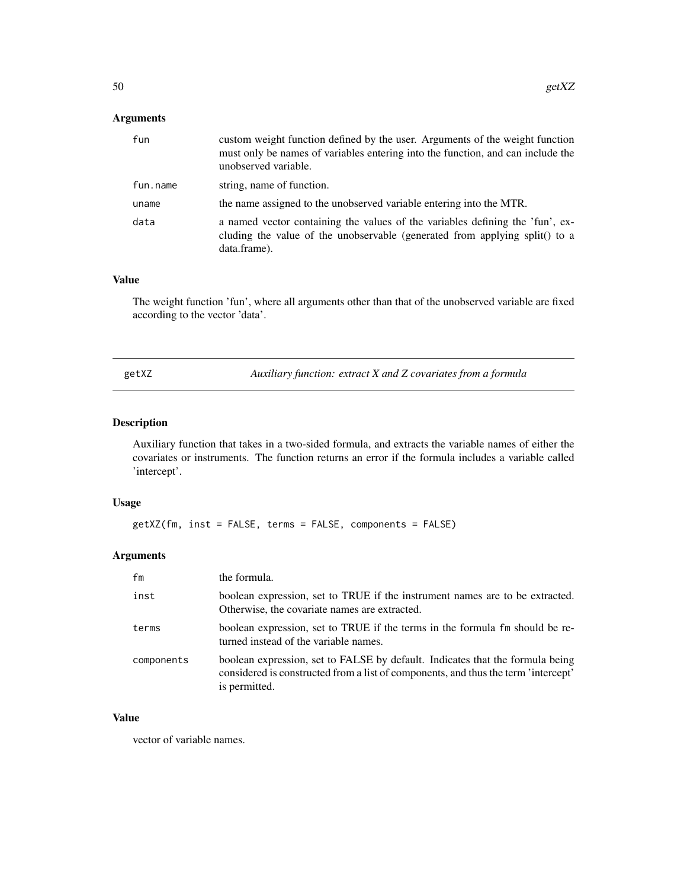### Arguments

| | |
|---|---|
| `fun` | custom weight function defined by the user. Arguments of the weight function must only be names of variables entering into the function, and can include the unobserved variable. |
| `fun.name` | string, name of function. |
| `uname` | the name assigned to the unobserved variable entering into the MTR. |
| `data` | a named vector containing the values of the variables defining the 'fun', excluding the value of the unobservable (generated from applying split() to a data.frame). |

### Value

The weight function 'fun', where all arguments other than that of the unobserved variable are fixed according to the vector 'data'.

---

## getXZ — *Auxiliary function: extract X and Z covariates from a formula*

---

### Description

Auxiliary function that takes in a two-sided formula, and extracts the variable names of either the covariates or instruments. The function returns an error if the formula includes a variable called 'intercept'.

### Usage

```
getXZ(fm, inst = FALSE, terms = FALSE, components = FALSE)
```

### Arguments

| | |
|---|---|
| `fm` | the formula. |
| `inst` | boolean expression, set to TRUE if the instrument names are to be extracted. Otherwise, the covariate names are extracted. |
| `terms` | boolean expression, set to TRUE if the terms in the formula `fm` should be returned instead of the variable names. |
| `components` | boolean expression, set to FALSE by default. Indicates that the formula being considered is constructed from a list of components, and thus the term 'intercept' is permitted. |

### Value

vector of variable names.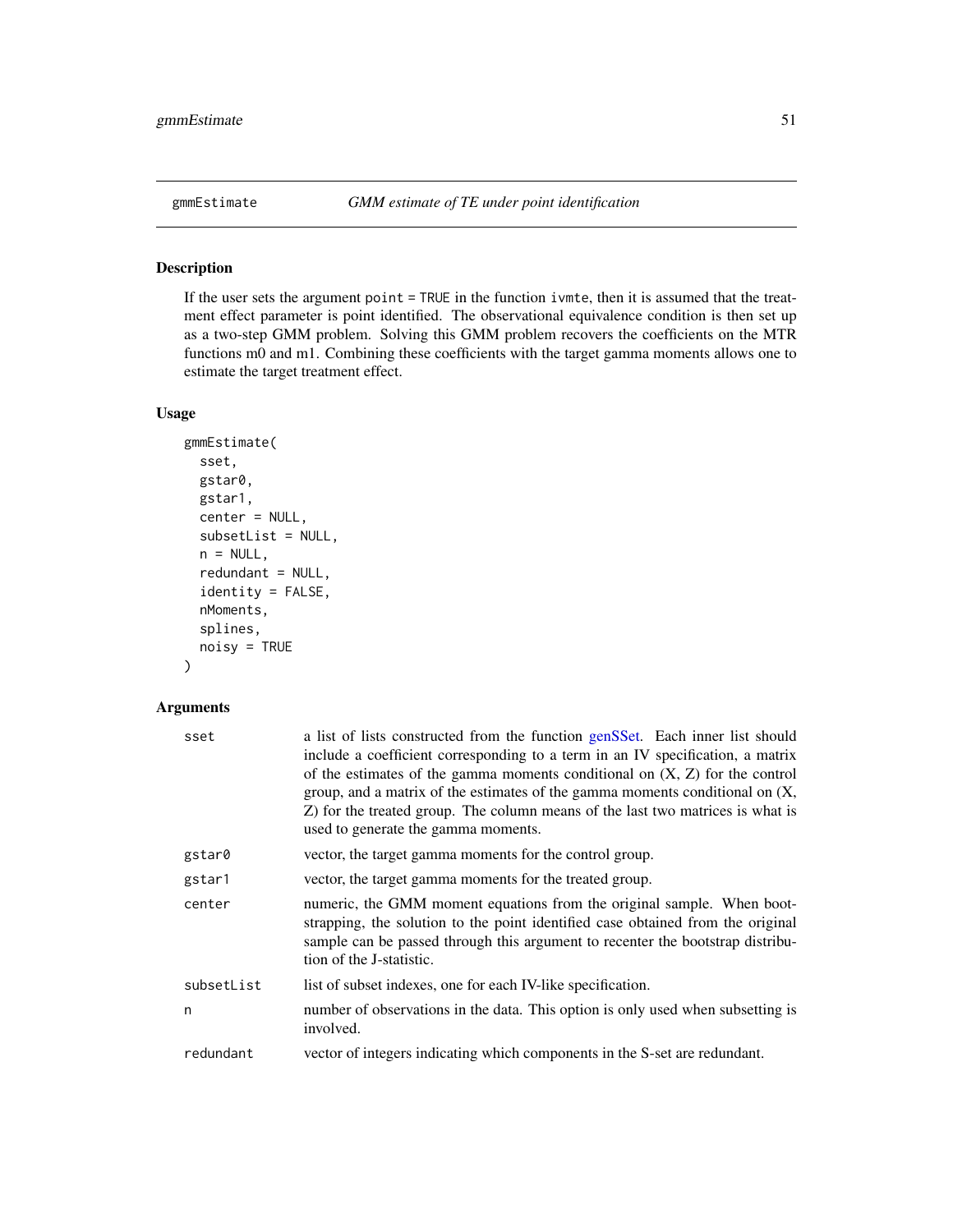## gmmEstimate — *GMM estimate of TE under point identification*

### Description

If the user sets the argument `point = TRUE` in the function `ivmte`, then it is assumed that the treatment effect parameter is point identified. The observational equivalence condition is then set up as a two-step GMM problem. Solving this GMM problem recovers the coefficients on the MTR functions m0 and m1. Combining these coefficients with the target gamma moments allows one to estimate the target treatment effect.

### Usage

```
gmmEstimate(
  sset,
  gstar0,
  gstar1,
  center = NULL,
  subsetList = NULL,
  n = NULL,
  redundant = NULL,
  identity = FALSE,
  nMoments,
  splines,
  noisy = TRUE
)
```

### Arguments

| Argument | Description |
|---|---|
| `sset` | a list of lists constructed from the function genSSet. Each inner list should include a coefficient corresponding to a term in an IV specification, a matrix of the estimates of the gamma moments conditional on (X, Z) for the control group, and a matrix of the estimates of the gamma moments conditional on (X, Z) for the treated group. The column means of the last two matrices is what is used to generate the gamma moments. |
| `gstar0` | vector, the target gamma moments for the control group. |
| `gstar1` | vector, the target gamma moments for the treated group. |
| `center` | numeric, the GMM moment equations from the original sample. When bootstrapping, the solution to the point identified case obtained from the original sample can be passed through this argument to recenter the bootstrap distribution of the J-statistic. |
| `subsetList` | list of subset indexes, one for each IV-like specification. |
| `n` | number of observations in the data. This option is only used when subsetting is involved. |
| `redundant` | vector of integers indicating which components in the S-set are redundant. |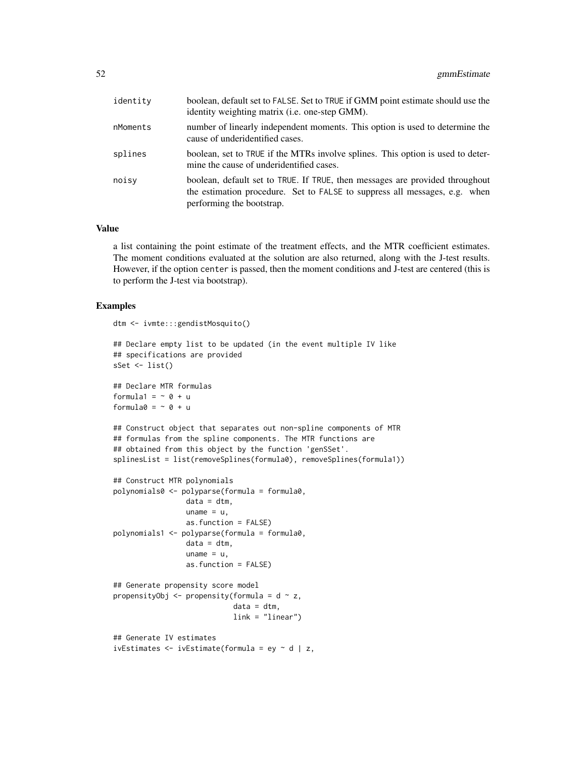| | |
|---|---|
| identity | boolean, default set to FALSE. Set to TRUE if GMM point estimate should use the identity weighting matrix (i.e. one-step GMM). |
| nMoments | number of linearly independent moments. This option is used to determine the cause of underidentified cases. |
| splines | boolean, set to TRUE if the MTRs involve splines. This option is used to determine the cause of underidentified cases. |
| noisy | boolean, default set to TRUE. If TRUE, then messages are provided throughout the estimation procedure. Set to FALSE to suppress all messages, e.g. when performing the bootstrap. |

## Value

a list containing the point estimate of the treatment effects, and the MTR coefficient estimates. The moment conditions evaluated at the solution are also returned, along with the J-test results. However, if the option center is passed, then the moment conditions and J-test are centered (this is to perform the J-test via bootstrap).

## Examples

```
dtm <- ivmte:::gendistMosquito()

## Declare empty list to be updated (in the event multiple IV like
## specifications are provided
sSet <- list()

## Declare MTR formulas
formula1 = ~ 0 + u
formula0 = ~ 0 + u

## Construct object that separates out non-spline components of MTR
## formulas from the spline components. The MTR functions are
## obtained from this object by the function 'genSSet'.
splinesList = list(removeSplines(formula0), removeSplines(formula1))

## Construct MTR polynomials
polynomials0 <- polyparse(formula = formula0,
                 data = dtm,
                 uname = u,
                 as.function = FALSE)
polynomials1 <- polyparse(formula = formula0,
                 data = dtm,
                 uname = u,
                 as.function = FALSE)

## Generate propensity score model
propensityObj <- propensity(formula = d ~ z,
                            data = dtm,
                            link = "linear")

## Generate IV estimates
ivEstimates <- ivEstimate(formula = ey ~ d | z,
```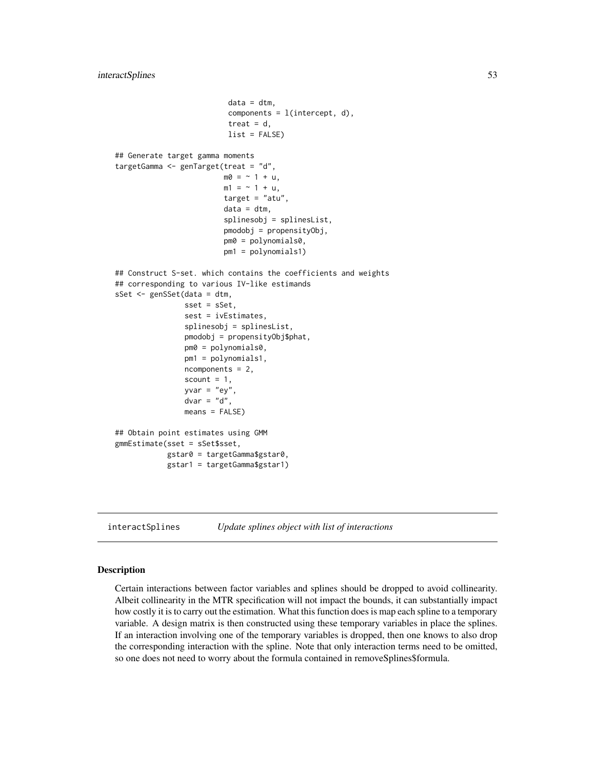```
                        data = dtm,
                        components = l(intercept, d),
                        treat = d,
                        list = FALSE)

## Generate target gamma moments
targetGamma <- genTarget(treat = "d",
                         m0 = ~ 1 + u,
                         m1 = ~ 1 + u,
                         target = "atu",
                         data = dtm,
                         splinesobj = splinesList,
                         pmodobj = propensityObj,
                         pm0 = polynomials0,
                         pm1 = polynomials1)

## Construct S-set. which contains the coefficients and weights
## corresponding to various IV-like estimands
sSet <- genSSet(data = dtm,
                sset = sSet,
                sest = ivEstimates,
                splinesobj = splinesList,
                pmodobj = propensityObj$phat,
                pm0 = polynomials0,
                pm1 = polynomials1,
                ncomponents = 2,
                scount = 1,
                yvar = "ey",
                dvar = "d",
                means = FALSE)

## Obtain point estimates using GMM
gmmEstimate(sset = sSet$sset,
            gstar0 = targetGamma$gstar0,
            gstar1 = targetGamma$gstar1)
```

## interactSplines    *Update splines object with list of interactions*

### Description

Certain interactions between factor variables and splines should be dropped to avoid collinearity. Albeit collinearity in the MTR specification will not impact the bounds, it can substantially impact how costly it is to carry out the estimation. What this function does is map each spline to a temporary variable. A design matrix is then constructed using these temporary variables in place the splines. If an interaction involving one of the temporary variables is dropped, then one knows to also drop the corresponding interaction with the spline. Note that only interaction terms need to be omitted, so one does not need to worry about the formula contained in removeSplines$formula.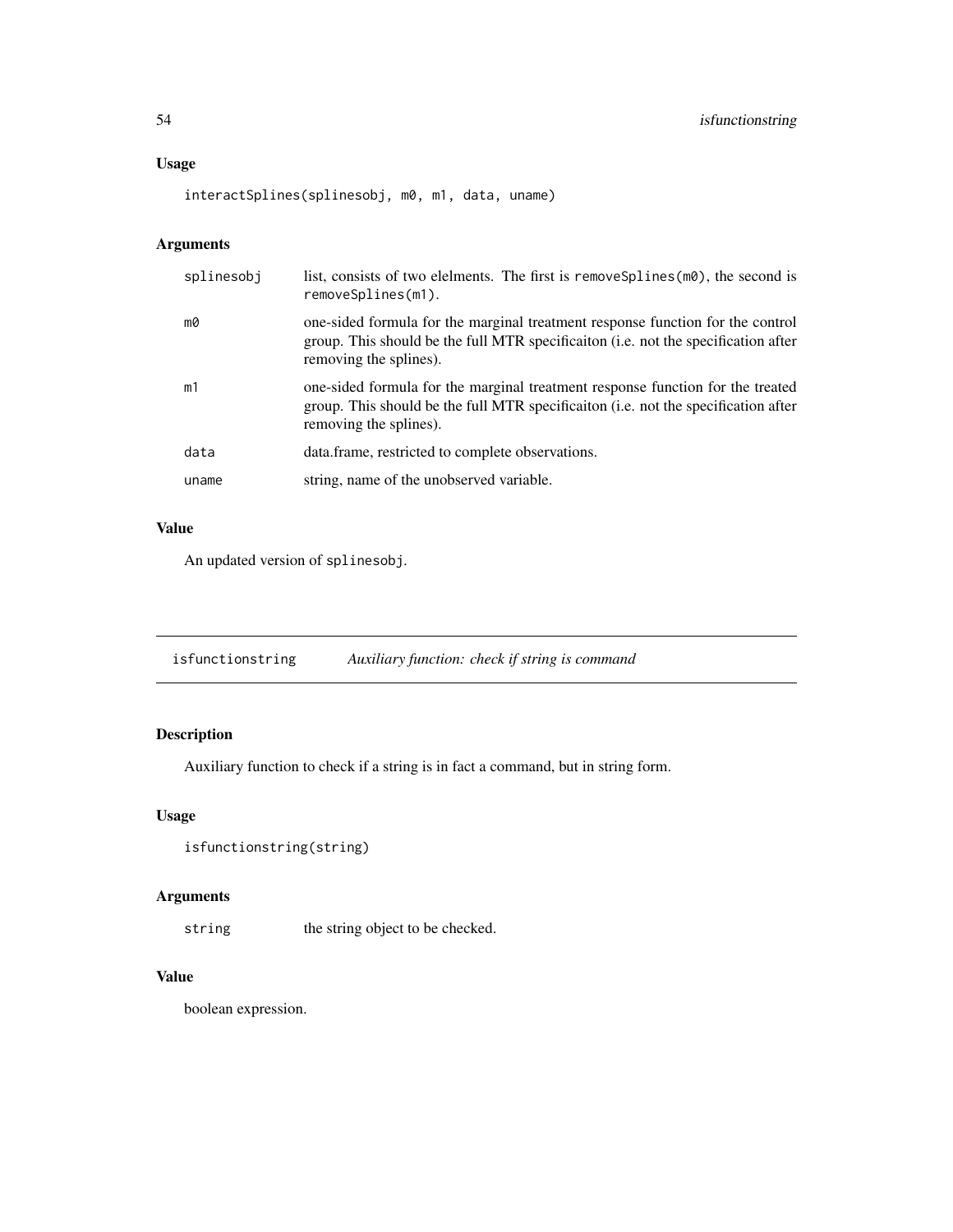### Usage

```
interactSplines(splinesobj, m0, m1, data, uname)
```

### Arguments

| | |
|---|---|
| splinesobj | list, consists of two elelments. The first is removeSplines(m0), the second is removeSplines(m1). |
| m0 | one-sided formula for the marginal treatment response function for the control group. This should be the full MTR specificaiton (i.e. not the specification after removing the splines). |
| m1 | one-sided formula for the marginal treatment response function for the treated group. This should be the full MTR specificaiton (i.e. not the specification after removing the splines). |
| data | data.frame, restricted to complete observations. |
| uname | string, name of the unobserved variable. |

### Value

An updated version of splinesobj.

---

## isfunctionstring — *Auxiliary function: check if string is command*

### Description

Auxiliary function to check if a string is in fact a command, but in string form.

### Usage

```
isfunctionstring(string)
```

### Arguments

| | |
|---|---|
| string | the string object to be checked. |

### Value

boolean expression.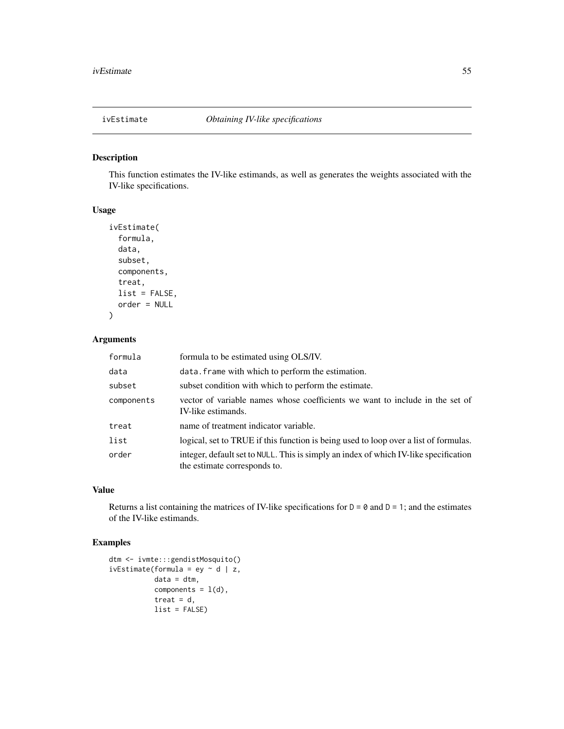## ivEstimate *Obtaining IV-like specifications*

### Description

This function estimates the IV-like estimands, as well as generates the weights associated with the IV-like specifications.

### Usage

```
ivEstimate(
  formula,
  data,
  subset,
  components,
  treat,
  list = FALSE,
  order = NULL
)
```

### Arguments

| | |
|---|---|
| formula | formula to be estimated using OLS/IV. |
| data | data.frame with which to perform the estimation. |
| subset | subset condition with which to perform the estimate. |
| components | vector of variable names whose coefficients we want to include in the set of IV-like estimands. |
| treat | name of treatment indicator variable. |
| list | logical, set to TRUE if this function is being used to loop over a list of formulas. |
| order | integer, default set to NULL. This is simply an index of which IV-like specification the estimate corresponds to. |

### Value

Returns a list containing the matrices of IV-like specifications for D = 0 and D = 1; and the estimates of the IV-like estimands.

### Examples

```
dtm <- ivmte:::gendistMosquito()
ivEstimate(formula = ey ~ d | z,
           data = dtm,
           components = l(d),
           treat = d,
           list = FALSE)
```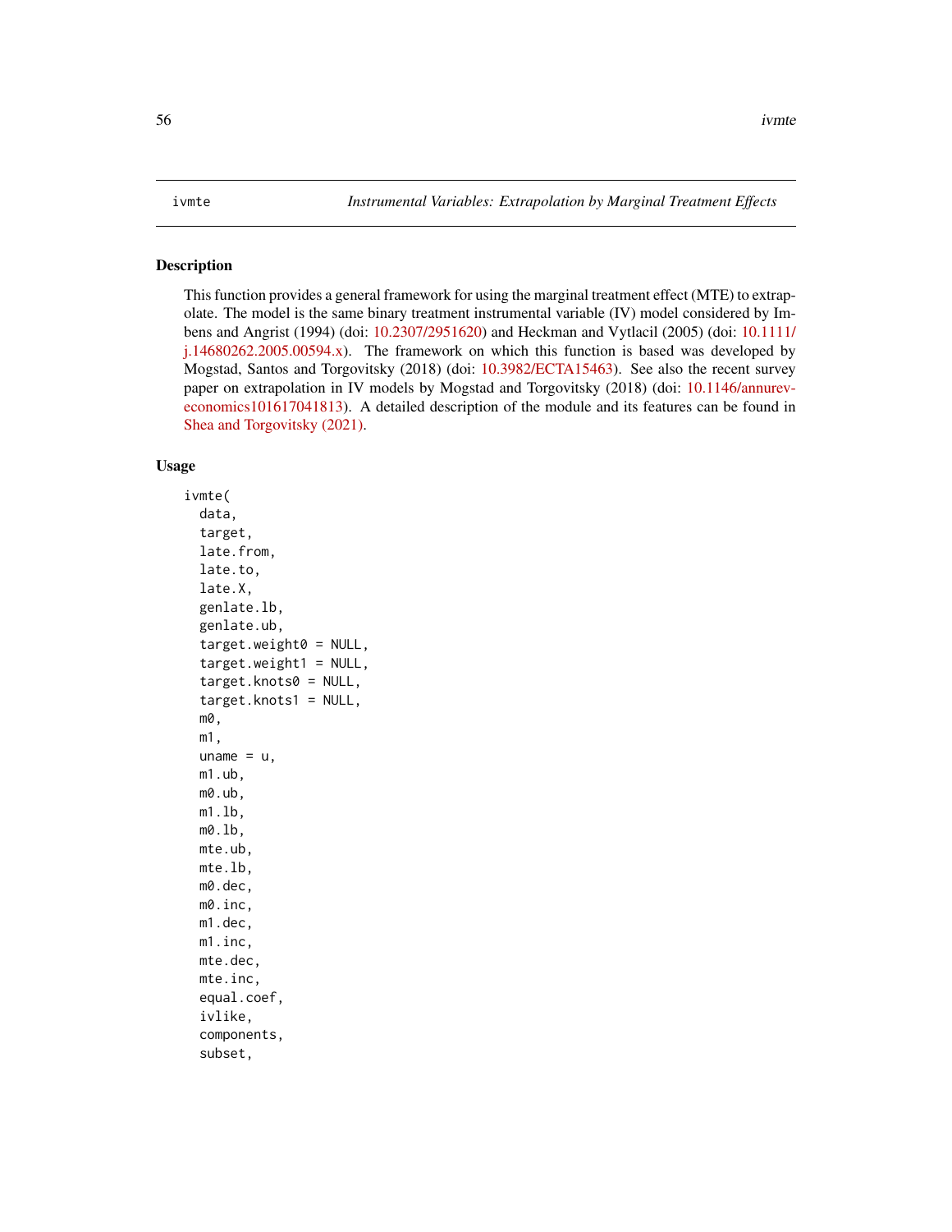ivmte — *Instrumental Variables: Extrapolation by Marginal Treatment Effects*

## Description

This function provides a general framework for using the marginal treatment effect (MTE) to extrapolate. The model is the same binary treatment instrumental variable (IV) model considered by Imbens and Angrist (1994) (doi: 10.2307/2951620) and Heckman and Vytlacil (2005) (doi: 10.1111/j.14680262.2005.00594.x). The framework on which this function is based was developed by Mogstad, Santos and Torgovitsky (2018) (doi: 10.3982/ECTA15463). See also the recent survey paper on extrapolation in IV models by Mogstad and Torgovitsky (2018) (doi: 10.1146/annurev-economics101617041813). A detailed description of the module and its features can be found in Shea and Torgovitsky (2021).

## Usage

```
ivmte(
  data,
  target,
  late.from,
  late.to,
  late.X,
  genlate.lb,
  genlate.ub,
  target.weight0 = NULL,
  target.weight1 = NULL,
  target.knots0 = NULL,
  target.knots1 = NULL,
  m0,
  m1,
  uname = u,
  m1.ub,
  m0.ub,
  m1.lb,
  m0.lb,
  mte.ub,
  mte.lb,
  m0.dec,
  m0.inc,
  m1.dec,
  m1.inc,
  mte.dec,
  mte.inc,
  equal.coef,
  ivlike,
  components,
  subset,
```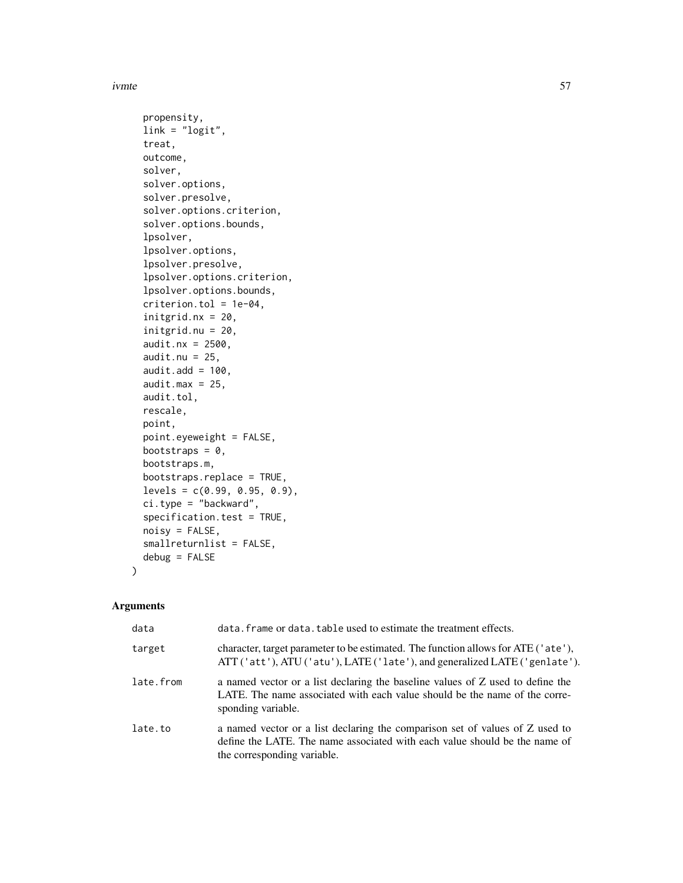```
  propensity,
  link = "logit",
  treat,
  outcome,
  solver,
  solver.options,
  solver.presolve,
  solver.options.criterion,
  solver.options.bounds,
  lpsolver,
  lpsolver.options,
  lpsolver.presolve,
  lpsolver.options.criterion,
  lpsolver.options.bounds,
  criterion.tol = 1e-04,
  initgrid.nx = 20,
  initgrid.nu = 20,
  audit.nx = 2500,
  audit.nu = 25,
  audit.add = 100,
  audit.max = 25,
  audit.tol,
  rescale,
  point,
  point.eyeweight = FALSE,
  bootstraps = 0,
  bootstraps.m,
  bootstraps.replace = TRUE,
  levels = c(0.99, 0.95, 0.9),
  ci.type = "backward",
  specification.test = TRUE,
  noisy = FALSE,
  smallreturnlist = FALSE,
  debug = FALSE
)
```

## Arguments

| | |
|---|---|
| `data` | `data.frame` or `data.table` used to estimate the treatment effects. |
| `target` | character, target parameter to be estimated. The function allows for ATE (`'ate'`), ATT (`'att'`), ATU (`'atu'`), LATE (`'late'`), and generalized LATE (`'genlate'`). |
| `late.from` | a named vector or a list declaring the baseline values of Z used to define the LATE. The name associated with each value should be the name of the corresponding variable. |
| `late.to` | a named vector or a list declaring the comparison set of values of Z used to define the LATE. The name associated with each value should be the name of the corresponding variable. |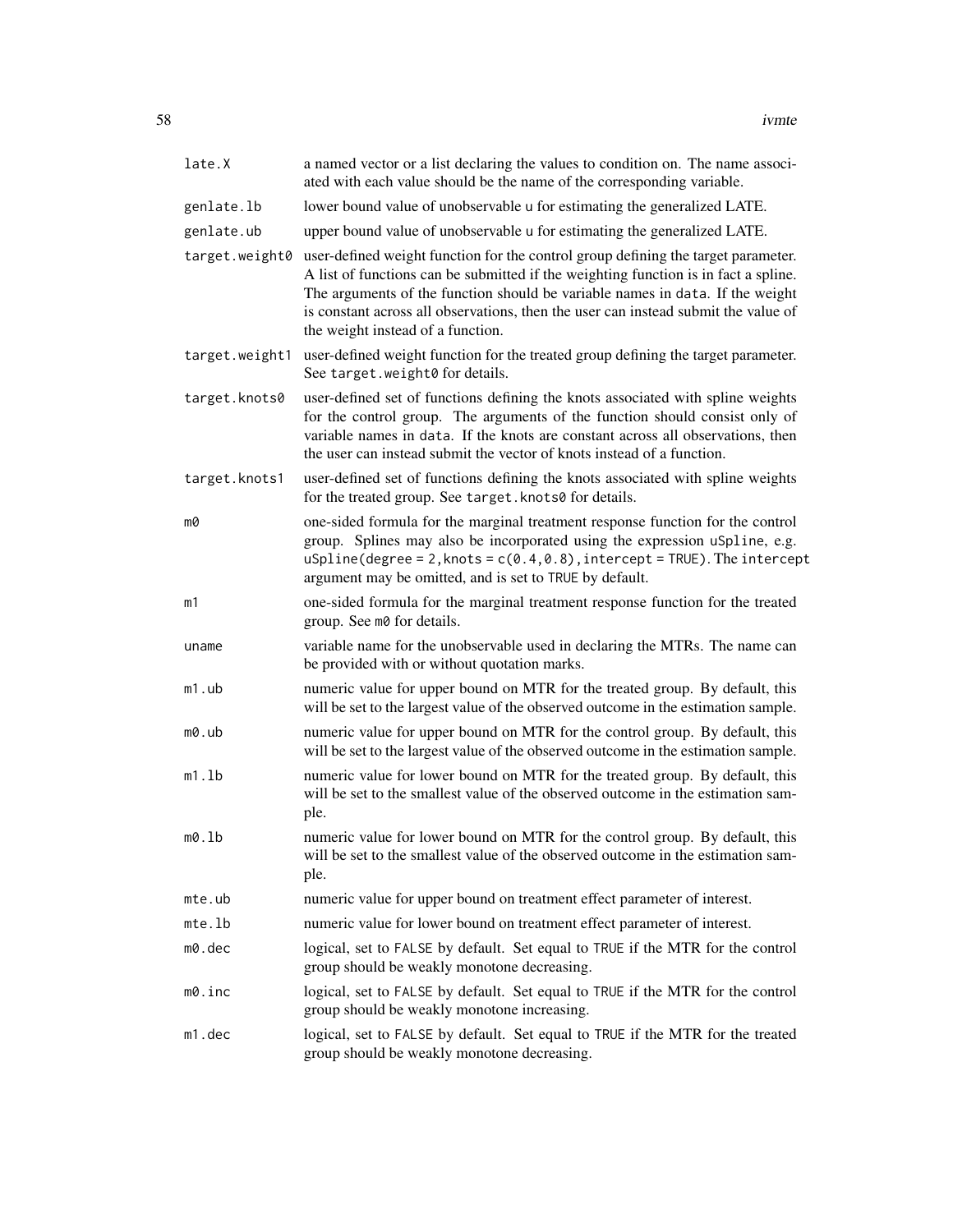| | |
|---|---|
| `late.X` | a named vector or a list declaring the values to condition on. The name associated with each value should be the name of the corresponding variable. |
| `genlate.lb` | lower bound value of unobservable `u` for estimating the generalized LATE. |
| `genlate.ub` | upper bound value of unobservable `u` for estimating the generalized LATE. |
| `target.weight0` | user-defined weight function for the control group defining the target parameter. A list of functions can be submitted if the weighting function is in fact a spline. The arguments of the function should be variable names in `data`. If the weight is constant across all observations, then the user can instead submit the value of the weight instead of a function. |
| `target.weight1` | user-defined weight function for the treated group defining the target parameter. See `target.weight0` for details. |
| `target.knots0` | user-defined set of functions defining the knots associated with spline weights for the control group. The arguments of the function should consist only of variable names in `data`. If the knots are constant across all observations, then the user can instead submit the vector of knots instead of a function. |
| `target.knots1` | user-defined set of functions defining the knots associated with spline weights for the treated group. See `target.knots0` for details. |
| `m0` | one-sided formula for the marginal treatment response function for the control group. Splines may also be incorporated using the expression `uSpline`, e.g. `uSpline(degree = 2, knots = c(0.4, 0.8), intercept = TRUE)`. The `intercept` argument may be omitted, and is set to `TRUE` by default. |
| `m1` | one-sided formula for the marginal treatment response function for the treated group. See `m0` for details. |
| `uname` | variable name for the unobservable used in declaring the MTRs. The name can be provided with or without quotation marks. |
| `m1.ub` | numeric value for upper bound on MTR for the treated group. By default, this will be set to the largest value of the observed outcome in the estimation sample. |
| `m0.ub` | numeric value for upper bound on MTR for the control group. By default, this will be set to the largest value of the observed outcome in the estimation sample. |
| `m1.lb` | numeric value for lower bound on MTR for the treated group. By default, this will be set to the smallest value of the observed outcome in the estimation sample. |
| `m0.lb` | numeric value for lower bound on MTR for the control group. By default, this will be set to the smallest value of the observed outcome in the estimation sample. |
| `mte.ub` | numeric value for upper bound on treatment effect parameter of interest. |
| `mte.lb` | numeric value for lower bound on treatment effect parameter of interest. |
| `m0.dec` | logical, set to `FALSE` by default. Set equal to `TRUE` if the MTR for the control group should be weakly monotone decreasing. |
| `m0.inc` | logical, set to `FALSE` by default. Set equal to `TRUE` if the MTR for the control group should be weakly monotone increasing. |
| `m1.dec` | logical, set to `FALSE` by default. Set equal to `TRUE` if the MTR for the treated group should be weakly monotone decreasing. |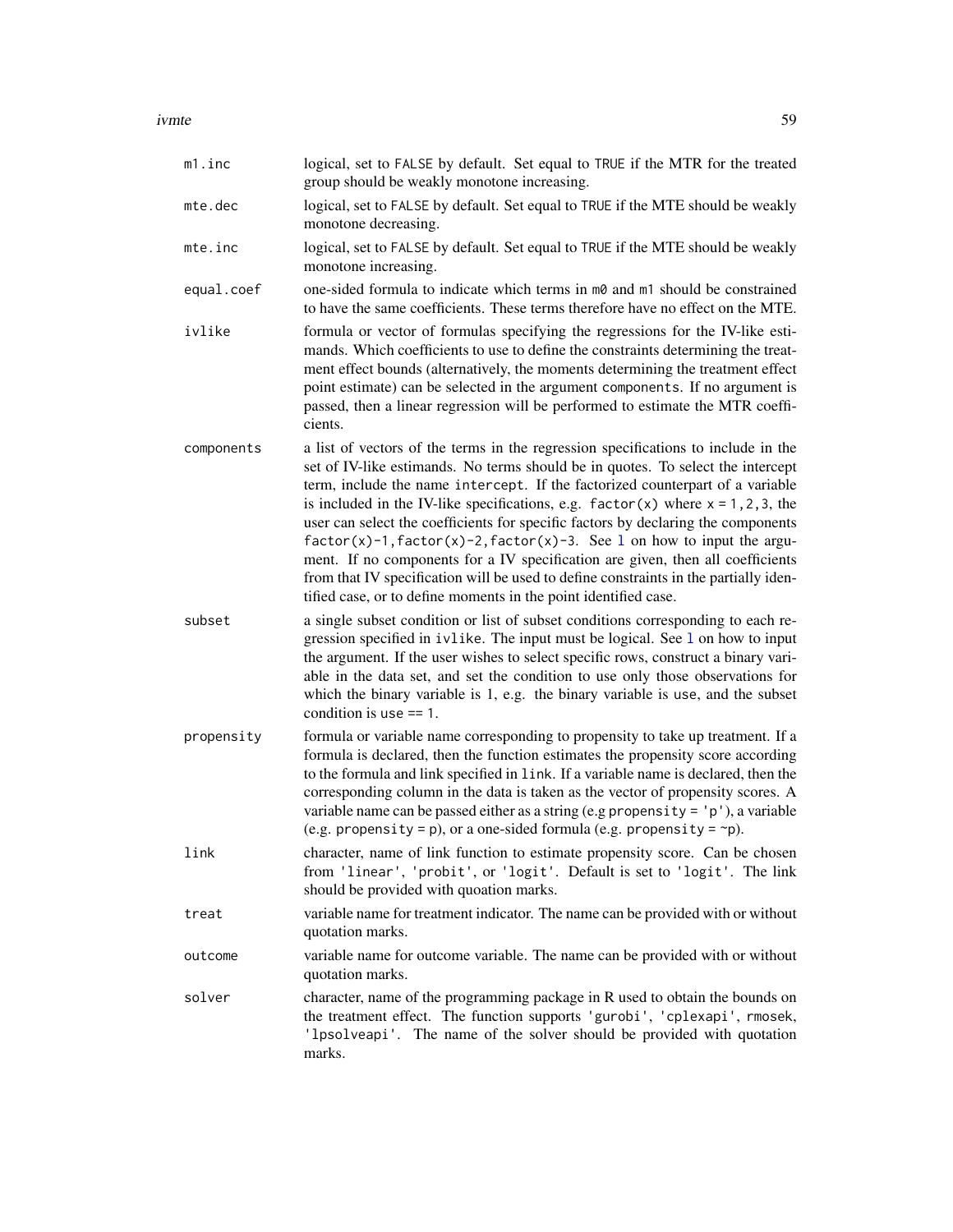`m1.inc`
: logical, set to `FALSE` by default. Set equal to `TRUE` if the MTR for the treated group should be weakly monotone increasing.

`mte.dec`
: logical, set to `FALSE` by default. Set equal to `TRUE` if the MTE should be weakly monotone decreasing.

`mte.inc`
: logical, set to `FALSE` by default. Set equal to `TRUE` if the MTE should be weakly monotone increasing.

`equal.coef`
: one-sided formula to indicate which terms in `m0` and `m1` should be constrained to have the same coefficients. These terms therefore have no effect on the MTE.

`ivlike`
: formula or vector of formulas specifying the regressions for the IV-like estimands. Which coefficients to use to define the constraints determining the treatment effect bounds (alternatively, the moments determining the treatment effect point estimate) can be selected in the argument `components`. If no argument is passed, then a linear regression will be performed to estimate the MTR coefficients.

`components`
: a list of vectors of the terms in the regression specifications to include in the set of IV-like estimands. No terms should be in quotes. To select the intercept term, include the name `intercept`. If the factorized counterpart of a variable is included in the IV-like specifications, e.g. `factor(x)` where `x = 1,2,3`, the user can select the coefficients for specific factors by declaring the components `factor(x)-1,factor(x)-2,factor(x)-3`. See `l` on how to input the argument. If no components for a IV specification are given, then all coefficients from that IV specification will be used to define constraints in the partially identified case, or to define moments in the point identified case.

`subset`
: a single subset condition or list of subset conditions corresponding to each regression specified in `ivlike`. The input must be logical. See `l` on how to input the argument. If the user wishes to select specific rows, construct a binary variable in the data set, and set the condition to use only those observations for which the binary variable is 1, e.g. the binary variable is `use`, and the subset condition is `use == 1`.

`propensity`
: formula or variable name corresponding to propensity to take up treatment. If a formula is declared, then the function estimates the propensity score according to the formula and link specified in `link`. If a variable name is declared, then the corresponding column in the data is taken as the vector of propensity scores. A variable name can be passed either as a string (e.g `propensity = 'p'`), a variable (e.g. `propensity = p`), or a one-sided formula (e.g. `propensity = ~p`).

`link`
: character, name of link function to estimate propensity score. Can be chosen from `'linear'`, `'probit'`, or `'logit'`. Default is set to `'logit'`. The link should be provided with quoation marks.

`treat`
: variable name for treatment indicator. The name can be provided with or without quotation marks.

`outcome`
: variable name for outcome variable. The name can be provided with or without quotation marks.

`solver`
: character, name of the programming package in R used to obtain the bounds on the treatment effect. The function supports `'gurobi'`, `'cplexapi'`, `rmosek`, `'lpsolveapi'`. The name of the solver should be provided with quotation marks.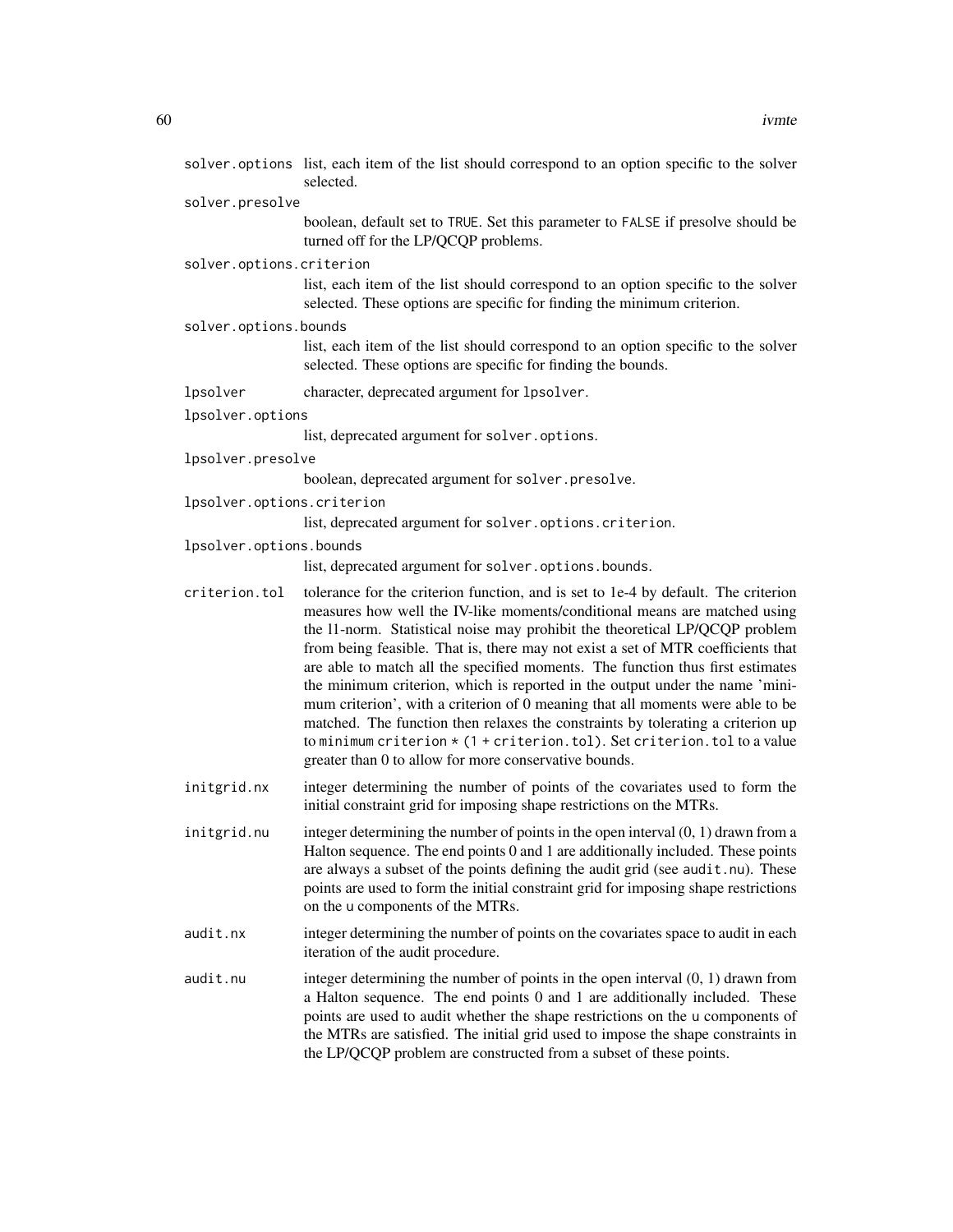`solver.options` list, each item of the list should correspond to an option specific to the solver selected.

`solver.presolve`
boolean, default set to `TRUE`. Set this parameter to `FALSE` if presolve should be turned off for the LP/QCQP problems.

`solver.options.criterion`
list, each item of the list should correspond to an option specific to the solver selected. These options are specific for finding the minimum criterion.

`solver.options.bounds`
list, each item of the list should correspond to an option specific to the solver selected. These options are specific for finding the bounds.

`lpsolver` character, deprecated argument for `lpsolver`.

`lpsolver.options`
list, deprecated argument for `solver.options`.

`lpsolver.presolve`
boolean, deprecated argument for `solver.presolve`.

`lpsolver.options.criterion`
list, deprecated argument for `solver.options.criterion`.

`lpsolver.options.bounds`
list, deprecated argument for `solver.options.bounds`.

`criterion.tol` tolerance for the criterion function, and is set to 1e-4 by default. The criterion measures how well the IV-like moments/conditional means are matched using the l1-norm. Statistical noise may prohibit the theoretical LP/QCQP problem from being feasible. That is, there may not exist a set of MTR coefficients that are able to match all the specified moments. The function thus first estimates the minimum criterion, which is reported in the output under the name 'minimum criterion', with a criterion of 0 meaning that all moments were able to be matched. The function then relaxes the constraints by tolerating a criterion up to `minimum criterion * (1 + criterion.tol)`. Set `criterion.tol` to a value greater than 0 to allow for more conservative bounds.

`initgrid.nx` integer determining the number of points of the covariates used to form the initial constraint grid for imposing shape restrictions on the MTRs.

`initgrid.nu` integer determining the number of points in the open interval (0, 1) drawn from a Halton sequence. The end points 0 and 1 are additionally included. These points are always a subset of the points defining the audit grid (see `audit.nu`). These points are used to form the initial constraint grid for imposing shape restrictions on the `u` components of the MTRs.

`audit.nx` integer determining the number of points on the covariates space to audit in each iteration of the audit procedure.

`audit.nu` integer determining the number of points in the open interval (0, 1) drawn from a Halton sequence. The end points 0 and 1 are additionally included. These points are used to audit whether the shape restrictions on the `u` components of the MTRs are satisfied. The initial grid used to impose the shape constraints in the LP/QCQP problem are constructed from a subset of these points.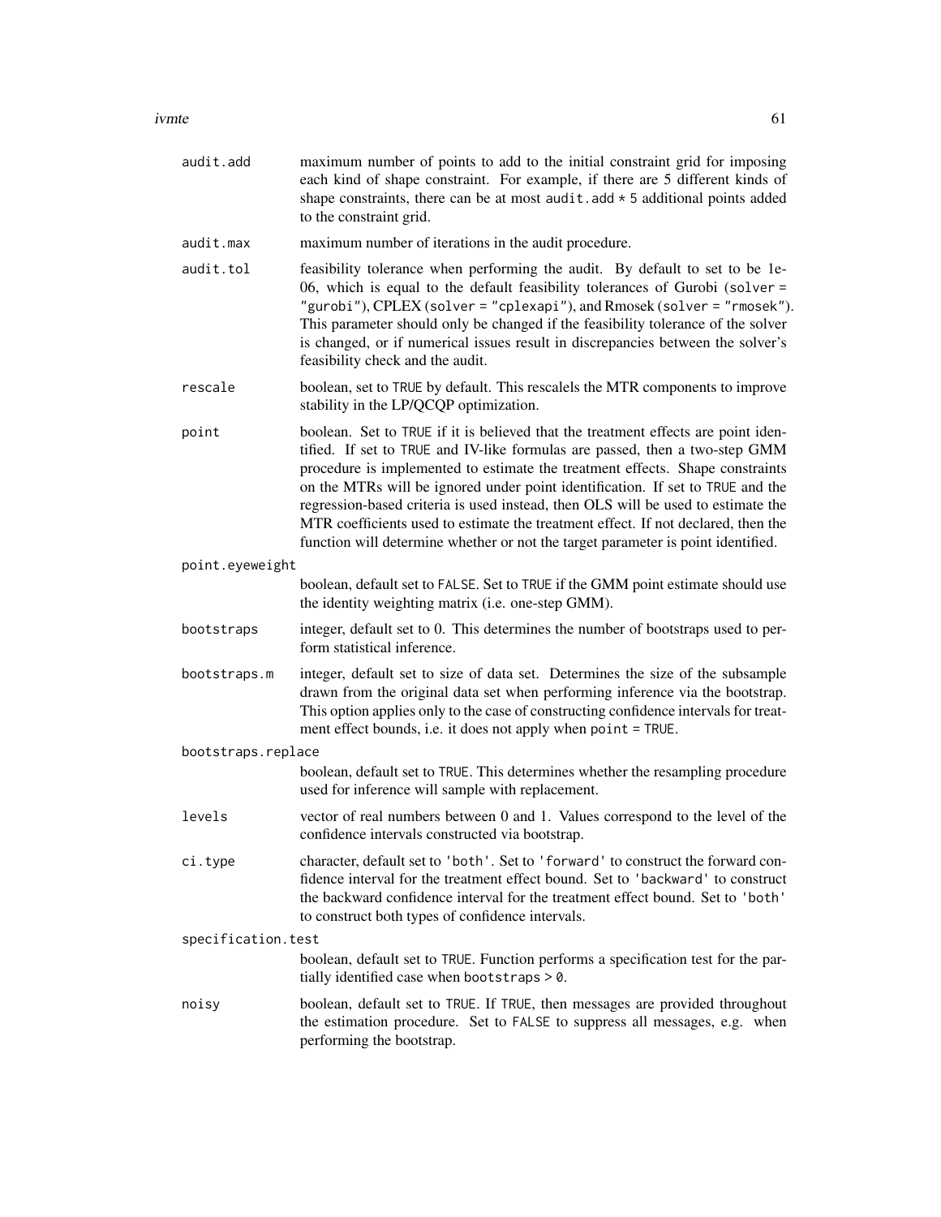- `audit.add` — maximum number of points to add to the initial constraint grid for imposing each kind of shape constraint. For example, if there are 5 different kinds of shape constraints, there can be at most `audit.add * 5` additional points added to the constraint grid.
- `audit.max` — maximum number of iterations in the audit procedure.
- `audit.tol` — feasibility tolerance when performing the audit. By default to set to be 1e-06, which is equal to the default feasibility tolerances of Gurobi (`solver = "gurobi"`), CPLEX (`solver = "cplexapi"`), and Rmosek (`solver = "rmosek"`). This parameter should only be changed if the feasibility tolerance of the solver is changed, or if numerical issues result in discrepancies between the solver's feasibility check and the audit.
- `rescale` — boolean, set to `TRUE` by default. This rescalels the MTR components to improve stability in the LP/QCQP optimization.
- `point` — boolean. Set to `TRUE` if it is believed that the treatment effects are point identified. If set to `TRUE` and IV-like formulas are passed, then a two-step GMM procedure is implemented to estimate the treatment effects. Shape constraints on the MTRs will be ignored under point identification. If set to `TRUE` and the regression-based criteria is used instead, then OLS will be used to estimate the MTR coefficients used to estimate the treatment effect. If not declared, then the function will determine whether or not the target parameter is point identified.
- `point.eyeweight` — boolean, default set to `FALSE`. Set to `TRUE` if the GMM point estimate should use the identity weighting matrix (i.e. one-step GMM).
- `bootstraps` — integer, default set to 0. This determines the number of bootstraps used to perform statistical inference.
- `bootstraps.m` — integer, default set to size of data set. Determines the size of the subsample drawn from the original data set when performing inference via the bootstrap. This option applies only to the case of constructing confidence intervals for treatment effect bounds, i.e. it does not apply when `point = TRUE`.
- `bootstraps.replace` — boolean, default set to `TRUE`. This determines whether the resampling procedure used for inference will sample with replacement.
- `levels` — vector of real numbers between 0 and 1. Values correspond to the level of the confidence intervals constructed via bootstrap.
- `ci.type` — character, default set to `'both'`. Set to `'forward'` to construct the forward confidence interval for the treatment effect bound. Set to `'backward'` to construct the backward confidence interval for the treatment effect bound. Set to `'both'` to construct both types of confidence intervals.
- `specification.test` — boolean, default set to `TRUE`. Function performs a specification test for the partially identified case when `bootstraps > 0`.
- `noisy` — boolean, default set to `TRUE`. If `TRUE`, then messages are provided throughout the estimation procedure. Set to `FALSE` to suppress all messages, e.g. when performing the bootstrap.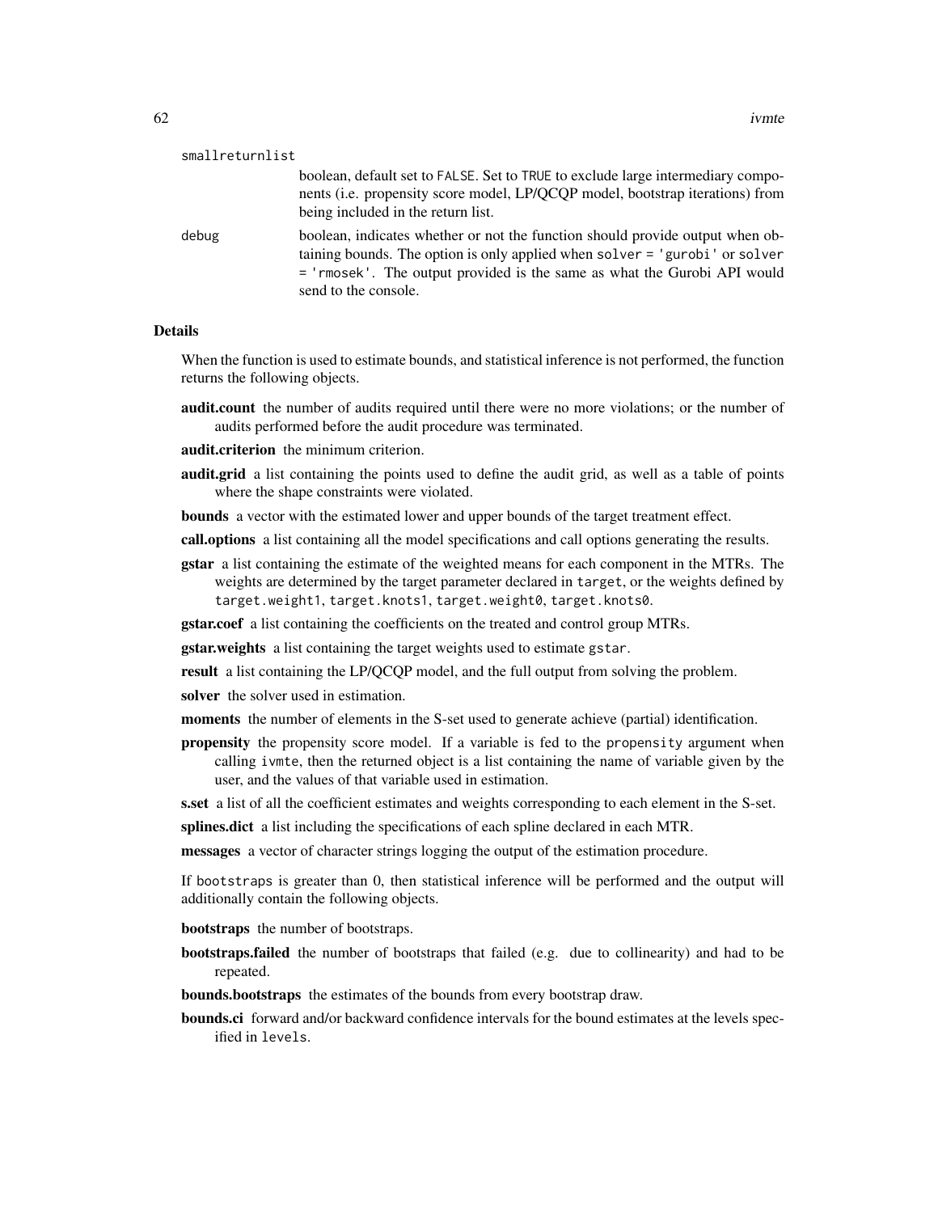smallreturnlist
: boolean, default set to `FALSE`. Set to `TRUE` to exclude large intermediary components (i.e. propensity score model, LP/QCQP model, bootstrap iterations) from being included in the return list.

debug
: boolean, indicates whether or not the function should provide output when obtaining bounds. The option is only applied when `solver = 'gurobi'` or `solver = 'rmosek'`. The output provided is the same as what the Gurobi API would send to the console.

## Details

When the function is used to estimate bounds, and statistical inference is not performed, the function returns the following objects.

- **audit.count** the number of audits required until there were no more violations; or the number of audits performed before the audit procedure was terminated.
- **audit.criterion** the minimum criterion.
- **audit.grid** a list containing the points used to define the audit grid, as well as a table of points where the shape constraints were violated.
- **bounds** a vector with the estimated lower and upper bounds of the target treatment effect.
- **call.options** a list containing all the model specifications and call options generating the results.
- **gstar** a list containing the estimate of the weighted means for each component in the MTRs. The weights are determined by the target parameter declared in `target`, or the weights defined by `target.weight1`, `target.knots1`, `target.weight0`, `target.knots0`.
- **gstar.coef** a list containing the coefficients on the treated and control group MTRs.
- **gstar.weights** a list containing the target weights used to estimate `gstar`.
- **result** a list containing the LP/QCQP model, and the full output from solving the problem.
- **solver** the solver used in estimation.
- **moments** the number of elements in the S-set used to generate achieve (partial) identification.
- **propensity** the propensity score model. If a variable is fed to the `propensity` argument when calling `ivmte`, then the returned object is a list containing the name of variable given by the user, and the values of that variable used in estimation.
- **s.set** a list of all the coefficient estimates and weights corresponding to each element in the S-set.
- **splines.dict** a list including the specifications of each spline declared in each MTR.
- **messages** a vector of character strings logging the output of the estimation procedure.

If `bootstraps` is greater than 0, then statistical inference will be performed and the output will additionally contain the following objects.

- **bootstraps** the number of bootstraps.
- **bootstraps.failed** the number of bootstraps that failed (e.g. due to collinearity) and had to be repeated.
- **bounds.bootstraps** the estimates of the bounds from every bootstrap draw.
- **bounds.ci** forward and/or backward confidence intervals for the bound estimates at the levels specified in `levels`.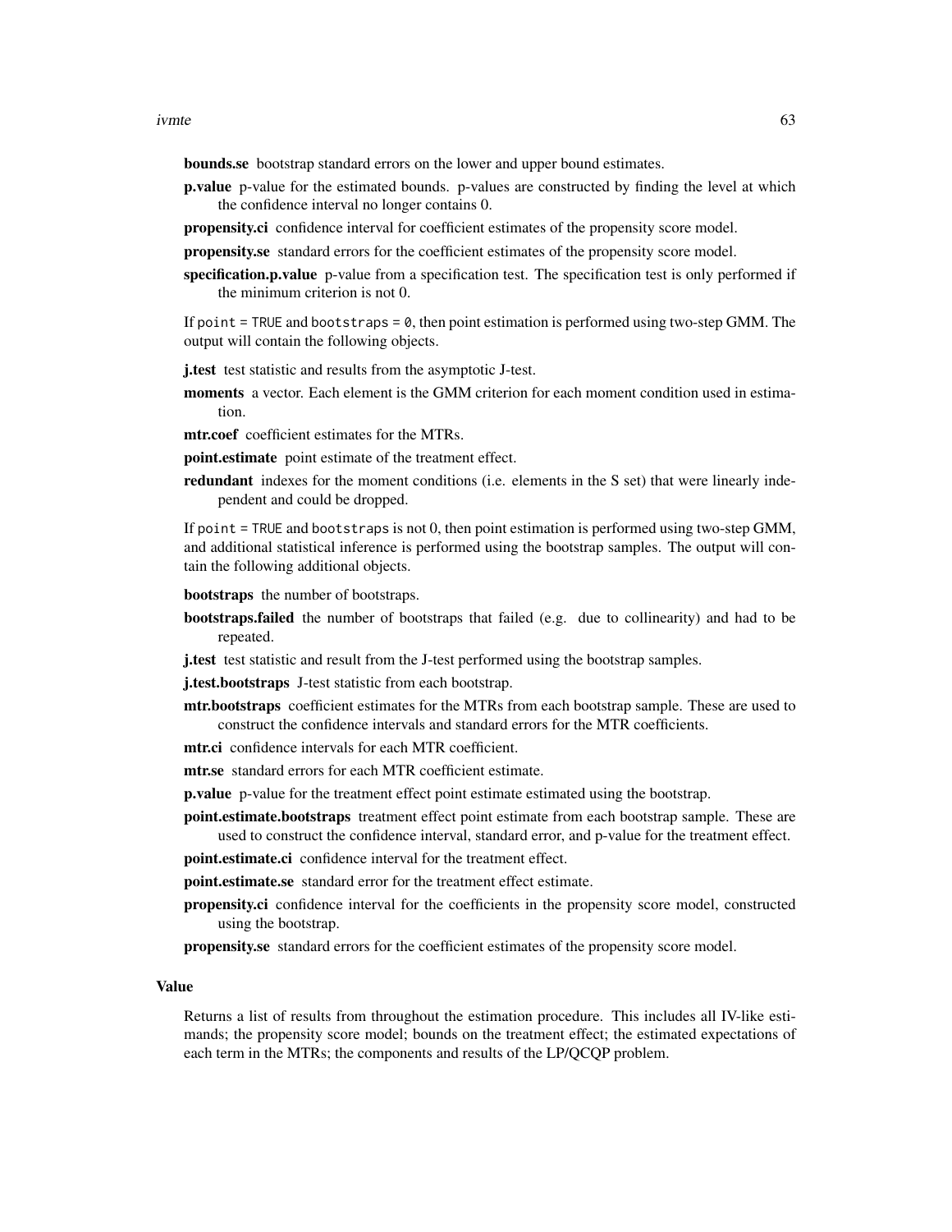**bounds.se** bootstrap standard errors on the lower and upper bound estimates.

**p.value** p-value for the estimated bounds. p-values are constructed by finding the level at which the confidence interval no longer contains 0.

**propensity.ci** confidence interval for coefficient estimates of the propensity score model.

**propensity.se** standard errors for the coefficient estimates of the propensity score model.

**specification.p.value** p-value from a specification test. The specification test is only performed if the minimum criterion is not 0.

If `point = TRUE` and `bootstraps = 0`, then point estimation is performed using two-step GMM. The output will contain the following objects.

**j.test** test statistic and results from the asymptotic J-test.

**moments** a vector. Each element is the GMM criterion for each moment condition used in estimation.

**mtr.coef** coefficient estimates for the MTRs.

**point.estimate** point estimate of the treatment effect.

**redundant** indexes for the moment conditions (i.e. elements in the S set) that were linearly independent and could be dropped.

If `point = TRUE` and `bootstraps` is not 0, then point estimation is performed using two-step GMM, and additional statistical inference is performed using the bootstrap samples. The output will contain the following additional objects.

**bootstraps** the number of bootstraps.

**bootstraps.failed** the number of bootstraps that failed (e.g. due to collinearity) and had to be repeated.

**j.test** test statistic and result from the J-test performed using the bootstrap samples.

**j.test.bootstraps** J-test statistic from each bootstrap.

**mtr.bootstraps** coefficient estimates for the MTRs from each bootstrap sample. These are used to construct the confidence intervals and standard errors for the MTR coefficients.

**mtr.ci** confidence intervals for each MTR coefficient.

**mtr.se** standard errors for each MTR coefficient estimate.

**p.value** p-value for the treatment effect point estimate estimated using the bootstrap.

**point.estimate.bootstraps** treatment effect point estimate from each bootstrap sample. These are used to construct the confidence interval, standard error, and p-value for the treatment effect.

**point.estimate.ci** confidence interval for the treatment effect.

**point.estimate.se** standard error for the treatment effect estimate.

**propensity.ci** confidence interval for the coefficients in the propensity score model, constructed using the bootstrap.

**propensity.se** standard errors for the coefficient estimates of the propensity score model.

### Value

Returns a list of results from throughout the estimation procedure. This includes all IV-like estimands; the propensity score model; bounds on the treatment effect; the estimated expectations of each term in the MTRs; the components and results of the LP/QCQP problem.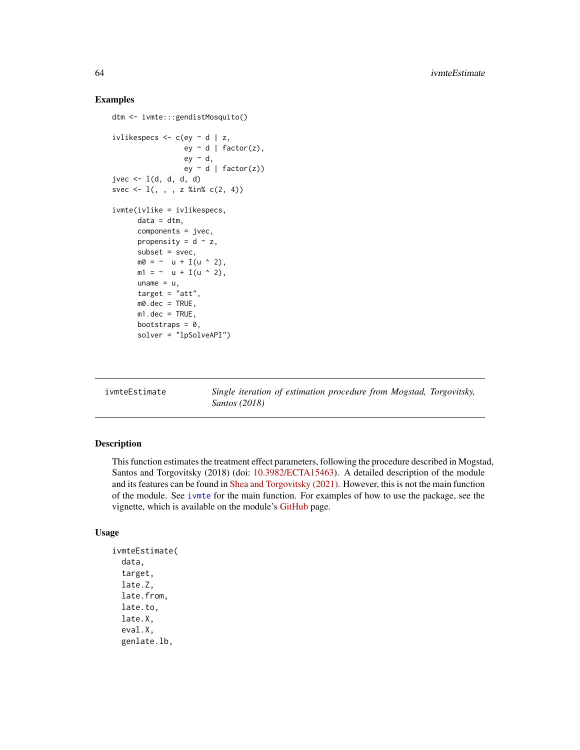## Examples

```
dtm <- ivmte:::gendistMosquito()

ivlikespecs <- c(ey ~ d | z,
                 ey ~ d | factor(z),
                 ey ~ d,
                 ey ~ d | factor(z))
jvec <- l(d, d, d, d)
svec <- l(, , , z %in% c(2, 4))

ivmte(ivlike = ivlikespecs,
      data = dtm,
      components = jvec,
      propensity = d ~ z,
      subset = svec,
      m0 = ~  u + I(u ^ 2),
      m1 = ~  u + I(u ^ 2),
      uname = u,
      target = "att",
      m0.dec = TRUE,
      m1.dec = TRUE,
      bootstraps = 0,
      solver = "lpSolveAPI")
```

---

`ivmteEstimate` &nbsp;&nbsp;&nbsp;&nbsp; *Single iteration of estimation procedure from Mogstad, Torgovitsky, Santos (2018)*

---

## Description

This function estimates the treatment effect parameters, following the procedure described in Mogstad, Santos and Torgovitsky (2018) (doi: 10.3982/ECTA15463). A detailed description of the module and its features can be found in Shea and Torgovitsky (2021). However, this is not the main function of the module. See `ivmte` for the main function. For examples of how to use the package, see the vignette, which is available on the module's GitHub page.

## Usage

```
ivmteEstimate(
  data,
  target,
  late.Z,
  late.from,
  late.to,
  late.X,
  eval.X,
  genlate.lb,
```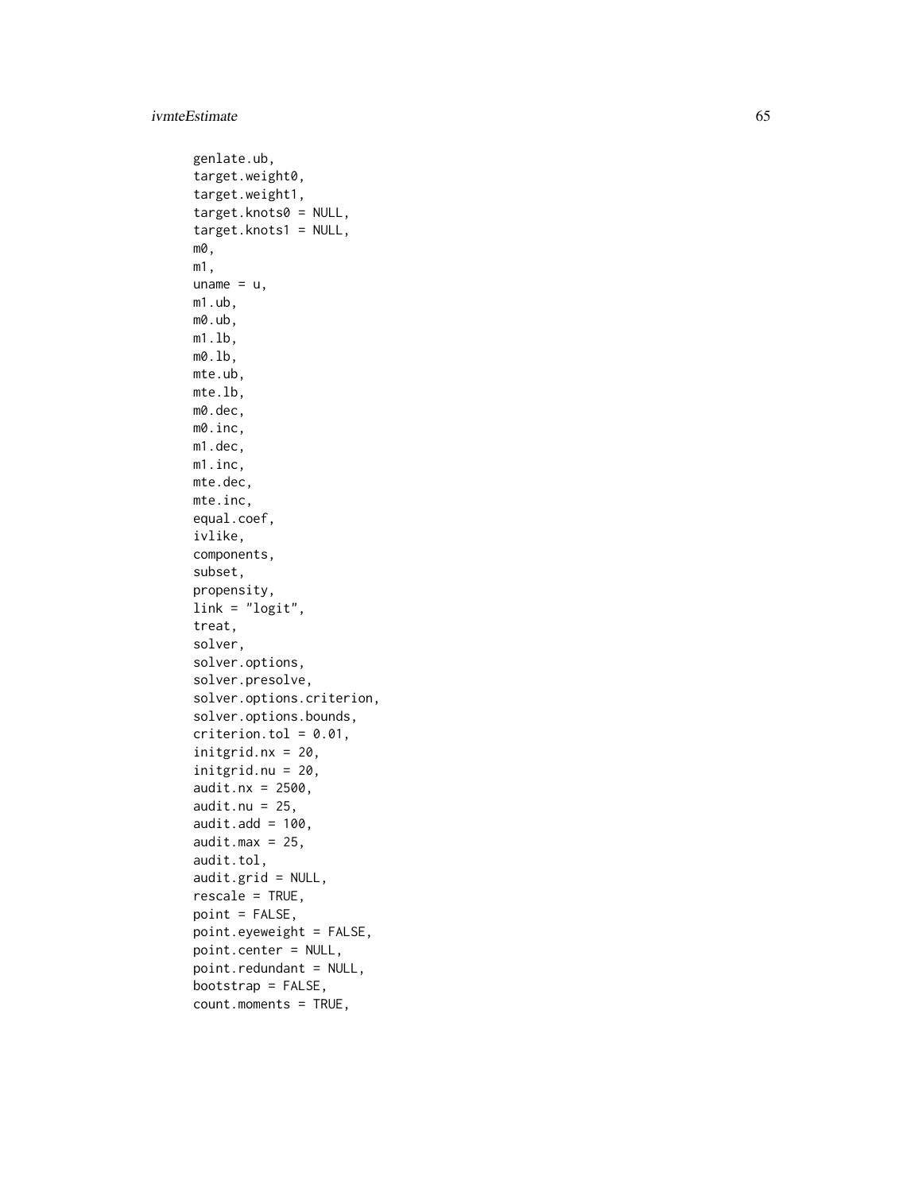```
  genlate.ub,
  target.weight0,
  target.weight1,
  target.knots0 = NULL,
  target.knots1 = NULL,
  m0,
  m1,
  uname = u,
  m1.ub,
  m0.ub,
  m1.lb,
  m0.lb,
  mte.ub,
  mte.lb,
  m0.dec,
  m0.inc,
  m1.dec,
  m1.inc,
  mte.dec,
  mte.inc,
  equal.coef,
  ivlike,
  components,
  subset,
  propensity,
  link = "logit",
  treat,
  solver,
  solver.options,
  solver.presolve,
  solver.options.criterion,
  solver.options.bounds,
  criterion.tol = 0.01,
  initgrid.nx = 20,
  initgrid.nu = 20,
  audit.nx = 2500,
  audit.nu = 25,
  audit.add = 100,
  audit.max = 25,
  audit.tol,
  audit.grid = NULL,
  rescale = TRUE,
  point = FALSE,
  point.eyeweight = FALSE,
  point.center = NULL,
  point.redundant = NULL,
  bootstrap = FALSE,
  count.moments = TRUE,
```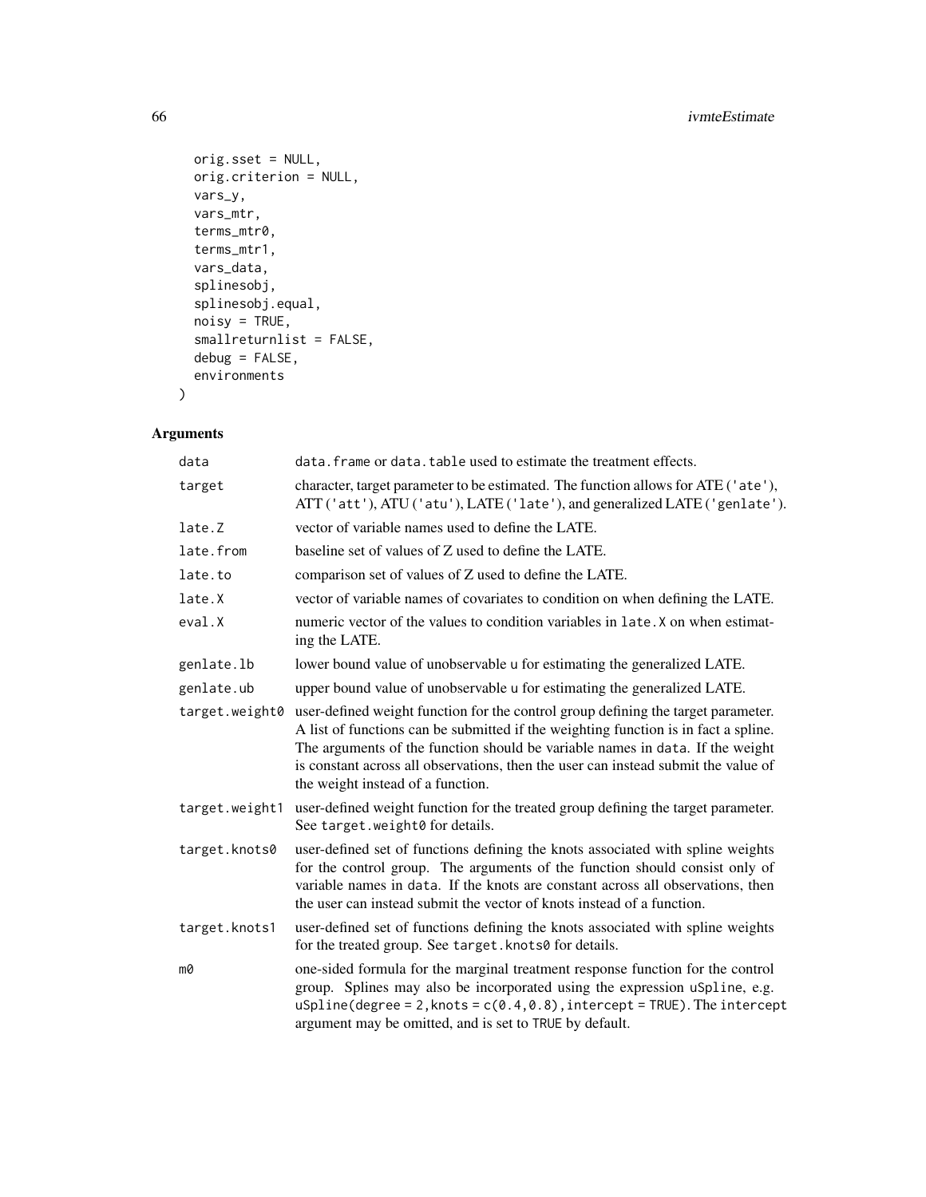```
  orig.sset = NULL,
  orig.criterion = NULL,
  vars_y,
  vars_mtr,
  terms_mtr0,
  terms_mtr1,
  vars_data,
  splinesobj,
  splinesobj.equal,
  noisy = TRUE,
  smallreturnlist = FALSE,
  debug = FALSE,
  environments
)
```

## Arguments

| Argument | Description |
|---|---|
| data | data.frame or data.table used to estimate the treatment effects. |
| target | character, target parameter to be estimated. The function allows for ATE ('ate'), ATT ('att'), ATU ('atu'), LATE ('late'), and generalized LATE ('genlate'). |
| late.Z | vector of variable names used to define the LATE. |
| late.from | baseline set of values of Z used to define the LATE. |
| late.to | comparison set of values of Z used to define the LATE. |
| late.X | vector of variable names of covariates to condition on when defining the LATE. |
| eval.X | numeric vector of the values to condition variables in late.X on when estimating the LATE. |
| genlate.lb | lower bound value of unobservable u for estimating the generalized LATE. |
| genlate.ub | upper bound value of unobservable u for estimating the generalized LATE. |
| target.weight0 | user-defined weight function for the control group defining the target parameter. A list of functions can be submitted if the weighting function is in fact a spline. The arguments of the function should be variable names in data. If the weight is constant across all observations, then the user can instead submit the value of the weight instead of a function. |
| target.weight1 | user-defined weight function for the treated group defining the target parameter. See target.weight0 for details. |
| target.knots0 | user-defined set of functions defining the knots associated with spline weights for the control group. The arguments of the function should consist only of variable names in data. If the knots are constant across all observations, then the user can instead submit the vector of knots instead of a function. |
| target.knots1 | user-defined set of functions defining the knots associated with spline weights for the treated group. See target.knots0 for details. |
| m0 | one-sided formula for the marginal treatment response function for the control group. Splines may also be incorporated using the expression uSpline, e.g. uSpline(degree = 2, knots = c(0.4, 0.8), intercept = TRUE). The intercept argument may be omitted, and is set to TRUE by default. |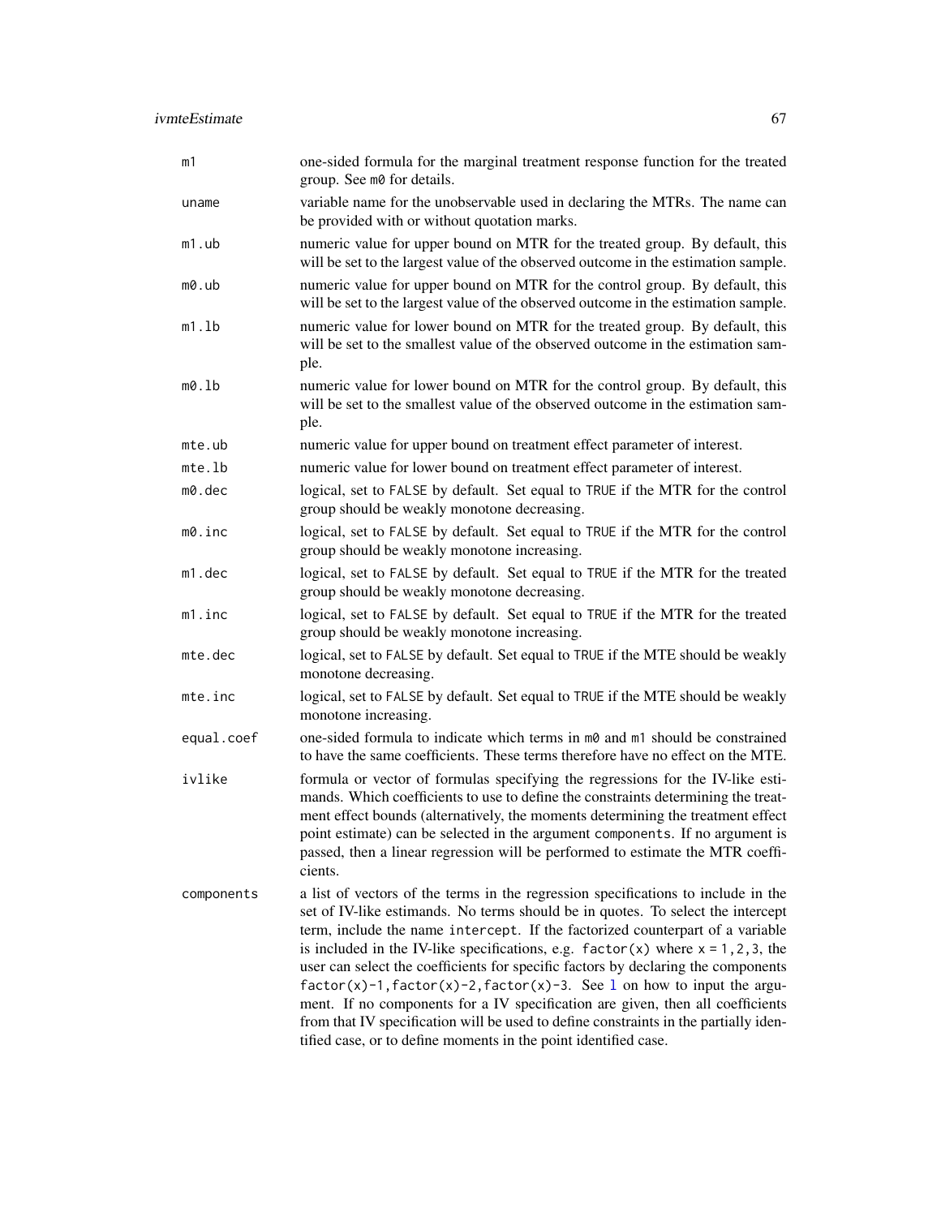| | |
|---|---|
| m1 | one-sided formula for the marginal treatment response function for the treated group. See m0 for details. |
| uname | variable name for the unobservable used in declaring the MTRs. The name can be provided with or without quotation marks. |
| m1.ub | numeric value for upper bound on MTR for the treated group. By default, this will be set to the largest value of the observed outcome in the estimation sample. |
| m0.ub | numeric value for upper bound on MTR for the control group. By default, this will be set to the largest value of the observed outcome in the estimation sample. |
| m1.lb | numeric value for lower bound on MTR for the treated group. By default, this will be set to the smallest value of the observed outcome in the estimation sample. |
| m0.lb | numeric value for lower bound on MTR for the control group. By default, this will be set to the smallest value of the observed outcome in the estimation sample. |
| mte.ub | numeric value for upper bound on treatment effect parameter of interest. |
| mte.lb | numeric value for lower bound on treatment effect parameter of interest. |
| m0.dec | logical, set to FALSE by default. Set equal to TRUE if the MTR for the control group should be weakly monotone decreasing. |
| m0.inc | logical, set to FALSE by default. Set equal to TRUE if the MTR for the control group should be weakly monotone increasing. |
| m1.dec | logical, set to FALSE by default. Set equal to TRUE if the MTR for the treated group should be weakly monotone decreasing. |
| m1.inc | logical, set to FALSE by default. Set equal to TRUE if the MTR for the treated group should be weakly monotone increasing. |
| mte.dec | logical, set to FALSE by default. Set equal to TRUE if the MTE should be weakly monotone decreasing. |
| mte.inc | logical, set to FALSE by default. Set equal to TRUE if the MTE should be weakly monotone increasing. |
| equal.coef | one-sided formula to indicate which terms in m0 and m1 should be constrained to have the same coefficients. These terms therefore have no effect on the MTE. |
| ivlike | formula or vector of formulas specifying the regressions for the IV-like estimands. Which coefficients to use to define the constraints determining the treatment effect bounds (alternatively, the moments determining the treatment effect point estimate) can be selected in the argument components. If no argument is passed, then a linear regression will be performed to estimate the MTR coefficients. |
| components | a list of vectors of the terms in the regression specifications to include in the set of IV-like estimands. No terms should be in quotes. To select the intercept term, include the name intercept. If the factorized counterpart of a variable is included in the IV-like specifications, e.g. factor(x) where x = 1,2,3, the user can select the coefficients for specific factors by declaring the components factor(x)-1,factor(x)-2,factor(x)-3. See l on how to input the argument. If no components for a IV specification are given, then all coefficients from that IV specification will be used to define constraints in the partially identified case, or to define moments in the point identified case. |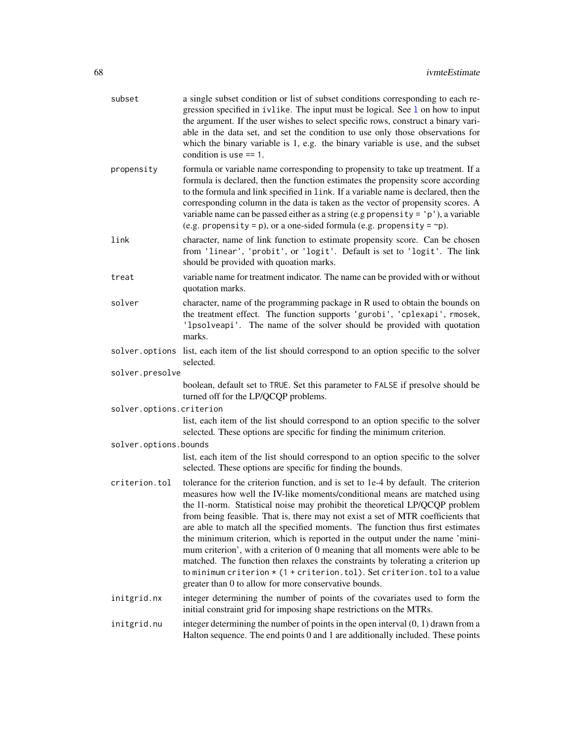**subset** a single subset condition or list of subset conditions corresponding to each regression specified in ivlike. The input must be logical. See l on how to input the argument. If the user wishes to select specific rows, construct a binary variable in the data set, and set the condition to use only those observations for which the binary variable is 1, e.g. the binary variable is use, and the subset condition is use == 1.

**propensity** formula or variable name corresponding to propensity to take up treatment. If a formula is declared, then the function estimates the propensity score according to the formula and link specified in link. If a variable name is declared, then the corresponding column in the data is taken as the vector of propensity scores. A variable name can be passed either as a string (e.g propensity = 'p'), a variable (e.g. propensity = p), or a one-sided formula (e.g. propensity = ~p).

**link** character, name of link function to estimate propensity score. Can be chosen from 'linear', 'probit', or 'logit'. Default is set to 'logit'. The link should be provided with quoation marks.

**treat** variable name for treatment indicator. The name can be provided with or without quotation marks.

**solver** character, name of the programming package in R used to obtain the bounds on the treatment effect. The function supports 'gurobi', 'cplexapi', rmosek, 'lpsolveapi'. The name of the solver should be provided with quotation marks.

**solver.options** list, each item of the list should correspond to an option specific to the solver selected.

**solver.presolve** boolean, default set to TRUE. Set this parameter to FALSE if presolve should be turned off for the LP/QCQP problems.

**solver.options.criterion** list, each item of the list should correspond to an option specific to the solver selected. These options are specific for finding the minimum criterion.

**solver.options.bounds** list, each item of the list should correspond to an option specific to the solver selected. These options are specific for finding the bounds.

**criterion.tol** tolerance for the criterion function, and is set to 1e-4 by default. The criterion measures how well the IV-like moments/conditional means are matched using the l1-norm. Statistical noise may prohibit the theoretical LP/QCQP problem from being feasible. That is, there may not exist a set of MTR coefficients that are able to match all the specified moments. The function thus first estimates the minimum criterion, which is reported in the output under the name 'minimum criterion', with a criterion of 0 meaning that all moments were able to be matched. The function then relaxes the constraints by tolerating a criterion up to minimum criterion * (1 + criterion.tol). Set criterion.tol to a value greater than 0 to allow for more conservative bounds.

**initgrid.nx** integer determining the number of points of the covariates used to form the initial constraint grid for imposing shape restrictions on the MTRs.

**initgrid.nu** integer determining the number of points in the open interval (0, 1) drawn from a Halton sequence. The end points 0 and 1 are additionally included. These points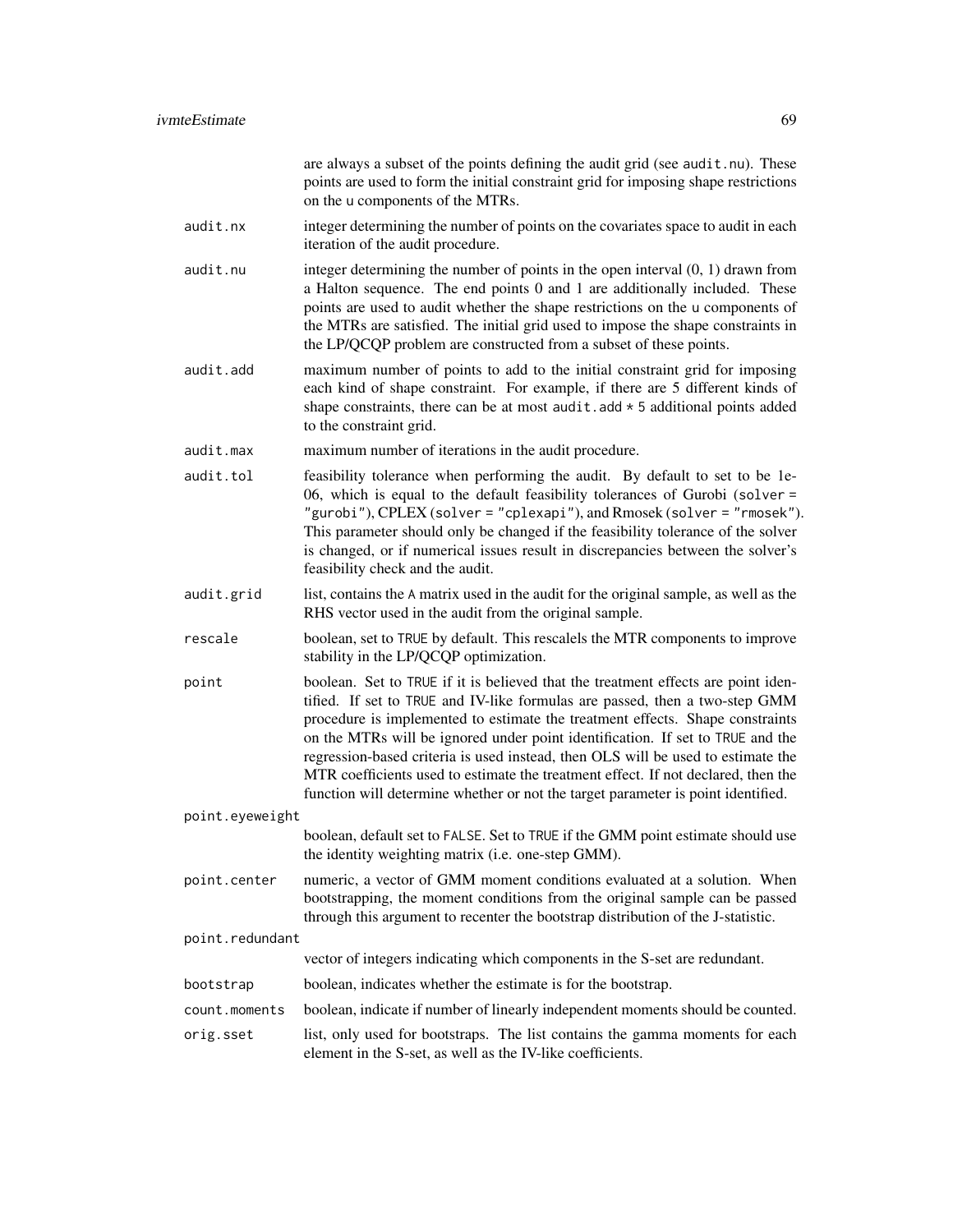are always a subset of the points defining the audit grid (see `audit.nu`). These points are used to form the initial constraint grid for imposing shape restrictions on the `u` components of the MTRs.

`audit.nx`
: integer determining the number of points on the covariates space to audit in each iteration of the audit procedure.

`audit.nu`
: integer determining the number of points in the open interval (0, 1) drawn from a Halton sequence. The end points 0 and 1 are additionally included. These points are used to audit whether the shape restrictions on the `u` components of the MTRs are satisfied. The initial grid used to impose the shape constraints in the LP/QCQP problem are constructed from a subset of these points.

`audit.add`
: maximum number of points to add to the initial constraint grid for imposing each kind of shape constraint. For example, if there are 5 different kinds of shape constraints, there can be at most `audit.add * 5` additional points added to the constraint grid.

`audit.max`
: maximum number of iterations in the audit procedure.

`audit.tol`
: feasibility tolerance when performing the audit. By default to set to be 1e-06, which is equal to the default feasibility tolerances of Gurobi (`solver = "gurobi"`), CPLEX (`solver = "cplexapi"`), and Rmosek (`solver = "rmosek"`). This parameter should only be changed if the feasibility tolerance of the solver is changed, or if numerical issues result in discrepancies between the solver's feasibility check and the audit.

`audit.grid`
: list, contains the `A` matrix used in the audit for the original sample, as well as the RHS vector used in the audit from the original sample.

`rescale`
: boolean, set to `TRUE` by default. This rescalels the MTR components to improve stability in the LP/QCQP optimization.

`point`
: boolean. Set to `TRUE` if it is believed that the treatment effects are point identified. If set to `TRUE` and IV-like formulas are passed, then a two-step GMM procedure is implemented to estimate the treatment effects. Shape constraints on the MTRs will be ignored under point identification. If set to `TRUE` and the regression-based criteria is used instead, then OLS will be used to estimate the MTR coefficients used to estimate the treatment effect. If not declared, then the function will determine whether or not the target parameter is point identified.

`point.eyeweight`
: boolean, default set to `FALSE`. Set to `TRUE` if the GMM point estimate should use the identity weighting matrix (i.e. one-step GMM).

`point.center`
: numeric, a vector of GMM moment conditions evaluated at a solution. When bootstrapping, the moment conditions from the original sample can be passed through this argument to recenter the bootstrap distribution of the J-statistic.

`point.redundant`
: vector of integers indicating which components in the S-set are redundant.

`bootstrap`
: boolean, indicates whether the estimate is for the bootstrap.

`count.moments`
: boolean, indicate if number of linearly independent moments should be counted.

`orig.sset`
: list, only used for bootstraps. The list contains the gamma moments for each element in the S-set, as well as the IV-like coefficients.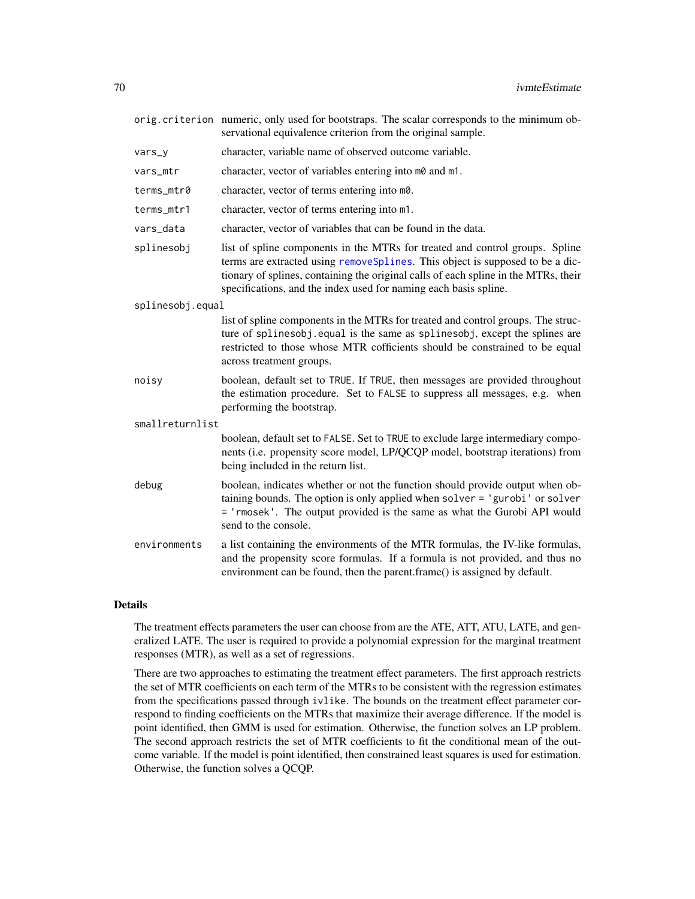orig.criterion
: numeric, only used for bootstraps. The scalar corresponds to the minimum observational equivalence criterion from the original sample.

vars_y
: character, variable name of observed outcome variable.

vars_mtr
: character, vector of variables entering into `m0` and `m1`.

terms_mtr0
: character, vector of terms entering into `m0`.

terms_mtr1
: character, vector of terms entering into `m1`.

vars_data
: character, vector of variables that can be found in the data.

splinesobj
: list of spline components in the MTRs for treated and control groups. Spline terms are extracted using removeSplines. This object is supposed to be a dictionary of splines, containing the original calls of each spline in the MTRs, their specifications, and the index used for naming each basis spline.

splinesobj.equal
: list of spline components in the MTRs for treated and control groups. The structure of `splinesobj.equal` is the same as `splinesobj`, except the splines are restricted to those whose MTR cofficients should be constrained to be equal across treatment groups.

noisy
: boolean, default set to `TRUE`. If `TRUE`, then messages are provided throughout the estimation procedure. Set to `FALSE` to suppress all messages, e.g. when performing the bootstrap.

smallreturnlist
: boolean, default set to `FALSE`. Set to `TRUE` to exclude large intermediary components (i.e. propensity score model, LP/QCQP model, bootstrap iterations) from being included in the return list.

debug
: boolean, indicates whether or not the function should provide output when obtaining bounds. The option is only applied when `solver = 'gurobi'` or `solver = 'rmosek'`. The output provided is the same as what the Gurobi API would send to the console.

environments
: a list containing the environments of the MTR formulas, the IV-like formulas, and the propensity score formulas. If a formula is not provided, and thus no environment can be found, then the parent.frame() is assigned by default.

## Details

The treatment effects parameters the user can choose from are the ATE, ATT, ATU, LATE, and generalized LATE. The user is required to provide a polynomial expression for the marginal treatment responses (MTR), as well as a set of regressions.

There are two approaches to estimating the treatment effect parameters. The first approach restricts the set of MTR coefficients on each term of the MTRs to be consistent with the regression estimates from the specifications passed through `ivlike`. The bounds on the treatment effect parameter correspond to finding coefficients on the MTRs that maximize their average difference. If the model is point identified, then GMM is used for estimation. Otherwise, the function solves an LP problem. The second approach restricts the set of MTR coefficients to fit the conditional mean of the outcome variable. If the model is point identified, then constrained least squares is used for estimation. Otherwise, the function solves a QCQP.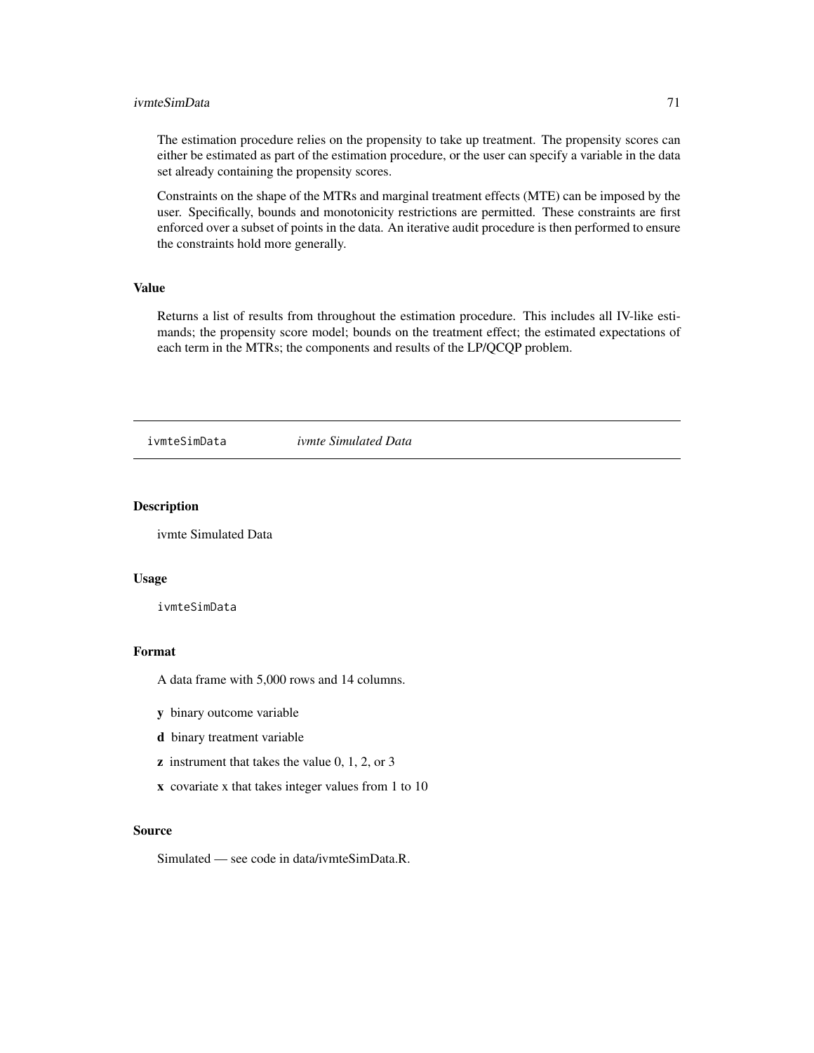The estimation procedure relies on the propensity to take up treatment. The propensity scores can either be estimated as part of the estimation procedure, or the user can specify a variable in the data set already containing the propensity scores.

Constraints on the shape of the MTRs and marginal treatment effects (MTE) can be imposed by the user. Specifically, bounds and monotonicity restrictions are permitted. These constraints are first enforced over a subset of points in the data. An iterative audit procedure is then performed to ensure the constraints hold more generally.

### Value

Returns a list of results from throughout the estimation procedure. This includes all IV-like estimands; the propensity score model; bounds on the treatment effect; the estimated expectations of each term in the MTRs; the components and results of the LP/QCQP problem.

---

## ivmteSimData    *ivmte Simulated Data*

---

### Description

ivmte Simulated Data

### Usage

```
ivmteSimData
```

### Format

A data frame with 5,000 rows and 14 columns.

- **y** binary outcome variable
- **d** binary treatment variable
- **z** instrument that takes the value 0, 1, 2, or 3
- **x** covariate x that takes integer values from 1 to 10

### Source

Simulated — see code in data/ivmteSimData.R.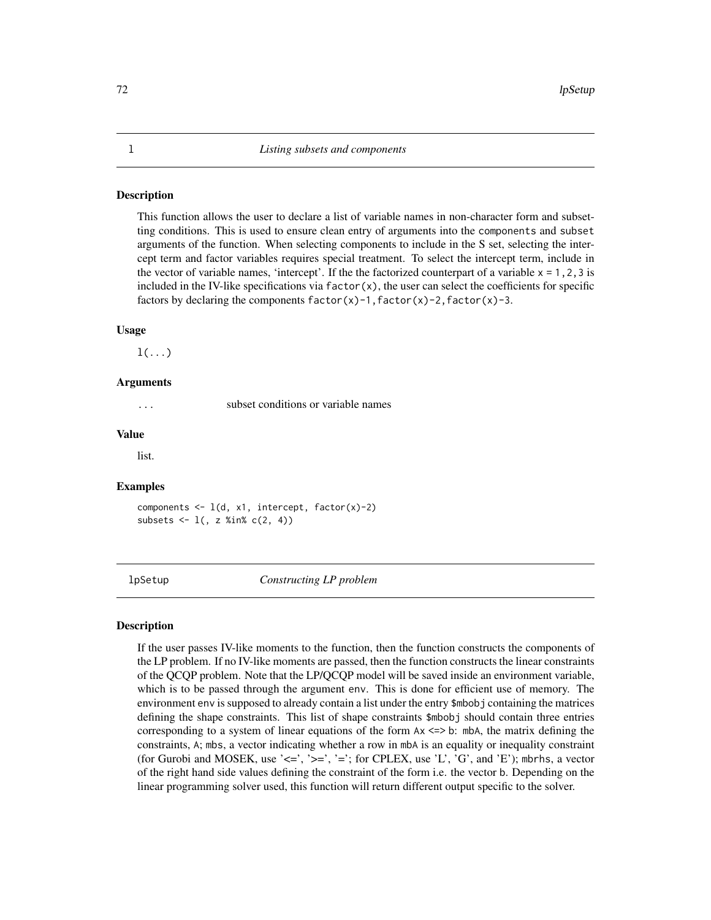## l — *Listing subsets and components*

### Description

This function allows the user to declare a list of variable names in non-character form and subsetting conditions. This is used to ensure clean entry of arguments into the `components` and `subset` arguments of the function. When selecting components to include in the S set, selecting the intercept term and factor variables requires special treatment. To select the intercept term, include in the vector of variable names, 'intercept'. If the the factorized counterpart of a variable `x = 1,2,3` is included in the IV-like specifications via `factor(x)`, the user can select the coefficients for specific factors by declaring the components `factor(x)-1,factor(x)-2,factor(x)-3`.

### Usage

```
l(...)
```

### Arguments

`...` subset conditions or variable names

### Value

list.

### Examples

```
components <- l(d, x1, intercept, factor(x)-2)
subsets <- l(, z %in% c(2, 4))
```

## lpSetup — *Constructing LP problem*

### Description

If the user passes IV-like moments to the function, then the function constructs the components of the LP problem. If no IV-like moments are passed, then the function constructs the linear constraints of the QCQP problem. Note that the LP/QCQP model will be saved inside an environment variable, which is to be passed through the argument `env`. This is done for efficient use of memory. The environment `env` is supposed to already contain a list under the entry `$mbobj` containing the matrices defining the shape constraints. This list of shape constraints `$mbobj` should contain three entries corresponding to a system of linear equations of the form `Ax <=> b`: `mbA`, the matrix defining the constraints, `A`; `mbs`, a vector indicating whether a row in `mbA` is an equality or inequality constraint (for Gurobi and MOSEK, use '<=', '>=', '='; for CPLEX, use 'L', 'G', and 'E'); `mbrhs`, a vector of the right hand side values defining the constraint of the form i.e. the vector `b`. Depending on the linear programming solver used, this function will return different output specific to the solver.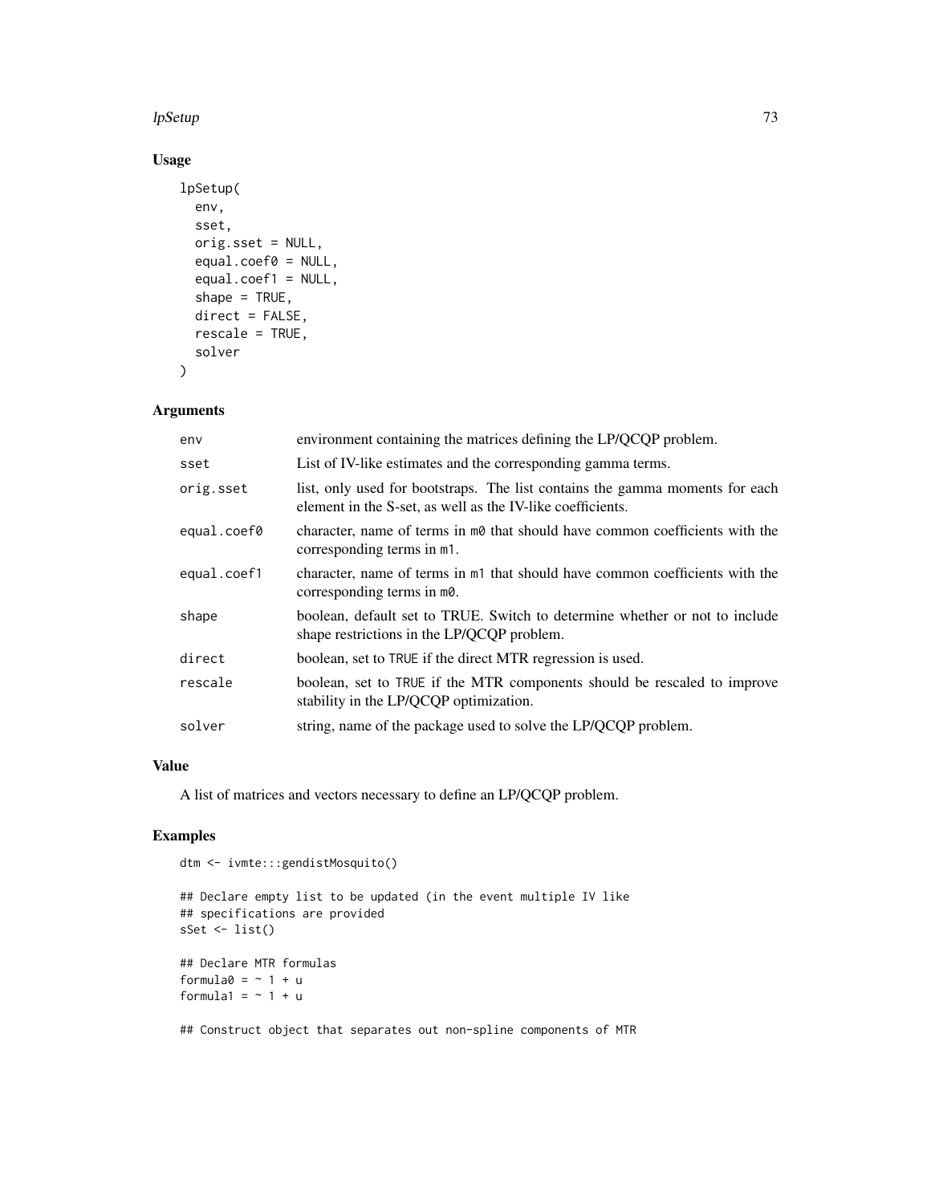### Usage

```
lpSetup(
  env,
  sset,
  orig.sset = NULL,
  equal.coef0 = NULL,
  equal.coef1 = NULL,
  shape = TRUE,
  direct = FALSE,
  rescale = TRUE,
  solver
)
```

### Arguments

| | |
|---|---|
| env | environment containing the matrices defining the LP/QCQP problem. |
| sset | List of IV-like estimates and the corresponding gamma terms. |
| orig.sset | list, only used for bootstraps. The list contains the gamma moments for each element in the S-set, as well as the IV-like coefficients. |
| equal.coef0 | character, name of terms in `m0` that should have common coefficients with the corresponding terms in `m1`. |
| equal.coef1 | character, name of terms in `m1` that should have common coefficients with the corresponding terms in `m0`. |
| shape | boolean, default set to TRUE. Switch to determine whether or not to include shape restrictions in the LP/QCQP problem. |
| direct | boolean, set to `TRUE` if the direct MTR regression is used. |
| rescale | boolean, set to `TRUE` if the MTR components should be rescaled to improve stability in the LP/QCQP optimization. |
| solver | string, name of the package used to solve the LP/QCQP problem. |

### Value

A list of matrices and vectors necessary to define an LP/QCQP problem.

### Examples

```
dtm <- ivmte:::gendistMosquito()

## Declare empty list to be updated (in the event multiple IV like
## specifications are provided
sSet <- list()

## Declare MTR formulas
formula0 = ~ 1 + u
formula1 = ~ 1 + u

## Construct object that separates out non-spline components of MTR
```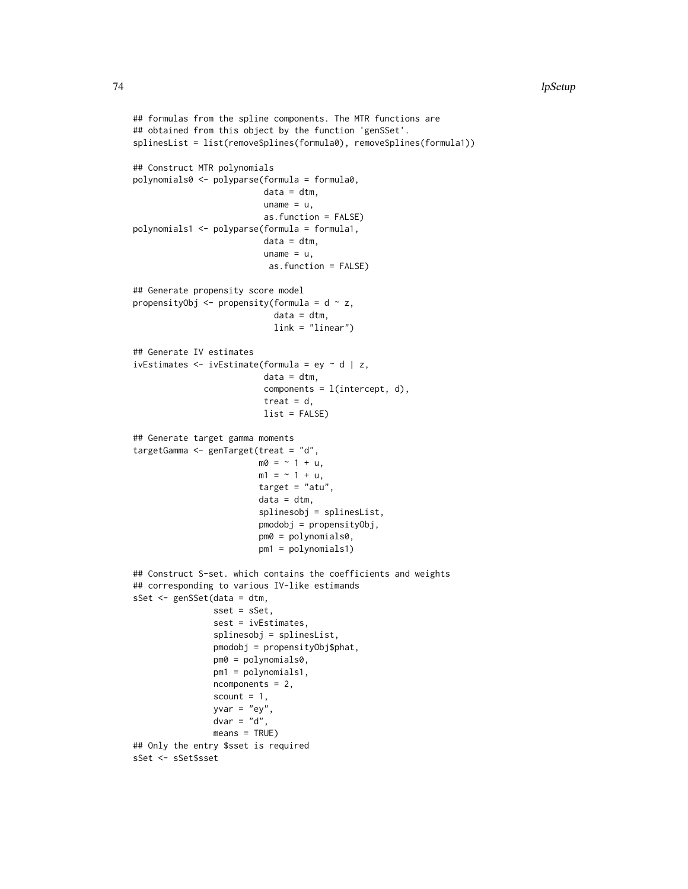```
## formulas from the spline components. The MTR functions are
## obtained from this object by the function 'genSSet'.
splinesList = list(removeSplines(formula0), removeSplines(formula1))

## Construct MTR polynomials
polynomials0 <- polyparse(formula = formula0,
                          data = dtm,
                          uname = u,
                          as.function = FALSE)
polynomials1 <- polyparse(formula = formula1,
                          data = dtm,
                          uname = u,
                           as.function = FALSE)

## Generate propensity score model
propensityObj <- propensity(formula = d ~ z,
                            data = dtm,
                            link = "linear")

## Generate IV estimates
ivEstimates <- ivEstimate(formula = ey ~ d | z,
                          data = dtm,
                          components = l(intercept, d),
                          treat = d,
                          list = FALSE)

## Generate target gamma moments
targetGamma <- genTarget(treat = "d",
                         m0 = ~ 1 + u,
                         m1 = ~ 1 + u,
                         target = "atu",
                         data = dtm,
                         splinesobj = splinesList,
                         pmodobj = propensityObj,
                         pm0 = polynomials0,
                         pm1 = polynomials1)

## Construct S-set. which contains the coefficients and weights
## corresponding to various IV-like estimands
sSet <- genSSet(data = dtm,
                sset = sSet,
                sest = ivEstimates,
                splinesobj = splinesList,
                pmodobj = propensityObj$phat,
                pm0 = polynomials0,
                pm1 = polynomials1,
                ncomponents = 2,
                scount = 1,
                yvar = "ey",
                dvar = "d",
                means = TRUE)
## Only the entry $sset is required
sSet <- sSet$sset
```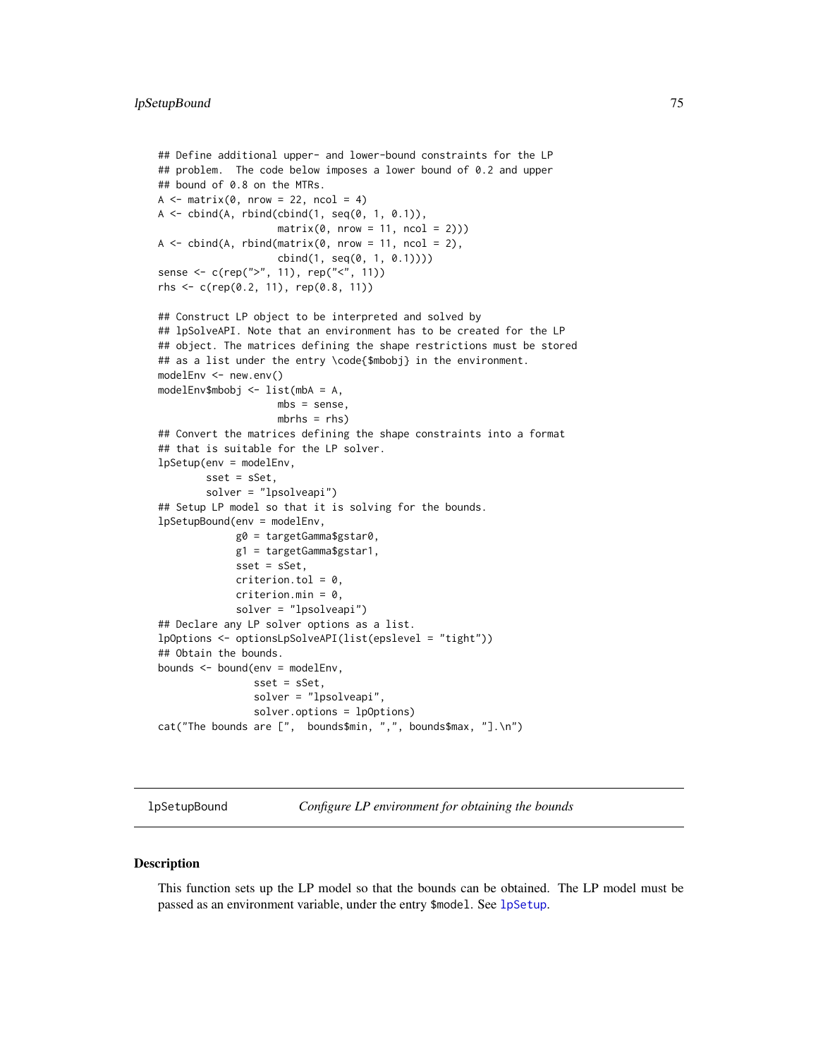```
## Define additional upper- and lower-bound constraints for the LP
## problem.  The code below imposes a lower bound of 0.2 and upper
## bound of 0.8 on the MTRs.
A <- matrix(0, nrow = 22, ncol = 4)
A <- cbind(A, rbind(cbind(1, seq(0, 1, 0.1)),
                    matrix(0, nrow = 11, ncol = 2)))
A <- cbind(A, rbind(matrix(0, nrow = 11, ncol = 2),
                    cbind(1, seq(0, 1, 0.1))))
sense <- c(rep(">", 11), rep("<", 11))
rhs <- c(rep(0.2, 11), rep(0.8, 11))

## Construct LP object to be interpreted and solved by
## lpSolveAPI. Note that an environment has to be created for the LP
## object. The matrices defining the shape restrictions must be stored
## as a list under the entry \code{$mbobj} in the environment.
modelEnv <- new.env()
modelEnv$mbobj <- list(mbA = A,
                    mbs = sense,
                    mbrhs = rhs)
## Convert the matrices defining the shape constraints into a format
## that is suitable for the LP solver.
lpSetup(env = modelEnv,
        sset = sSet,
        solver = "lpsolveapi")
## Setup LP model so that it is solving for the bounds.
lpSetupBound(env = modelEnv,
             g0 = targetGamma$gstar0,
             g1 = targetGamma$gstar1,
             sset = sSet,
             criterion.tol = 0,
             criterion.min = 0,
             solver = "lpsolveapi")
## Declare any LP solver options as a list.
lpOptions <- optionsLpSolveAPI(list(epslevel = "tight"))
## Obtain the bounds.
bounds <- bound(env = modelEnv,
                sset = sSet,
                solver = "lpsolveapi",
                solver.options = lpOptions)
cat("The bounds are [",  bounds$min, ",", bounds$max, "].\n")
```

---

## lpSetupBound    *Configure LP environment for obtaining the bounds*

### Description

This function sets up the LP model so that the bounds can be obtained. The LP model must be passed as an environment variable, under the entry `$model`. See lpSetup.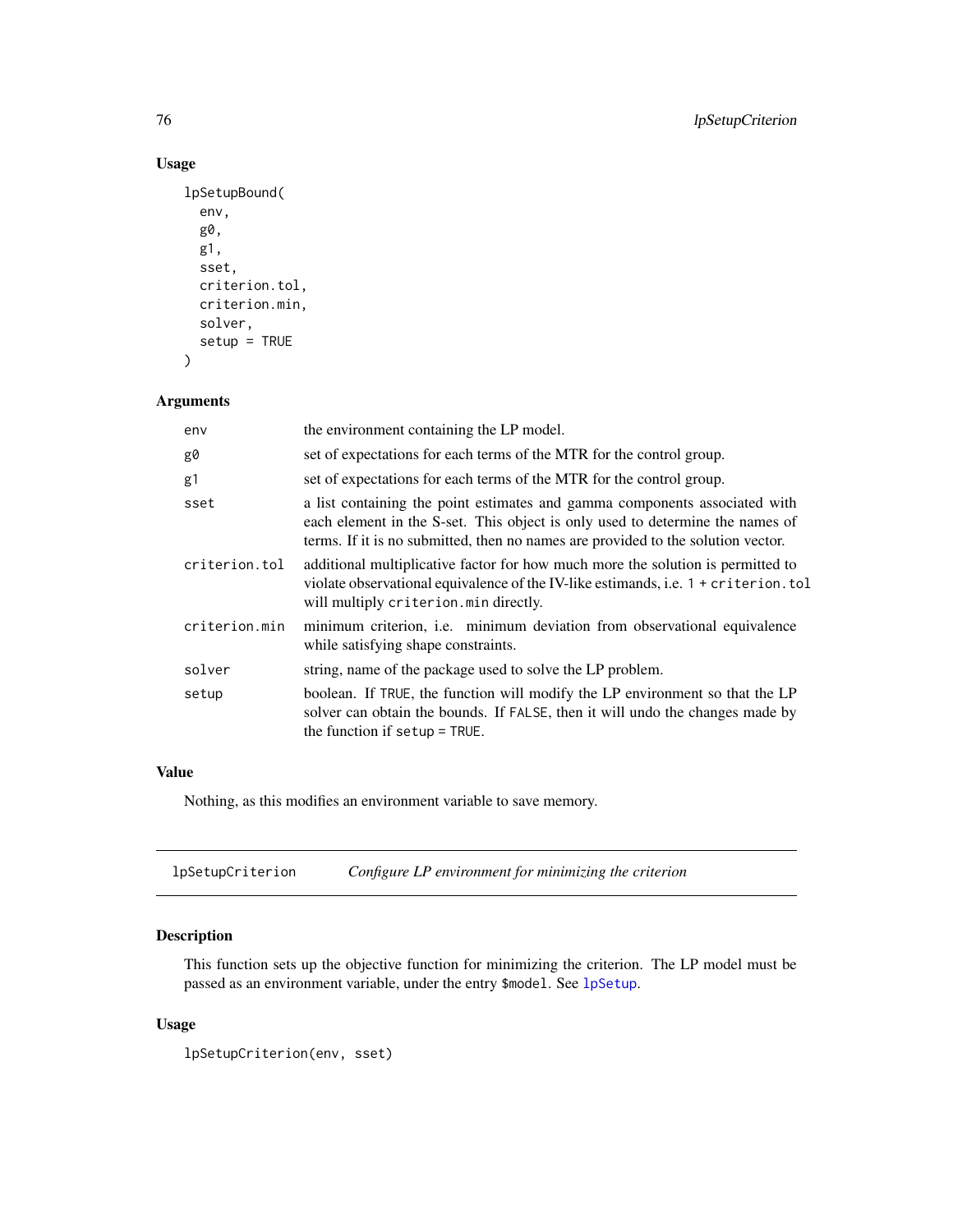## Usage

```
lpSetupBound(
  env,
  g0,
  g1,
  sset,
  criterion.tol,
  criterion.min,
  solver,
  setup = TRUE
)
```

## Arguments

| | |
|---|---|
| env | the environment containing the LP model. |
| g0 | set of expectations for each terms of the MTR for the control group. |
| g1 | set of expectations for each terms of the MTR for the control group. |
| sset | a list containing the point estimates and gamma components associated with each element in the S-set. This object is only used to determine the names of terms. If it is no submitted, then no names are provided to the solution vector. |
| criterion.tol | additional multiplicative factor for how much more the solution is permitted to violate observational equivalence of the IV-like estimands, i.e. `1 + criterion.tol` will multiply `criterion.min` directly. |
| criterion.min | minimum criterion, i.e. minimum deviation from observational equivalence while satisfying shape constraints. |
| solver | string, name of the package used to solve the LP problem. |
| setup | boolean. If `TRUE`, the function will modify the LP environment so that the LP solver can obtain the bounds. If `FALSE`, then it will undo the changes made by the function if `setup = TRUE`. |

## Value

Nothing, as this modifies an environment variable to save memory.

---

# lpSetupCriterion — *Configure LP environment for minimizing the criterion*

## Description

This function sets up the objective function for minimizing the criterion. The LP model must be passed as an environment variable, under the entry `$model`. See lpSetup.

## Usage

```
lpSetupCriterion(env, sset)
```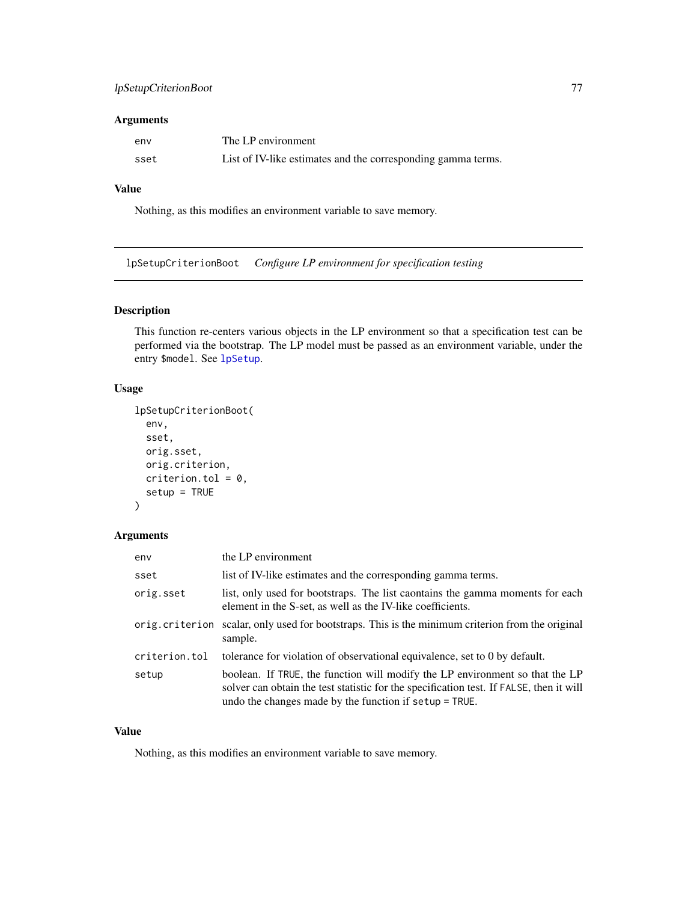## Arguments

| | |
|---|---|
| env | The LP environment |
| sset | List of IV-like estimates and the corresponding gamma terms. |

## Value

Nothing, as this modifies an environment variable to save memory.

---

# lpSetupCriterionBoot *Configure LP environment for specification testing*

## Description

This function re-centers various objects in the LP environment so that a specification test can be performed via the bootstrap. The LP model must be passed as an environment variable, under the entry `$model`. See `lpSetup`.

## Usage

```
lpSetupCriterionBoot(
  env,
  sset,
  orig.sset,
  orig.criterion,
  criterion.tol = 0,
  setup = TRUE
)
```

## Arguments

| | |
|---|---|
| env | the LP environment |
| sset | list of IV-like estimates and the corresponding gamma terms. |
| orig.sset | list, only used for bootstraps. The list caontains the gamma moments for each element in the S-set, as well as the IV-like coefficients. |
| orig.criterion | scalar, only used for bootstraps. This is the minimum criterion from the original sample. |
| criterion.tol | tolerance for violation of observational equivalence, set to 0 by default. |
| setup | boolean. If `TRUE`, the function will modify the LP environment so that the LP solver can obtain the test statistic for the specification test. If `FALSE`, then it will undo the changes made by the function if `setup = TRUE`. |

## Value

Nothing, as this modifies an environment variable to save memory.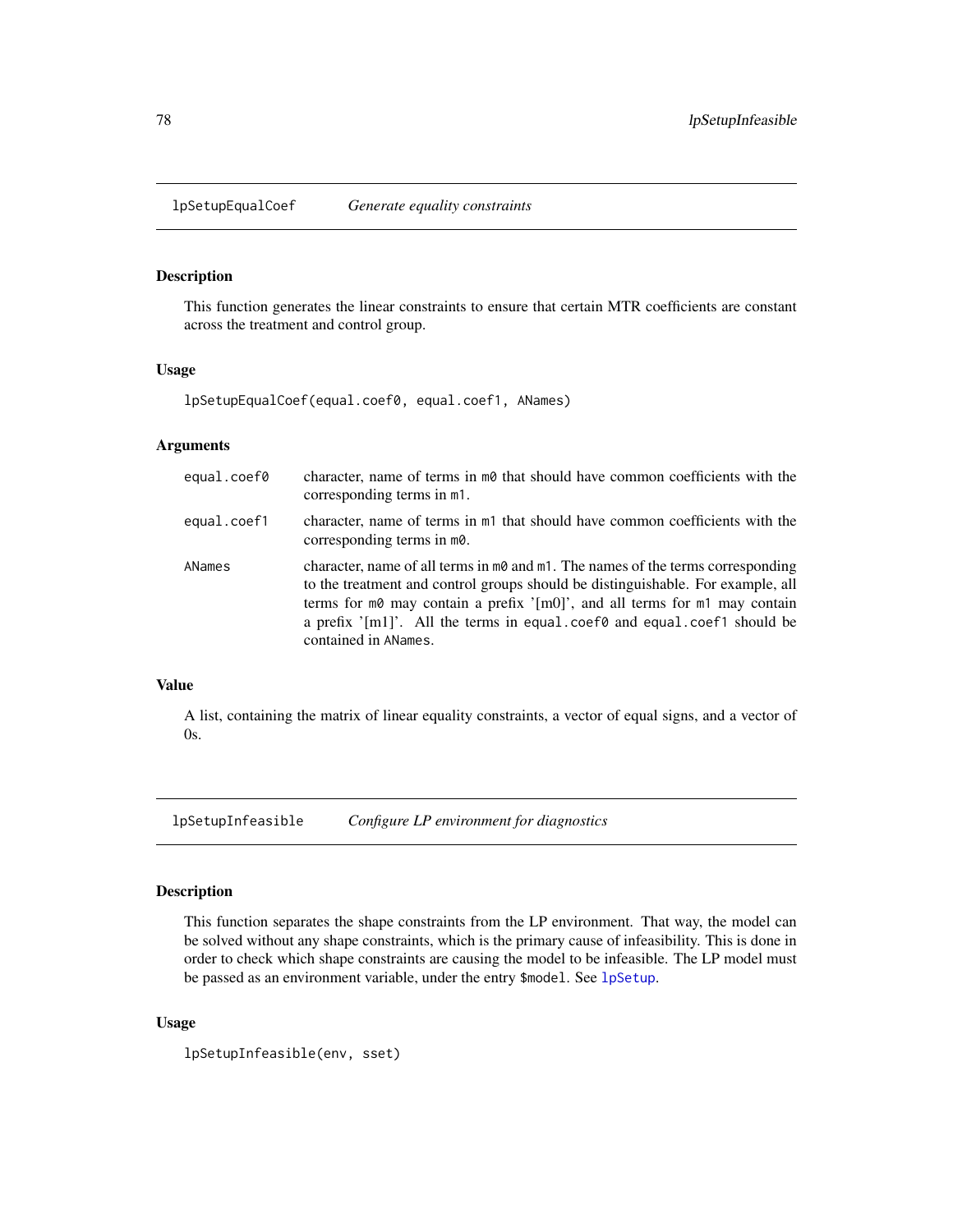## lpSetupEqualCoef — *Generate equality constraints*

### Description

This function generates the linear constraints to ensure that certain MTR coefficients are constant across the treatment and control group.

### Usage

```
lpSetupEqualCoef(equal.coef0, equal.coef1, ANames)
```

### Arguments

| | |
|---|---|
| `equal.coef0` | character, name of terms in `m0` that should have common coefficients with the corresponding terms in `m1`. |
| `equal.coef1` | character, name of terms in `m1` that should have common coefficients with the corresponding terms in `m0`. |
| `ANames` | character, name of all terms in `m0` and `m1`. The names of the terms corresponding to the treatment and control groups should be distinguishable. For example, all terms for `m0` may contain a prefix '[m0]', and all terms for `m1` may contain a prefix '[m1]'. All the terms in `equal.coef0` and `equal.coef1` should be contained in `ANames`. |

### Value

A list, containing the matrix of linear equality constraints, a vector of equal signs, and a vector of 0s.

## lpSetupInfeasible — *Configure LP environment for diagnostics*

### Description

This function separates the shape constraints from the LP environment. That way, the model can be solved without any shape constraints, which is the primary cause of infeasibility. This is done in order to check which shape constraints are causing the model to be infeasible. The LP model must be passed as an environment variable, under the entry `$model`. See `lpSetup`.

### Usage

```
lpSetupInfeasible(env, sset)
```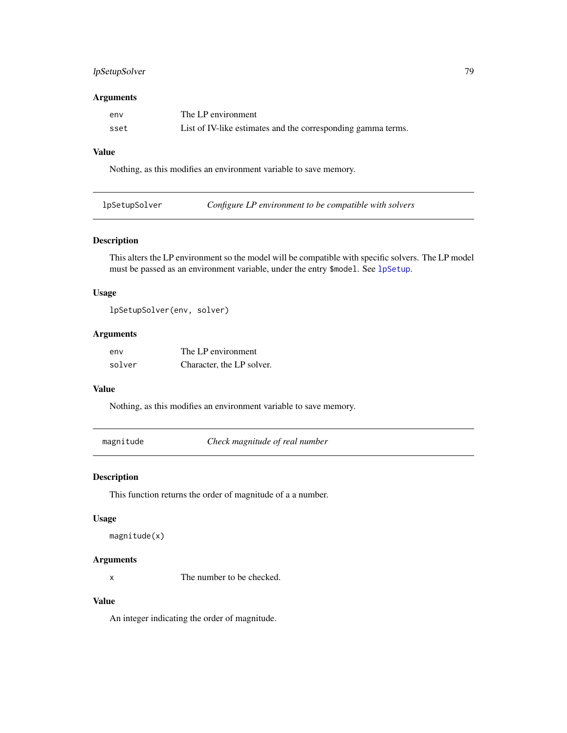### Arguments

| | |
|---|---|
| `env` | The LP environment |
| `sset` | List of IV-like estimates and the corresponding gamma terms. |

### Value

Nothing, as this modifies an environment variable to save memory.

---

## `lpSetupSolver` *Configure LP environment to be compatible with solvers*

### Description

This alters the LP environment so the model will be compatible with specific solvers. The LP model must be passed as an environment variable, under the entry `$model`. See `lpSetup`.

### Usage

```
lpSetupSolver(env, solver)
```

### Arguments

| | |
|---|---|
| `env` | The LP environment |
| `solver` | Character, the LP solver. |

### Value

Nothing, as this modifies an environment variable to save memory.

---

## `magnitude` *Check magnitude of real number*

### Description

This function returns the order of magnitude of a a number.

### Usage

```
magnitude(x)
```

### Arguments

| | |
|---|---|
| `x` | The number to be checked. |

### Value

An integer indicating the order of magnitude.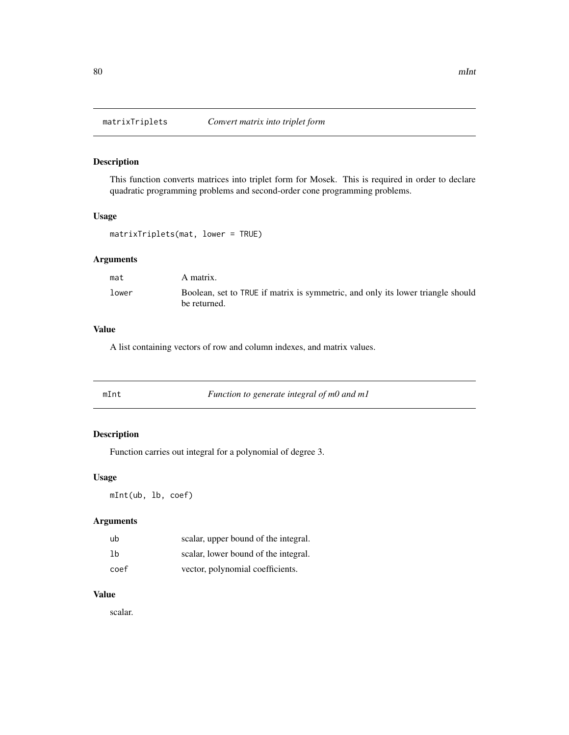## matrixTriplets — *Convert matrix into triplet form*

### Description

This function converts matrices into triplet form for Mosek. This is required in order to declare quadratic programming problems and second-order cone programming problems.

### Usage

```
matrixTriplets(mat, lower = TRUE)
```

### Arguments

| | |
|---|---|
| mat | A matrix. |
| lower | Boolean, set to TRUE if matrix is symmetric, and only its lower triangle should be returned. |

### Value

A list containing vectors of row and column indexes, and matrix values.

## mInt — *Function to generate integral of m0 and m1*

### Description

Function carries out integral for a polynomial of degree 3.

### Usage

```
mInt(ub, lb, coef)
```

### Arguments

| | |
|---|---|
| ub | scalar, upper bound of the integral. |
| lb | scalar, lower bound of the integral. |
| coef | vector, polynomial coefficients. |

### Value

scalar.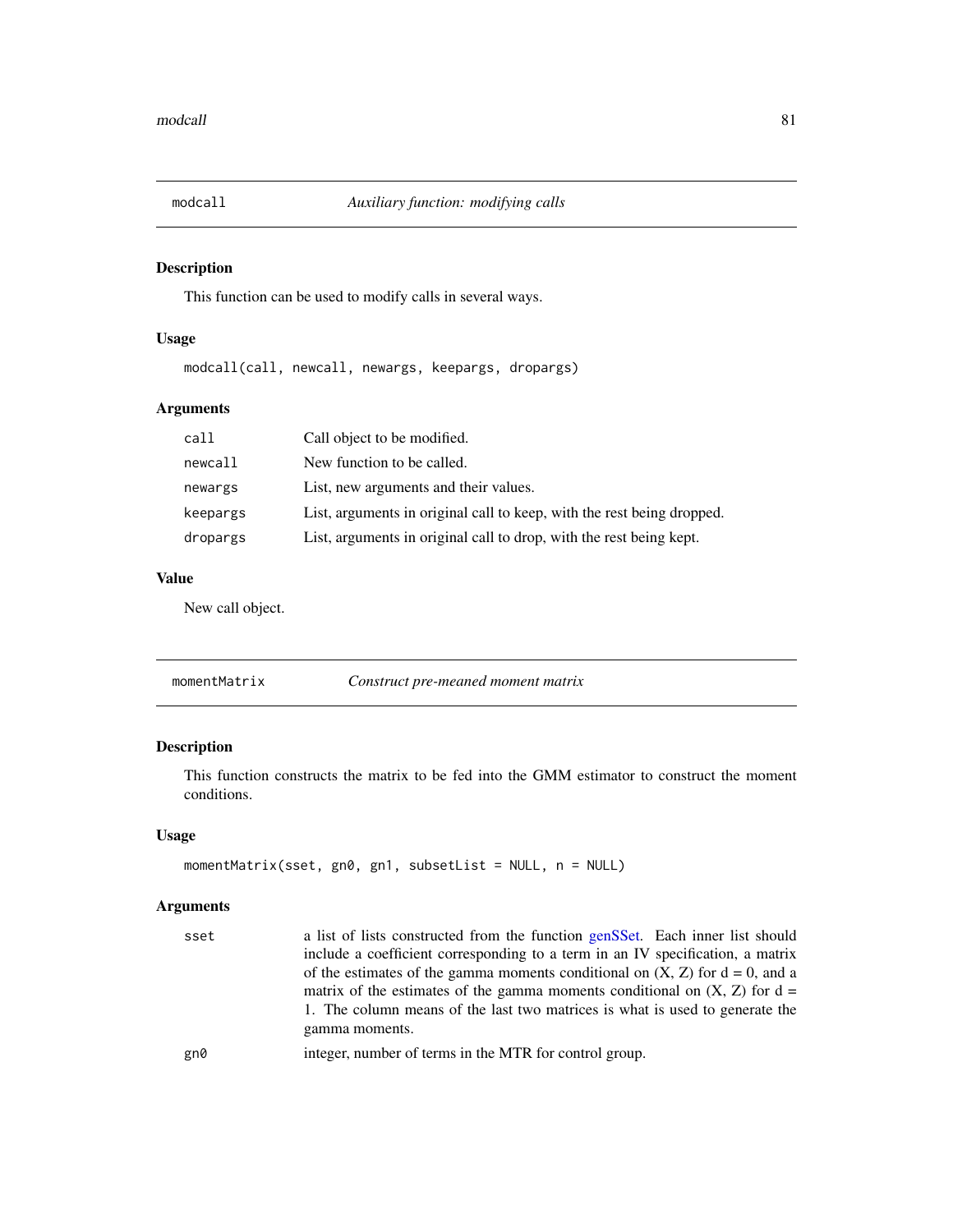## modcall — *Auxiliary function: modifying calls*

### Description

This function can be used to modify calls in several ways.

### Usage

```
modcall(call, newcall, newargs, keepargs, dropargs)
```

### Arguments

| | |
|---|---|
| `call` | Call object to be modified. |
| `newcall` | New function to be called. |
| `newargs` | List, new arguments and their values. |
| `keepargs` | List, arguments in original call to keep, with the rest being dropped. |
| `dropargs` | List, arguments in original call to drop, with the rest being kept. |

### Value

New call object.

## momentMatrix — *Construct pre-meaned moment matrix*

### Description

This function constructs the matrix to be fed into the GMM estimator to construct the moment conditions.

### Usage

```
momentMatrix(sset, gn0, gn1, subsetList = NULL, n = NULL)
```

### Arguments

| | |
|---|---|
| `sset` | a list of lists constructed from the function genSSet. Each inner list should include a coefficient corresponding to a term in an IV specification, a matrix of the estimates of the gamma moments conditional on (X, Z) for d = 0, and a matrix of the estimates of the gamma moments conditional on (X, Z) for d = 1. The column means of the last two matrices is what is used to generate the gamma moments. |
| `gn0` | integer, number of terms in the MTR for control group. |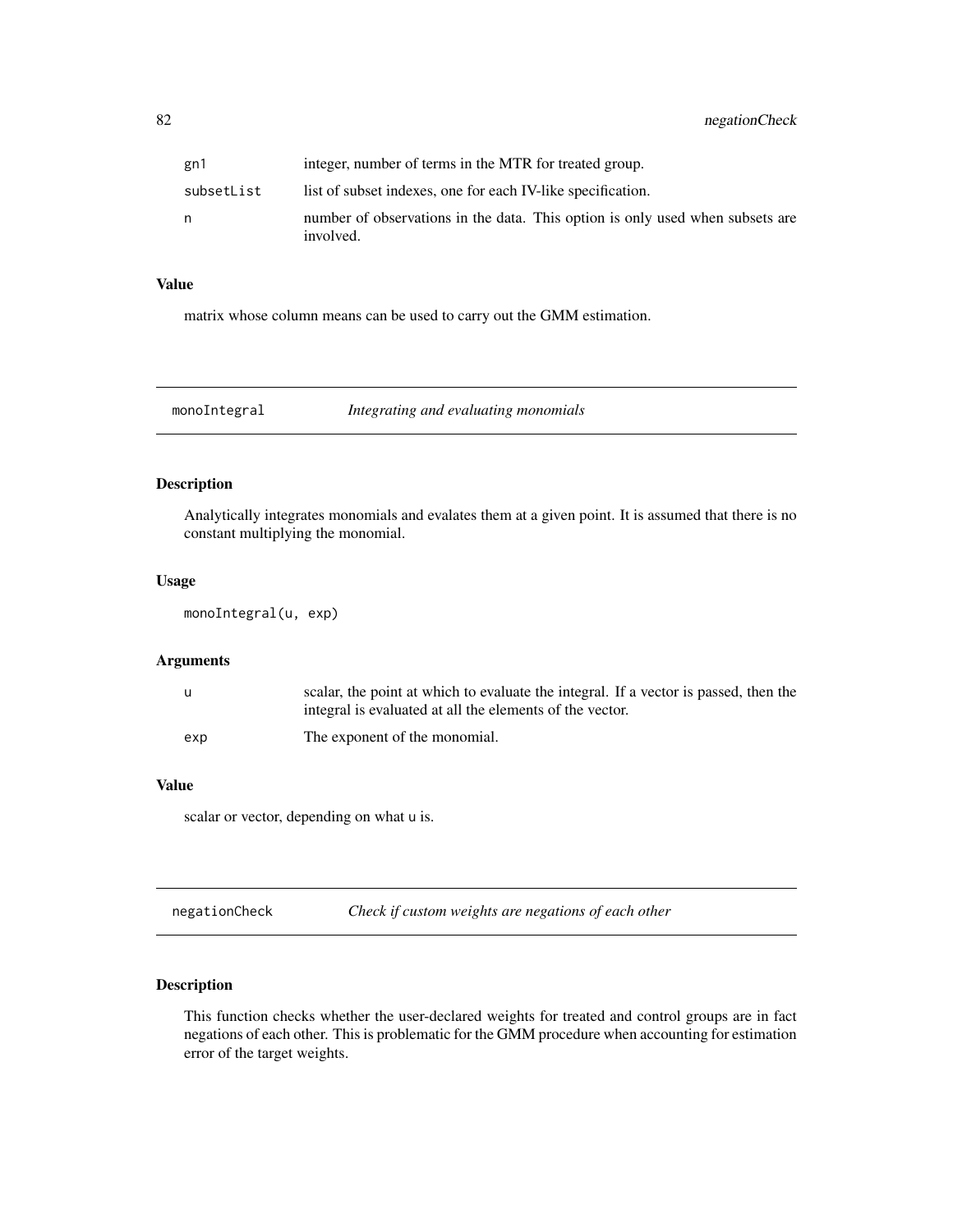| | |
|---|---|
| gn1 | integer, number of terms in the MTR for treated group. |
| subsetList | list of subset indexes, one for each IV-like specification. |
| n | number of observations in the data. This option is only used when subsets are involved. |

### Value

matrix whose column means can be used to carry out the GMM estimation.

---

## monoIntegral &nbsp;&nbsp;&nbsp; *Integrating and evaluating monomials*

---

### Description

Analytically integrates monomials and evalates them at a given point. It is assumed that there is no constant multiplying the monomial.

### Usage

```
monoIntegral(u, exp)
```

### Arguments

| | |
|---|---|
| u | scalar, the point at which to evaluate the integral. If a vector is passed, then the integral is evaluated at all the elements of the vector. |
| exp | The exponent of the monomial. |

### Value

scalar or vector, depending on what u is.

---

## negationCheck &nbsp;&nbsp;&nbsp; *Check if custom weights are negations of each other*

---

### Description

This function checks whether the user-declared weights for treated and control groups are in fact negations of each other. This is problematic for the GMM procedure when accounting for estimation error of the target weights.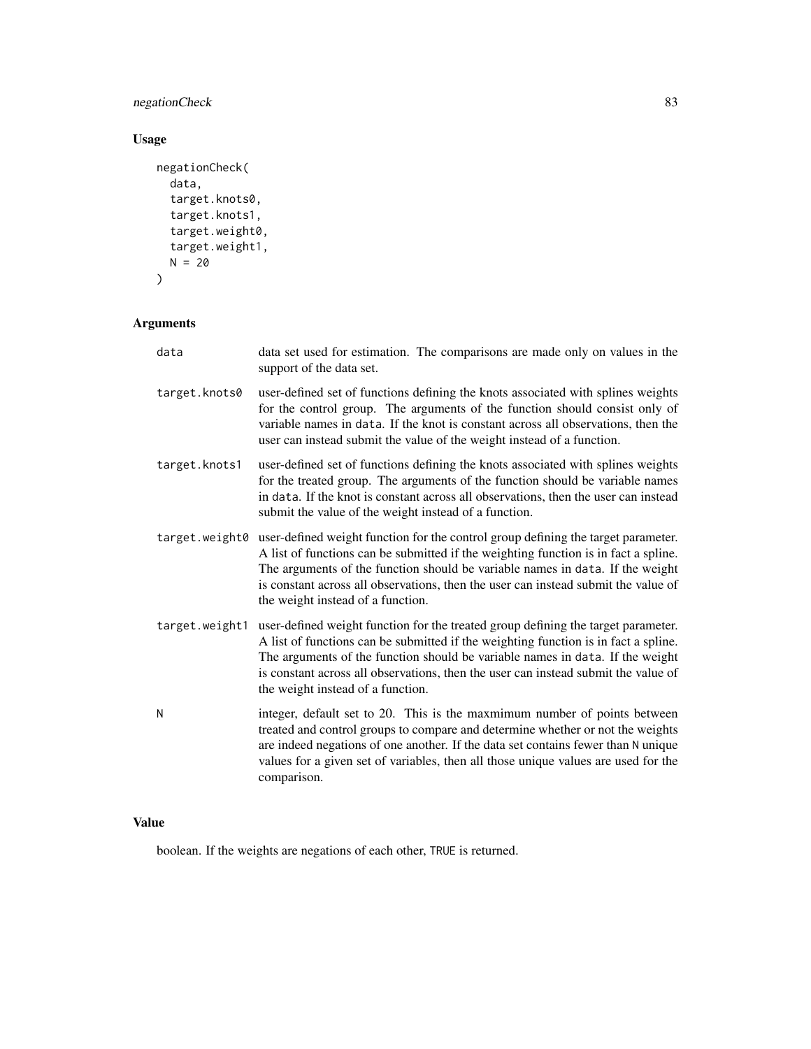## Usage

```
negationCheck(
  data,
  target.knots0,
  target.knots1,
  target.weight0,
  target.weight1,
  N = 20
)
```

## Arguments

| | |
|---|---|
| data | data set used for estimation. The comparisons are made only on values in the support of the data set. |
| target.knots0 | user-defined set of functions defining the knots associated with splines weights for the control group. The arguments of the function should consist only of variable names in data. If the knot is constant across all observations, then the user can instead submit the value of the weight instead of a function. |
| target.knots1 | user-defined set of functions defining the knots associated with splines weights for the treated group. The arguments of the function should be variable names in data. If the knot is constant across all observations, then the user can instead submit the value of the weight instead of a function. |
| target.weight0 | user-defined weight function for the control group defining the target parameter. A list of functions can be submitted if the weighting function is in fact a spline. The arguments of the function should be variable names in data. If the weight is constant across all observations, then the user can instead submit the value of the weight instead of a function. |
| target.weight1 | user-defined weight function for the treated group defining the target parameter. A list of functions can be submitted if the weighting function is in fact a spline. The arguments of the function should be variable names in data. If the weight is constant across all observations, then the user can instead submit the value of the weight instead of a function. |
| N | integer, default set to 20. This is the maxmimum number of points between treated and control groups to compare and determine whether or not the weights are indeed negations of one another. If the data set contains fewer than N unique values for a given set of variables, then all those unique values are used for the comparison. |

## Value

boolean. If the weights are negations of each other, TRUE is returned.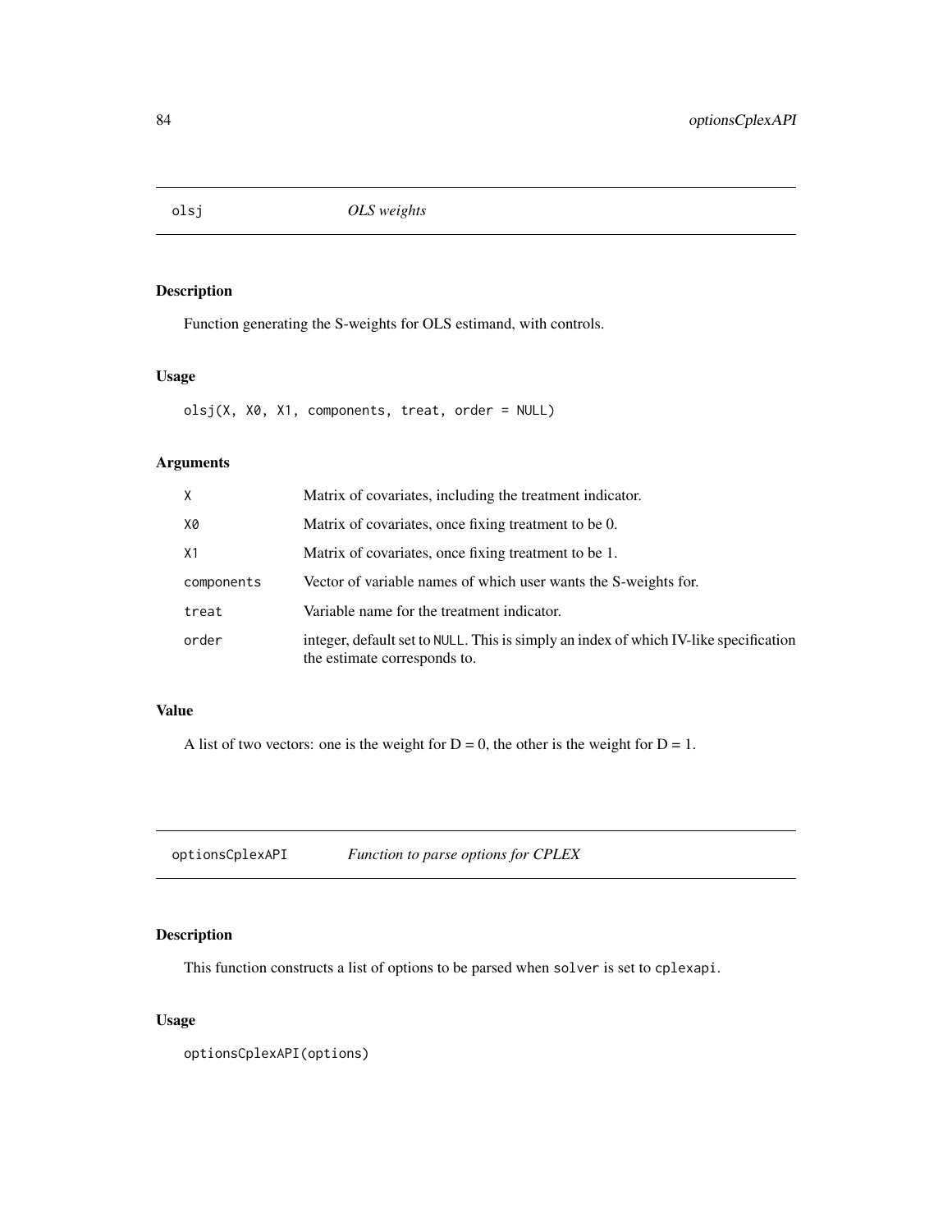## olsj *OLS weights*

### Description

Function generating the S-weights for OLS estimand, with controls.

### Usage

```
olsj(X, X0, X1, components, treat, order = NULL)
```

### Arguments

| | |
|---|---|
| X | Matrix of covariates, including the treatment indicator. |
| X0 | Matrix of covariates, once fixing treatment to be 0. |
| X1 | Matrix of covariates, once fixing treatment to be 1. |
| components | Vector of variable names of which user wants the S-weights for. |
| treat | Variable name for the treatment indicator. |
| order | integer, default set to NULL. This is simply an index of which IV-like specification the estimate corresponds to. |

### Value

A list of two vectors: one is the weight for D = 0, the other is the weight for D = 1.

## optionsCplexAPI *Function to parse options for CPLEX*

### Description

This function constructs a list of options to be parsed when solver is set to cplexapi.

### Usage

```
optionsCplexAPI(options)
```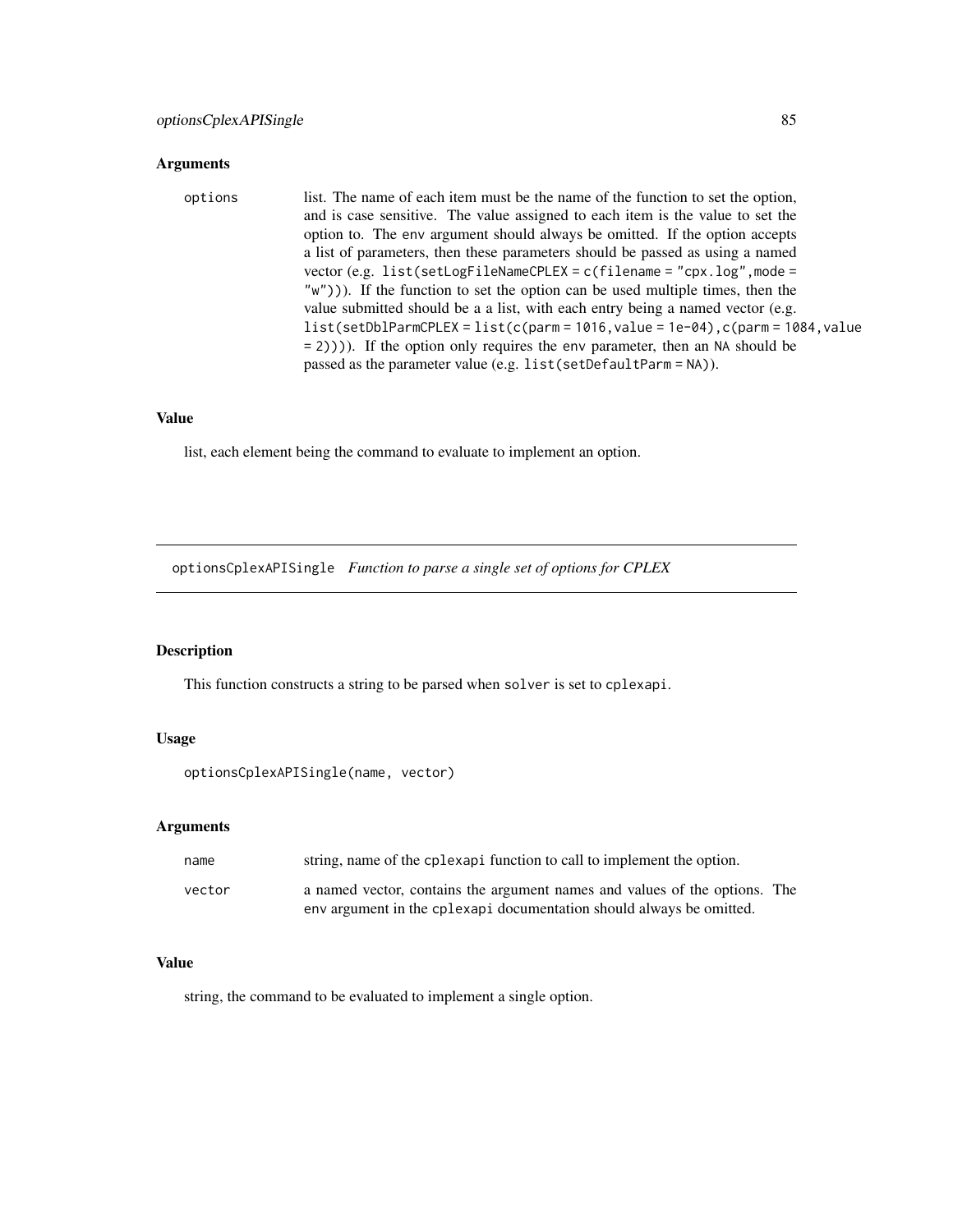### Arguments

**options** list. The name of each item must be the name of the function to set the option, and is case sensitive. The value assigned to each item is the value to set the option to. The `env` argument should always be omitted. If the option accepts a list of parameters, then these parameters should be passed as using a named vector (e.g. `list(setLogFileNameCPLEX = c(filename = "cpx.log",mode = "w"))`). If the function to set the option can be used multiple times, then the value submitted should be a a list, with each entry being a named vector (e.g. `list(setDblParmCPLEX = list(c(parm = 1016,value = 1e-04),c(parm = 1084,value = 2)))`). If the option only requires the `env` parameter, then an `NA` should be passed as the parameter value (e.g. `list(setDefaultParm = NA)`).

### Value

list, each element being the command to evaluate to implement an option.

---

## optionsCplexAPISingle *Function to parse a single set of options for CPLEX*

### Description

This function constructs a string to be parsed when `solver` is set to `cplexapi`.

### Usage

```
optionsCplexAPISingle(name, vector)
```

### Arguments

| | |
|---|---|
| `name` | string, name of the `cplexapi` function to call to implement the option. |
| `vector` | a named vector, contains the argument names and values of the options. The `env` argument in the `cplexapi` documentation should always be omitted. |

### Value

string, the command to be evaluated to implement a single option.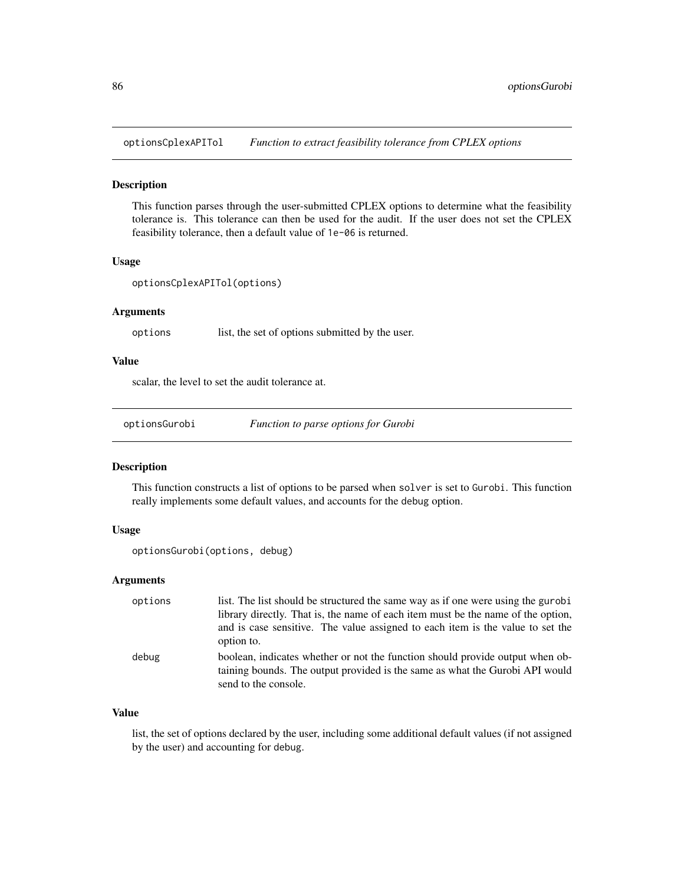## optionsCplexAPITol — *Function to extract feasibility tolerance from CPLEX options*

### Description

This function parses through the user-submitted CPLEX options to determine what the feasibility tolerance is. This tolerance can then be used for the audit. If the user does not set the CPLEX feasibility tolerance, then a default value of `1e-06` is returned.

### Usage

```
optionsCplexAPITol(options)
```

### Arguments

| | |
|---|---|
| `options` | list, the set of options submitted by the user. |

### Value

scalar, the level to set the audit tolerance at.

## optionsGurobi — *Function to parse options for Gurobi*

### Description

This function constructs a list of options to be parsed when `solver` is set to `Gurobi`. This function really implements some default values, and accounts for the `debug` option.

### Usage

```
optionsGurobi(options, debug)
```

### Arguments

| | |
|---|---|
| `options` | list. The list should be structured the same way as if one were using the `gurobi` library directly. That is, the name of each item must be the name of the option, and is case sensitive. The value assigned to each item is the value to set the option to. |
| `debug` | boolean, indicates whether or not the function should provide output when obtaining bounds. The output provided is the same as what the Gurobi API would send to the console. |

### Value

list, the set of options declared by the user, including some additional default values (if not assigned by the user) and accounting for `debug`.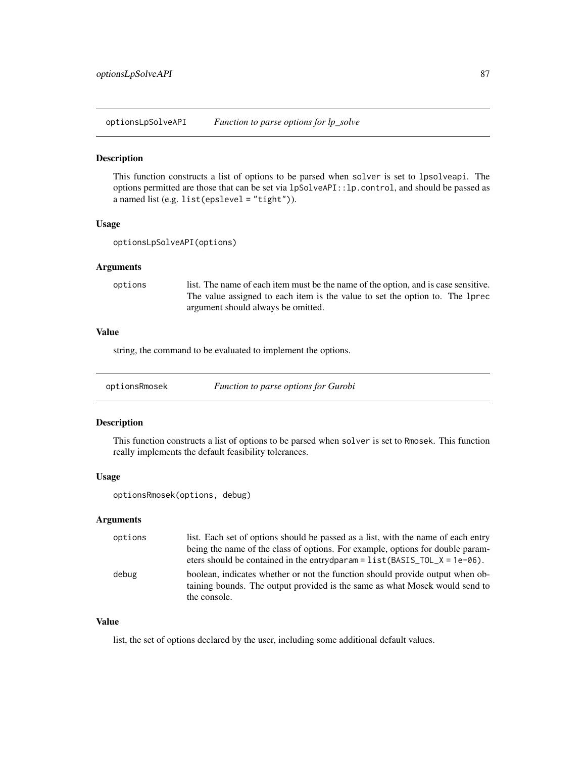## optionsLpSolveAPI *Function to parse options for lp_solve*

### Description

This function constructs a list of options to be parsed when `solver` is set to `lpsolveapi`. The options permitted are those that can be set via `lpSolveAPI::lp.control`, and should be passed as a named list (e.g. `list(epslevel = "tight")`).

### Usage

```
optionsLpSolveAPI(options)
```

### Arguments

| | |
|---|---|
| `options` | list. The name of each item must be the name of the option, and is case sensitive. The value assigned to each item is the value to set the option to. The `lprec` argument should always be omitted. |

### Value

string, the command to be evaluated to implement the options.

## optionsRmosek *Function to parse options for Gurobi*

### Description

This function constructs a list of options to be parsed when `solver` is set to `Rmosek`. This function really implements the default feasibility tolerances.

### Usage

```
optionsRmosek(options, debug)
```

### Arguments

| | |
|---|---|
| `options` | list. Each set of options should be passed as a list, with the name of each entry being the name of the class of options. For example, options for double parameters should be contained in the entry`dparam = list(BASIS_TOL_X = 1e-06)`. |
| `debug` | boolean, indicates whether or not the function should provide output when obtaining bounds. The output provided is the same as what Mosek would send to the console. |

### Value

list, the set of options declared by the user, including some additional default values.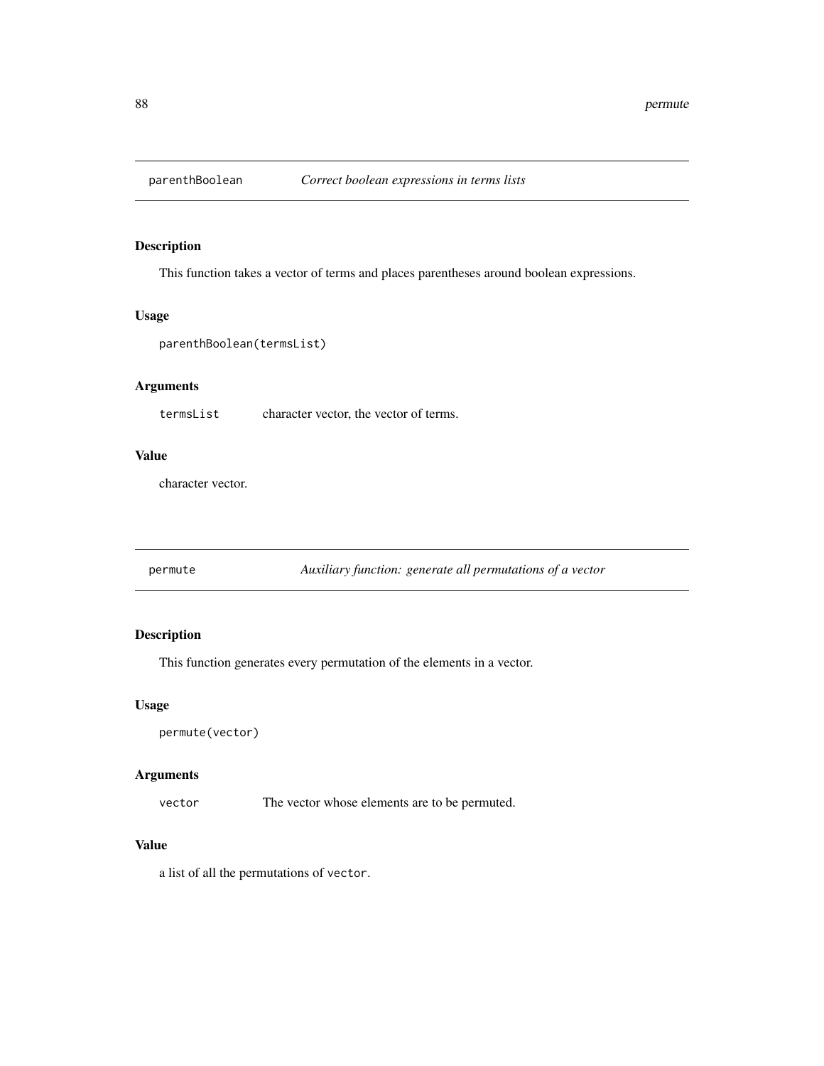## parenthBoolean *Correct boolean expressions in terms lists*

### Description

This function takes a vector of terms and places parentheses around boolean expressions.

### Usage

```
parenthBoolean(termsList)
```

### Arguments

| | |
|---|---|
| `termsList` | character vector, the vector of terms. |

### Value

character vector.

## permute *Auxiliary function: generate all permutations of a vector*

### Description

This function generates every permutation of the elements in a vector.

### Usage

```
permute(vector)
```

### Arguments

| | |
|---|---|
| `vector` | The vector whose elements are to be permuted. |

### Value

a list of all the permutations of `vector`.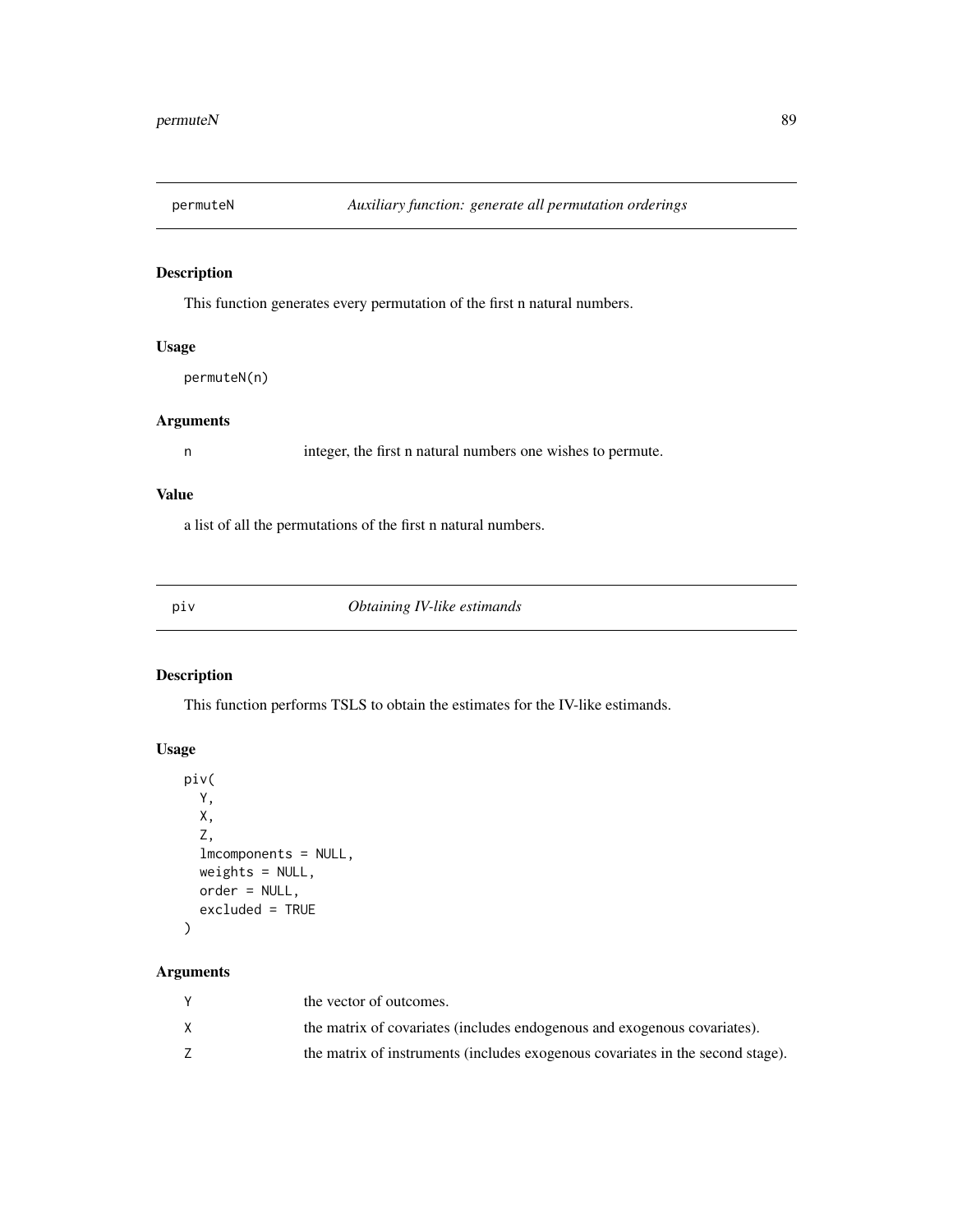## permuteN — *Auxiliary function: generate all permutation orderings*

### Description

This function generates every permutation of the first n natural numbers.

### Usage

```
permuteN(n)
```

### Arguments

| | |
|---|---|
| n | integer, the first n natural numbers one wishes to permute. |

### Value

a list of all the permutations of the first n natural numbers.

## piv — *Obtaining IV-like estimands*

### Description

This function performs TSLS to obtain the estimates for the IV-like estimands.

### Usage

```
piv(
  Y,
  X,
  Z,
  lmcomponents = NULL,
  weights = NULL,
  order = NULL,
  excluded = TRUE
)
```

### Arguments

| | |
|---|---|
| Y | the vector of outcomes. |
| X | the matrix of covariates (includes endogenous and exogenous covariates). |
| Z | the matrix of instruments (includes exogenous covariates in the second stage). |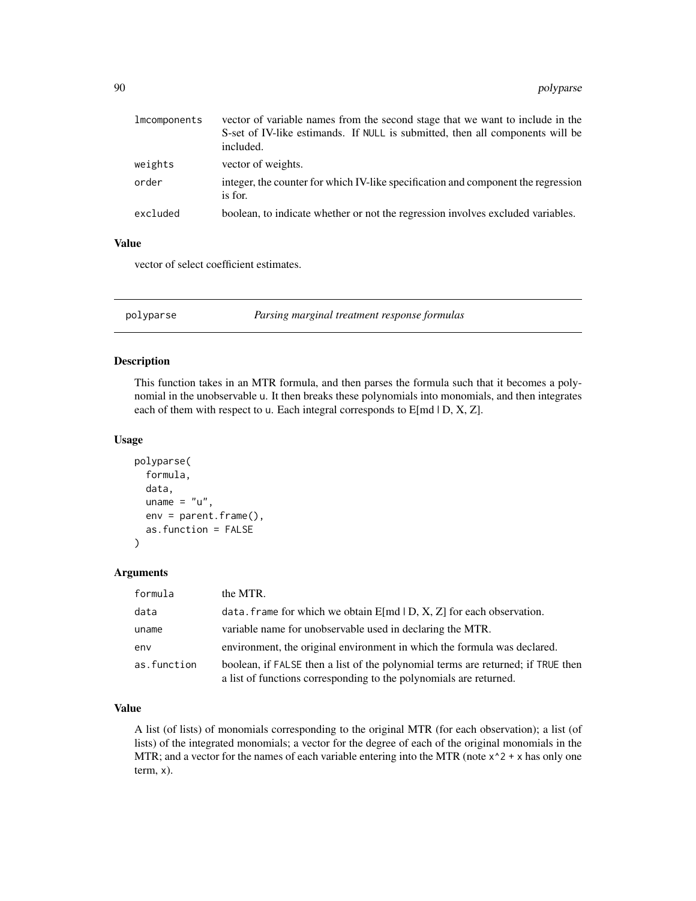| | |
|---|---|
| lmcomponents | vector of variable names from the second stage that we want to include in the S-set of IV-like estimands. If NULL is submitted, then all components will be included. |
| weights | vector of weights. |
| order | integer, the counter for which IV-like specification and component the regression is for. |
| excluded | boolean, to indicate whether or not the regression involves excluded variables. |

### Value

vector of select coefficient estimates.

---

## polyparse — *Parsing marginal treatment response formulas*

### Description

This function takes in an MTR formula, and then parses the formula such that it becomes a polynomial in the unobservable u. It then breaks these polynomials into monomials, and then integrates each of them with respect to u. Each integral corresponds to E[md | D, X, Z].

### Usage

```
polyparse(
  formula,
  data,
  uname = "u",
  env = parent.frame(),
  as.function = FALSE
)
```

### Arguments

| | |
|---|---|
| formula | the MTR. |
| data | data.frame for which we obtain E[md \| D, X, Z] for each observation. |
| uname | variable name for unobservable used in declaring the MTR. |
| env | environment, the original environment in which the formula was declared. |
| as.function | boolean, if FALSE then a list of the polynomial terms are returned; if TRUE then a list of functions corresponding to the polynomials are returned. |

### Value

A list (of lists) of monomials corresponding to the original MTR (for each observation); a list (of lists) of the integrated monomials; a vector for the degree of each of the original monomials in the MTR; and a vector for the names of each variable entering into the MTR (note `x^2 + x` has only one term, `x`).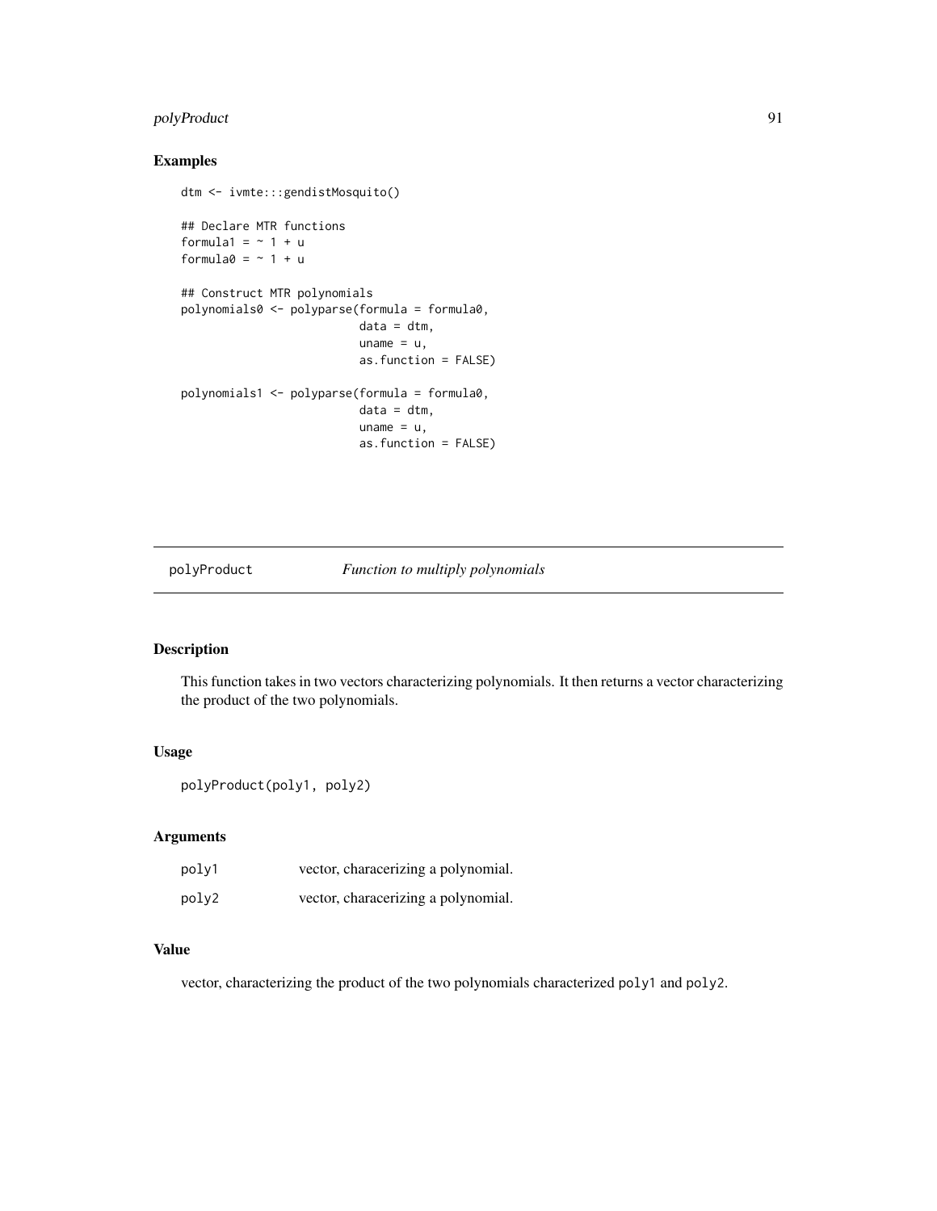## Examples

```
dtm <- ivmte:::gendistMosquito()

## Declare MTR functions
formula1 = ~ 1 + u
formula0 = ~ 1 + u

## Construct MTR polynomials
polynomials0 <- polyparse(formula = formula0,
                          data = dtm,
                          uname = u,
                          as.function = FALSE)

polynomials1 <- polyparse(formula = formula0,
                          data = dtm,
                          uname = u,
                          as.function = FALSE)
```

---

# polyProduct *Function to multiply polynomials*

---

## Description

This function takes in two vectors characterizing polynomials. It then returns a vector characterizing the product of the two polynomials.

## Usage

```
polyProduct(poly1, poly2)
```

## Arguments

| | |
|---|---|
| poly1 | vector, characerizing a polynomial. |
| poly2 | vector, characerizing a polynomial. |

## Value

vector, characterizing the product of the two polynomials characterized `poly1` and `poly2`.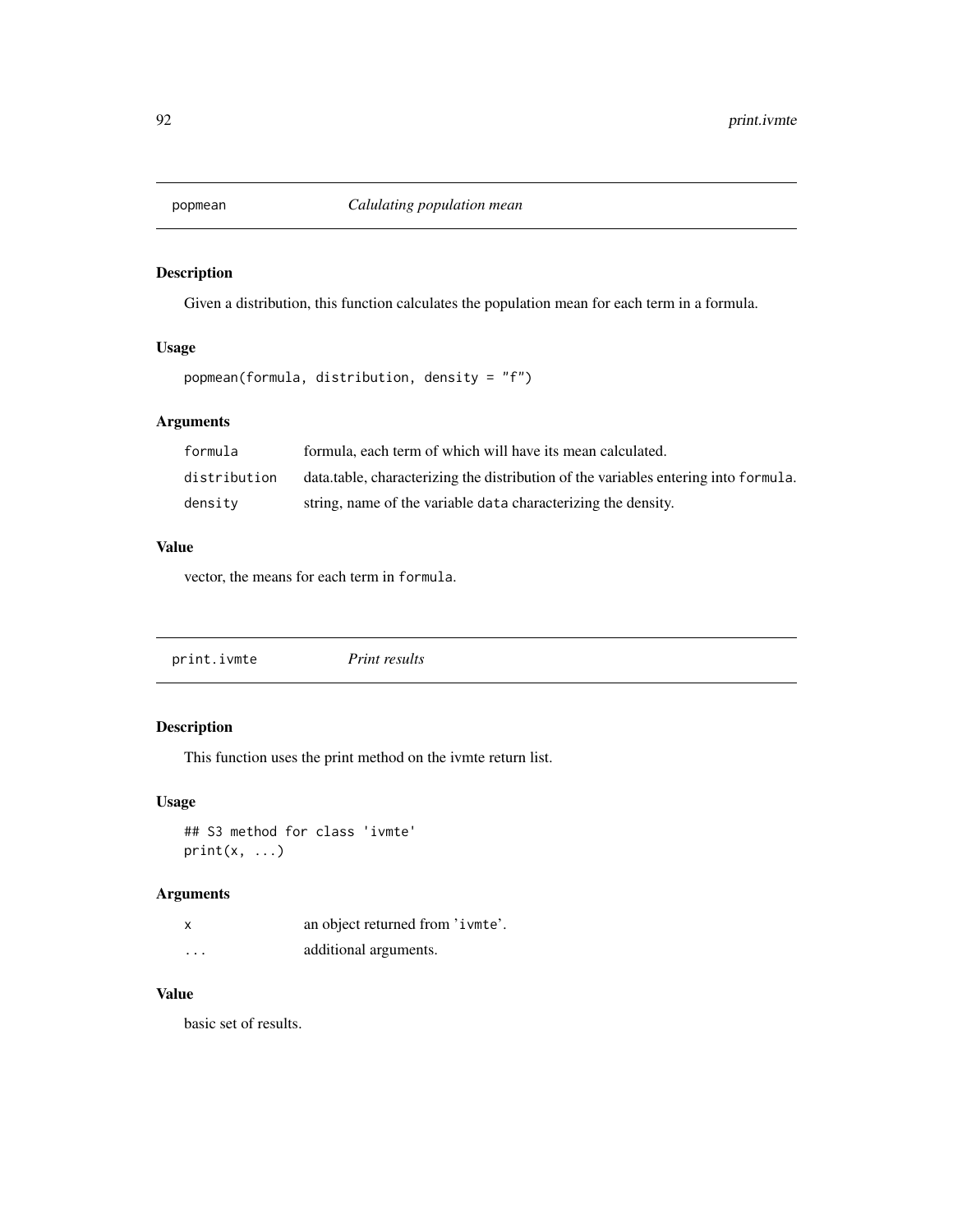## popmean *Calulating population mean*

### Description

Given a distribution, this function calculates the population mean for each term in a formula.

### Usage

```
popmean(formula, distribution, density = "f")
```

### Arguments

| | |
|---|---|
| `formula` | formula, each term of which will have its mean calculated. |
| `distribution` | data.table, characterizing the distribution of the variables entering into `formula`. |
| `density` | string, name of the variable `data` characterizing the density. |

### Value

vector, the means for each term in `formula`.

## print.ivmte *Print results*

### Description

This function uses the print method on the ivmte return list.

### Usage

```
## S3 method for class 'ivmte'
print(x, ...)
```

### Arguments

| | |
|---|---|
| `x` | an object returned from 'ivmte'. |
| `...` | additional arguments. |

### Value

basic set of results.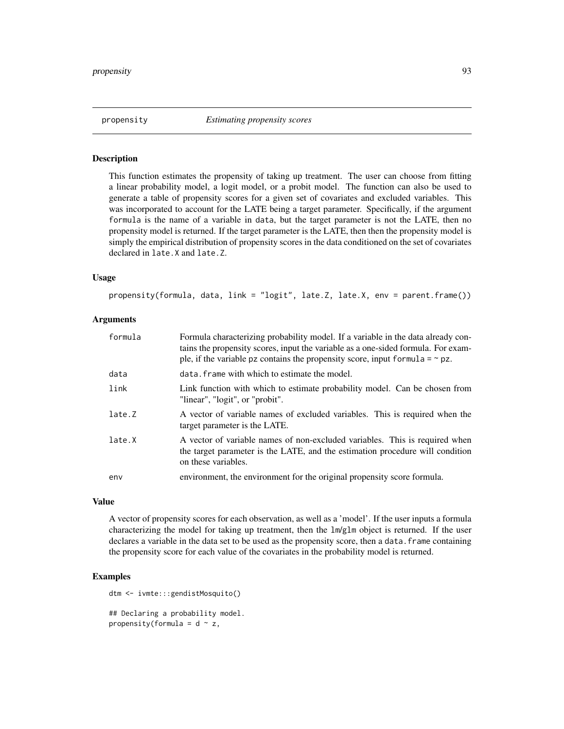## propensity *Estimating propensity scores*

### Description

This function estimates the propensity of taking up treatment. The user can choose from fitting a linear probability model, a logit model, or a probit model. The function can also be used to generate a table of propensity scores for a given set of covariates and excluded variables. This was incorporated to account for the LATE being a target parameter. Specifically, if the argument `formula` is the name of a variable in `data`, but the target parameter is not the LATE, then no propensity model is returned. If the target parameter is the LATE, then then the propensity model is simply the empirical distribution of propensity scores in the data conditioned on the set of covariates declared in `late.X` and `late.Z`.

### Usage

```
propensity(formula, data, link = "logit", late.Z, late.X, env = parent.frame())
```

### Arguments

| | |
|---|---|
| `formula` | Formula characterizing probability model. If a variable in the data already contains the propensity scores, input the variable as a one-sided formula. For example, if the variable `pz` contains the propensity score, input `formula = ~ pz`. |
| `data` | `data.frame` with which to estimate the model. |
| `link` | Link function with which to estimate probability model. Can be chosen from "linear", "logit", or "probit". |
| `late.Z` | A vector of variable names of excluded variables. This is required when the target parameter is the LATE. |
| `late.X` | A vector of variable names of non-excluded variables. This is required when the target parameter is the LATE, and the estimation procedure will condition on these variables. |
| `env` | environment, the environment for the original propensity score formula. |

### Value

A vector of propensity scores for each observation, as well as a 'model'. If the user inputs a formula characterizing the model for taking up treatment, then the `lm`/`glm` object is returned. If the user declares a variable in the data set to be used as the propensity score, then a `data.frame` containing the propensity score for each value of the covariates in the probability model is returned.

### Examples

```
dtm <- ivmte:::gendistMosquito()

## Declaring a probability model.
propensity(formula = d ~ z,
```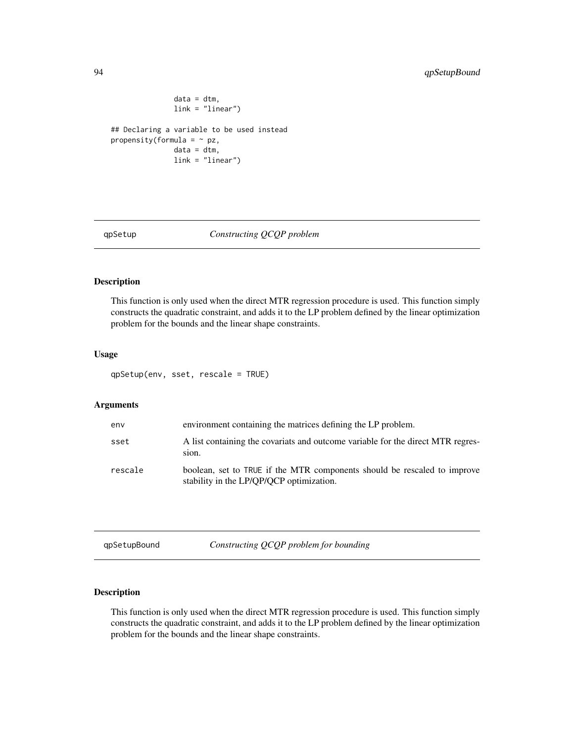```
                data = dtm,
                link = "linear")

## Declaring a variable to be used instead
propensity(formula = ~ pz,
                data = dtm,
                link = "linear")
```

## qpSetup — *Constructing QCQP problem*

### Description

This function is only used when the direct MTR regression procedure is used. This function simply constructs the quadratic constraint, and adds it to the LP problem defined by the linear optimization problem for the bounds and the linear shape constraints.

### Usage

```
qpSetup(env, sset, rescale = TRUE)
```

### Arguments

| | |
|---|---|
| env | environment containing the matrices defining the LP problem. |
| sset | A list containing the covariats and outcome variable for the direct MTR regression. |
| rescale | boolean, set to TRUE if the MTR components should be rescaled to improve stability in the LP/QP/QCP optimization. |

## qpSetupBound — *Constructing QCQP problem for bounding*

### Description

This function is only used when the direct MTR regression procedure is used. This function simply constructs the quadratic constraint, and adds it to the LP problem defined by the linear optimization problem for the bounds and the linear shape constraints.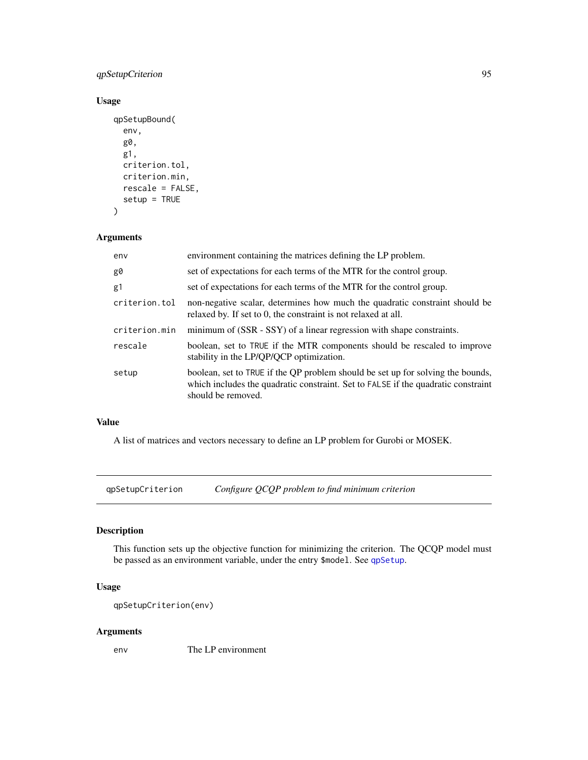### Usage

```
qpSetupBound(
  env,
  g0,
  g1,
  criterion.tol,
  criterion.min,
  rescale = FALSE,
  setup = TRUE
)
```

### Arguments

| | |
|---|---|
| env | environment containing the matrices defining the LP problem. |
| g0 | set of expectations for each terms of the MTR for the control group. |
| g1 | set of expectations for each terms of the MTR for the control group. |
| criterion.tol | non-negative scalar, determines how much the quadratic constraint should be relaxed by. If set to 0, the constraint is not relaxed at all. |
| criterion.min | minimum of (SSR - SSY) of a linear regression with shape constraints. |
| rescale | boolean, set to TRUE if the MTR components should be rescaled to improve stability in the LP/QP/QCP optimization. |
| setup | boolean, set to TRUE if the QP problem should be set up for solving the bounds, which includes the quadratic constraint. Set to FALSE if the quadratic constraint should be removed. |

### Value

A list of matrices and vectors necessary to define an LP problem for Gurobi or MOSEK.

---

## qpSetupCriterion — *Configure QCQP problem to find minimum criterion*

### Description

This function sets up the objective function for minimizing the criterion. The QCQP model must be passed as an environment variable, under the entry `$model`. See `qpSetup`.

### Usage

```
qpSetupCriterion(env)
```

### Arguments

| | |
|---|---|
| env | The LP environment |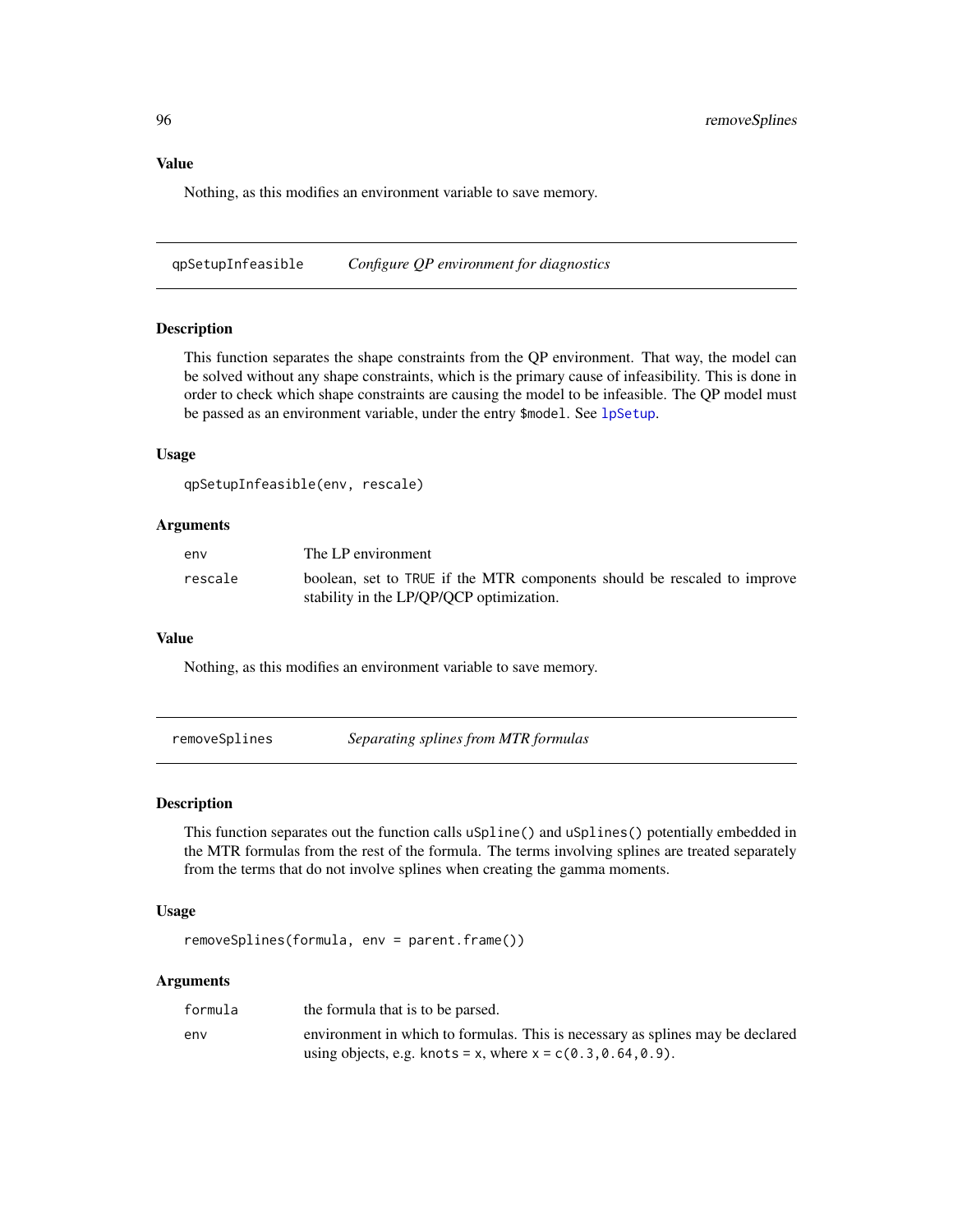### Value

Nothing, as this modifies an environment variable to save memory.

---

## qpSetupInfeasible    *Configure QP environment for diagnostics*

### Description

This function separates the shape constraints from the QP environment. That way, the model can be solved without any shape constraints, which is the primary cause of infeasibility. This is done in order to check which shape constraints are causing the model to be infeasible. The QP model must be passed as an environment variable, under the entry `$model`. See `lpSetup`.

### Usage

```
qpSetupInfeasible(env, rescale)
```

### Arguments

| | |
|---|---|
| `env` | The LP environment |
| `rescale` | boolean, set to `TRUE` if the MTR components should be rescaled to improve stability in the LP/QP/QCP optimization. |

### Value

Nothing, as this modifies an environment variable to save memory.

---

## removeSplines    *Separating splines from MTR formulas*

### Description

This function separates out the function calls `uSpline()` and `uSplines()` potentially embedded in the MTR formulas from the rest of the formula. The terms involving splines are treated separately from the terms that do not involve splines when creating the gamma moments.

### Usage

```
removeSplines(formula, env = parent.frame())
```

### Arguments

| | |
|---|---|
| `formula` | the formula that is to be parsed. |
| `env` | environment in which to formulas. This is necessary as splines may be declared using objects, e.g. `knots = x`, where `x = c(0.3,0.64,0.9)`. |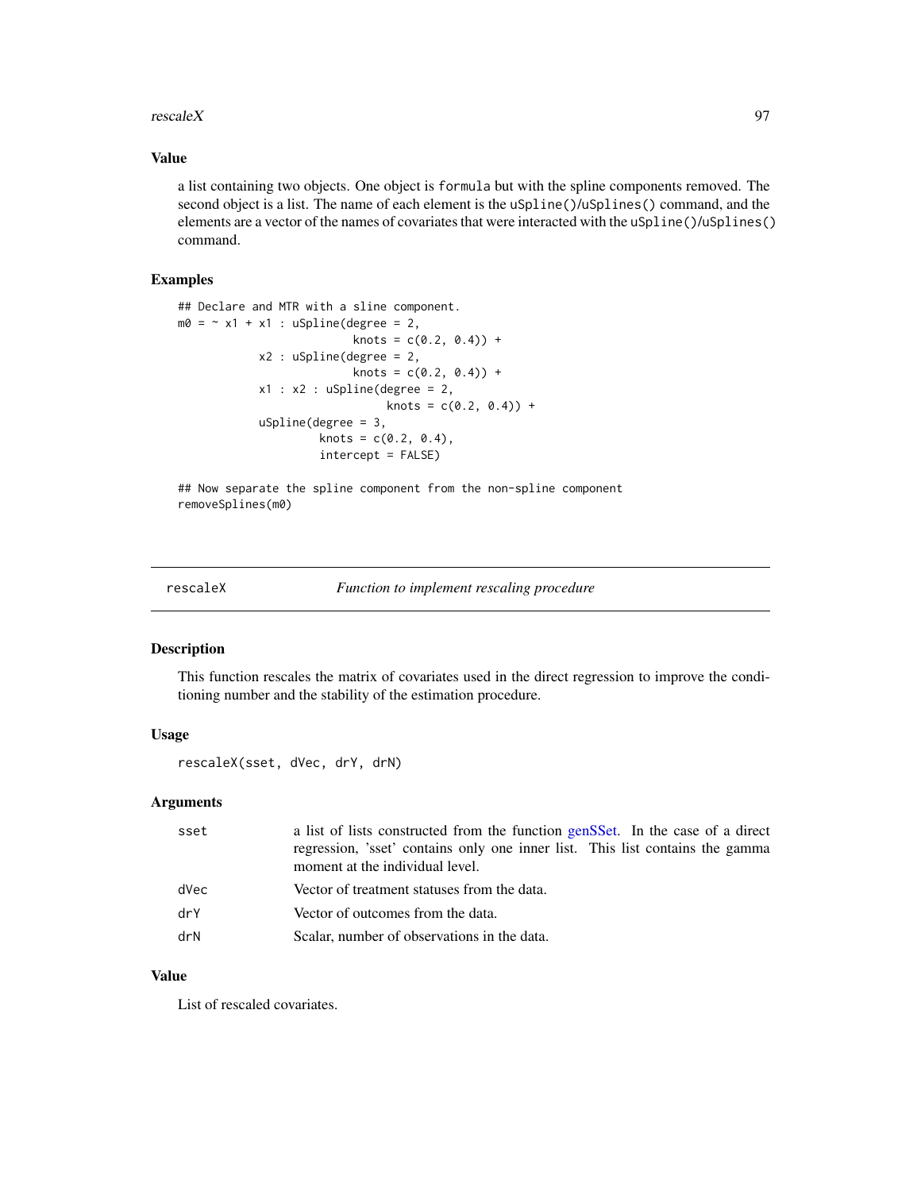## Value

a list containing two objects. One object is `formula` but with the spline components removed. The second object is a list. The name of each element is the `uSpline()`/`uSplines()` command, and the elements are a vector of the names of covariates that were interacted with the `uSpline()`/`uSplines()` command.

## Examples

```
## Declare and MTR with a sline component.
m0 = ~ x1 + x1 : uSpline(degree = 2,
                         knots = c(0.2, 0.4)) +
            x2 : uSpline(degree = 2,
                         knots = c(0.2, 0.4)) +
            x1 : x2 : uSpline(degree = 2,
                              knots = c(0.2, 0.4)) +
            uSpline(degree = 3,
                    knots = c(0.2, 0.4),
                    intercept = FALSE)

## Now separate the spline component from the non-spline component
removeSplines(m0)
```

---

# rescaleX — *Function to implement rescaling procedure*

## Description

This function rescales the matrix of covariates used in the direct regression to improve the conditioning number and the stability of the estimation procedure.

## Usage

```
rescaleX(sset, dVec, drY, drN)
```

## Arguments

| | |
|---|---|
| `sset` | a list of lists constructed from the function genSSet. In the case of a direct regression, 'sset' contains only one inner list. This list contains the gamma moment at the individual level. |
| `dVec` | Vector of treatment statuses from the data. |
| `drY` | Vector of outcomes from the data. |
| `drN` | Scalar, number of observations in the data. |

## Value

List of rescaled covariates.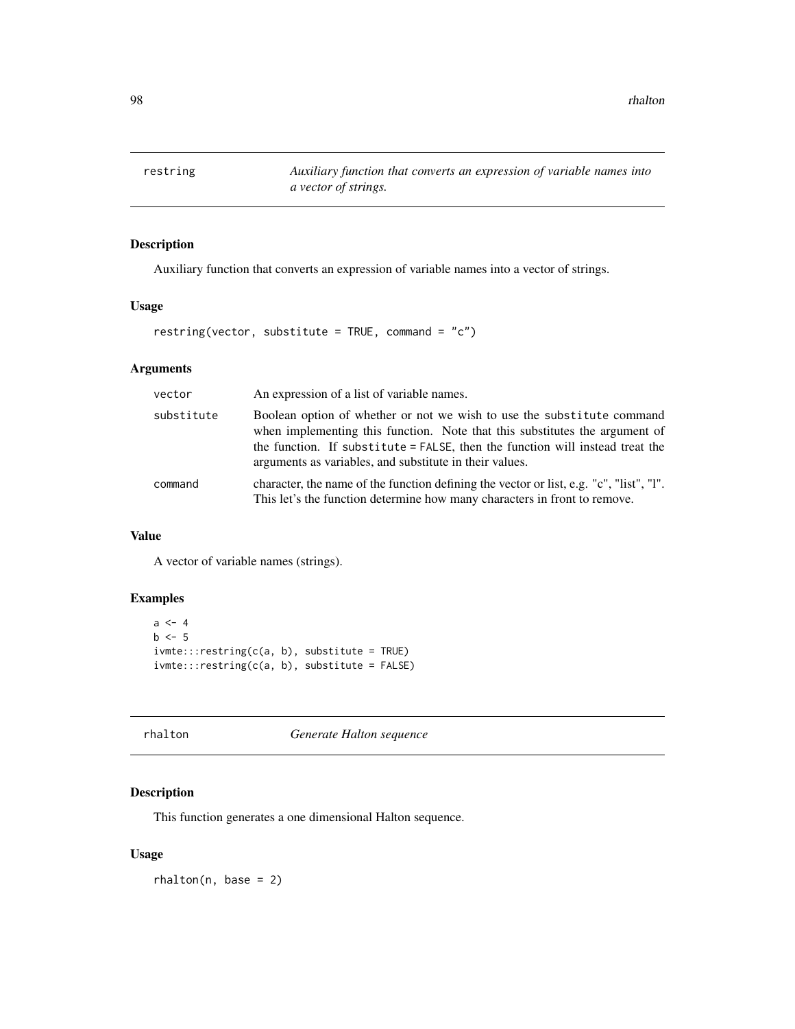## restring — *Auxiliary function that converts an expression of variable names into a vector of strings.*

### Description

Auxiliary function that converts an expression of variable names into a vector of strings.

### Usage

```
restring(vector, substitute = TRUE, command = "c")
```

### Arguments

| | |
|---|---|
| `vector` | An expression of a list of variable names. |
| `substitute` | Boolean option of whether or not we wish to use the `substitute` command when implementing this function. Note that this substitutes the argument of the function. If `substitute = FALSE`, then the function will instead treat the arguments as variables, and substitute in their values. |
| `command` | character, the name of the function defining the vector or list, e.g. "c", "list", "l". This let's the function determine how many characters in front to remove. |

### Value

A vector of variable names (strings).

### Examples

```
a <- 4
b <- 5
ivmte:::restring(c(a, b), substitute = TRUE)
ivmte:::restring(c(a, b), substitute = FALSE)
```

## rhalton — *Generate Halton sequence*

### Description

This function generates a one dimensional Halton sequence.

### Usage

```
rhalton(n, base = 2)
```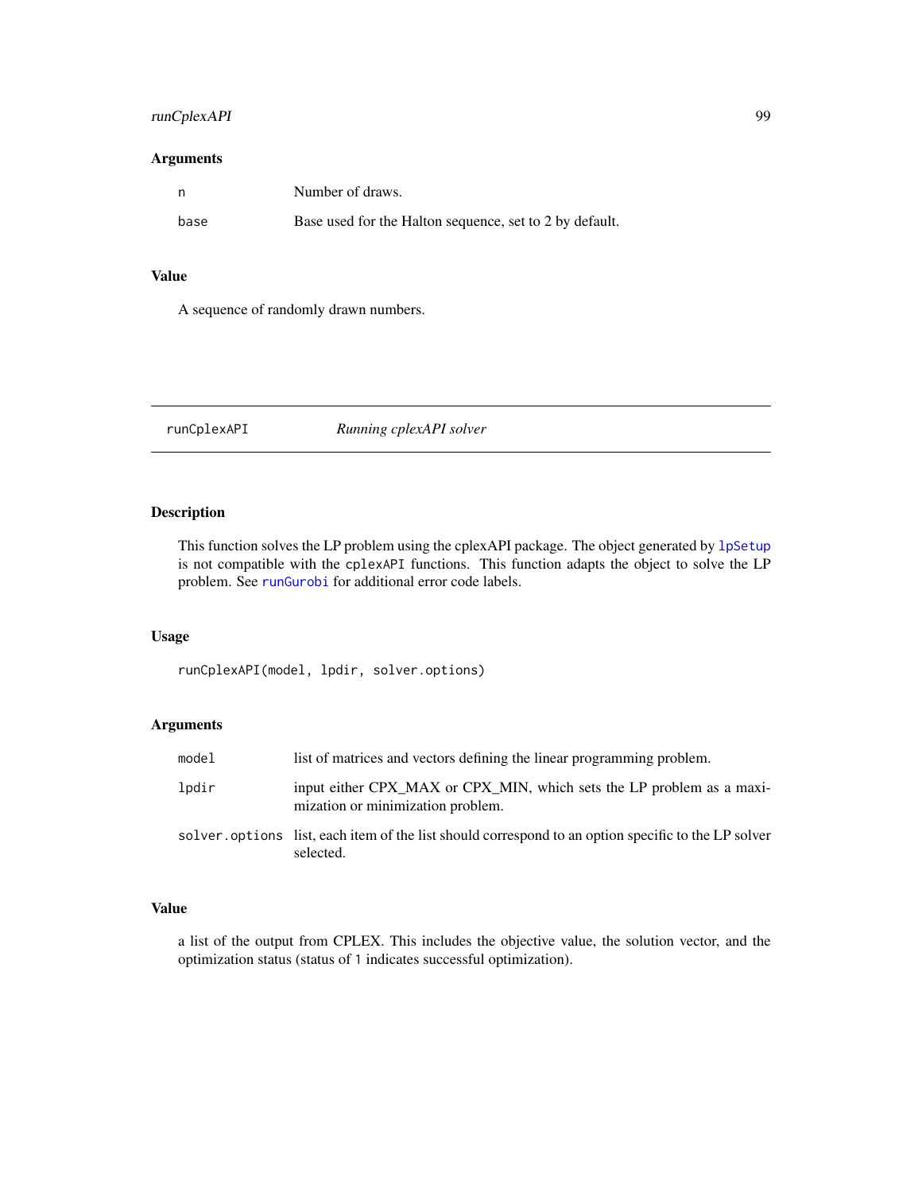### Arguments

| | |
|---|---|
| `n` | Number of draws. |
| `base` | Base used for the Halton sequence, set to 2 by default. |

### Value

A sequence of randomly drawn numbers.

---

## `runCplexAPI` *Running cplexAPI solver*

---

### Description

This function solves the LP problem using the cplexAPI package. The object generated by `lpSetup` is not compatible with the `cplexAPI` functions. This function adapts the object to solve the LP problem. See `runGurobi` for additional error code labels.

### Usage

```
runCplexAPI(model, lpdir, solver.options)
```

### Arguments

| | |
|---|---|
| `model` | list of matrices and vectors defining the linear programming problem. |
| `lpdir` | input either CPX_MAX or CPX_MIN, which sets the LP problem as a maximization or minimization problem. |
| `solver.options` | list, each item of the list should correspond to an option specific to the LP solver selected. |

### Value

a list of the output from CPLEX. This includes the objective value, the solution vector, and the optimization status (status of `1` indicates successful optimization).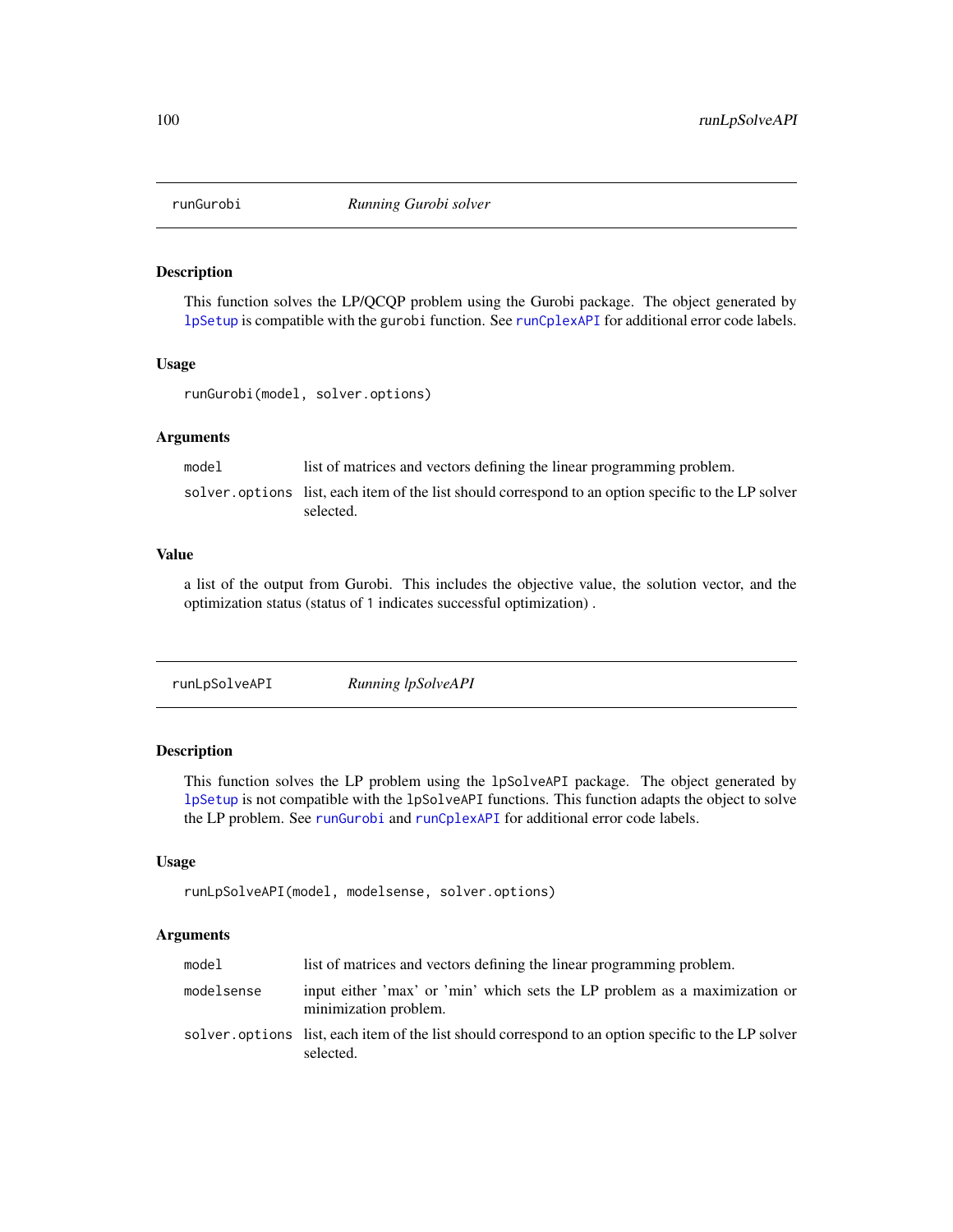## runGurobi *Running Gurobi solver*

### Description

This function solves the LP/QCQP problem using the Gurobi package. The object generated by `lpSetup` is compatible with the `gurobi` function. See `runCplexAPI` for additional error code labels.

### Usage

```
runGurobi(model, solver.options)
```

### Arguments

| | |
|---|---|
| `model` | list of matrices and vectors defining the linear programming problem. |
| `solver.options` | list, each item of the list should correspond to an option specific to the LP solver selected. |

### Value

a list of the output from Gurobi. This includes the objective value, the solution vector, and the optimization status (status of `1` indicates successful optimization) .

## runLpSolveAPI *Running lpSolveAPI*

### Description

This function solves the LP problem using the `lpSolveAPI` package. The object generated by `lpSetup` is not compatible with the `lpSolveAPI` functions. This function adapts the object to solve the LP problem. See `runGurobi` and `runCplexAPI` for additional error code labels.

### Usage

```
runLpSolveAPI(model, modelsense, solver.options)
```

### Arguments

| | |
|---|---|
| `model` | list of matrices and vectors defining the linear programming problem. |
| `modelsense` | input either 'max' or 'min' which sets the LP problem as a maximization or minimization problem. |
| `solver.options` | list, each item of the list should correspond to an option specific to the LP solver selected. |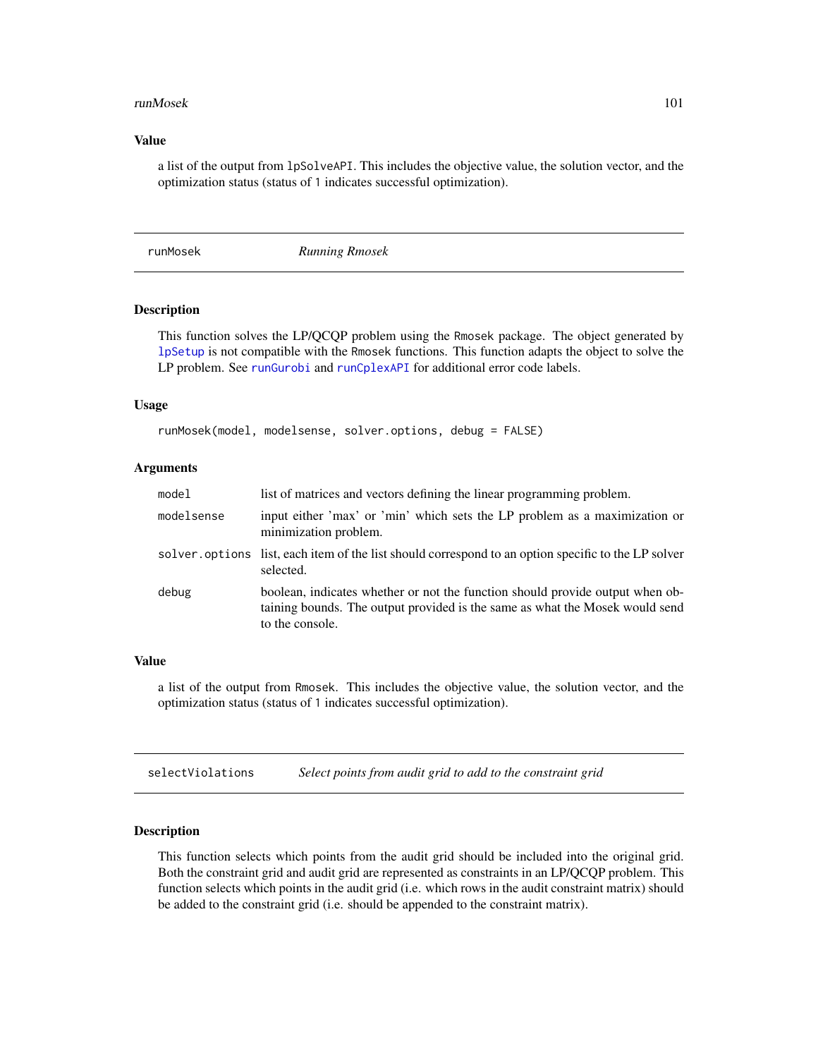### Value

a list of the output from `lpSolveAPI`. This includes the objective value, the solution vector, and the optimization status (status of `1` indicates successful optimization).

---

## runMosek &nbsp;&nbsp;&nbsp;&nbsp; *Running Rmosek*

### Description

This function solves the LP/QCQP problem using the `Rmosek` package. The object generated by `lpSetup` is not compatible with the `Rmosek` functions. This function adapts the object to solve the LP problem. See `runGurobi` and `runCplexAPI` for additional error code labels.

### Usage

```
runMosek(model, modelsense, solver.options, debug = FALSE)
```

### Arguments

| | |
|---|---|
| `model` | list of matrices and vectors defining the linear programming problem. |
| `modelsense` | input either 'max' or 'min' which sets the LP problem as a maximization or minimization problem. |
| `solver.options` | list, each item of the list should correspond to an option specific to the LP solver selected. |
| `debug` | boolean, indicates whether or not the function should provide output when obtaining bounds. The output provided is the same as what the Mosek would send to the console. |

### Value

a list of the output from `Rmosek`. This includes the objective value, the solution vector, and the optimization status (status of `1` indicates successful optimization).

---

## selectViolations &nbsp;&nbsp;&nbsp;&nbsp; *Select points from audit grid to add to the constraint grid*

### Description

This function selects which points from the audit grid should be included into the original grid. Both the constraint grid and audit grid are represented as constraints in an LP/QCQP problem. This function selects which points in the audit grid (i.e. which rows in the audit constraint matrix) should be added to the constraint grid (i.e. should be appended to the constraint matrix).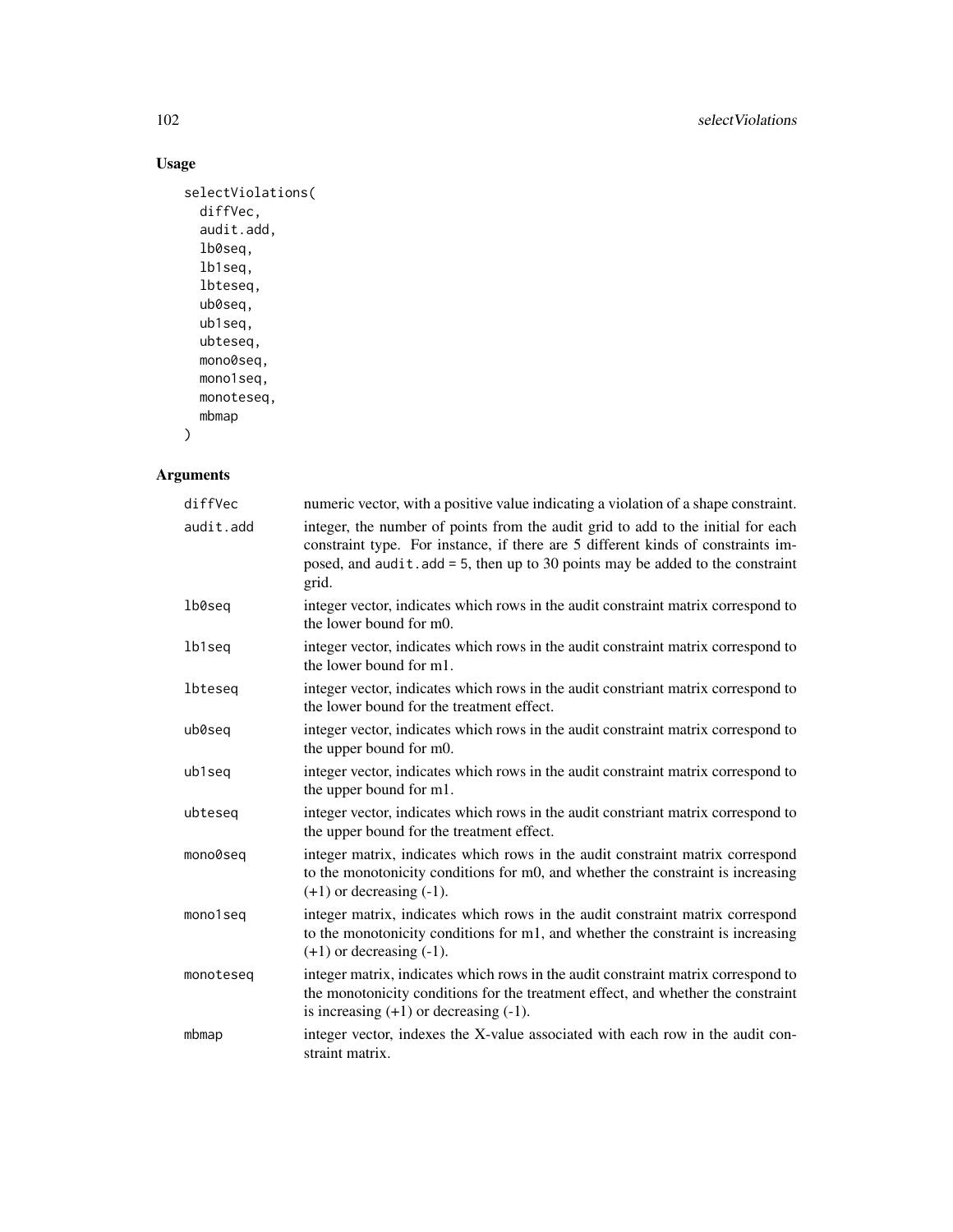## Usage

```
selectViolations(
  diffVec,
  audit.add,
  lb0seq,
  lb1seq,
  lbteseq,
  ub0seq,
  ub1seq,
  ubteseq,
  mono0seq,
  mono1seq,
  monoteseq,
  mbmap
)
```

## Arguments

| | |
|---|---|
| diffVec | numeric vector, with a positive value indicating a violation of a shape constraint. |
| audit.add | integer, the number of points from the audit grid to add to the initial for each constraint type. For instance, if there are 5 different kinds of constraints imposed, and `audit.add = 5`, then up to 30 points may be added to the constraint grid. |
| lb0seq | integer vector, indicates which rows in the audit constraint matrix correspond to the lower bound for m0. |
| lb1seq | integer vector, indicates which rows in the audit constraint matrix correspond to the lower bound for m1. |
| lbteseq | integer vector, indicates which rows in the audit constriant matrix correspond to the lower bound for the treatment effect. |
| ub0seq | integer vector, indicates which rows in the audit constraint matrix correspond to the upper bound for m0. |
| ub1seq | integer vector, indicates which rows in the audit constraint matrix correspond to the upper bound for m1. |
| ubteseq | integer vector, indicates which rows in the audit constriant matrix correspond to the upper bound for the treatment effect. |
| mono0seq | integer matrix, indicates which rows in the audit constraint matrix correspond to the monotonicity conditions for m0, and whether the constraint is increasing (+1) or decreasing (-1). |
| mono1seq | integer matrix, indicates which rows in the audit constraint matrix correspond to the monotonicity conditions for m1, and whether the constraint is increasing (+1) or decreasing (-1). |
| monoteseq | integer matrix, indicates which rows in the audit constraint matrix correspond to the monotonicity conditions for the treatment effect, and whether the constraint is increasing (+1) or decreasing (-1). |
| mbmap | integer vector, indexes the X-value associated with each row in the audit constraint matrix. |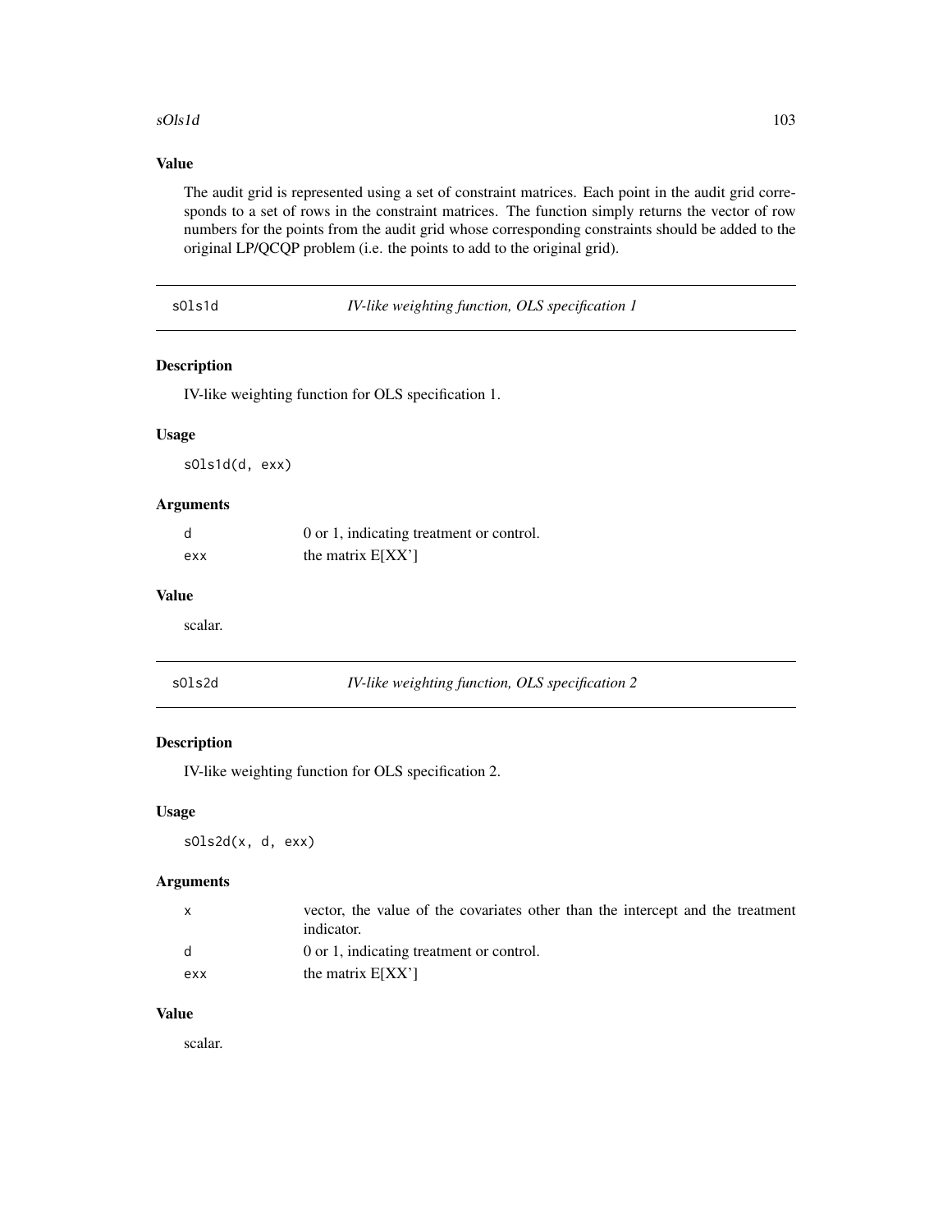### Value

The audit grid is represented using a set of constraint matrices. Each point in the audit grid corresponds to a set of rows in the constraint matrices. The function simply returns the vector of row numbers for the points from the audit grid whose corresponding constraints should be added to the original LP/QCQP problem (i.e. the points to add to the original grid).

---

## sOls1d — *IV-like weighting function, OLS specification 1*

### Description

IV-like weighting function for OLS specification 1.

### Usage

```
sOls1d(d, exx)
```

### Arguments

| | |
|---|---|
| d | 0 or 1, indicating treatment or control. |
| exx | the matrix E[XX'] |

### Value

scalar.

---

## sOls2d — *IV-like weighting function, OLS specification 2*

### Description

IV-like weighting function for OLS specification 2.

### Usage

```
sOls2d(x, d, exx)
```

### Arguments

| | |
|---|---|
| x | vector, the value of the covariates other than the intercept and the treatment indicator. |
| d | 0 or 1, indicating treatment or control. |
| exx | the matrix E[XX'] |

### Value

scalar.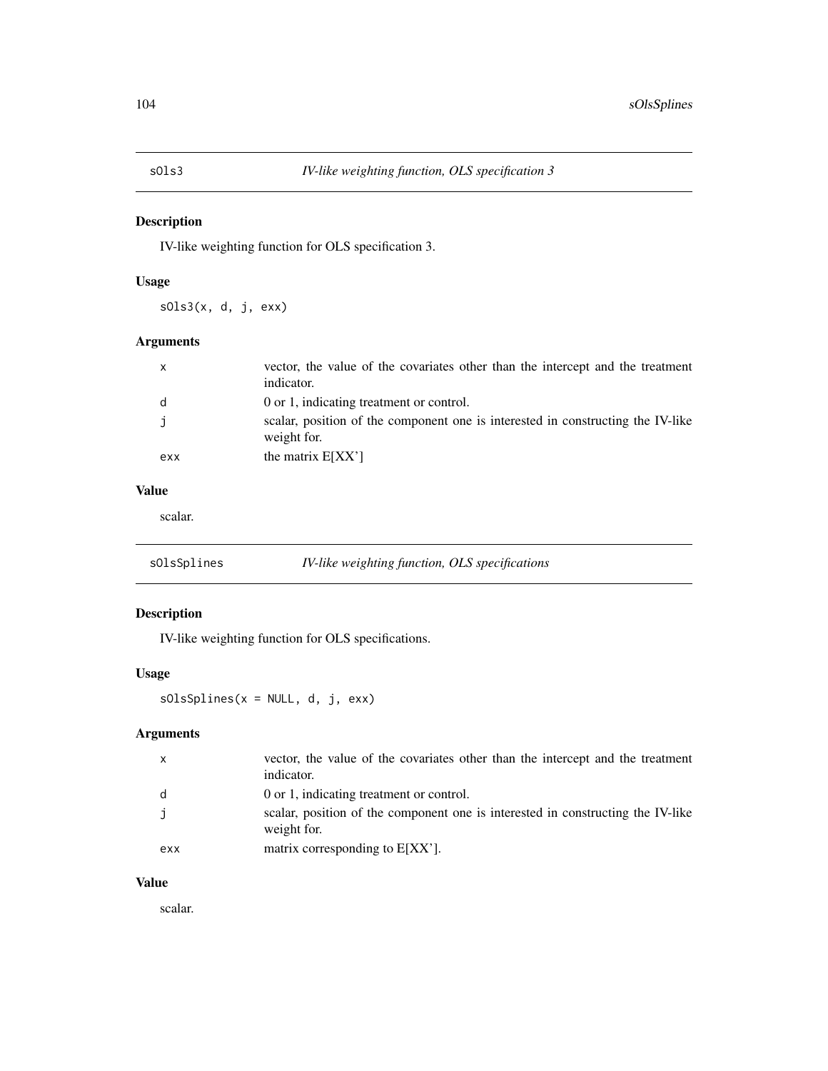## sOls3 — *IV-like weighting function, OLS specification 3*

### Description

IV-like weighting function for OLS specification 3.

### Usage

```
sOls3(x, d, j, exx)
```

### Arguments

| | |
|---|---|
| x | vector, the value of the covariates other than the intercept and the treatment indicator. |
| d | 0 or 1, indicating treatment or control. |
| j | scalar, position of the component one is interested in constructing the IV-like weight for. |
| exx | the matrix E[XX'] |

### Value

scalar.

## sOlsSplines — *IV-like weighting function, OLS specifications*

### Description

IV-like weighting function for OLS specifications.

### Usage

```
sOlsSplines(x = NULL, d, j, exx)
```

### Arguments

| | |
|---|---|
| x | vector, the value of the covariates other than the intercept and the treatment indicator. |
| d | 0 or 1, indicating treatment or control. |
| j | scalar, position of the component one is interested in constructing the IV-like weight for. |
| exx | matrix corresponding to E[XX']. |

### Value

scalar.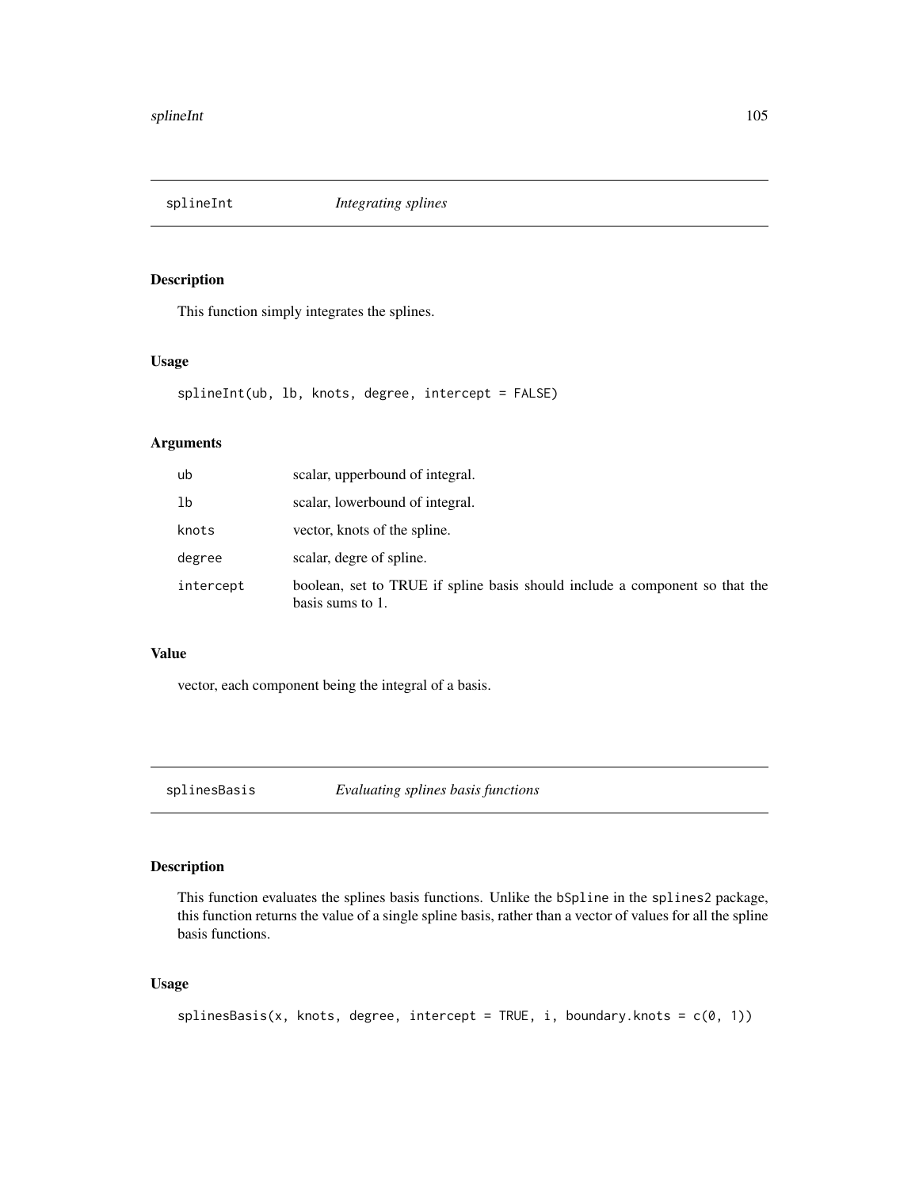## splineInt *Integrating splines*

### Description

This function simply integrates the splines.

### Usage

```
splineInt(ub, lb, knots, degree, intercept = FALSE)
```

### Arguments

| | |
|---|---|
| ub | scalar, upperbound of integral. |
| lb | scalar, lowerbound of integral. |
| knots | vector, knots of the spline. |
| degree | scalar, degre of spline. |
| intercept | boolean, set to TRUE if spline basis should include a component so that the basis sums to 1. |

### Value

vector, each component being the integral of a basis.

## splinesBasis *Evaluating splines basis functions*

### Description

This function evaluates the splines basis functions. Unlike the bSpline in the splines2 package, this function returns the value of a single spline basis, rather than a vector of values for all the spline basis functions.

### Usage

```
splinesBasis(x, knots, degree, intercept = TRUE, i, boundary.knots = c(0, 1))
```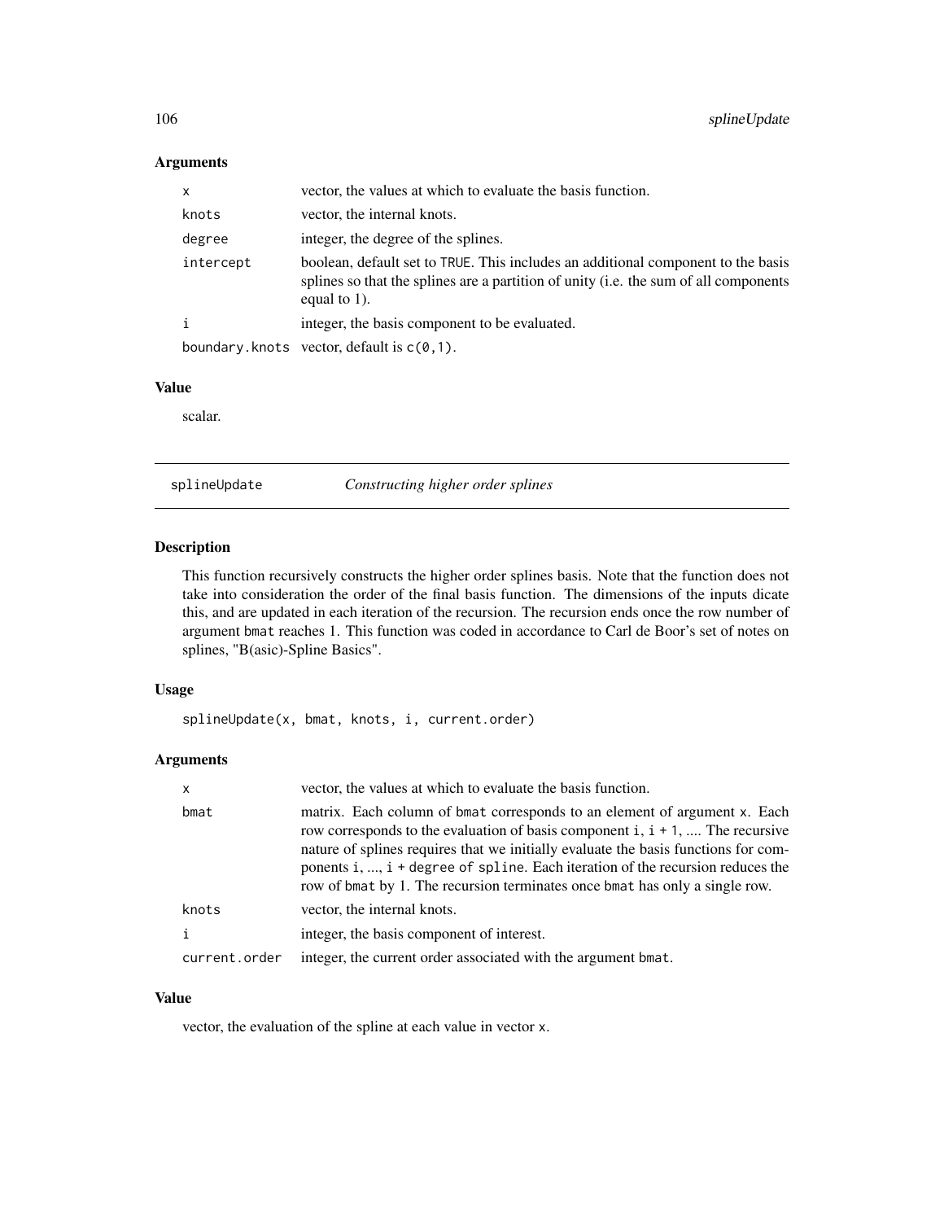### Arguments

| | |
|---|---|
| `x` | vector, the values at which to evaluate the basis function. |
| `knots` | vector, the internal knots. |
| `degree` | integer, the degree of the splines. |
| `intercept` | boolean, default set to TRUE. This includes an additional component to the basis splines so that the splines are a partition of unity (i.e. the sum of all components equal to 1). |
| `i` | integer, the basis component to be evaluated. |
| `boundary.knots` | vector, default is `c(0,1)`. |

### Value

scalar.

---

## splineUpdate — *Constructing higher order splines*

### Description

This function recursively constructs the higher order splines basis. Note that the function does not take into consideration the order of the final basis function. The dimensions of the inputs dicate this, and are updated in each iteration of the recursion. The recursion ends once the row number of argument bmat reaches 1. This function was coded in accordance to Carl de Boor's set of notes on splines, "B(asic)-Spline Basics".

### Usage

```
splineUpdate(x, bmat, knots, i, current.order)
```

### Arguments

| | |
|---|---|
| `x` | vector, the values at which to evaluate the basis function. |
| `bmat` | matrix. Each column of bmat corresponds to an element of argument x. Each row corresponds to the evaluation of basis component `i`, `i + 1`, .... The recursive nature of splines requires that we initially evaluate the basis functions for components `i`, ..., `i + degree of spline`. Each iteration of the recursion reduces the row of bmat by 1. The recursion terminates once bmat has only a single row. |
| `knots` | vector, the internal knots. |
| `i` | integer, the basis component of interest. |
| `current.order` | integer, the current order associated with the argument bmat. |

### Value

vector, the evaluation of the spline at each value in vector x.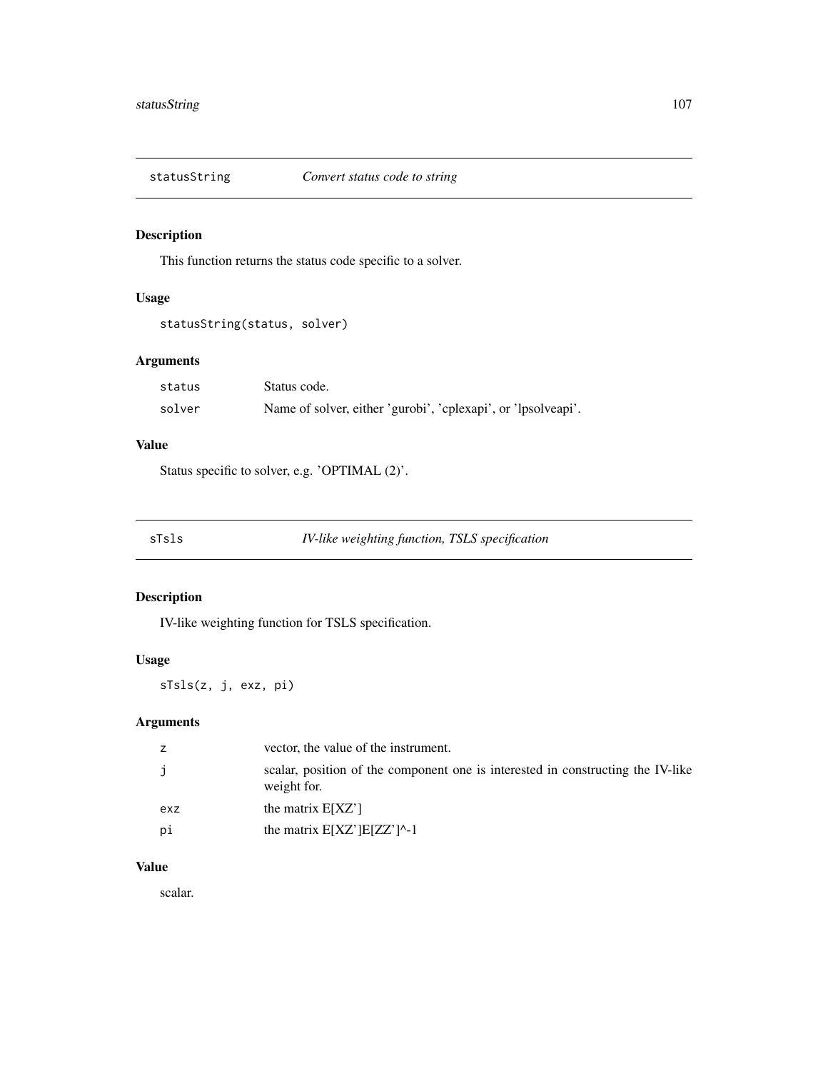## statusString — *Convert status code to string*

### Description

This function returns the status code specific to a solver.

### Usage

```
statusString(status, solver)
```

### Arguments

| | |
|---|---|
| status | Status code. |
| solver | Name of solver, either 'gurobi', 'cplexapi', or 'lpsolveapi'. |

### Value

Status specific to solver, e.g. 'OPTIMAL (2)'.

## sTsls — *IV-like weighting function, TSLS specification*

### Description

IV-like weighting function for TSLS specification.

### Usage

```
sTsls(z, j, exz, pi)
```

### Arguments

| | |
|---|---|
| z | vector, the value of the instrument. |
| j | scalar, position of the component one is interested in constructing the IV-like weight for. |
| exz | the matrix E[XZ'] |
| pi | the matrix E[XZ']E[ZZ']^-1 |

### Value

scalar.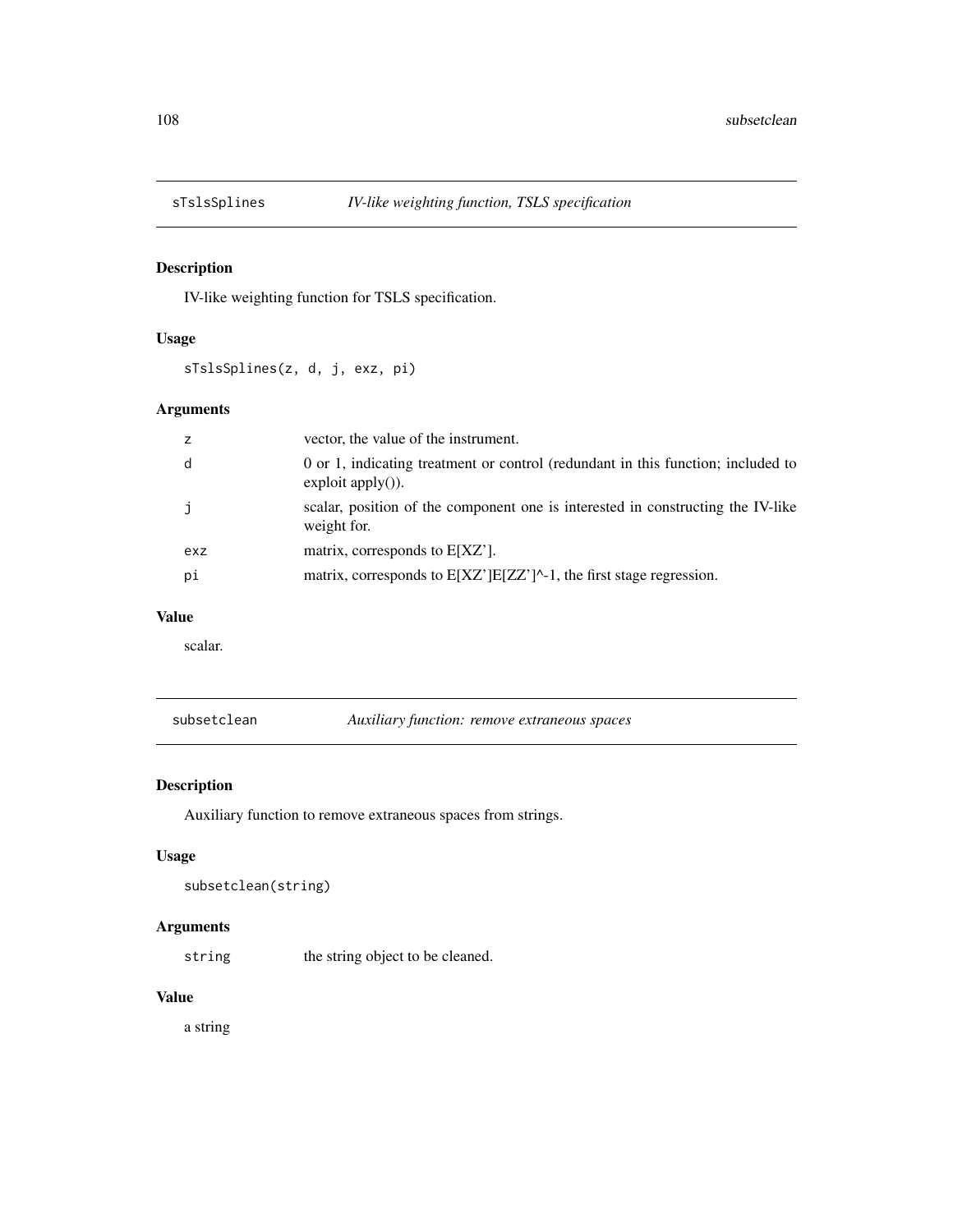## sTslsSplines — *IV-like weighting function, TSLS specification*

### Description

IV-like weighting function for TSLS specification.

### Usage

```
sTslsSplines(z, d, j, exz, pi)
```

### Arguments

| | |
|---|---|
| `z` | vector, the value of the instrument. |
| `d` | 0 or 1, indicating treatment or control (redundant in this function; included to exploit apply()). |
| `j` | scalar, position of the component one is interested in constructing the IV-like weight for. |
| `exz` | matrix, corresponds to E[XZ']. |
| `pi` | matrix, corresponds to E[XZ']E[ZZ']^-1, the first stage regression. |

### Value

scalar.

## subsetclean — *Auxiliary function: remove extraneous spaces*

### Description

Auxiliary function to remove extraneous spaces from strings.

### Usage

```
subsetclean(string)
```

### Arguments

| | |
|---|---|
| `string` | the string object to be cleaned. |

### Value

a string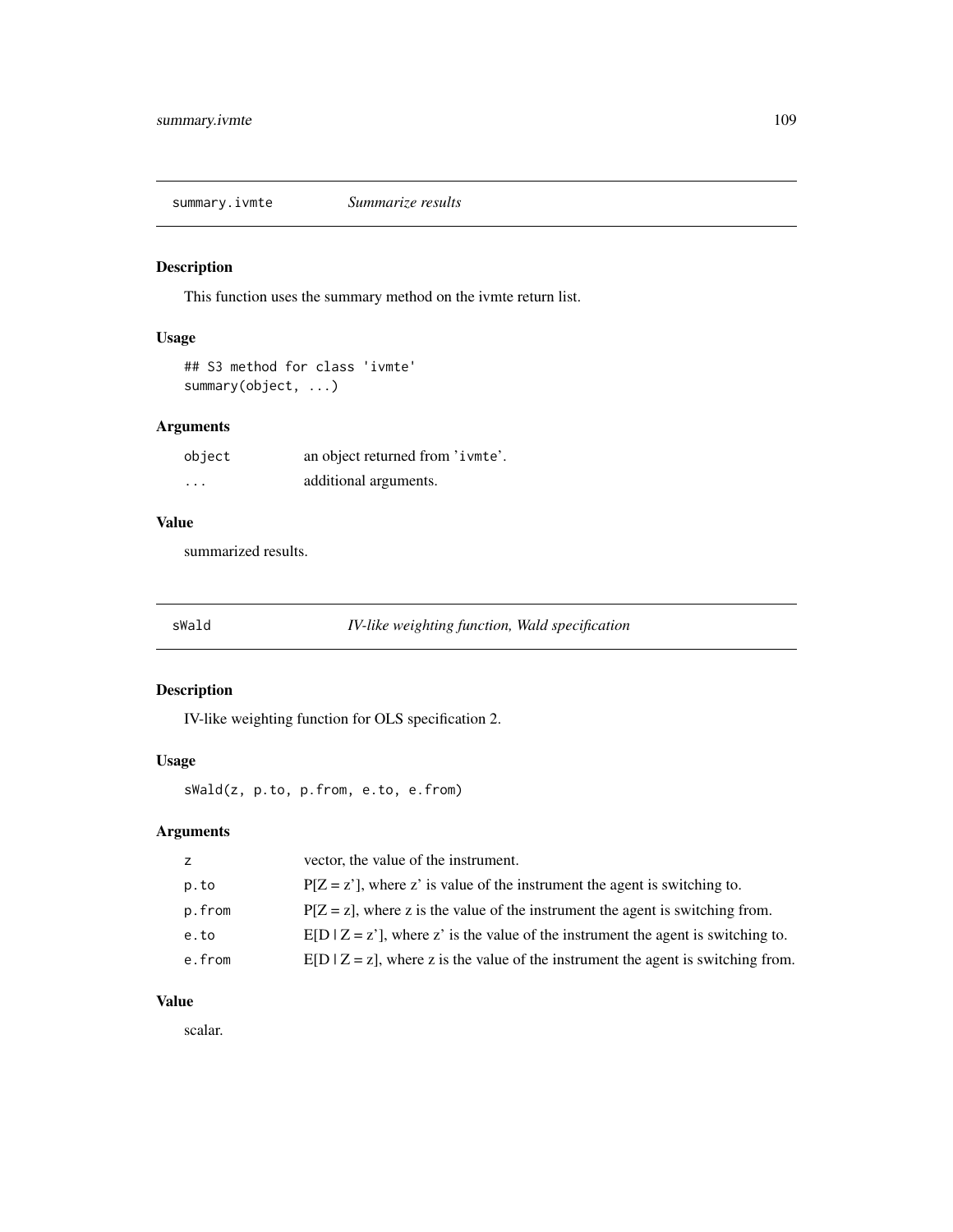## summary.ivmte — *Summarize results*

### Description

This function uses the summary method on the ivmte return list.

### Usage

```
## S3 method for class 'ivmte'
summary(object, ...)
```

### Arguments

| | |
|---|---|
| `object` | an object returned from 'ivmte'. |
| `...` | additional arguments. |

### Value

summarized results.

## sWald — *IV-like weighting function, Wald specification*

### Description

IV-like weighting function for OLS specification 2.

### Usage

```
sWald(z, p.to, p.from, e.to, e.from)
```

### Arguments

| | |
|---|---|
| `z` | vector, the value of the instrument. |
| `p.to` | P[Z = z'], where z' is value of the instrument the agent is switching to. |
| `p.from` | P[Z = z], where z is the value of the instrument the agent is switching from. |
| `e.to` | E[D \| Z = z'], where z' is the value of the instrument the agent is switching to. |
| `e.from` | E[D \| Z = z], where z is the value of the instrument the agent is switching from. |

### Value

scalar.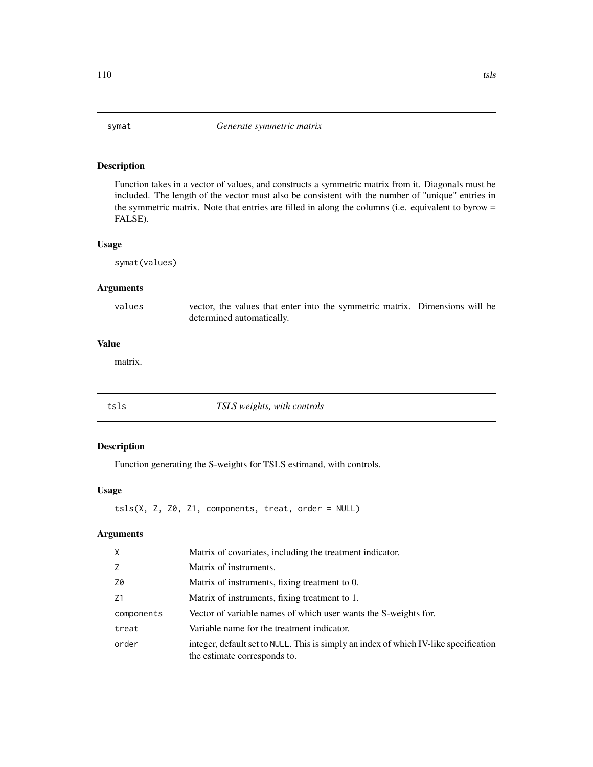## symat — *Generate symmetric matrix*

### Description

Function takes in a vector of values, and constructs a symmetric matrix from it. Diagonals must be included. The length of the vector must also be consistent with the number of "unique" entries in the symmetric matrix. Note that entries are filled in along the columns (i.e. equivalent to byrow = FALSE).

### Usage

```
symat(values)
```

### Arguments

| | |
|---|---|
| values | vector, the values that enter into the symmetric matrix. Dimensions will be determined automatically. |

### Value

matrix.

## tsls — *TSLS weights, with controls*

### Description

Function generating the S-weights for TSLS estimand, with controls.

### Usage

```
tsls(X, Z, Z0, Z1, components, treat, order = NULL)
```

### Arguments

| | |
|---|---|
| X | Matrix of covariates, including the treatment indicator. |
| Z | Matrix of instruments. |
| Z0 | Matrix of instruments, fixing treatment to 0. |
| Z1 | Matrix of instruments, fixing treatment to 1. |
| components | Vector of variable names of which user wants the S-weights for. |
| treat | Variable name for the treatment indicator. |
| order | integer, default set to NULL. This is simply an index of which IV-like specification the estimate corresponds to. |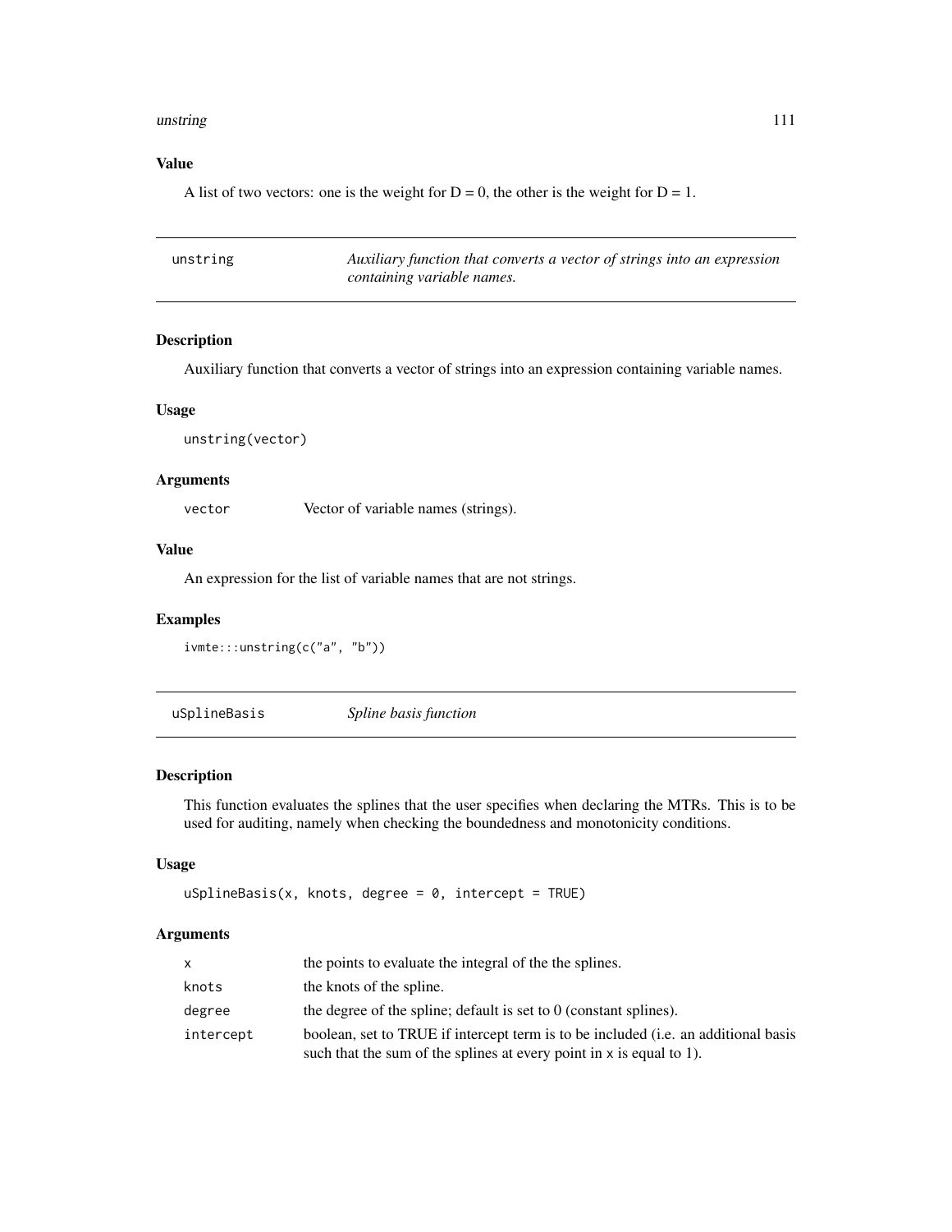### Value

A list of two vectors: one is the weight for D = 0, the other is the weight for D = 1.

---

## unstring — *Auxiliary function that converts a vector of strings into an expression containing variable names.*

### Description

Auxiliary function that converts a vector of strings into an expression containing variable names.

### Usage

```
unstring(vector)
```

### Arguments

| | |
|---|---|
| vector | Vector of variable names (strings). |

### Value

An expression for the list of variable names that are not strings.

### Examples

```
ivmte:::unstring(c("a", "b"))
```

---

## uSplineBasis — *Spline basis function*

### Description

This function evaluates the splines that the user specifies when declaring the MTRs. This is to be used for auditing, namely when checking the boundedness and monotonicity conditions.

### Usage

```
uSplineBasis(x, knots, degree = 0, intercept = TRUE)
```

### Arguments

| | |
|---|---|
| x | the points to evaluate the integral of the the splines. |
| knots | the knots of the spline. |
| degree | the degree of the spline; default is set to 0 (constant splines). |
| intercept | boolean, set to TRUE if intercept term is to be included (i.e. an additional basis such that the sum of the splines at every point in x is equal to 1). |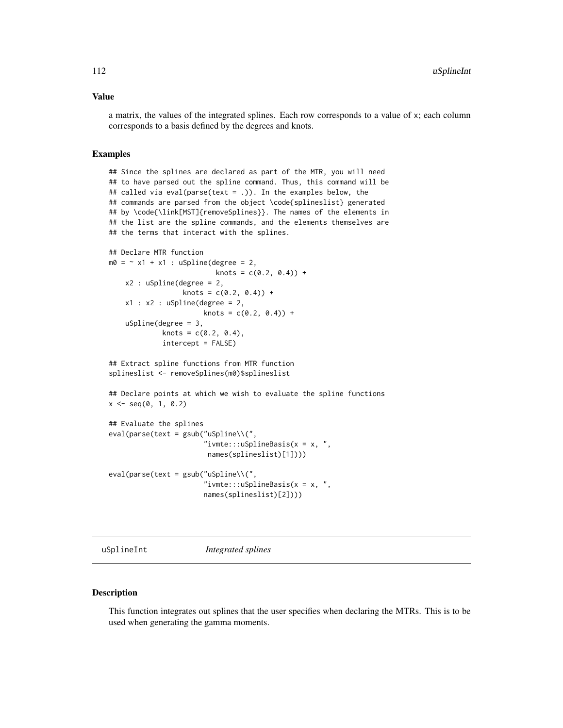### Value

a matrix, the values of the integrated splines. Each row corresponds to a value of x; each column corresponds to a basis defined by the degrees and knots.

### Examples

```
## Since the splines are declared as part of the MTR, you will need
## to have parsed out the spline command. Thus, this command will be
## called via eval(parse(text = .)). In the examples below, the
## commands are parsed from the object \code{splineslist} generated
## by \code{\link[MST]{removeSplines}}. The names of the elements in
## the list are the spline commands, and the elements themselves are
## the terms that interact with the splines.

## Declare MTR function
m0 = ~ x1 + x1 : uSpline(degree = 2,
                          knots = c(0.2, 0.4)) +
    x2 : uSpline(degree = 2,
                 knots = c(0.2, 0.4)) +
    x1 : x2 : uSpline(degree = 2,
                      knots = c(0.2, 0.4)) +
    uSpline(degree = 3,
            knots = c(0.2, 0.4),
            intercept = FALSE)

## Extract spline functions from MTR function
splineslist <- removeSplines(m0)$splineslist

## Declare points at which we wish to evaluate the spline functions
x <- seq(0, 1, 0.2)

## Evaluate the splines
eval(parse(text = gsub("uSpline\\(",
                       "ivmte:::uSplineBasis(x = x, ",
                        names(splineslist)[1])))

eval(parse(text = gsub("uSpline\\(",
                       "ivmte:::uSplineBasis(x = x, ",
                       names(splineslist)[2])))
```

---

## uSplineInt — *Integrated splines*

### Description

This function integrates out splines that the user specifies when declaring the MTRs. This is to be used when generating the gamma moments.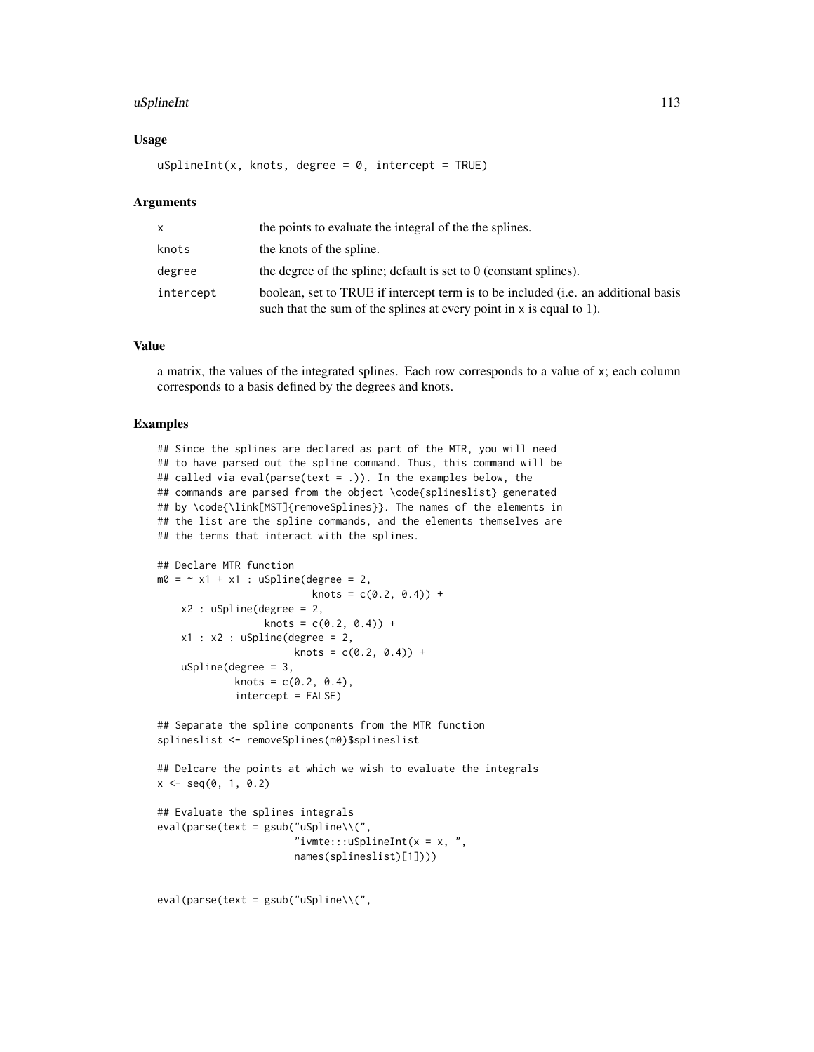### Usage

```
uSplineInt(x, knots, degree = 0, intercept = TRUE)
```

### Arguments

| | |
|---|---|
| x | the points to evaluate the integral of the the splines. |
| knots | the knots of the spline. |
| degree | the degree of the spline; default is set to 0 (constant splines). |
| intercept | boolean, set to TRUE if intercept term is to be included (i.e. an additional basis such that the sum of the splines at every point in x is equal to 1). |

### Value

a matrix, the values of the integrated splines. Each row corresponds to a value of x; each column corresponds to a basis defined by the degrees and knots.

### Examples

```
## Since the splines are declared as part of the MTR, you will need
## to have parsed out the spline command. Thus, this command will be
## called via eval(parse(text = .)). In the examples below, the
## commands are parsed from the object \code{splineslist} generated
## by \code{\link[MST]{removeSplines}}. The names of the elements in
## the list are the spline commands, and the elements themselves are
## the terms that interact with the splines.

## Declare MTR function
m0 = ~ x1 + x1 : uSpline(degree = 2,
                         knots = c(0.2, 0.4)) +
    x2 : uSpline(degree = 2,
                 knots = c(0.2, 0.4)) +
    x1 : x2 : uSpline(degree = 2,
                      knots = c(0.2, 0.4)) +
    uSpline(degree = 3,
            knots = c(0.2, 0.4),
            intercept = FALSE)

## Separate the spline components from the MTR function
splineslist <- removeSplines(m0)$splineslist

## Delcare the points at which we wish to evaluate the integrals
x <- seq(0, 1, 0.2)

## Evaluate the splines integrals
eval(parse(text = gsub("uSpline\\(",
                      "ivmte:::uSplineInt(x = x, ",
                      names(splineslist)[1])))


eval(parse(text = gsub("uSpline\\(",
```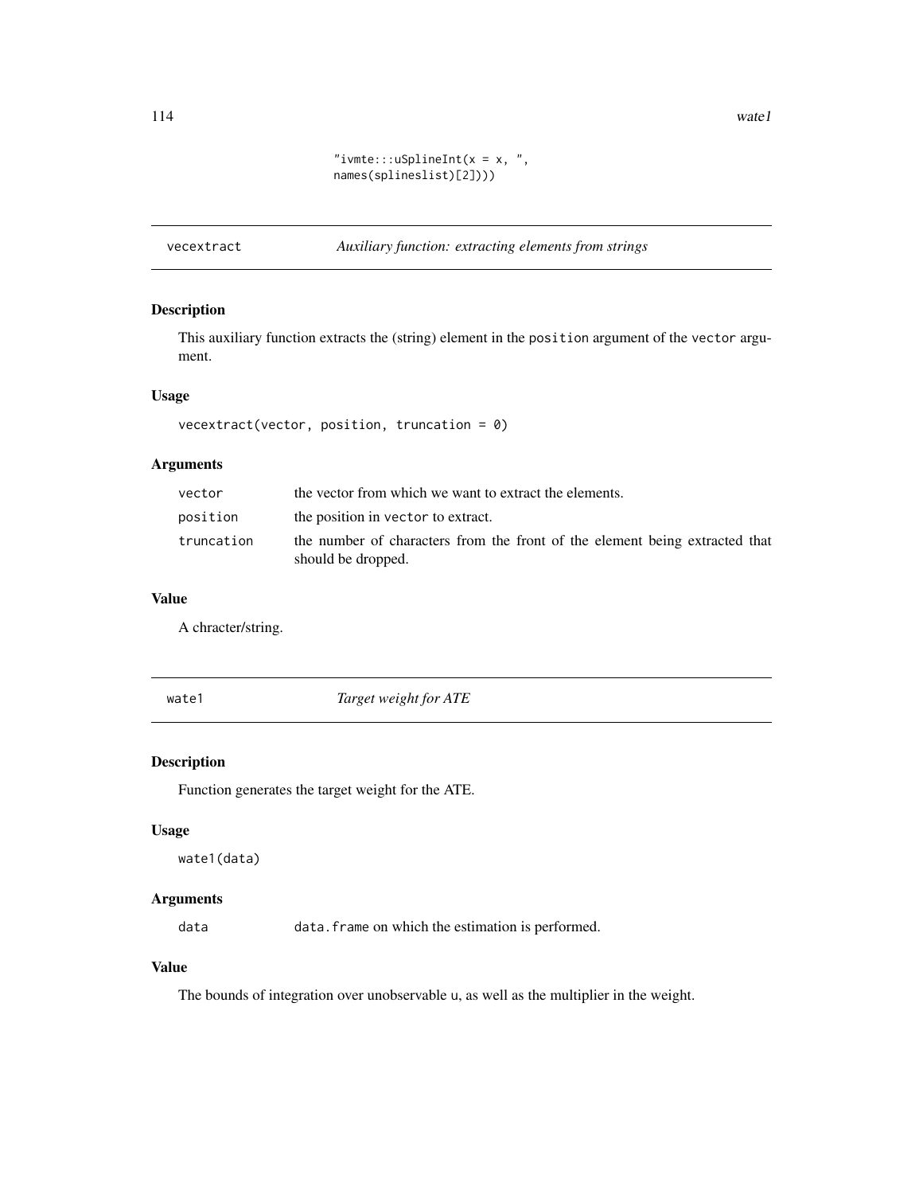```
"ivmte:::uSplineInt(x = x, ",
names(splineslist)[2])))
```

## vecextract *Auxiliary function: extracting elements from strings*

### Description

This auxiliary function extracts the (string) element in the `position` argument of the `vector` argument.

### Usage

```
vecextract(vector, position, truncation = 0)
```

### Arguments

| | |
|---|---|
| `vector` | the vector from which we want to extract the elements. |
| `position` | the position in `vector` to extract. |
| `truncation` | the number of characters from the front of the element being extracted that should be dropped. |

### Value

A chracter/string.

## wate1 *Target weight for ATE*

### Description

Function generates the target weight for the ATE.

### Usage

```
wate1(data)
```

### Arguments

| | |
|---|---|
| `data` | `data.frame` on which the estimation is performed. |

### Value

The bounds of integration over unobservable `u`, as well as the multiplier in the weight.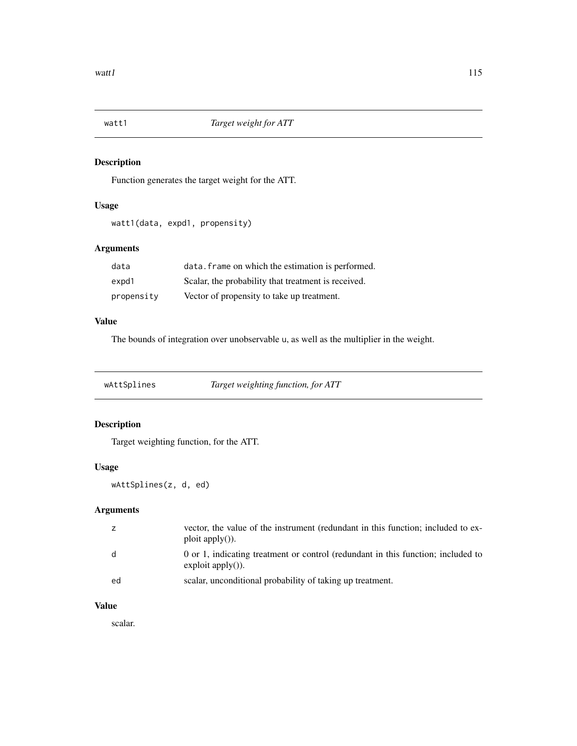## watt1 *Target weight for ATT*

### Description

Function generates the target weight for the ATT.

### Usage

```
watt1(data, expd1, propensity)
```

### Arguments

| | |
|---|---|
| data | data.frame on which the estimation is performed. |
| expd1 | Scalar, the probability that treatment is received. |
| propensity | Vector of propensity to take up treatment. |

### Value

The bounds of integration over unobservable u, as well as the multiplier in the weight.

## wAttSplines *Target weighting function, for ATT*

### Description

Target weighting function, for the ATT.

### Usage

```
wAttSplines(z, d, ed)
```

### Arguments

| | |
|---|---|
| z | vector, the value of the instrument (redundant in this function; included to exploit apply()). |
| d | 0 or 1, indicating treatment or control (redundant in this function; included to exploit apply()). |
| ed | scalar, unconditional probability of taking up treatment. |

### Value

scalar.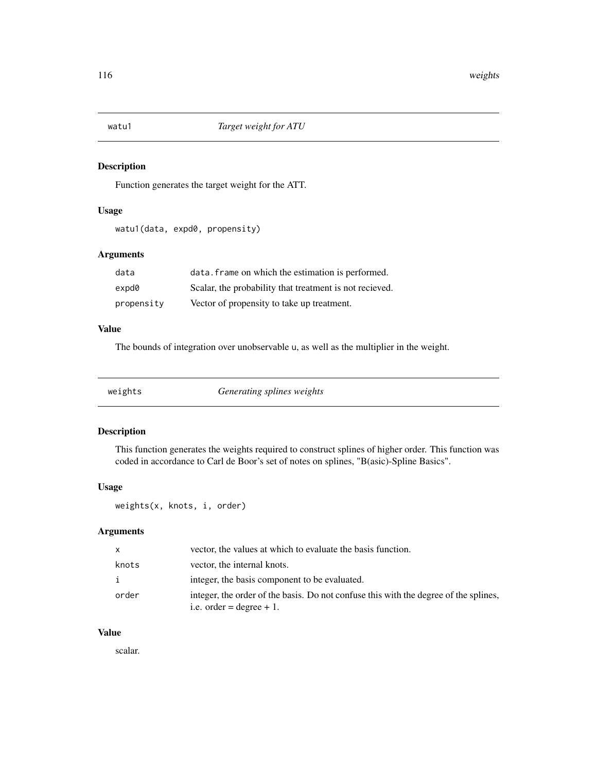## watu1 — *Target weight for ATU*

### Description

Function generates the target weight for the ATT.

### Usage

```
watu1(data, expd0, propensity)
```

### Arguments

| | |
|---|---|
| data | `data.frame` on which the estimation is performed. |
| expd0 | Scalar, the probability that treatment is not recieved. |
| propensity | Vector of propensity to take up treatment. |

### Value

The bounds of integration over unobservable `u`, as well as the multiplier in the weight.

## weights — *Generating splines weights*

### Description

This function generates the weights required to construct splines of higher order. This function was coded in accordance to Carl de Boor's set of notes on splines, "B(asic)-Spline Basics".

### Usage

```
weights(x, knots, i, order)
```

### Arguments

| | |
|---|---|
| x | vector, the values at which to evaluate the basis function. |
| knots | vector, the internal knots. |
| i | integer, the basis component to be evaluated. |
| order | integer, the order of the basis. Do not confuse this with the degree of the splines, i.e. order = degree + 1. |

### Value

scalar.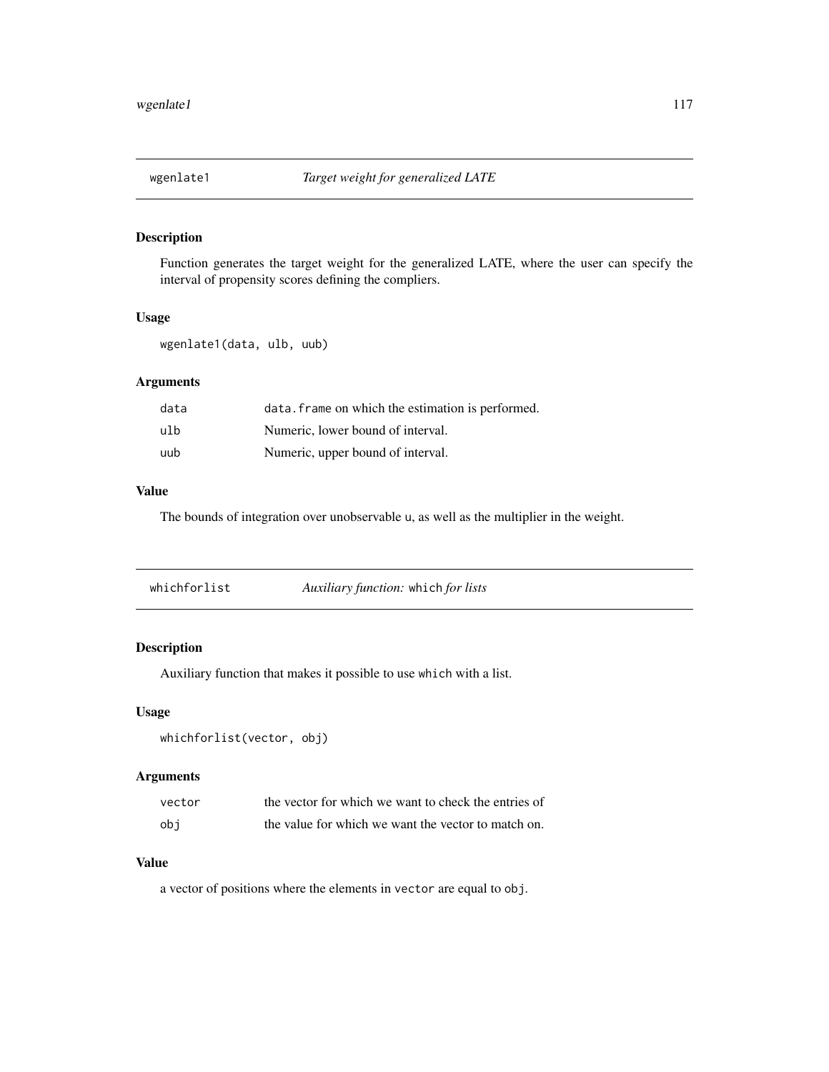## wgenlate1 — *Target weight for generalized LATE*

### Description

Function generates the target weight for the generalized LATE, where the user can specify the interval of propensity scores defining the compliers.

### Usage

```
wgenlate1(data, ulb, uub)
```

### Arguments

| | |
|---|---|
| `data` | `data.frame` on which the estimation is performed. |
| `ulb` | Numeric, lower bound of interval. |
| `uub` | Numeric, upper bound of interval. |

### Value

The bounds of integration over unobservable `u`, as well as the multiplier in the weight.

## whichforlist — *Auxiliary function:* `which` *for lists*

### Description

Auxiliary function that makes it possible to use `which` with a list.

### Usage

```
whichforlist(vector, obj)
```

### Arguments

| | |
|---|---|
| `vector` | the vector for which we want to check the entries of |
| `obj` | the value for which we want the vector to match on. |

### Value

a vector of positions where the elements in `vector` are equal to `obj`.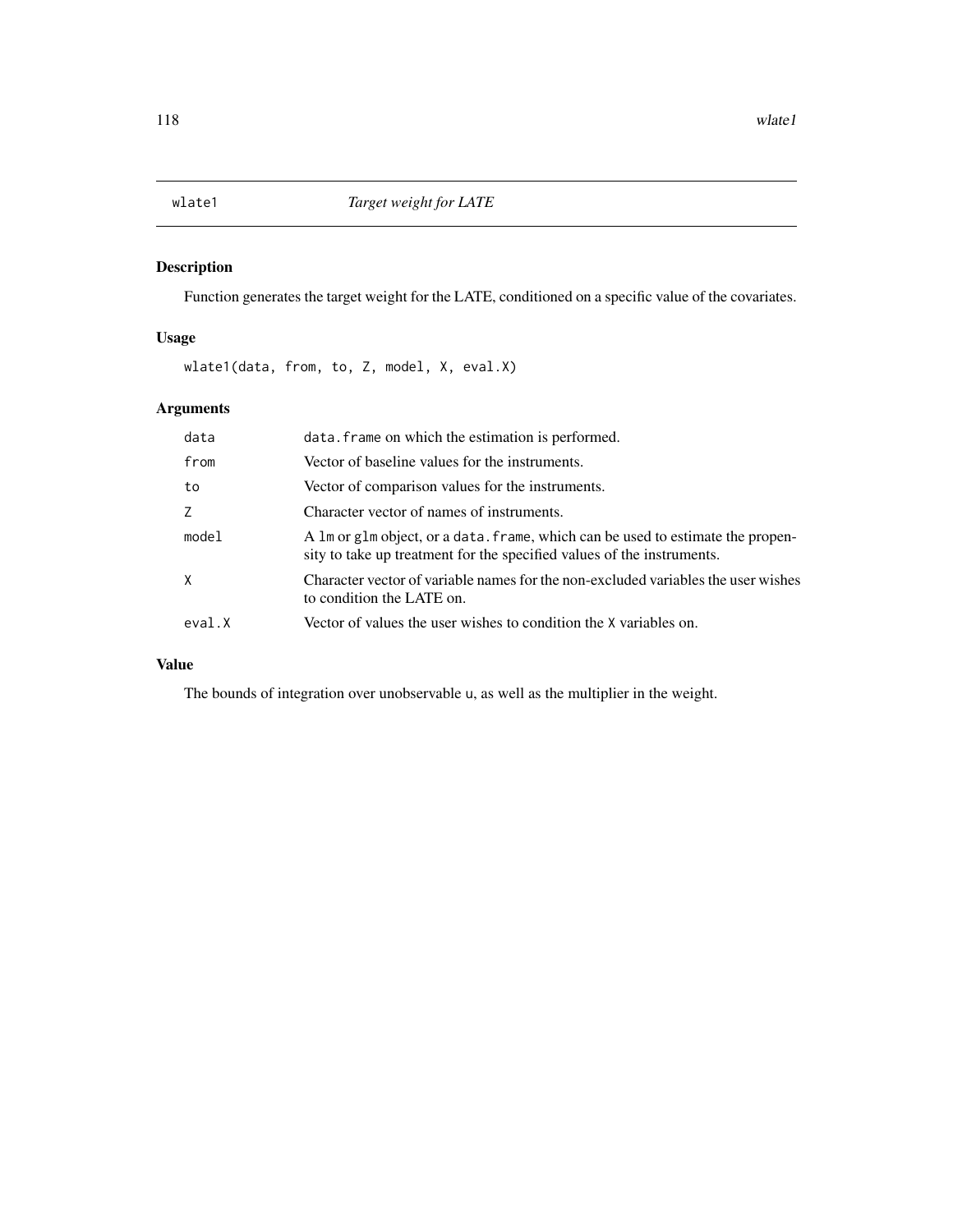## wlate1 — *Target weight for LATE*

### Description

Function generates the target weight for the LATE, conditioned on a specific value of the covariates.

### Usage

```
wlate1(data, from, to, Z, model, X, eval.X)
```

### Arguments

| | |
|---|---|
| data | `data.frame` on which the estimation is performed. |
| from | Vector of baseline values for the instruments. |
| to | Vector of comparison values for the instruments. |
| Z | Character vector of names of instruments. |
| model | A `lm` or `glm` object, or a `data.frame`, which can be used to estimate the propensity to take up treatment for the specified values of the instruments. |
| X | Character vector of variable names for the non-excluded variables the user wishes to condition the LATE on. |
| eval.X | Vector of values the user wishes to condition the `X` variables on. |

### Value

The bounds of integration over unobservable `u`, as well as the multiplier in the weight.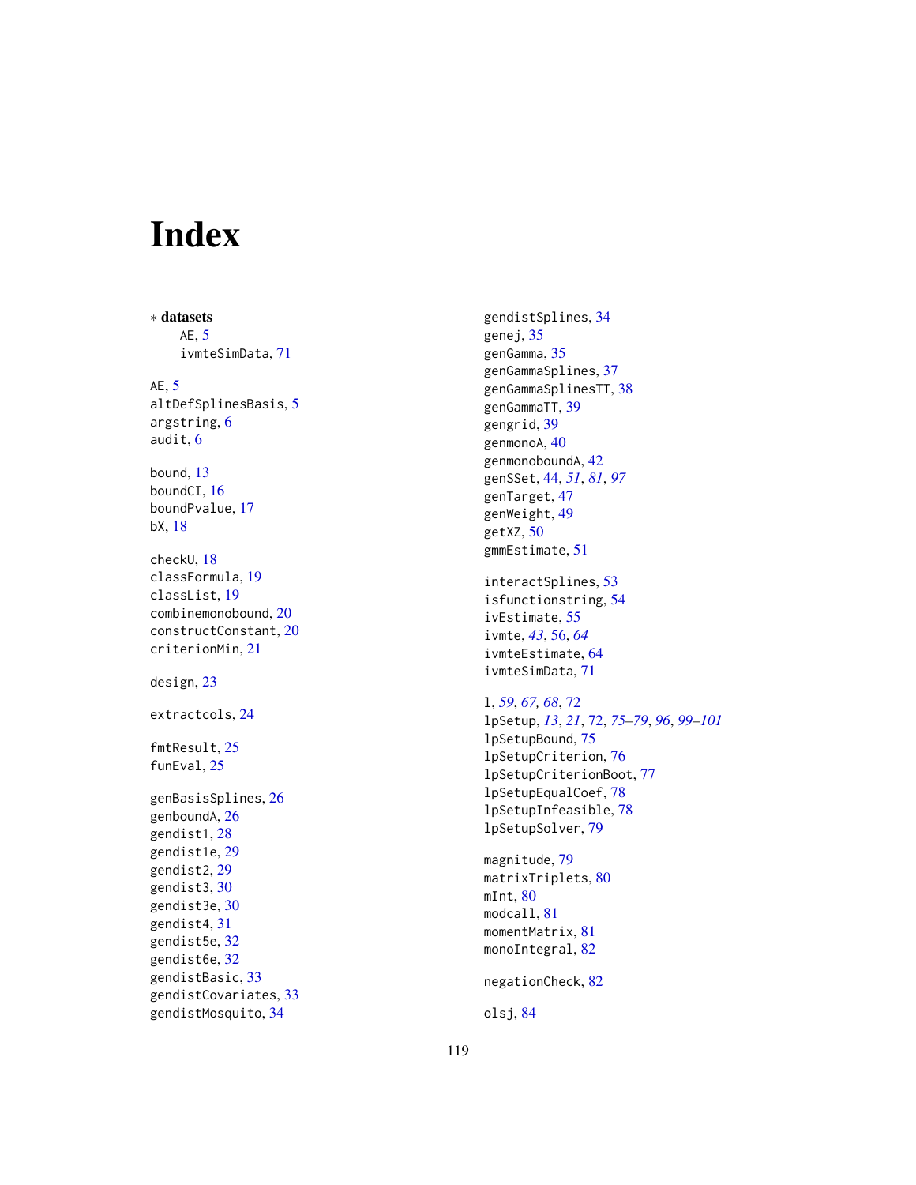# Index

∗ **datasets**
    AE, 5
    ivmteSimData, 71

AE, 5
altDefSplinesBasis, 5
argstring, 6
audit, 6

bound, 13
boundCI, 16
boundPvalue, 17
bX, 18

checkU, 18
classFormula, 19
classList, 19
combinemonobound, 20
constructConstant, 20
criterionMin, 21

design, 23

extractcols, 24

fmtResult, 25
funEval, 25

genBasisSplines, 26
genboundA, 26
gendist1, 28
gendist1e, 29
gendist2, 29
gendist3, 30
gendist3e, 30
gendist4, 31
gendist5e, 32
gendist6e, 32
gendistBasic, 33
gendistCovariates, 33
gendistMosquito, 34
gendistSplines, 34
genej, 35
genGamma, 35
genGammaSplines, 37
genGammaSplinesTT, 38
genGammaTT, 39
gengrid, 39
genmonoA, 40
genmonoboundA, 42
genSSet, 44, *51*, *81*, *97*
genTarget, 47
genWeight, 49
getXZ, 50
gmmEstimate, 51

interactSplines, 53
isfunctionstring, 54
ivEstimate, 55
ivmte, *43*, 56, *64*
ivmteEstimate, 64
ivmteSimData, 71

l, *59*, *67*, *68*, 72
lpSetup, *13*, *21*, 72, *75–79*, *96*, *99–101*
lpSetupBound, 75
lpSetupCriterion, 76
lpSetupCriterionBoot, 77
lpSetupEqualCoef, 78
lpSetupInfeasible, 78
lpSetupSolver, 79

magnitude, 79
matrixTriplets, 80
mInt, 80
modcall, 81
momentMatrix, 81
monoIntegral, 82

negationCheck, 82

olsj, 84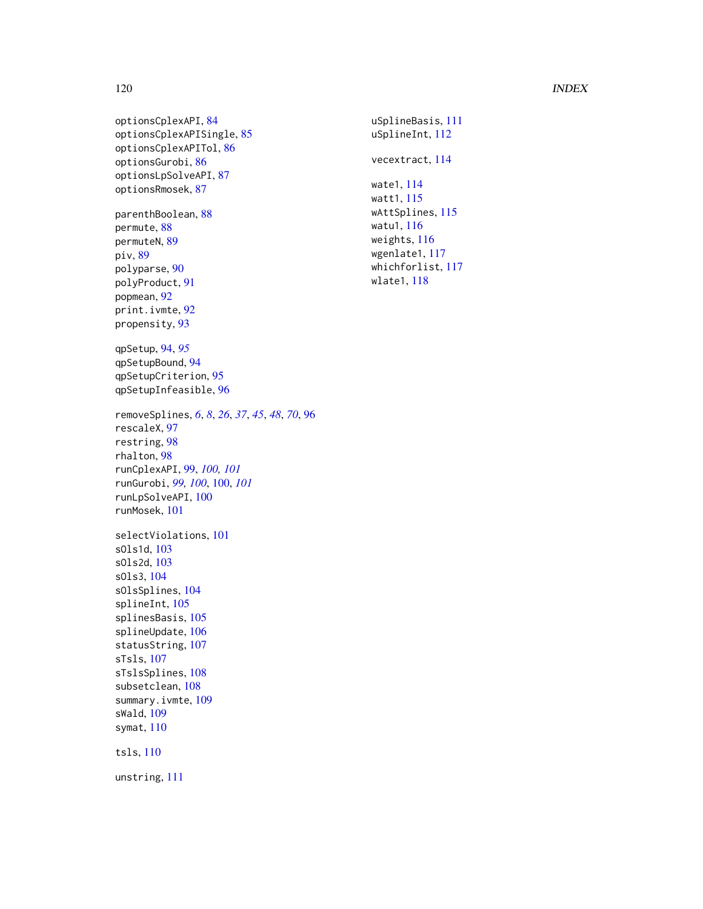optionsCplexAPI, 84
optionsCplexAPISingle, 85
optionsCplexAPITol, 86
optionsGurobi, 86
optionsLpSolveAPI, 87
optionsRmosek, 87

parenthBoolean, 88
permute, 88
permuteN, 89
piv, 89
polyparse, 90
polyProduct, 91
popmean, 92
print.ivmte, 92
propensity, 93

qpSetup, 94, *95*
qpSetupBound, 94
qpSetupCriterion, 95
qpSetupInfeasible, 96

removeSplines, *6*, *8*, *26*, *37*, *45*, *48*, *70*, 96
rescaleX, 97
restring, 98
rhalton, 98
runCplexAPI, 99, *100, 101*
runGurobi, *99, 100*, 100, *101*
runLpSolveAPI, 100
runMosek, 101

selectViolations, 101
sOls1d, 103
sOls2d, 103
sOls3, 104
sOlsSplines, 104
splineInt, 105
splinesBasis, 105
splineUpdate, 106
statusString, 107
sTsls, 107
sTslsSplines, 108
subsetclean, 108
summary.ivmte, 109
sWald, 109
symat, 110

tsls, 110

unstring, 111
uSplineBasis, 111
uSplineInt, 112

vecextract, 114

wate1, 114
watt1, 115
wAttSplines, 115
watu1, 116
weights, 116
wgenlate1, 117
whichforlist, 117
wlate1, 118